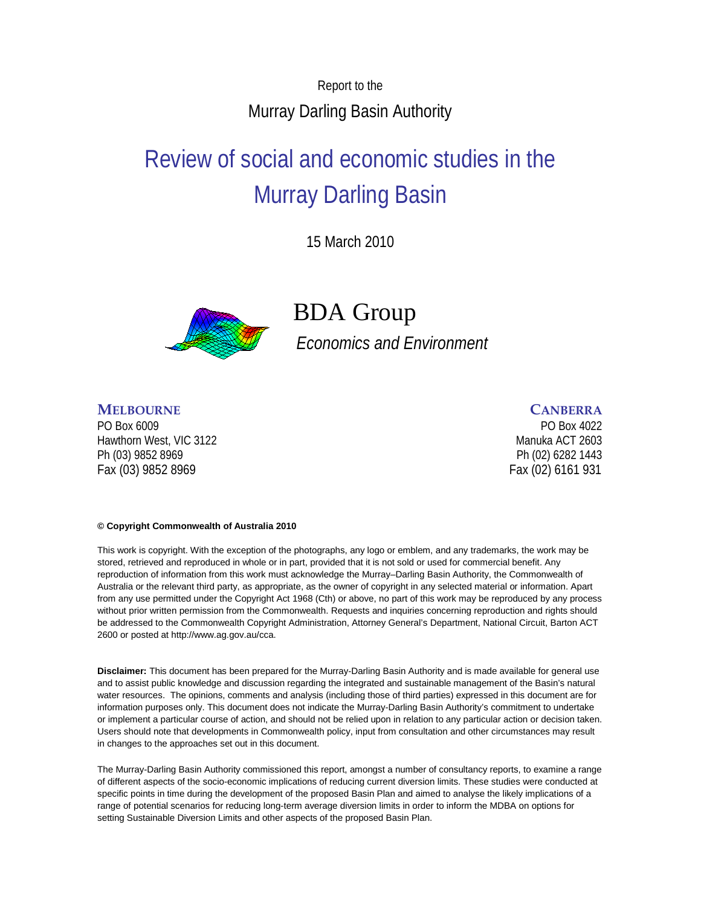Report to the

Murray Darling Basin Authority

# Review of social and economic studies in the Murray Darling Basin

15 March 2010

BDA Group

*Economics and Environment*

**MELBOURNE**
PO Box 6009
Hawthorn West, VIC 3122
Ph (03) 9852 8969
Fax (03) 9852 8969

**CANBERRA**
PO Box 4022
Manuka ACT 2603
Ph (02) 6282 1443
Fax (02) 6161 931

**© Copyright Commonwealth of Australia 2010**

This work is copyright. With the exception of the photographs, any logo or emblem, and any trademarks, the work may be stored, retrieved and reproduced in whole or in part, provided that it is not sold or used for commercial benefit. Any reproduction of information from this work must acknowledge the Murray–Darling Basin Authority, the Commonwealth of Australia or the relevant third party, as appropriate, as the owner of copyright in any selected material or information. Apart from any use permitted under the Copyright Act 1968 (Cth) or above, no part of this work may be reproduced by any process without prior written permission from the Commonwealth. Requests and inquiries concerning reproduction and rights should be addressed to the Commonwealth Copyright Administration, Attorney General's Department, National Circuit, Barton ACT 2600 or posted at http://www.ag.gov.au/cca.

**Disclaimer:** This document has been prepared for the Murray-Darling Basin Authority and is made available for general use and to assist public knowledge and discussion regarding the integrated and sustainable management of the Basin's natural water resources. The opinions, comments and analysis (including those of third parties) expressed in this document are for information purposes only. This document does not indicate the Murray-Darling Basin Authority's commitment to undertake or implement a particular course of action, and should not be relied upon in relation to any particular action or decision taken. Users should note that developments in Commonwealth policy, input from consultation and other circumstances may result in changes to the approaches set out in this document.

The Murray-Darling Basin Authority commissioned this report, amongst a number of consultancy reports, to examine a range of different aspects of the socio-economic implications of reducing current diversion limits. These studies were conducted at specific points in time during the development of the proposed Basin Plan and aimed to analyse the likely implications of a range of potential scenarios for reducing long-term average diversion limits in order to inform the MDBA on options for setting Sustainable Diversion Limits and other aspects of the proposed Basin Plan.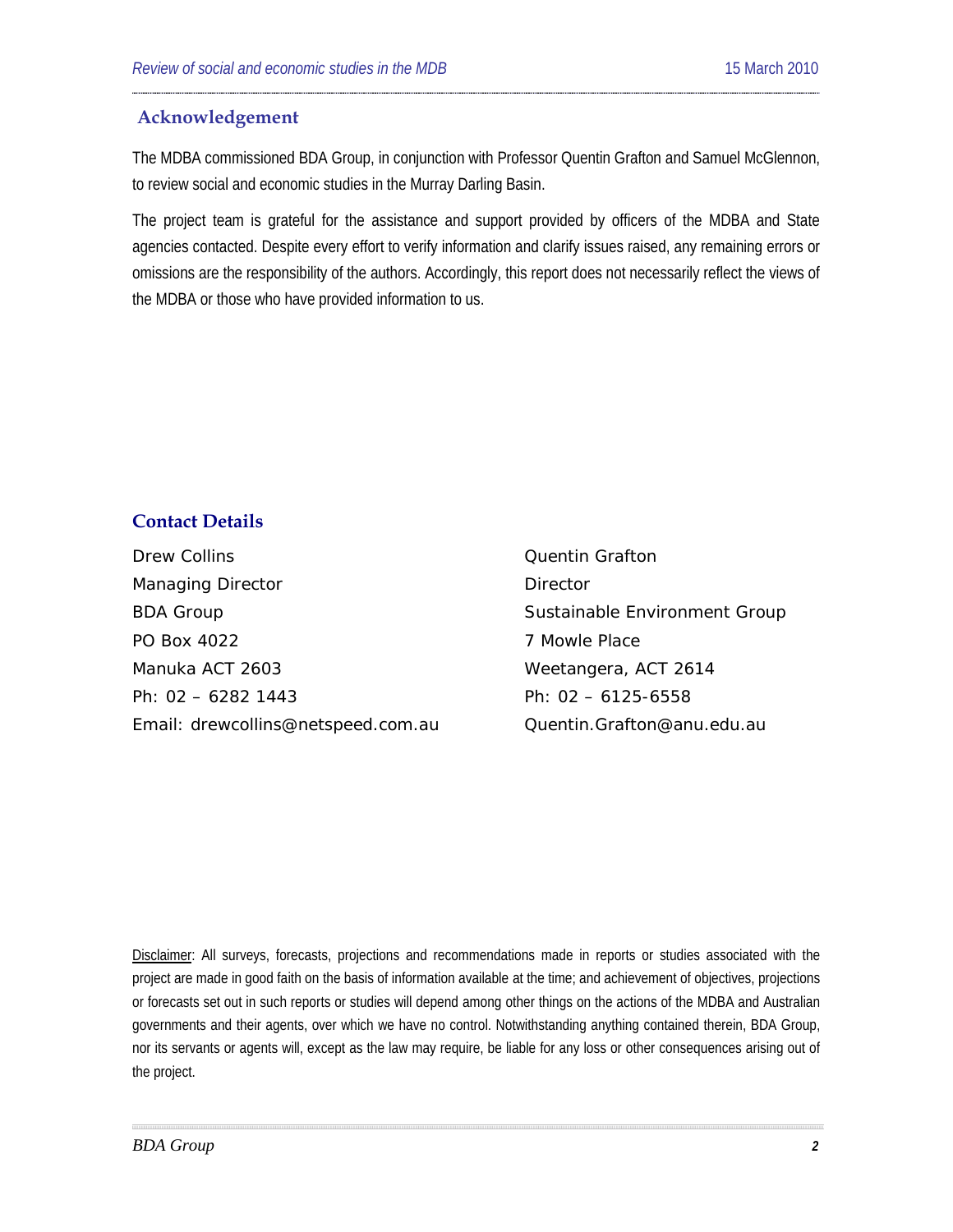## Acknowledgement

The MDBA commissioned BDA Group, in conjunction with Professor Quentin Grafton and Samuel McGlennon, to review social and economic studies in the Murray Darling Basin.

The project team is grateful for the assistance and support provided by officers of the MDBA and State agencies contacted. Despite every effort to verify information and clarify issues raised, any remaining errors or omissions are the responsibility of the authors. Accordingly, this report does not necessarily reflect the views of the MDBA or those who have provided information to us.

## Contact Details

Drew Collins
Managing Director
BDA Group
PO Box 4022
Manuka ACT 2603
Ph: 02 – 6282 1443
Email: drewcollins@netspeed.com.au

Quentin Grafton
Director
Sustainable Environment Group
7 Mowle Place
Weetangera, ACT 2614
Ph: 02 – 6125-6558
Quentin.Grafton@anu.edu.au

Disclaimer: All surveys, forecasts, projections and recommendations made in reports or studies associated with the project are made in good faith on the basis of information available at the time; and achievement of objectives, projections or forecasts set out in such reports or studies will depend among other things on the actions of the MDBA and Australian governments and their agents, over which we have no control. Notwithstanding anything contained therein, BDA Group, nor its servants or agents will, except as the law may require, be liable for any loss or other consequences arising out of the project.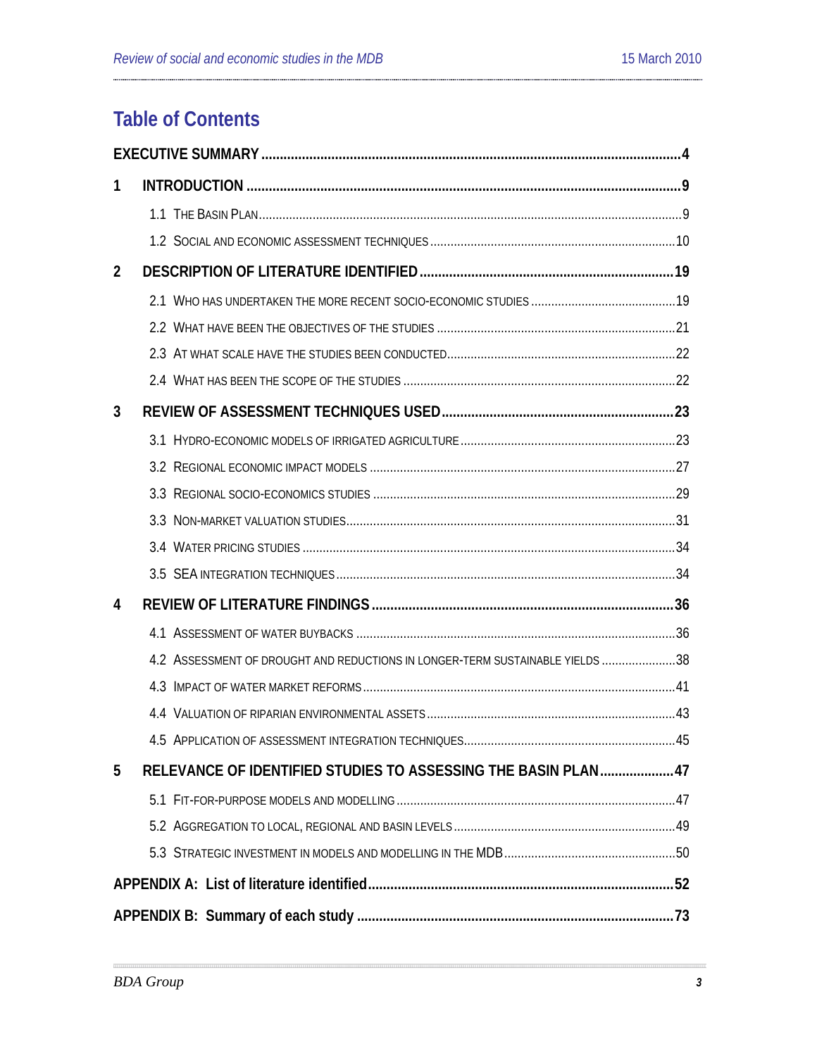# Table of Contents

| | | |
|---|---|---|
| **EXECUTIVE SUMMARY** | | **4** |
| **1** | **INTRODUCTION** | **9** |
| | 1.1 THE BASIN PLAN | 9 |
| | 1.2 SOCIAL AND ECONOMIC ASSESSMENT TECHNIQUES | 10 |
| **2** | **DESCRIPTION OF LITERATURE IDENTIFIED** | **19** |
| | 2.1 WHO HAS UNDERTAKEN THE MORE RECENT SOCIO-ECONOMIC STUDIES | 19 |
| | 2.2 WHAT HAVE BEEN THE OBJECTIVES OF THE STUDIES | 21 |
| | 2.3 AT WHAT SCALE HAVE THE STUDIES BEEN CONDUCTED | 22 |
| | 2.4 WHAT HAS BEEN THE SCOPE OF THE STUDIES | 22 |
| **3** | **REVIEW OF ASSESSMENT TECHNIQUES USED** | **23** |
| | 3.1 HYDRO-ECONOMIC MODELS OF IRRIGATED AGRICULTURE | 23 |
| | 3.2 REGIONAL ECONOMIC IMPACT MODELS | 27 |
| | 3.3 REGIONAL SOCIO-ECONOMICS STUDIES | 29 |
| | 3.3 NON-MARKET VALUATION STUDIES | 31 |
| | 3.4 WATER PRICING STUDIES | 34 |
| | 3.5 SEA INTEGRATION TECHNIQUES | 34 |
| **4** | **REVIEW OF LITERATURE FINDINGS** | **36** |
| | 4.1 ASSESSMENT OF WATER BUYBACKS | 36 |
| | 4.2 ASSESSMENT OF DROUGHT AND REDUCTIONS IN LONGER-TERM SUSTAINABLE YIELDS | 38 |
| | 4.3 IMPACT OF WATER MARKET REFORMS | 41 |
| | 4.4 VALUATION OF RIPARIAN ENVIRONMENTAL ASSETS | 43 |
| | 4.5 APPLICATION OF ASSESSMENT INTEGRATION TECHNIQUES | 45 |
| **5** | **RELEVANCE OF IDENTIFIED STUDIES TO ASSESSING THE BASIN PLAN** | **47** |
| | 5.1 FIT-FOR-PURPOSE MODELS AND MODELLING | 47 |
| | 5.2 AGGREGATION TO LOCAL, REGIONAL AND BASIN LEVELS | 49 |
| | 5.3 STRATEGIC INVESTMENT IN MODELS AND MODELLING IN THE MDB | 50 |
| **APPENDIX A: List of literature identified** | | **52** |
| **APPENDIX B: Summary of each study** | | **73** |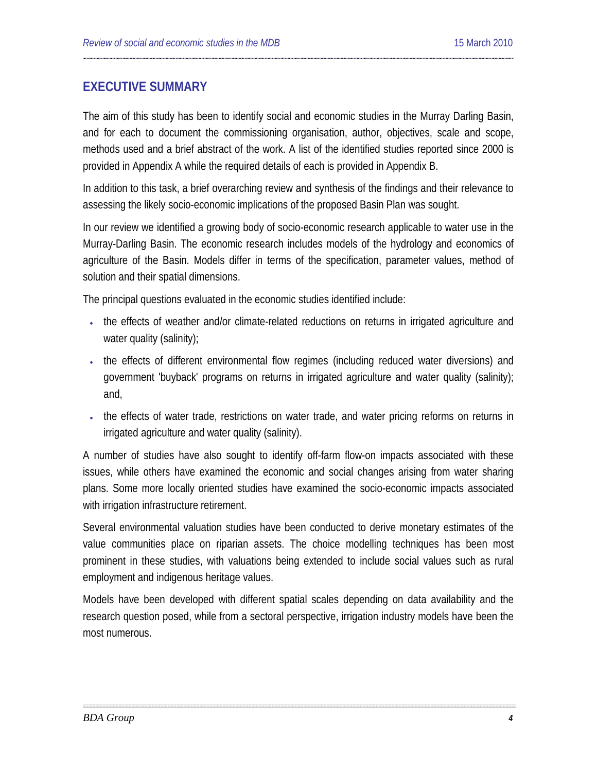## EXECUTIVE SUMMARY

The aim of this study has been to identify social and economic studies in the Murray Darling Basin, and for each to document the commissioning organisation, author, objectives, scale and scope, methods used and a brief abstract of the work. A list of the identified studies reported since 2000 is provided in Appendix A while the required details of each is provided in Appendix B.

In addition to this task, a brief overarching review and synthesis of the findings and their relevance to assessing the likely socio-economic implications of the proposed Basin Plan was sought.

In our review we identified a growing body of socio-economic research applicable to water use in the Murray-Darling Basin. The economic research includes models of the hydrology and economics of agriculture of the Basin. Models differ in terms of the specification, parameter values, method of solution and their spatial dimensions.

The principal questions evaluated in the economic studies identified include:

- the effects of weather and/or climate-related reductions on returns in irrigated agriculture and water quality (salinity);
- the effects of different environmental flow regimes (including reduced water diversions) and government 'buyback' programs on returns in irrigated agriculture and water quality (salinity); and,
- the effects of water trade, restrictions on water trade, and water pricing reforms on returns in irrigated agriculture and water quality (salinity).

A number of studies have also sought to identify off-farm flow-on impacts associated with these issues, while others have examined the economic and social changes arising from water sharing plans. Some more locally oriented studies have examined the socio-economic impacts associated with irrigation infrastructure retirement.

Several environmental valuation studies have been conducted to derive monetary estimates of the value communities place on riparian assets. The choice modelling techniques has been most prominent in these studies, with valuations being extended to include social values such as rural employment and indigenous heritage values.

Models have been developed with different spatial scales depending on data availability and the research question posed, while from a sectoral perspective, irrigation industry models have been the most numerous.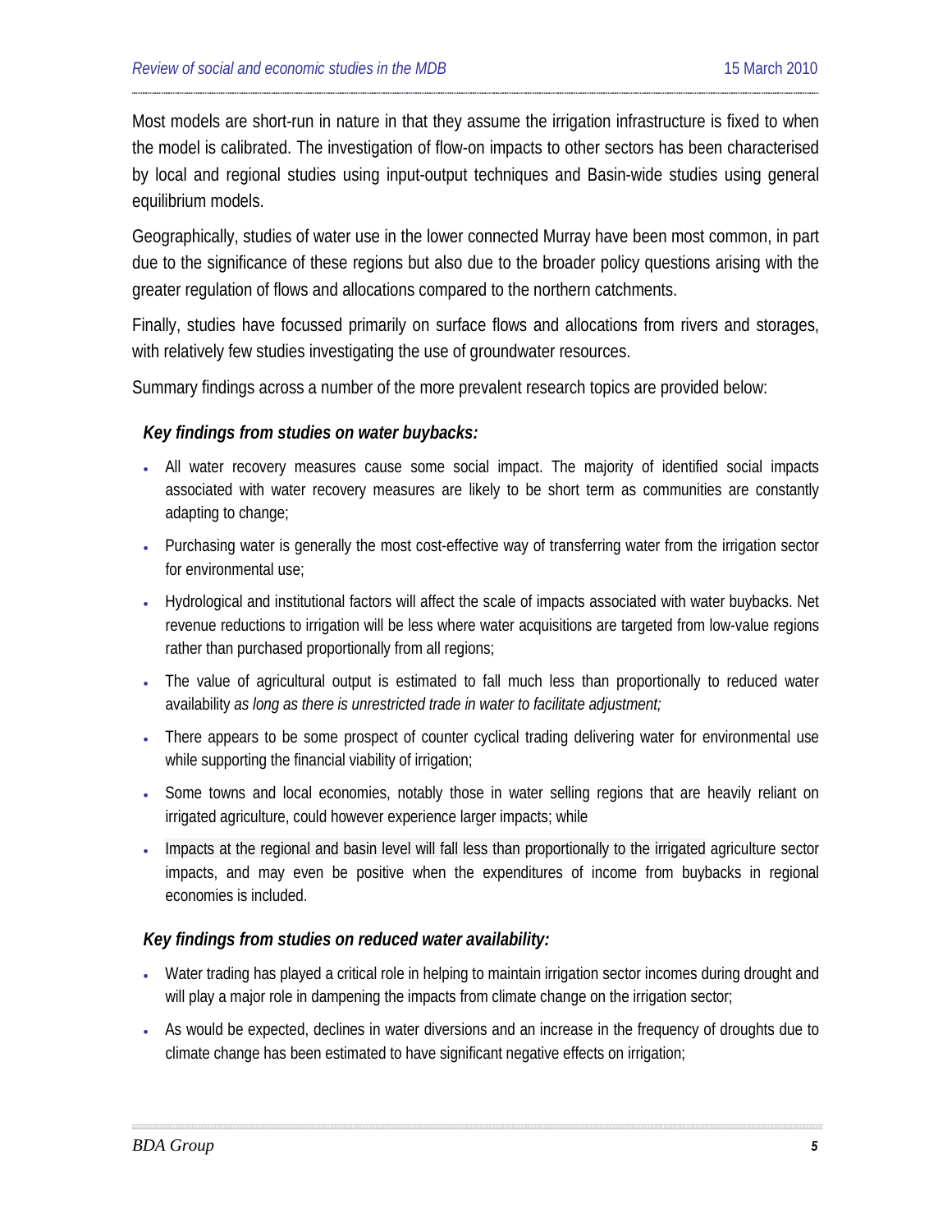Most models are short-run in nature in that they assume the irrigation infrastructure is fixed to when the model is calibrated. The investigation of flow-on impacts to other sectors has been characterised by local and regional studies using input-output techniques and Basin-wide studies using general equilibrium models.

Geographically, studies of water use in the lower connected Murray have been most common, in part due to the significance of these regions but also due to the broader policy questions arising with the greater regulation of flows and allocations compared to the northern catchments.

Finally, studies have focussed primarily on surface flows and allocations from rivers and storages, with relatively few studies investigating the use of groundwater resources.

Summary findings across a number of the more prevalent research topics are provided below:

***Key findings from studies on water buybacks:***

- All water recovery measures cause some social impact. The majority of identified social impacts associated with water recovery measures are likely to be short term as communities are constantly adapting to change;
- Purchasing water is generally the most cost-effective way of transferring water from the irrigation sector for environmental use;
- Hydrological and institutional factors will affect the scale of impacts associated with water buybacks. Net revenue reductions to irrigation will be less where water acquisitions are targeted from low-value regions rather than purchased proportionally from all regions;
- The value of agricultural output is estimated to fall much less than proportionally to reduced water availability *as long as there is unrestricted trade in water to facilitate adjustment;*
- There appears to be some prospect of counter cyclical trading delivering water for environmental use while supporting the financial viability of irrigation;
- Some towns and local economies, notably those in water selling regions that are heavily reliant on irrigated agriculture, could however experience larger impacts; while
- Impacts at the regional and basin level will fall less than proportionally to the irrigated agriculture sector impacts, and may even be positive when the expenditures of income from buybacks in regional economies is included.

***Key findings from studies on reduced water availability:***

- Water trading has played a critical role in helping to maintain irrigation sector incomes during drought and will play a major role in dampening the impacts from climate change on the irrigation sector;
- As would be expected, declines in water diversions and an increase in the frequency of droughts due to climate change has been estimated to have significant negative effects on irrigation;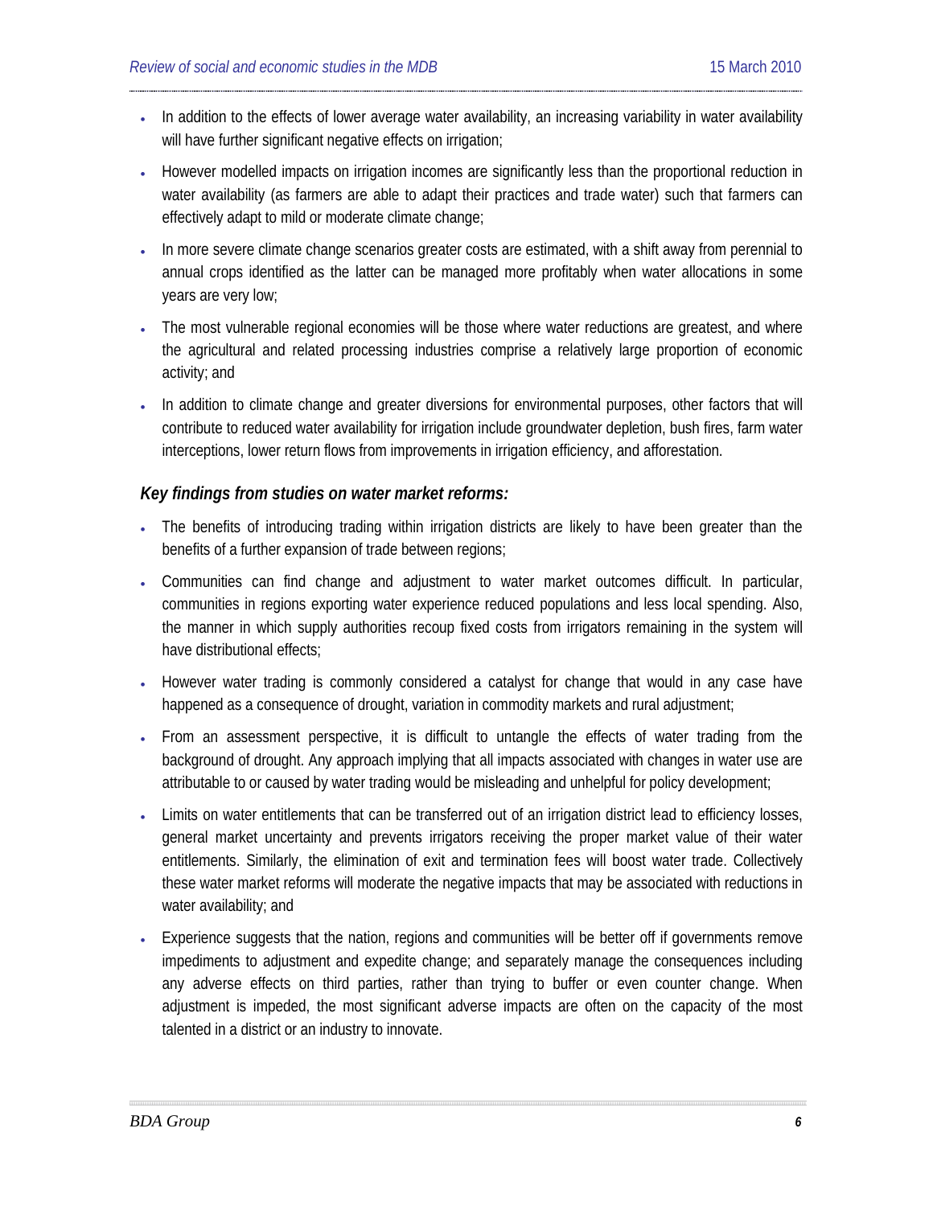- In addition to the effects of lower average water availability, an increasing variability in water availability will have further significant negative effects on irrigation;
- However modelled impacts on irrigation incomes are significantly less than the proportional reduction in water availability (as farmers are able to adapt their practices and trade water) such that farmers can effectively adapt to mild or moderate climate change;
- In more severe climate change scenarios greater costs are estimated, with a shift away from perennial to annual crops identified as the latter can be managed more profitably when water allocations in some years are very low;
- The most vulnerable regional economies will be those where water reductions are greatest, and where the agricultural and related processing industries comprise a relatively large proportion of economic activity; and
- In addition to climate change and greater diversions for environmental purposes, other factors that will contribute to reduced water availability for irrigation include groundwater depletion, bush fires, farm water interceptions, lower return flows from improvements in irrigation efficiency, and afforestation.

***Key findings from studies on water market reforms:***

- The benefits of introducing trading within irrigation districts are likely to have been greater than the benefits of a further expansion of trade between regions;
- Communities can find change and adjustment to water market outcomes difficult. In particular, communities in regions exporting water experience reduced populations and less local spending. Also, the manner in which supply authorities recoup fixed costs from irrigators remaining in the system will have distributional effects;
- However water trading is commonly considered a catalyst for change that would in any case have happened as a consequence of drought, variation in commodity markets and rural adjustment;
- From an assessment perspective, it is difficult to untangle the effects of water trading from the background of drought. Any approach implying that all impacts associated with changes in water use are attributable to or caused by water trading would be misleading and unhelpful for policy development;
- Limits on water entitlements that can be transferred out of an irrigation district lead to efficiency losses, general market uncertainty and prevents irrigators receiving the proper market value of their water entitlements. Similarly, the elimination of exit and termination fees will boost water trade. Collectively these water market reforms will moderate the negative impacts that may be associated with reductions in water availability; and
- Experience suggests that the nation, regions and communities will be better off if governments remove impediments to adjustment and expedite change; and separately manage the consequences including any adverse effects on third parties, rather than trying to buffer or even counter change. When adjustment is impeded, the most significant adverse impacts are often on the capacity of the most talented in a district or an industry to innovate.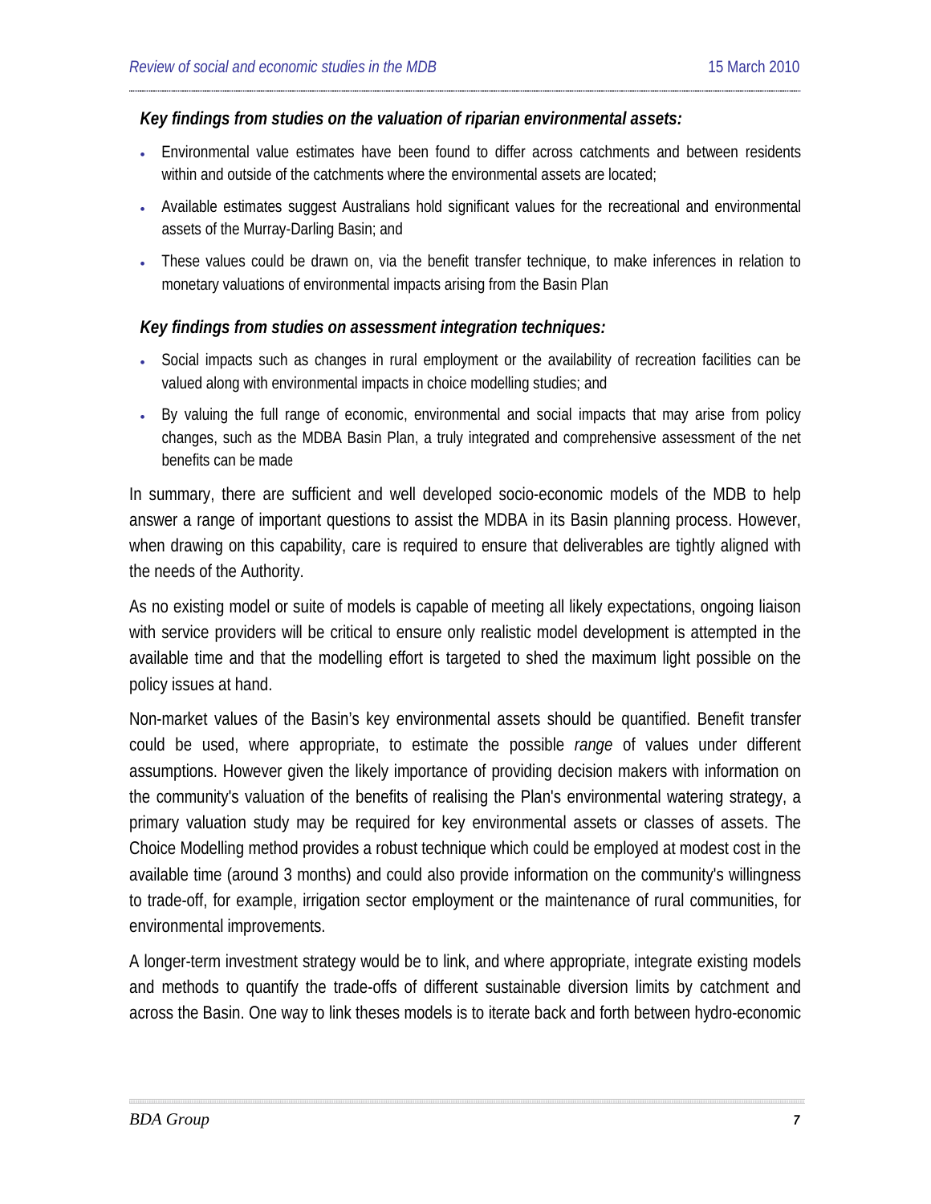***Key findings from studies on the valuation of riparian environmental assets:***

- Environmental value estimates have been found to differ across catchments and between residents within and outside of the catchments where the environmental assets are located;
- Available estimates suggest Australians hold significant values for the recreational and environmental assets of the Murray-Darling Basin; and
- These values could be drawn on, via the benefit transfer technique, to make inferences in relation to monetary valuations of environmental impacts arising from the Basin Plan

***Key findings from studies on assessment integration techniques:***

- Social impacts such as changes in rural employment or the availability of recreation facilities can be valued along with environmental impacts in choice modelling studies; and
- By valuing the full range of economic, environmental and social impacts that may arise from policy changes, such as the MDBA Basin Plan, a truly integrated and comprehensive assessment of the net benefits can be made

In summary, there are sufficient and well developed socio-economic models of the MDB to help answer a range of important questions to assist the MDBA in its Basin planning process. However, when drawing on this capability, care is required to ensure that deliverables are tightly aligned with the needs of the Authority.

As no existing model or suite of models is capable of meeting all likely expectations, ongoing liaison with service providers will be critical to ensure only realistic model development is attempted in the available time and that the modelling effort is targeted to shed the maximum light possible on the policy issues at hand.

Non-market values of the Basin's key environmental assets should be quantified. Benefit transfer could be used, where appropriate, to estimate the possible *range* of values under different assumptions. However given the likely importance of providing decision makers with information on the community's valuation of the benefits of realising the Plan's environmental watering strategy, a primary valuation study may be required for key environmental assets or classes of assets. The Choice Modelling method provides a robust technique which could be employed at modest cost in the available time (around 3 months) and could also provide information on the community's willingness to trade-off, for example, irrigation sector employment or the maintenance of rural communities, for environmental improvements.

A longer-term investment strategy would be to link, and where appropriate, integrate existing models and methods to quantify the trade-offs of different sustainable diversion limits by catchment and across the Basin. One way to link theses models is to iterate back and forth between hydro-economic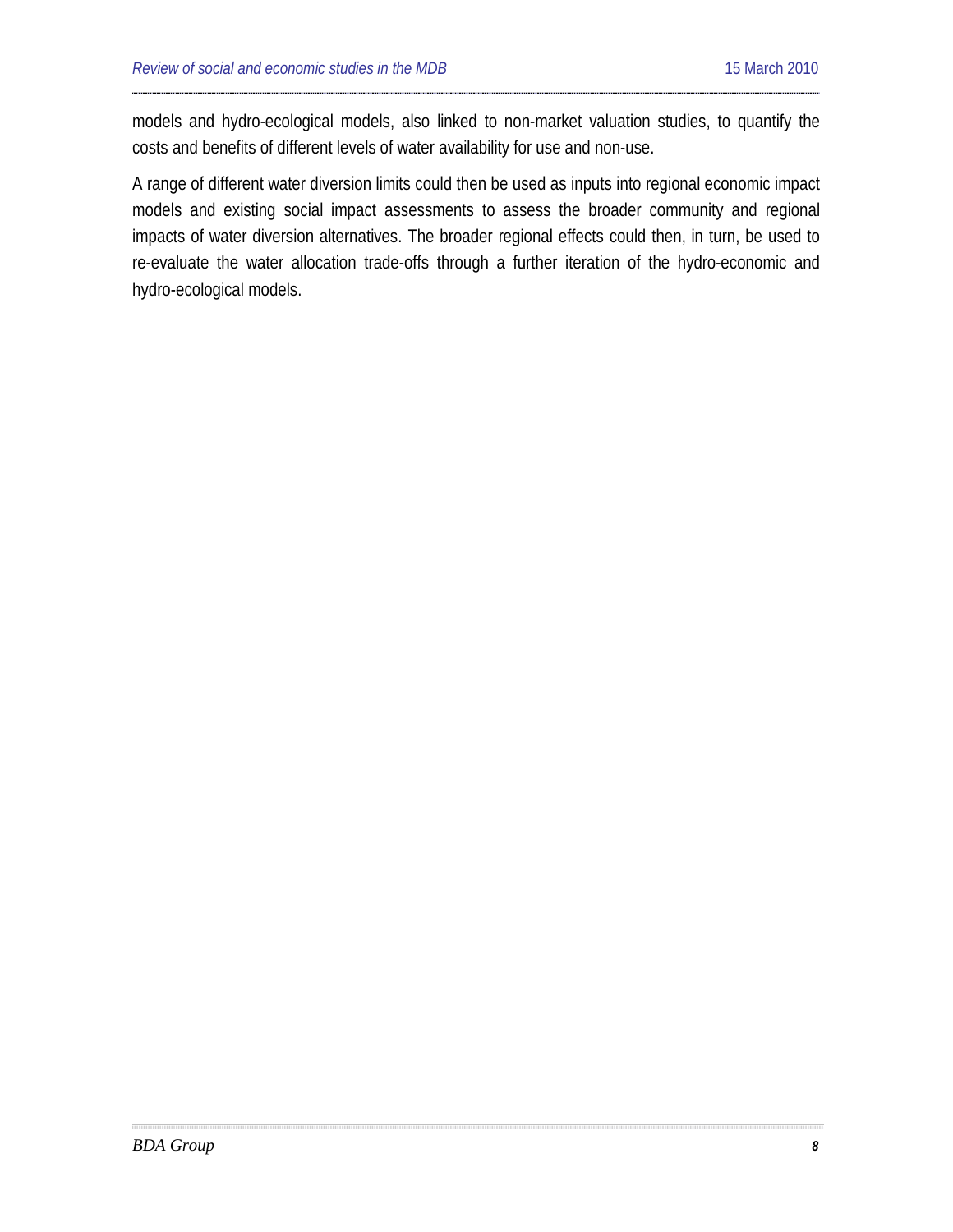models and hydro-ecological models, also linked to non-market valuation studies, to quantify the costs and benefits of different levels of water availability for use and non-use.

A range of different water diversion limits could then be used as inputs into regional economic impact models and existing social impact assessments to assess the broader community and regional impacts of water diversion alternatives. The broader regional effects could then, in turn, be used to re-evaluate the water allocation trade-offs through a further iteration of the hydro-economic and hydro-ecological models.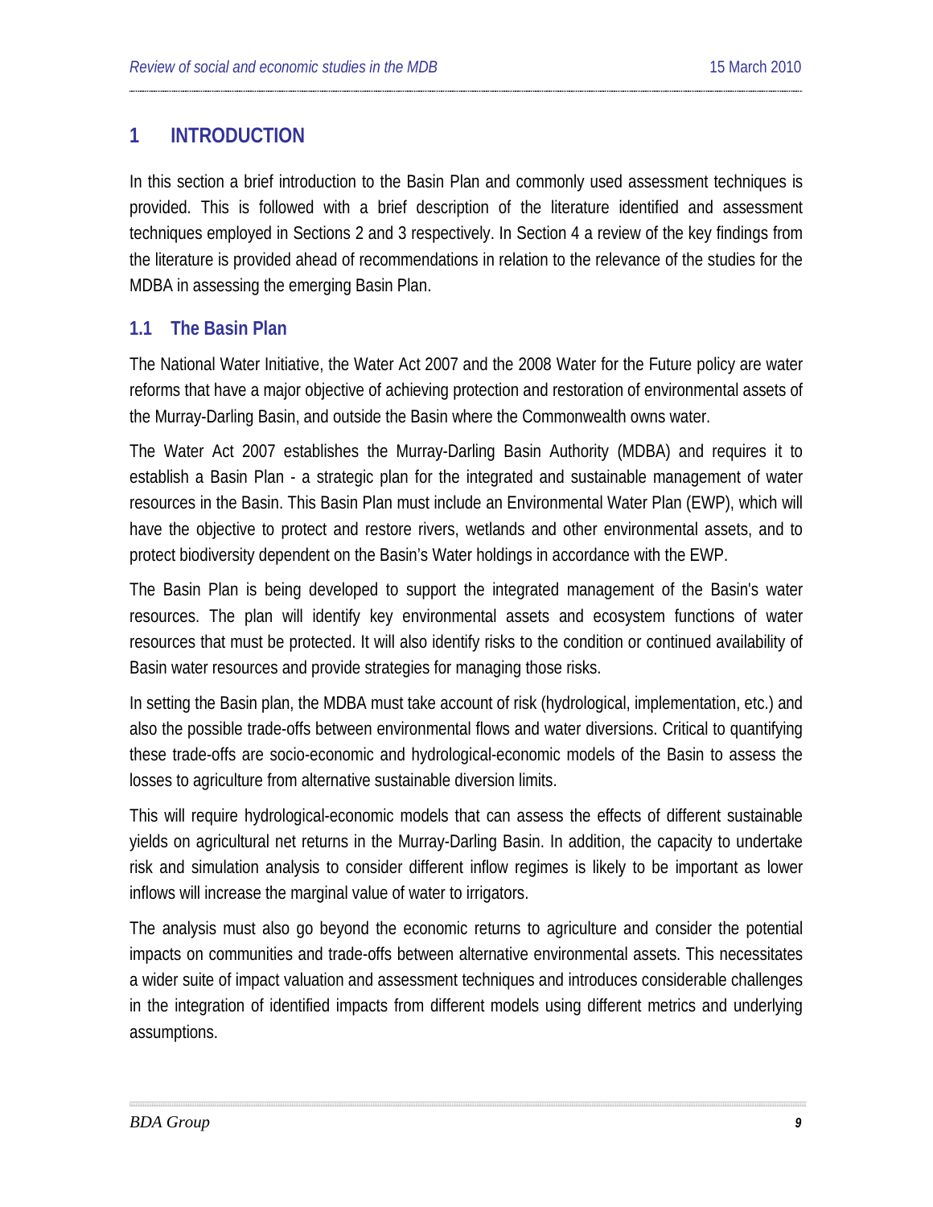# 1 INTRODUCTION

In this section a brief introduction to the Basin Plan and commonly used assessment techniques is provided. This is followed with a brief description of the literature identified and assessment techniques employed in Sections 2 and 3 respectively. In Section 4 a review of the key findings from the literature is provided ahead of recommendations in relation to the relevance of the studies for the MDBA in assessing the emerging Basin Plan.

## 1.1 The Basin Plan

The National Water Initiative, the Water Act 2007 and the 2008 Water for the Future policy are water reforms that have a major objective of achieving protection and restoration of environmental assets of the Murray-Darling Basin, and outside the Basin where the Commonwealth owns water.

The Water Act 2007 establishes the Murray-Darling Basin Authority (MDBA) and requires it to establish a Basin Plan - a strategic plan for the integrated and sustainable management of water resources in the Basin. This Basin Plan must include an Environmental Water Plan (EWP), which will have the objective to protect and restore rivers, wetlands and other environmental assets, and to protect biodiversity dependent on the Basin's Water holdings in accordance with the EWP.

The Basin Plan is being developed to support the integrated management of the Basin's water resources. The plan will identify key environmental assets and ecosystem functions of water resources that must be protected. It will also identify risks to the condition or continued availability of Basin water resources and provide strategies for managing those risks.

In setting the Basin plan, the MDBA must take account of risk (hydrological, implementation, etc.) and also the possible trade-offs between environmental flows and water diversions. Critical to quantifying these trade-offs are socio-economic and hydrological-economic models of the Basin to assess the losses to agriculture from alternative sustainable diversion limits.

This will require hydrological-economic models that can assess the effects of different sustainable yields on agricultural net returns in the Murray-Darling Basin. In addition, the capacity to undertake risk and simulation analysis to consider different inflow regimes is likely to be important as lower inflows will increase the marginal value of water to irrigators.

The analysis must also go beyond the economic returns to agriculture and consider the potential impacts on communities and trade-offs between alternative environmental assets. This necessitates a wider suite of impact valuation and assessment techniques and introduces considerable challenges in the integration of identified impacts from different models using different metrics and underlying assumptions.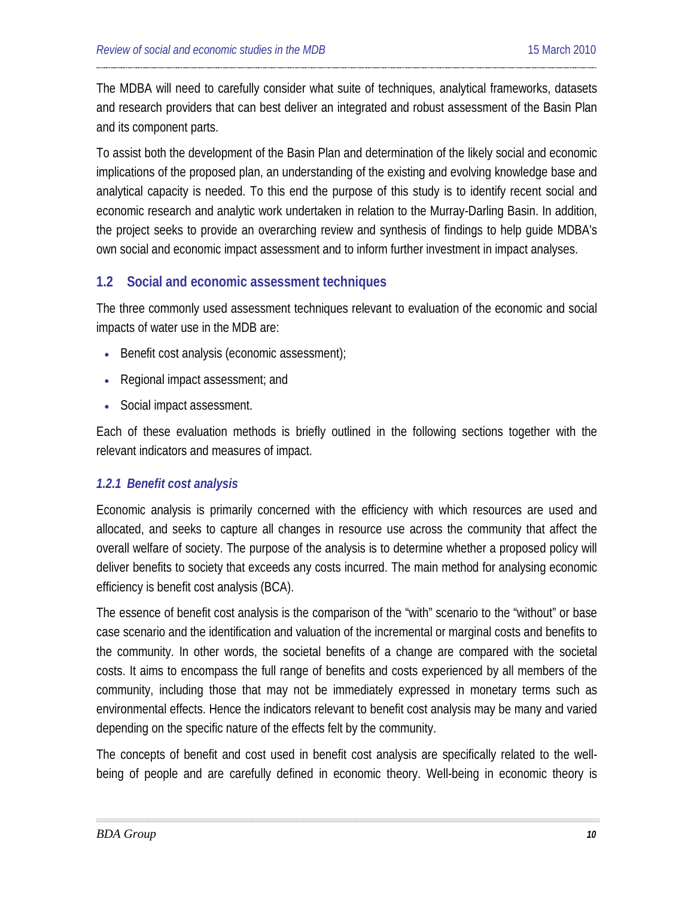The MDBA will need to carefully consider what suite of techniques, analytical frameworks, datasets and research providers that can best deliver an integrated and robust assessment of the Basin Plan and its component parts.

To assist both the development of the Basin Plan and determination of the likely social and economic implications of the proposed plan, an understanding of the existing and evolving knowledge base and analytical capacity is needed. To this end the purpose of this study is to identify recent social and economic research and analytic work undertaken in relation to the Murray-Darling Basin. In addition, the project seeks to provide an overarching review and synthesis of findings to help guide MDBA's own social and economic impact assessment and to inform further investment in impact analyses.

## 1.2 Social and economic assessment techniques

The three commonly used assessment techniques relevant to evaluation of the economic and social impacts of water use in the MDB are:

- Benefit cost analysis (economic assessment);
- Regional impact assessment; and
- Social impact assessment.

Each of these evaluation methods is briefly outlined in the following sections together with the relevant indicators and measures of impact.

### *1.2.1 Benefit cost analysis*

Economic analysis is primarily concerned with the efficiency with which resources are used and allocated, and seeks to capture all changes in resource use across the community that affect the overall welfare of society. The purpose of the analysis is to determine whether a proposed policy will deliver benefits to society that exceeds any costs incurred. The main method for analysing economic efficiency is benefit cost analysis (BCA).

The essence of benefit cost analysis is the comparison of the "with" scenario to the "without" or base case scenario and the identification and valuation of the incremental or marginal costs and benefits to the community. In other words, the societal benefits of a change are compared with the societal costs. It aims to encompass the full range of benefits and costs experienced by all members of the community, including those that may not be immediately expressed in monetary terms such as environmental effects. Hence the indicators relevant to benefit cost analysis may be many and varied depending on the specific nature of the effects felt by the community.

The concepts of benefit and cost used in benefit cost analysis are specifically related to the well-being of people and are carefully defined in economic theory. Well-being in economic theory is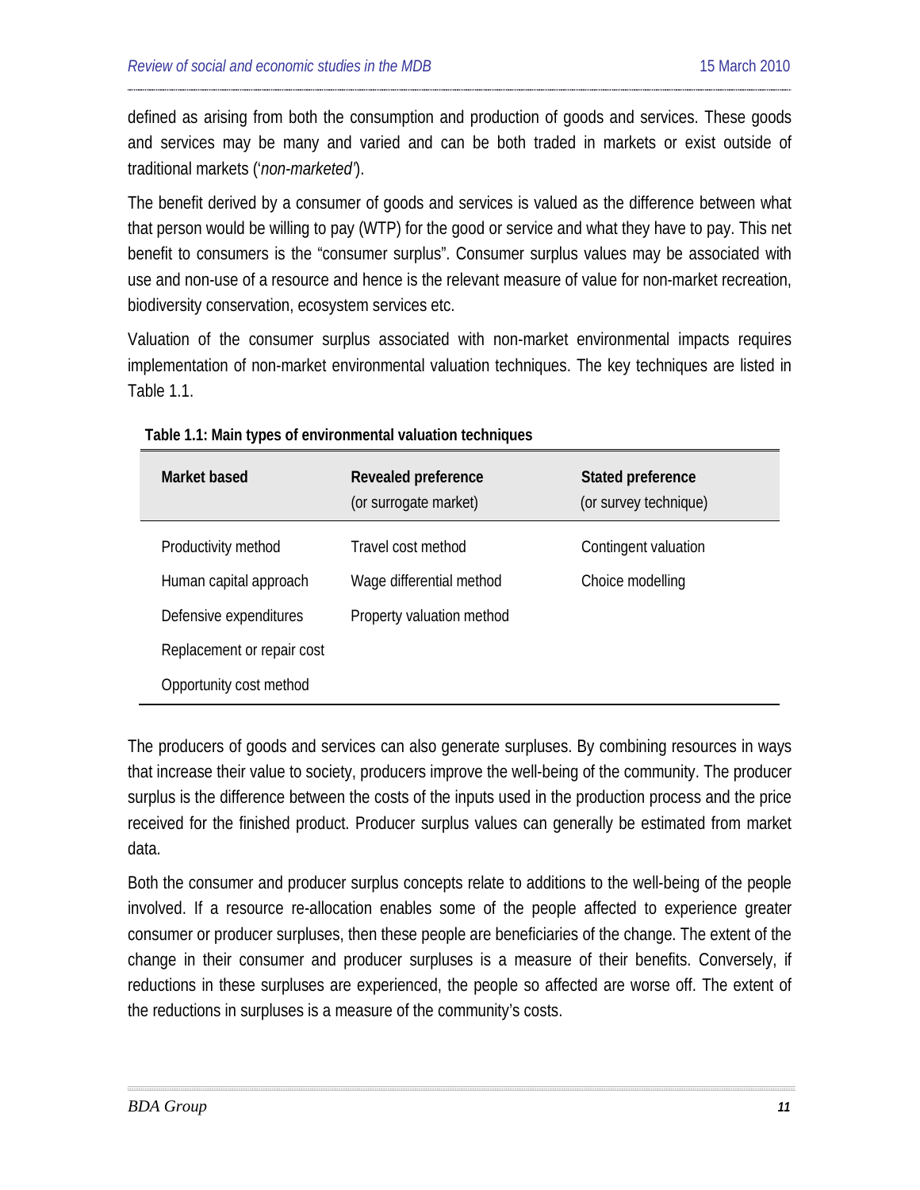defined as arising from both the consumption and production of goods and services. These goods and services may be many and varied and can be both traded in markets or exist outside of traditional markets (‘*non-marketed’*).

The benefit derived by a consumer of goods and services is valued as the difference between what that person would be willing to pay (WTP) for the good or service and what they have to pay. This net benefit to consumers is the “consumer surplus”. Consumer surplus values may be associated with use and non-use of a resource and hence is the relevant measure of value for non-market recreation, biodiversity conservation, ecosystem services etc.

Valuation of the consumer surplus associated with non-market environmental impacts requires implementation of non-market environmental valuation techniques. The key techniques are listed in Table 1.1.

**Table 1.1: Main types of environmental valuation techniques**

| **Market based** | **Revealed preference** (or surrogate market) | **Stated preference** (or survey technique) |
|---|---|---|
| Productivity method | Travel cost method | Contingent valuation |
| Human capital approach | Wage differential method | Choice modelling |
| Defensive expenditures | Property valuation method | |
| Replacement or repair cost | | |
| Opportunity cost method | | |

The producers of goods and services can also generate surpluses. By combining resources in ways that increase their value to society, producers improve the well-being of the community. The producer surplus is the difference between the costs of the inputs used in the production process and the price received for the finished product. Producer surplus values can generally be estimated from market data.

Both the consumer and producer surplus concepts relate to additions to the well-being of the people involved. If a resource re-allocation enables some of the people affected to experience greater consumer or producer surpluses, then these people are beneficiaries of the change. The extent of the change in their consumer and producer surpluses is a measure of their benefits. Conversely, if reductions in these surpluses are experienced, the people so affected are worse off. The extent of the reductions in surpluses is a measure of the community’s costs.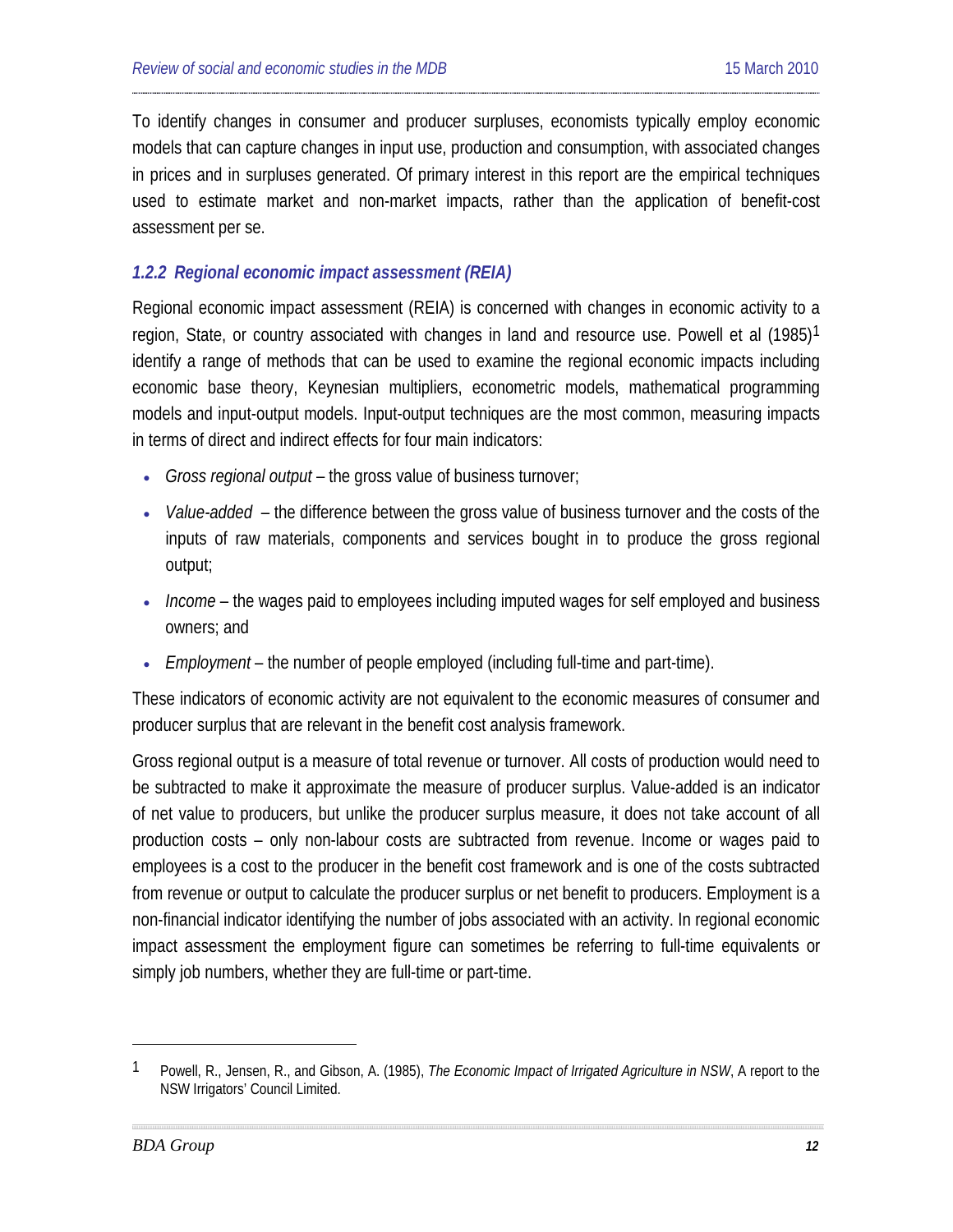To identify changes in consumer and producer surpluses, economists typically employ economic models that can capture changes in input use, production and consumption, with associated changes in prices and in surpluses generated. Of primary interest in this report are the empirical techniques used to estimate market and non-market impacts, rather than the application of benefit-cost assessment per se.

### *1.2.2 Regional economic impact assessment (REIA)*

Regional economic impact assessment (REIA) is concerned with changes in economic activity to a region, State, or country associated with changes in land and resource use. Powell et al (1985)[1] identify a range of methods that can be used to examine the regional economic impacts including economic base theory, Keynesian multipliers, econometric models, mathematical programming models and input-output models. Input-output techniques are the most common, measuring impacts in terms of direct and indirect effects for four main indicators:

- *Gross regional output* – the gross value of business turnover;
- *Value-added* – the difference between the gross value of business turnover and the costs of the inputs of raw materials, components and services bought in to produce the gross regional output;
- *Income* – the wages paid to employees including imputed wages for self employed and business owners; and
- *Employment* – the number of people employed (including full-time and part-time).

These indicators of economic activity are not equivalent to the economic measures of consumer and producer surplus that are relevant in the benefit cost analysis framework.

Gross regional output is a measure of total revenue or turnover. All costs of production would need to be subtracted to make it approximate the measure of producer surplus. Value-added is an indicator of net value to producers, but unlike the producer surplus measure, it does not take account of all production costs – only non-labour costs are subtracted from revenue. Income or wages paid to employees is a cost to the producer in the benefit cost framework and is one of the costs subtracted from revenue or output to calculate the producer surplus or net benefit to producers. Employment is a non-financial indicator identifying the number of jobs associated with an activity. In regional economic impact assessment the employment figure can sometimes be referring to full-time equivalents or simply job numbers, whether they are full-time or part-time.

---

[1] Powell, R., Jensen, R., and Gibson, A. (1985), *The Economic Impact of Irrigated Agriculture in NSW*, A report to the NSW Irrigators' Council Limited.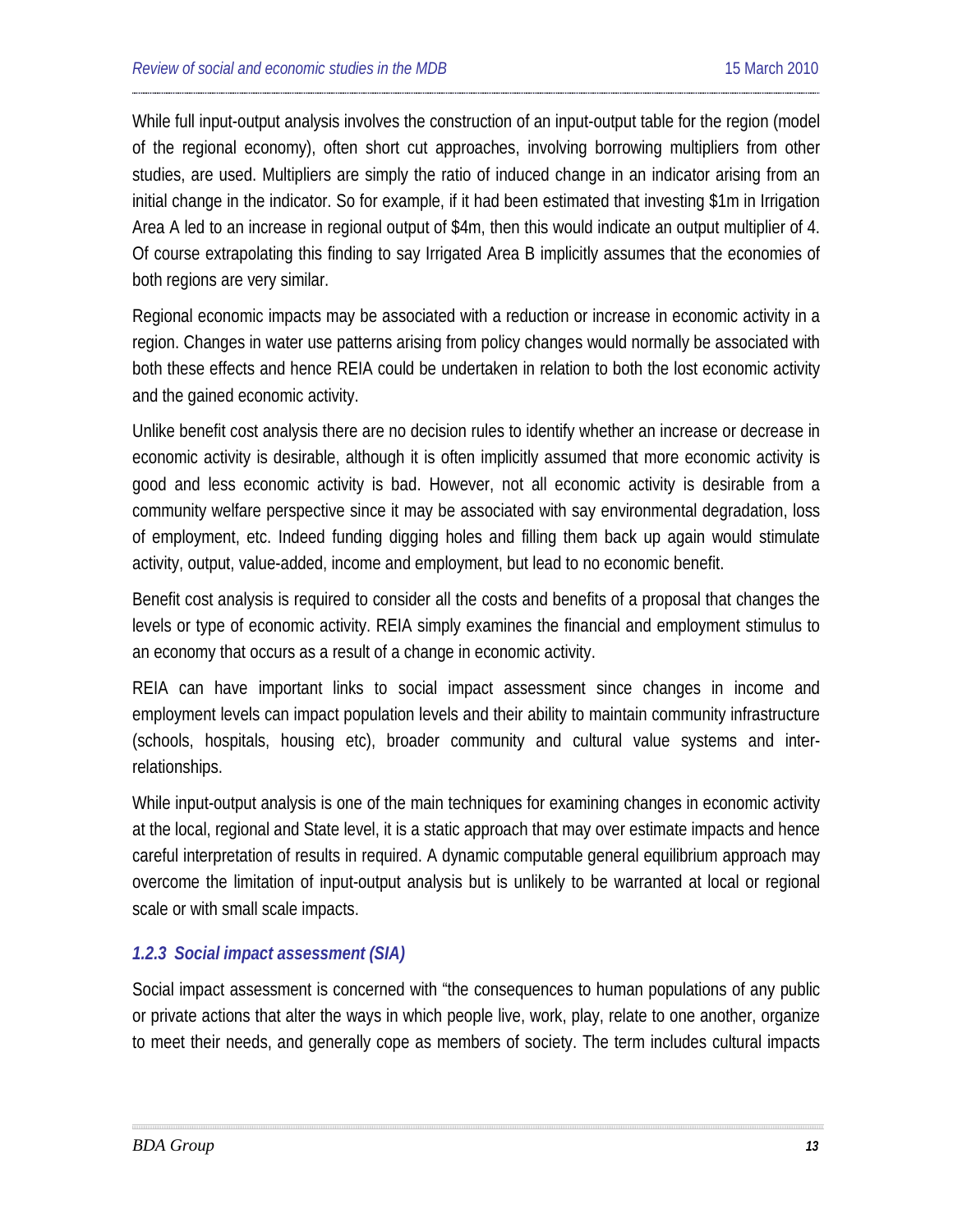While full input-output analysis involves the construction of an input-output table for the region (model of the regional economy), often short cut approaches, involving borrowing multipliers from other studies, are used. Multipliers are simply the ratio of induced change in an indicator arising from an initial change in the indicator. So for example, if it had been estimated that investing \$1m in Irrigation Area A led to an increase in regional output of \$4m, then this would indicate an output multiplier of 4. Of course extrapolating this finding to say Irrigated Area B implicitly assumes that the economies of both regions are very similar.

Regional economic impacts may be associated with a reduction or increase in economic activity in a region. Changes in water use patterns arising from policy changes would normally be associated with both these effects and hence REIA could be undertaken in relation to both the lost economic activity and the gained economic activity.

Unlike benefit cost analysis there are no decision rules to identify whether an increase or decrease in economic activity is desirable, although it is often implicitly assumed that more economic activity is good and less economic activity is bad. However, not all economic activity is desirable from a community welfare perspective since it may be associated with say environmental degradation, loss of employment, etc. Indeed funding digging holes and filling them back up again would stimulate activity, output, value-added, income and employment, but lead to no economic benefit.

Benefit cost analysis is required to consider all the costs and benefits of a proposal that changes the levels or type of economic activity. REIA simply examines the financial and employment stimulus to an economy that occurs as a result of a change in economic activity.

REIA can have important links to social impact assessment since changes in income and employment levels can impact population levels and their ability to maintain community infrastructure (schools, hospitals, housing etc), broader community and cultural value systems and inter-relationships.

While input-output analysis is one of the main techniques for examining changes in economic activity at the local, regional and State level, it is a static approach that may over estimate impacts and hence careful interpretation of results in required. A dynamic computable general equilibrium approach may overcome the limitation of input-output analysis but is unlikely to be warranted at local or regional scale or with small scale impacts.

### *1.2.3 Social impact assessment (SIA)*

Social impact assessment is concerned with "the consequences to human populations of any public or private actions that alter the ways in which people live, work, play, relate to one another, organize to meet their needs, and generally cope as members of society. The term includes cultural impacts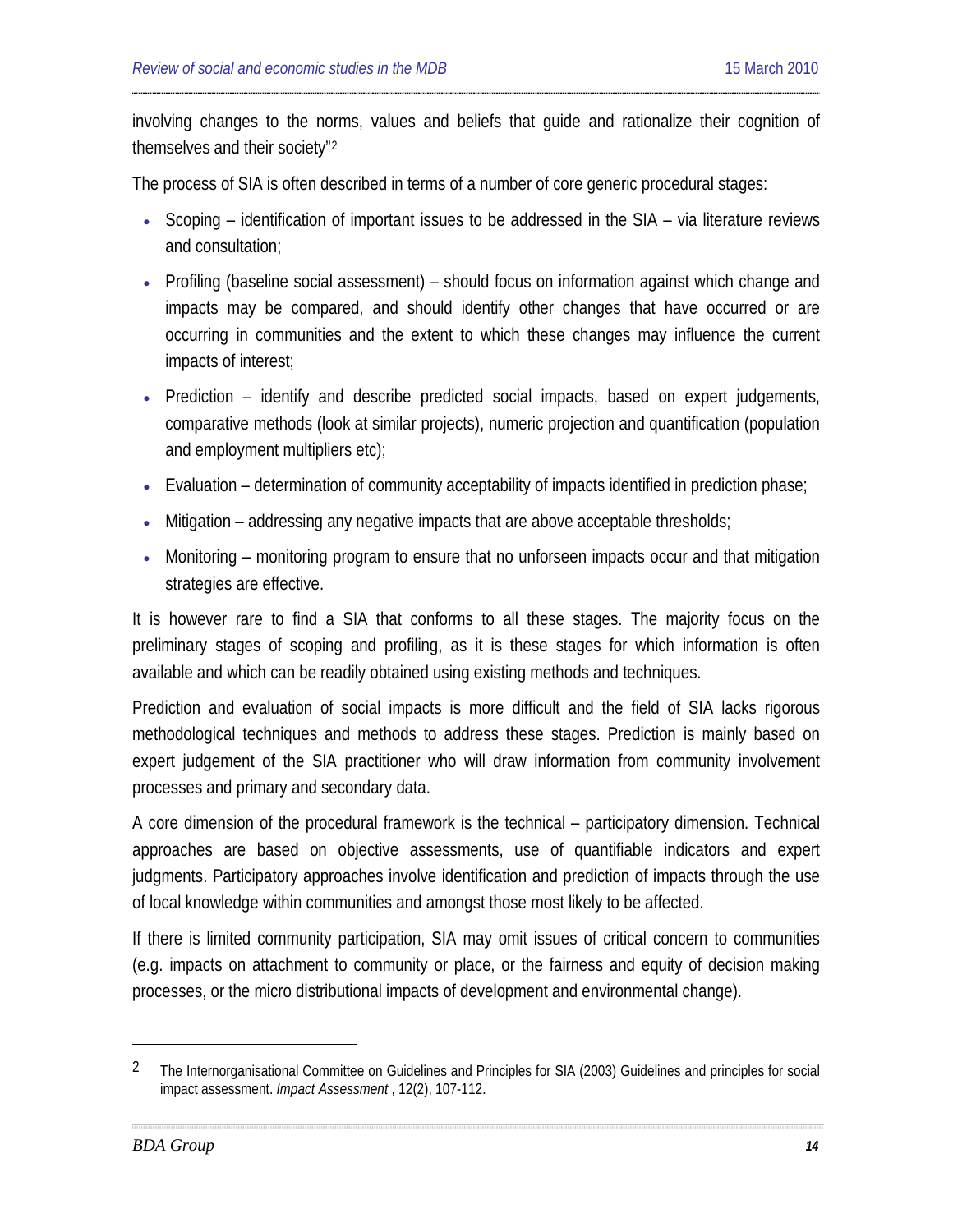involving changes to the norms, values and beliefs that guide and rationalize their cognition of themselves and their society"[2]

The process of SIA is often described in terms of a number of core generic procedural stages:

- Scoping – identification of important issues to be addressed in the SIA – via literature reviews and consultation;
- Profiling (baseline social assessment) – should focus on information against which change and impacts may be compared, and should identify other changes that have occurred or are occurring in communities and the extent to which these changes may influence the current impacts of interest;
- Prediction – identify and describe predicted social impacts, based on expert judgements, comparative methods (look at similar projects), numeric projection and quantification (population and employment multipliers etc);
- Evaluation – determination of community acceptability of impacts identified in prediction phase;
- Mitigation – addressing any negative impacts that are above acceptable thresholds;
- Monitoring – monitoring program to ensure that no unforseen impacts occur and that mitigation strategies are effective.

It is however rare to find a SIA that conforms to all these stages. The majority focus on the preliminary stages of scoping and profiling, as it is these stages for which information is often available and which can be readily obtained using existing methods and techniques.

Prediction and evaluation of social impacts is more difficult and the field of SIA lacks rigorous methodological techniques and methods to address these stages. Prediction is mainly based on expert judgement of the SIA practitioner who will draw information from community involvement processes and primary and secondary data.

A core dimension of the procedural framework is the technical – participatory dimension. Technical approaches are based on objective assessments, use of quantifiable indicators and expert judgments. Participatory approaches involve identification and prediction of impacts through the use of local knowledge within communities and amongst those most likely to be affected.

If there is limited community participation, SIA may omit issues of critical concern to communities (e.g. impacts on attachment to community or place, or the fairness and equity of decision making processes, or the micro distributional impacts of development and environmental change).

---

[2] The Internorganisational Committee on Guidelines and Principles for SIA (2003) Guidelines and principles for social impact assessment. *Impact Assessment* , 12(2), 107-112.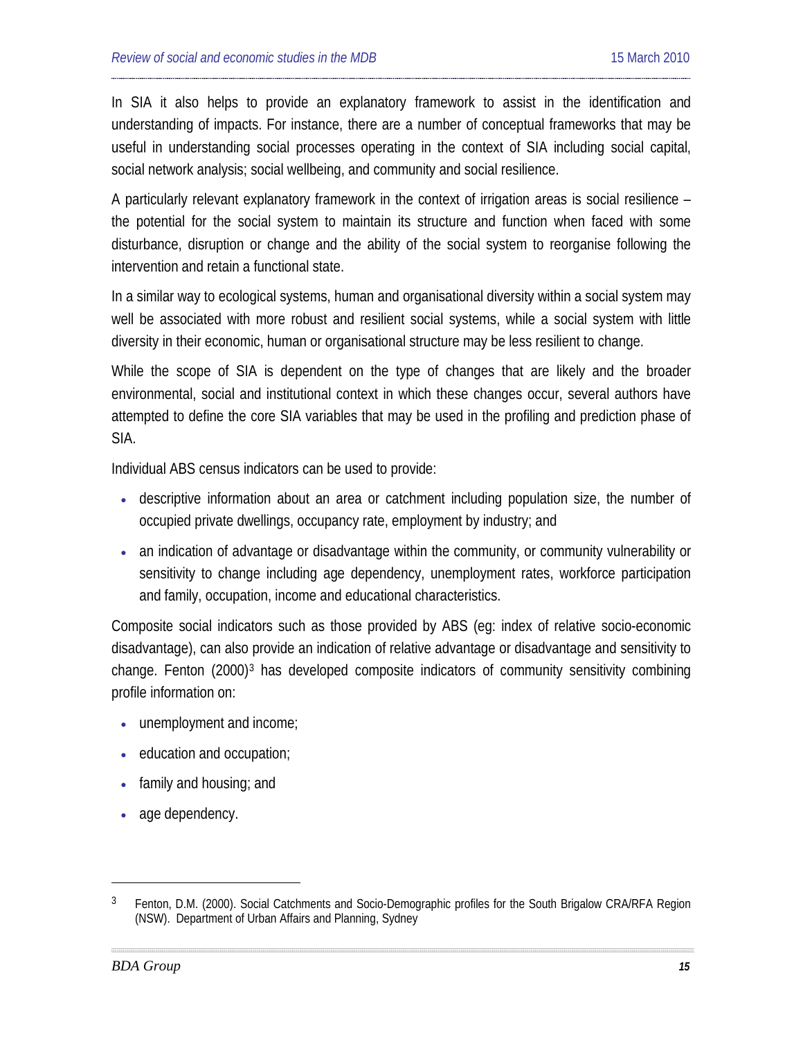In SIA it also helps to provide an explanatory framework to assist in the identification and understanding of impacts. For instance, there are a number of conceptual frameworks that may be useful in understanding social processes operating in the context of SIA including social capital, social network analysis; social wellbeing, and community and social resilience.

A particularly relevant explanatory framework in the context of irrigation areas is social resilience – the potential for the social system to maintain its structure and function when faced with some disturbance, disruption or change and the ability of the social system to reorganise following the intervention and retain a functional state.

In a similar way to ecological systems, human and organisational diversity within a social system may well be associated with more robust and resilient social systems, while a social system with little diversity in their economic, human or organisational structure may be less resilient to change.

While the scope of SIA is dependent on the type of changes that are likely and the broader environmental, social and institutional context in which these changes occur, several authors have attempted to define the core SIA variables that may be used in the profiling and prediction phase of SIA.

Individual ABS census indicators can be used to provide:

- descriptive information about an area or catchment including population size, the number of occupied private dwellings, occupancy rate, employment by industry; and
- an indication of advantage or disadvantage within the community, or community vulnerability or sensitivity to change including age dependency, unemployment rates, workforce participation and family, occupation, income and educational characteristics.

Composite social indicators such as those provided by ABS (eg: index of relative socio-economic disadvantage), can also provide an indication of relative advantage or disadvantage and sensitivity to change. Fenton (2000)[3] has developed composite indicators of community sensitivity combining profile information on:

- unemployment and income;
- education and occupation;
- family and housing; and
- age dependency.

[3] Fenton, D.M. (2000). Social Catchments and Socio-Demographic profiles for the South Brigalow CRA/RFA Region (NSW). Department of Urban Affairs and Planning, Sydney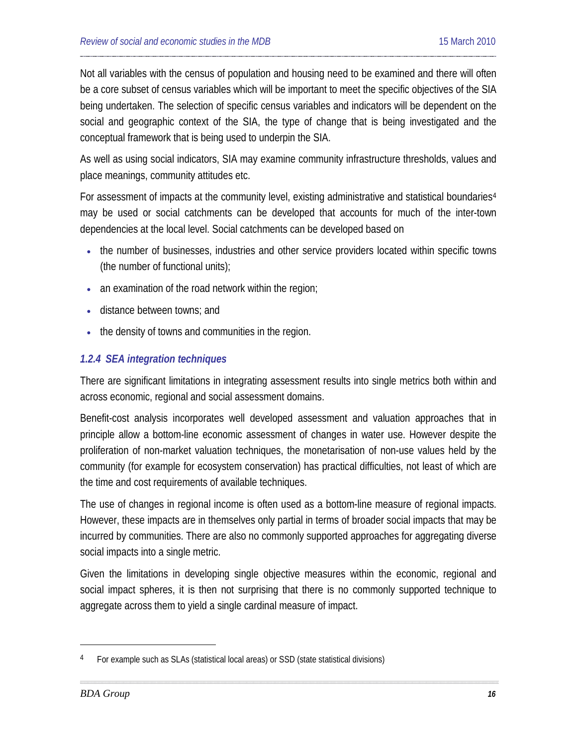Not all variables with the census of population and housing need to be examined and there will often be a core subset of census variables which will be important to meet the specific objectives of the SIA being undertaken. The selection of specific census variables and indicators will be dependent on the social and geographic context of the SIA, the type of change that is being investigated and the conceptual framework that is being used to underpin the SIA.

As well as using social indicators, SIA may examine community infrastructure thresholds, values and place meanings, community attitudes etc.

For assessment of impacts at the community level, existing administrative and statistical boundaries[4] may be used or social catchments can be developed that accounts for much of the inter-town dependencies at the local level. Social catchments can be developed based on

- the number of businesses, industries and other service providers located within specific towns (the number of functional units);
- an examination of the road network within the region;
- distance between towns; and
- the density of towns and communities in the region.

### 1.2.4 SEA integration techniques

There are significant limitations in integrating assessment results into single metrics both within and across economic, regional and social assessment domains.

Benefit-cost analysis incorporates well developed assessment and valuation approaches that in principle allow a bottom-line economic assessment of changes in water use. However despite the proliferation of non-market valuation techniques, the monetarisation of non-use values held by the community (for example for ecosystem conservation) has practical difficulties, not least of which are the time and cost requirements of available techniques.

The use of changes in regional income is often used as a bottom-line measure of regional impacts. However, these impacts are in themselves only partial in terms of broader social impacts that may be incurred by communities. There are also no commonly supported approaches for aggregating diverse social impacts into a single metric.

Given the limitations in developing single objective measures within the economic, regional and social impact spheres, it is then not surprising that there is no commonly supported technique to aggregate across them to yield a single cardinal measure of impact.

---

[4] For example such as SLAs (statistical local areas) or SSD (state statistical divisions)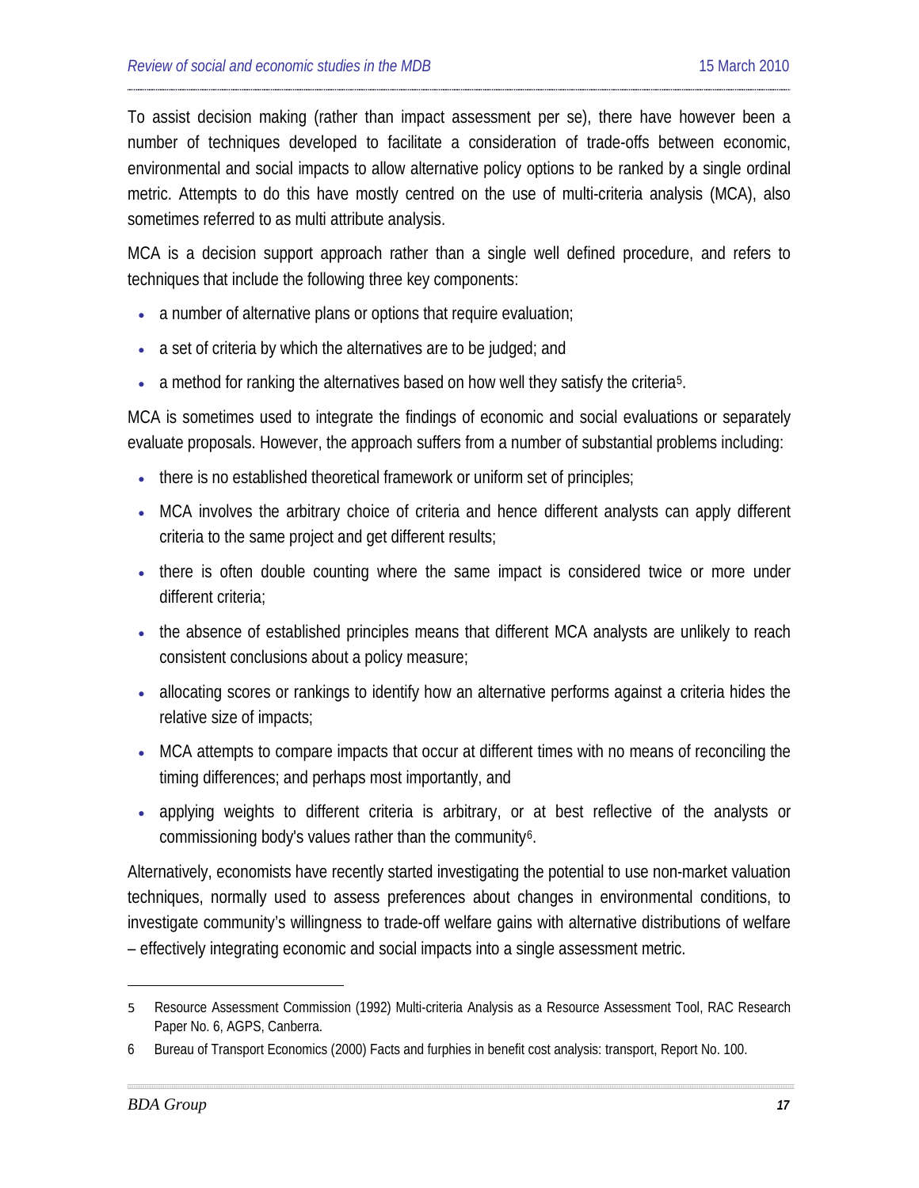To assist decision making (rather than impact assessment per se), there have however been a number of techniques developed to facilitate a consideration of trade-offs between economic, environmental and social impacts to allow alternative policy options to be ranked by a single ordinal metric. Attempts to do this have mostly centred on the use of multi-criteria analysis (MCA), also sometimes referred to as multi attribute analysis.

MCA is a decision support approach rather than a single well defined procedure, and refers to techniques that include the following three key components:

- a number of alternative plans or options that require evaluation;
- a set of criteria by which the alternatives are to be judged; and
- a method for ranking the alternatives based on how well they satisfy the criteria[5].

MCA is sometimes used to integrate the findings of economic and social evaluations or separately evaluate proposals. However, the approach suffers from a number of substantial problems including:

- there is no established theoretical framework or uniform set of principles;
- MCA involves the arbitrary choice of criteria and hence different analysts can apply different criteria to the same project and get different results;
- there is often double counting where the same impact is considered twice or more under different criteria;
- the absence of established principles means that different MCA analysts are unlikely to reach consistent conclusions about a policy measure;
- allocating scores or rankings to identify how an alternative performs against a criteria hides the relative size of impacts;
- MCA attempts to compare impacts that occur at different times with no means of reconciling the timing differences; and perhaps most importantly, and
- applying weights to different criteria is arbitrary, or at best reflective of the analysts or commissioning body's values rather than the community[6].

Alternatively, economists have recently started investigating the potential to use non-market valuation techniques, normally used to assess preferences about changes in environmental conditions, to investigate community's willingness to trade-off welfare gains with alternative distributions of welfare – effectively integrating economic and social impacts into a single assessment metric.

---

5 Resource Assessment Commission (1992) Multi-criteria Analysis as a Resource Assessment Tool, RAC Research Paper No. 6, AGPS, Canberra.

6 Bureau of Transport Economics (2000) Facts and furphies in benefit cost analysis: transport, Report No. 100.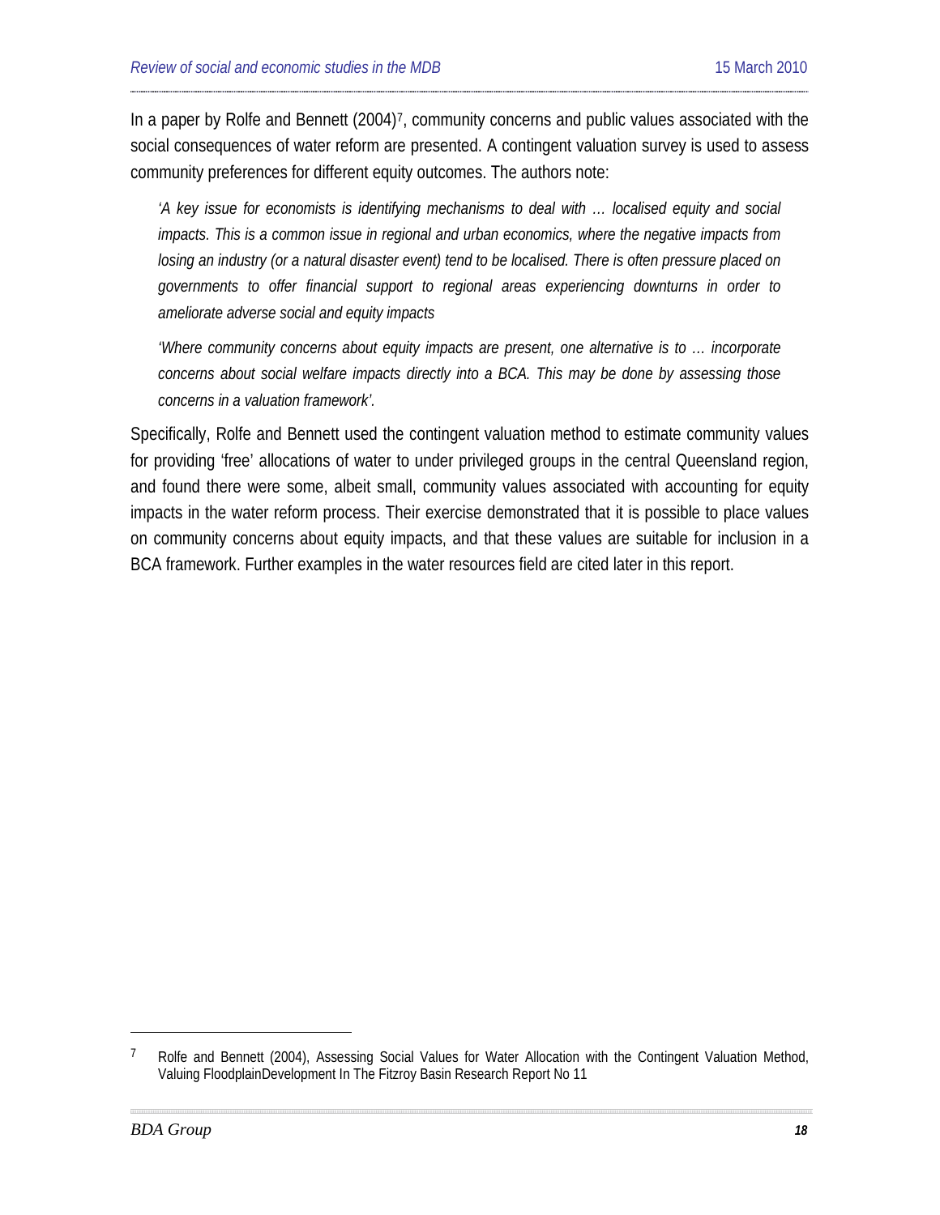In a paper by Rolfe and Bennett (2004)[7], community concerns and public values associated with the social consequences of water reform are presented. A contingent valuation survey is used to assess community preferences for different equity outcomes. The authors note:

> *'A key issue for economists is identifying mechanisms to deal with … localised equity and social impacts. This is a common issue in regional and urban economics, where the negative impacts from losing an industry (or a natural disaster event) tend to be localised. There is often pressure placed on governments to offer financial support to regional areas experiencing downturns in order to ameliorate adverse social and equity impacts*
>
> *'Where community concerns about equity impacts are present, one alternative is to … incorporate concerns about social welfare impacts directly into a BCA. This may be done by assessing those concerns in a valuation framework'.*

Specifically, Rolfe and Bennett used the contingent valuation method to estimate community values for providing 'free' allocations of water to under privileged groups in the central Queensland region, and found there were some, albeit small, community values associated with accounting for equity impacts in the water reform process. Their exercise demonstrated that it is possible to place values on community concerns about equity impacts, and that these values are suitable for inclusion in a BCA framework. Further examples in the water resources field are cited later in this report.

---

[7] Rolfe and Bennett (2004), Assessing Social Values for Water Allocation with the Contingent Valuation Method, Valuing FloodplainDevelopment In The Fitzroy Basin Research Report No 11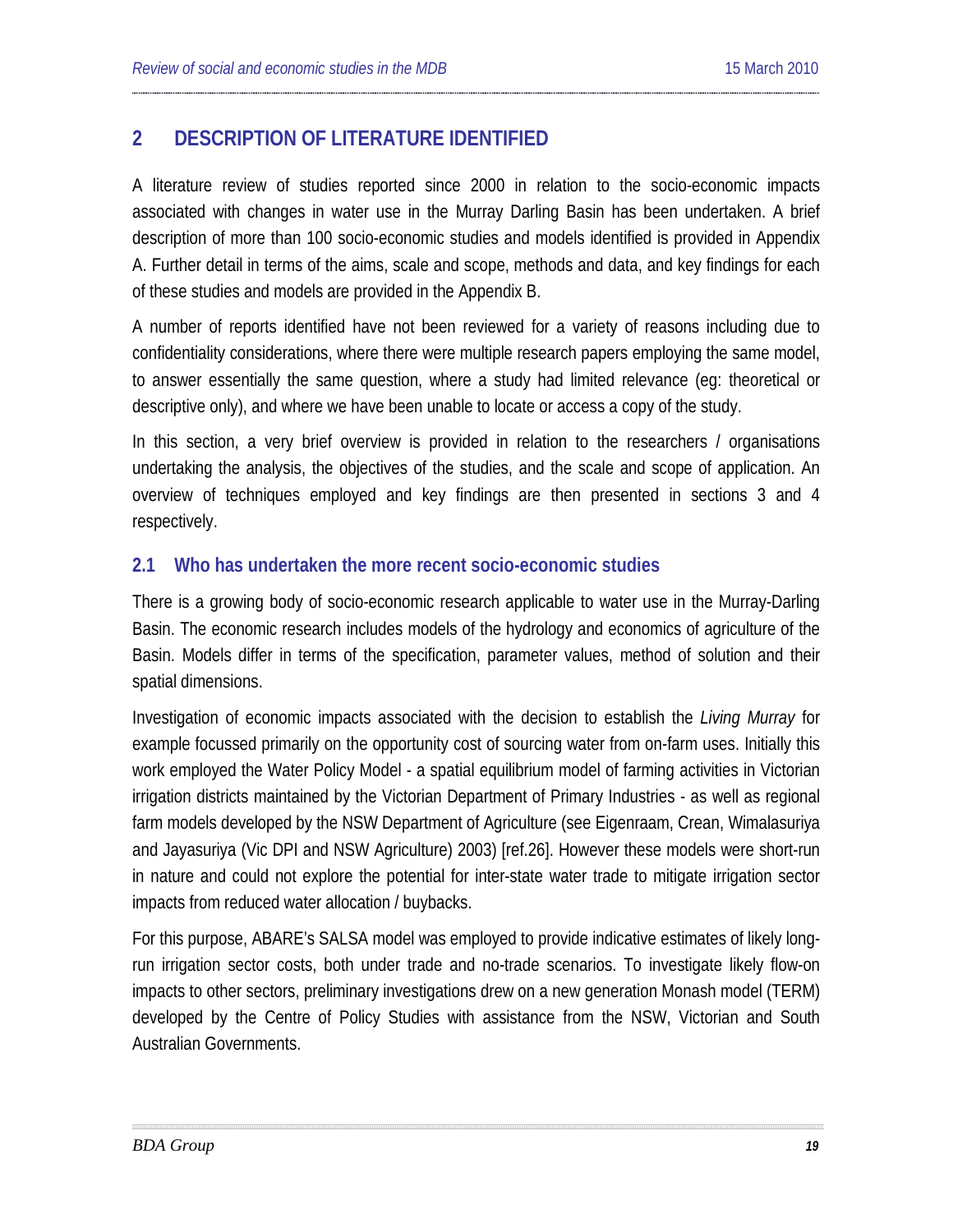## 2 DESCRIPTION OF LITERATURE IDENTIFIED

A literature review of studies reported since 2000 in relation to the socio-economic impacts associated with changes in water use in the Murray Darling Basin has been undertaken. A brief description of more than 100 socio-economic studies and models identified is provided in Appendix A. Further detail in terms of the aims, scale and scope, methods and data, and key findings for each of these studies and models are provided in the Appendix B.

A number of reports identified have not been reviewed for a variety of reasons including due to confidentiality considerations, where there were multiple research papers employing the same model, to answer essentially the same question, where a study had limited relevance (eg: theoretical or descriptive only), and where we have been unable to locate or access a copy of the study.

In this section, a very brief overview is provided in relation to the researchers / organisations undertaking the analysis, the objectives of the studies, and the scale and scope of application. An overview of techniques employed and key findings are then presented in sections 3 and 4 respectively.

### 2.1 Who has undertaken the more recent socio-economic studies

There is a growing body of socio-economic research applicable to water use in the Murray-Darling Basin. The economic research includes models of the hydrology and economics of agriculture of the Basin. Models differ in terms of the specification, parameter values, method of solution and their spatial dimensions.

Investigation of economic impacts associated with the decision to establish the *Living Murray* for example focussed primarily on the opportunity cost of sourcing water from on-farm uses. Initially this work employed the Water Policy Model - a spatial equilibrium model of farming activities in Victorian irrigation districts maintained by the Victorian Department of Primary Industries - as well as regional farm models developed by the NSW Department of Agriculture (see Eigenraam, Crean, Wimalasuriya and Jayasuriya (Vic DPI and NSW Agriculture) 2003) [ref.26]. However these models were short-run in nature and could not explore the potential for inter-state water trade to mitigate irrigation sector impacts from reduced water allocation / buybacks.

For this purpose, ABARE's SALSA model was employed to provide indicative estimates of likely long-run irrigation sector costs, both under trade and no-trade scenarios. To investigate likely flow-on impacts to other sectors, preliminary investigations drew on a new generation Monash model (TERM) developed by the Centre of Policy Studies with assistance from the NSW, Victorian and South Australian Governments.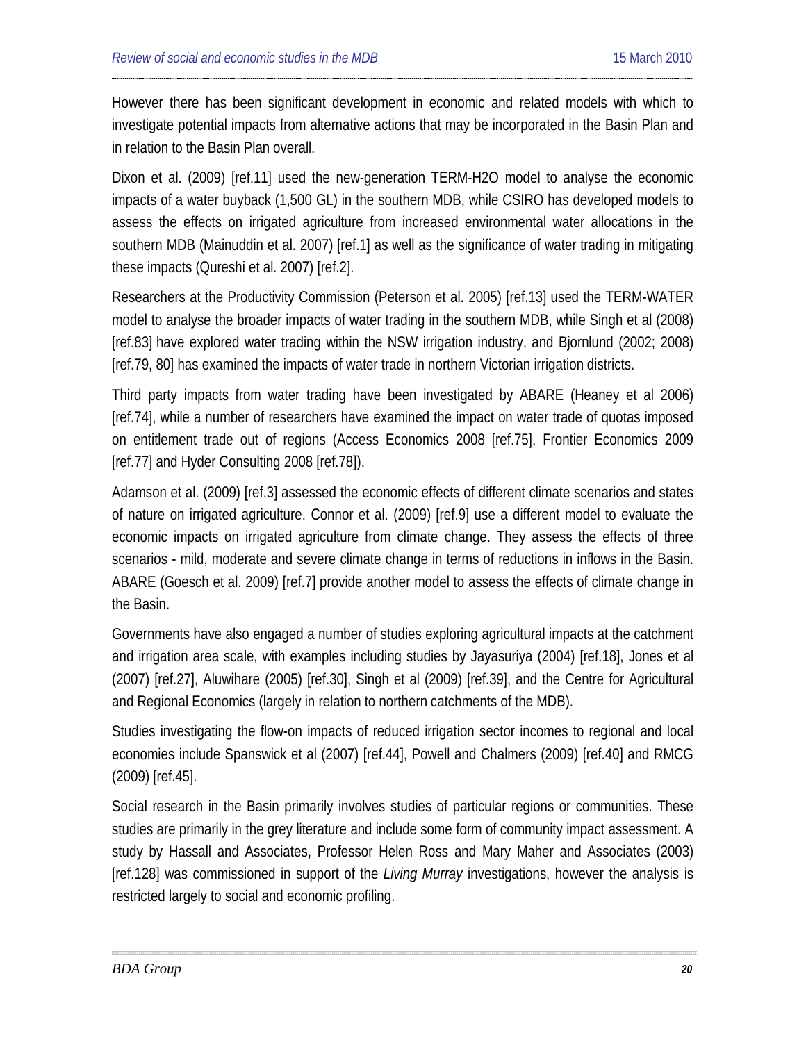However there has been significant development in economic and related models with which to investigate potential impacts from alternative actions that may be incorporated in the Basin Plan and in relation to the Basin Plan overall.

Dixon et al. (2009) [ref.11] used the new-generation TERM-H2O model to analyse the economic impacts of a water buyback (1,500 GL) in the southern MDB, while CSIRO has developed models to assess the effects on irrigated agriculture from increased environmental water allocations in the southern MDB (Mainuddin et al. 2007) [ref.1] as well as the significance of water trading in mitigating these impacts (Qureshi et al. 2007) [ref.2].

Researchers at the Productivity Commission (Peterson et al. 2005) [ref.13] used the TERM-WATER model to analyse the broader impacts of water trading in the southern MDB, while Singh et al (2008) [ref.83] have explored water trading within the NSW irrigation industry, and Bjornlund (2002; 2008) [ref.79, 80] has examined the impacts of water trade in northern Victorian irrigation districts.

Third party impacts from water trading have been investigated by ABARE (Heaney et al 2006) [ref.74], while a number of researchers have examined the impact on water trade of quotas imposed on entitlement trade out of regions (Access Economics 2008 [ref.75], Frontier Economics 2009 [ref.77] and Hyder Consulting 2008 [ref.78]).

Adamson et al. (2009) [ref.3] assessed the economic effects of different climate scenarios and states of nature on irrigated agriculture. Connor et al. (2009) [ref.9] use a different model to evaluate the economic impacts on irrigated agriculture from climate change. They assess the effects of three scenarios - mild, moderate and severe climate change in terms of reductions in inflows in the Basin. ABARE (Goesch et al. 2009) [ref.7] provide another model to assess the effects of climate change in the Basin.

Governments have also engaged a number of studies exploring agricultural impacts at the catchment and irrigation area scale, with examples including studies by Jayasuriya (2004) [ref.18], Jones et al (2007) [ref.27], Aluwihare (2005) [ref.30], Singh et al (2009) [ref.39], and the Centre for Agricultural and Regional Economics (largely in relation to northern catchments of the MDB).

Studies investigating the flow-on impacts of reduced irrigation sector incomes to regional and local economies include Spanswick et al (2007) [ref.44], Powell and Chalmers (2009) [ref.40] and RMCG (2009) [ref.45].

Social research in the Basin primarily involves studies of particular regions or communities. These studies are primarily in the grey literature and include some form of community impact assessment. A study by Hassall and Associates, Professor Helen Ross and Mary Maher and Associates (2003) [ref.128] was commissioned in support of the *Living Murray* investigations, however the analysis is restricted largely to social and economic profiling.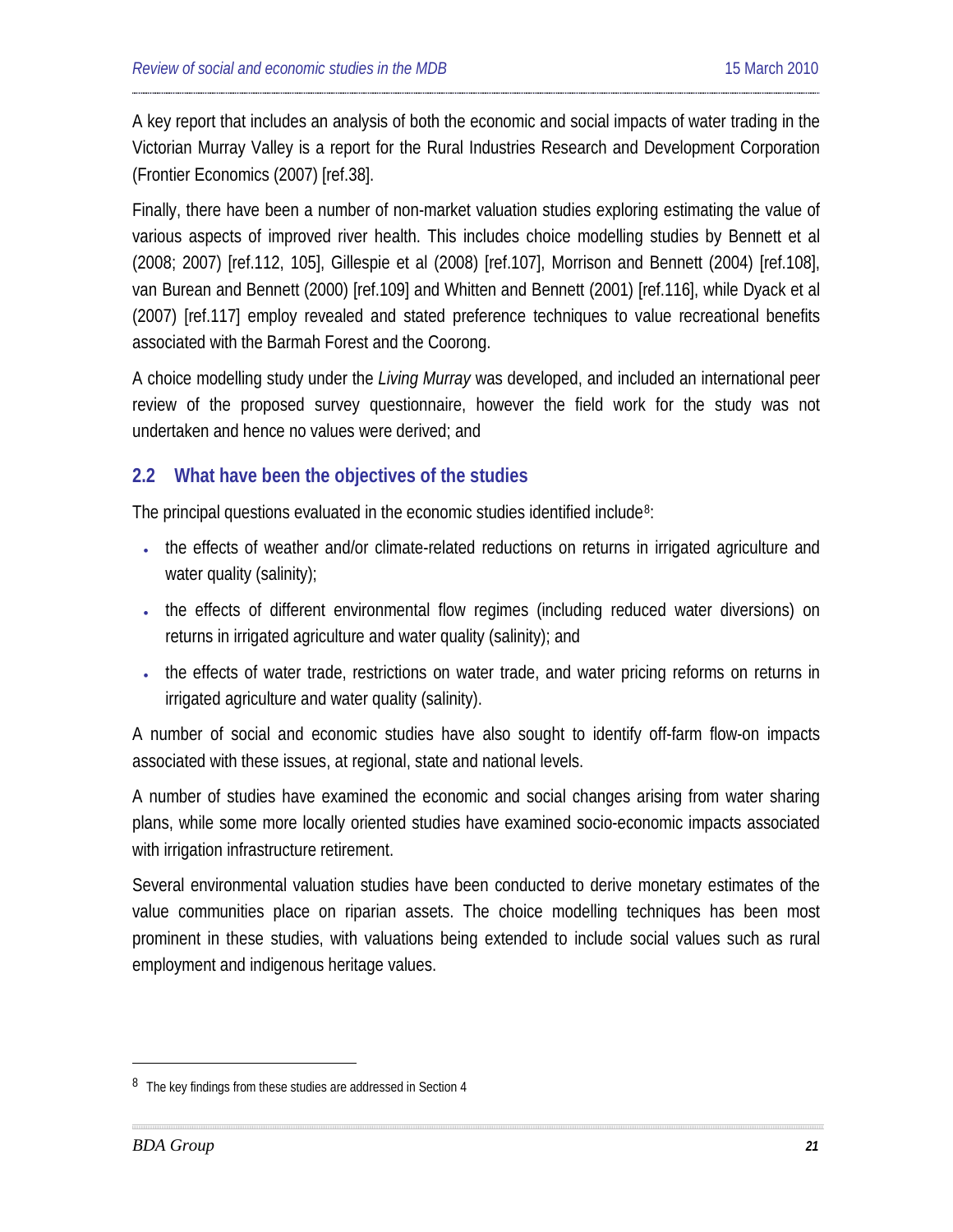A key report that includes an analysis of both the economic and social impacts of water trading in the Victorian Murray Valley is a report for the Rural Industries Research and Development Corporation (Frontier Economics (2007) [ref.38].

Finally, there have been a number of non-market valuation studies exploring estimating the value of various aspects of improved river health. This includes choice modelling studies by Bennett et al (2008; 2007) [ref.112, 105], Gillespie et al (2008) [ref.107], Morrison and Bennett (2004) [ref.108], van Burean and Bennett (2000) [ref.109] and Whitten and Bennett (2001) [ref.116], while Dyack et al (2007) [ref.117] employ revealed and stated preference techniques to value recreational benefits associated with the Barmah Forest and the Coorong.

A choice modelling study under the *Living Murray* was developed, and included an international peer review of the proposed survey questionnaire, however the field work for the study was not undertaken and hence no values were derived; and

## 2.2 What have been the objectives of the studies

The principal questions evaluated in the economic studies identified include[8]:

- the effects of weather and/or climate-related reductions on returns in irrigated agriculture and water quality (salinity);
- the effects of different environmental flow regimes (including reduced water diversions) on returns in irrigated agriculture and water quality (salinity); and
- the effects of water trade, restrictions on water trade, and water pricing reforms on returns in irrigated agriculture and water quality (salinity).

A number of social and economic studies have also sought to identify off-farm flow-on impacts associated with these issues, at regional, state and national levels.

A number of studies have examined the economic and social changes arising from water sharing plans, while some more locally oriented studies have examined socio-economic impacts associated with irrigation infrastructure retirement.

Several environmental valuation studies have been conducted to derive monetary estimates of the value communities place on riparian assets. The choice modelling techniques has been most prominent in these studies, with valuations being extended to include social values such as rural employment and indigenous heritage values.

[8] The key findings from these studies are addressed in Section 4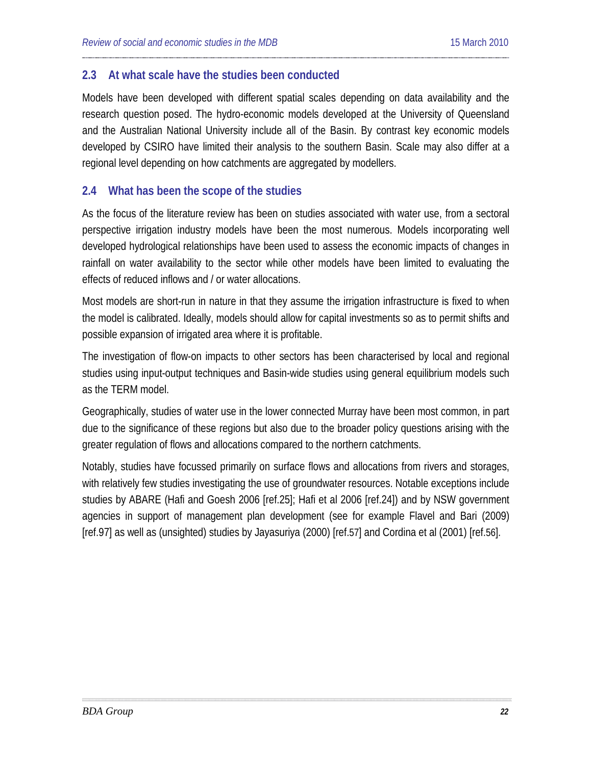## 2.3 At what scale have the studies been conducted

Models have been developed with different spatial scales depending on data availability and the research question posed. The hydro-economic models developed at the University of Queensland and the Australian National University include all of the Basin. By contrast key economic models developed by CSIRO have limited their analysis to the southern Basin. Scale may also differ at a regional level depending on how catchments are aggregated by modellers.

## 2.4 What has been the scope of the studies

As the focus of the literature review has been on studies associated with water use, from a sectoral perspective irrigation industry models have been the most numerous. Models incorporating well developed hydrological relationships have been used to assess the economic impacts of changes in rainfall on water availability to the sector while other models have been limited to evaluating the effects of reduced inflows and / or water allocations.

Most models are short-run in nature in that they assume the irrigation infrastructure is fixed to when the model is calibrated. Ideally, models should allow for capital investments so as to permit shifts and possible expansion of irrigated area where it is profitable.

The investigation of flow-on impacts to other sectors has been characterised by local and regional studies using input-output techniques and Basin-wide studies using general equilibrium models such as the TERM model.

Geographically, studies of water use in the lower connected Murray have been most common, in part due to the significance of these regions but also due to the broader policy questions arising with the greater regulation of flows and allocations compared to the northern catchments.

Notably, studies have focussed primarily on surface flows and allocations from rivers and storages, with relatively few studies investigating the use of groundwater resources. Notable exceptions include studies by ABARE (Hafi and Goesh 2006 [ref.25]; Hafi et al 2006 [ref.24]) and by NSW government agencies in support of management plan development (see for example Flavel and Bari (2009) [ref.97] as well as (unsighted) studies by Jayasuriya (2000) [ref.57] and Cordina et al (2001) [ref.56].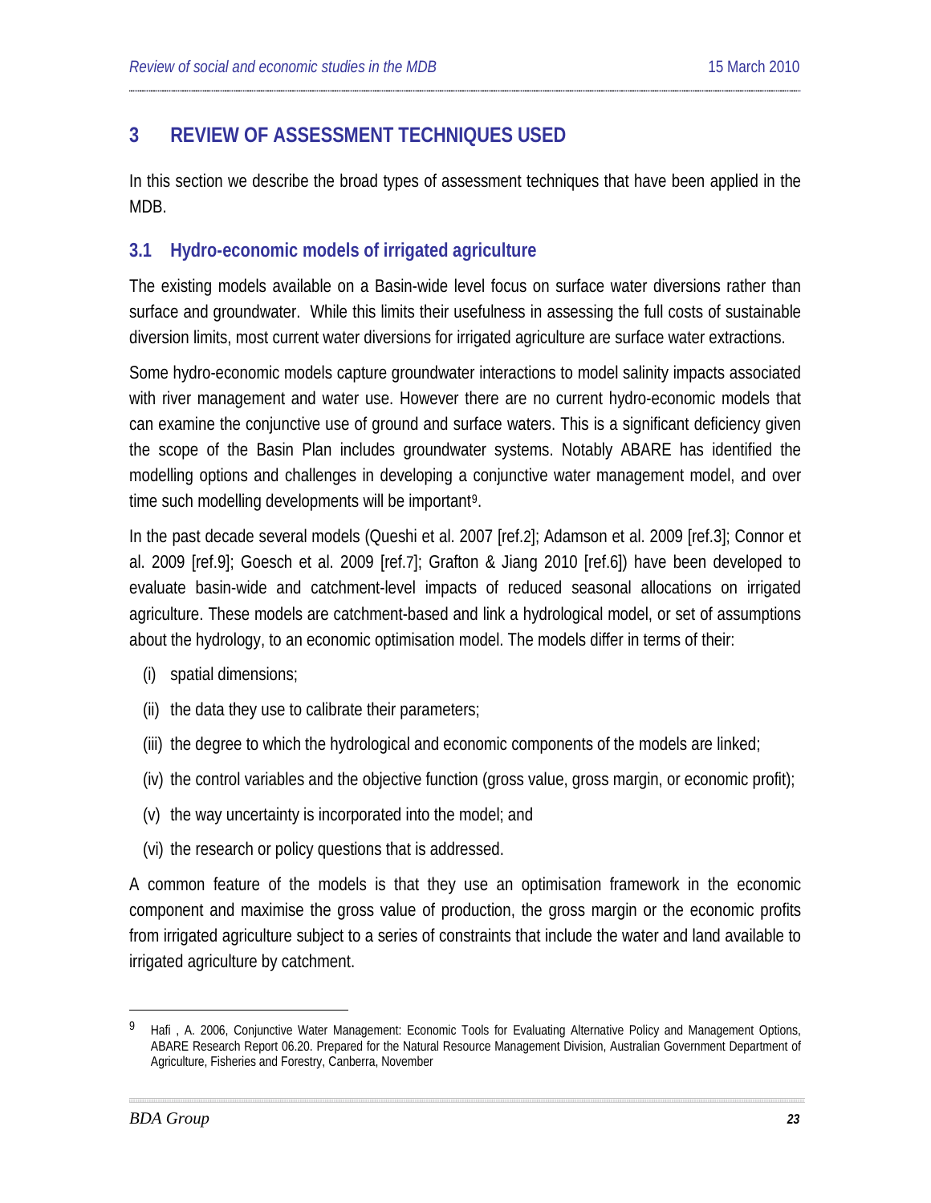# 3 REVIEW OF ASSESSMENT TECHNIQUES USED

In this section we describe the broad types of assessment techniques that have been applied in the MDB.

## 3.1 Hydro-economic models of irrigated agriculture

The existing models available on a Basin-wide level focus on surface water diversions rather than surface and groundwater. While this limits their usefulness in assessing the full costs of sustainable diversion limits, most current water diversions for irrigated agriculture are surface water extractions.

Some hydro-economic models capture groundwater interactions to model salinity impacts associated with river management and water use. However there are no current hydro-economic models that can examine the conjunctive use of ground and surface waters. This is a significant deficiency given the scope of the Basin Plan includes groundwater systems. Notably ABARE has identified the modelling options and challenges in developing a conjunctive water management model, and over time such modelling developments will be important[9].

In the past decade several models (Queshi et al. 2007 [ref.2]; Adamson et al. 2009 [ref.3]; Connor et al. 2009 [ref.9]; Goesch et al. 2009 [ref.7]; Grafton & Jiang 2010 [ref.6]) have been developed to evaluate basin-wide and catchment-level impacts of reduced seasonal allocations on irrigated agriculture. These models are catchment-based and link a hydrological model, or set of assumptions about the hydrology, to an economic optimisation model. The models differ in terms of their:

(i) spatial dimensions;

(ii) the data they use to calibrate their parameters;

(iii) the degree to which the hydrological and economic components of the models are linked;

(iv) the control variables and the objective function (gross value, gross margin, or economic profit);

(v) the way uncertainty is incorporated into the model; and

(vi) the research or policy questions that is addressed.

A common feature of the models is that they use an optimisation framework in the economic component and maximise the gross value of production, the gross margin or the economic profits from irrigated agriculture subject to a series of constraints that include the water and land available to irrigated agriculture by catchment.

---

[9] Hafi , A. 2006, Conjunctive Water Management: Economic Tools for Evaluating Alternative Policy and Management Options, ABARE Research Report 06.20. Prepared for the Natural Resource Management Division, Australian Government Department of Agriculture, Fisheries and Forestry, Canberra, November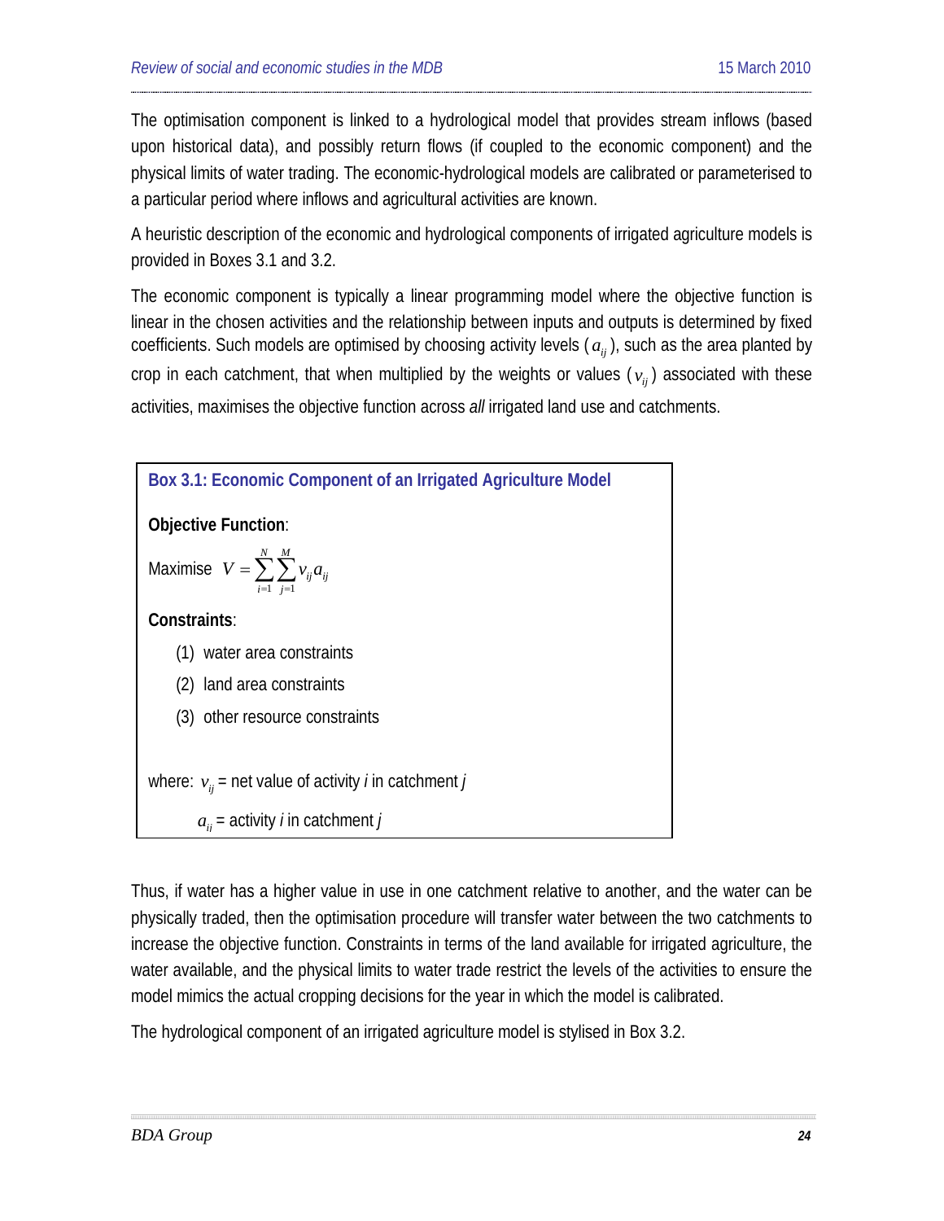The optimisation component is linked to a hydrological model that provides stream inflows (based upon historical data), and possibly return flows (if coupled to the economic component) and the physical limits of water trading. The economic-hydrological models are calibrated or parameterised to a particular period where inflows and agricultural activities are known.

A heuristic description of the economic and hydrological components of irrigated agriculture models is provided in Boxes 3.1 and 3.2.

The economic component is typically a linear programming model where the objective function is linear in the chosen activities and the relationship between inputs and outputs is determined by fixed coefficients. Such models are optimised by choosing activity levels ($a_{ij}$), such as the area planted by crop in each catchment, that when multiplied by the weights or values ($v_{ij}$) associated with these activities, maximises the objective function across *all* irrigated land use and catchments.

> **Box 3.1: Economic Component of an Irrigated Agriculture Model**
>
> **Objective Function**:
>
> Maximise $V = \sum_{i=1}^{N} \sum_{j=1}^{M} v_{ij} a_{ij}$
>
> **Constraints**:
>
> (1) water area constraints
>
> (2) land area constraints
>
> (3) other resource constraints
>
> where: $v_{ij}$ = net value of activity *i* in catchment *j*
>
> $a_{ij}$ = activity *i* in catchment *j*

Thus, if water has a higher value in use in one catchment relative to another, and the water can be physically traded, then the optimisation procedure will transfer water between the two catchments to increase the objective function. Constraints in terms of the land available for irrigated agriculture, the water available, and the physical limits to water trade restrict the levels of the activities to ensure the model mimics the actual cropping decisions for the year in which the model is calibrated.

The hydrological component of an irrigated agriculture model is stylised in Box 3.2.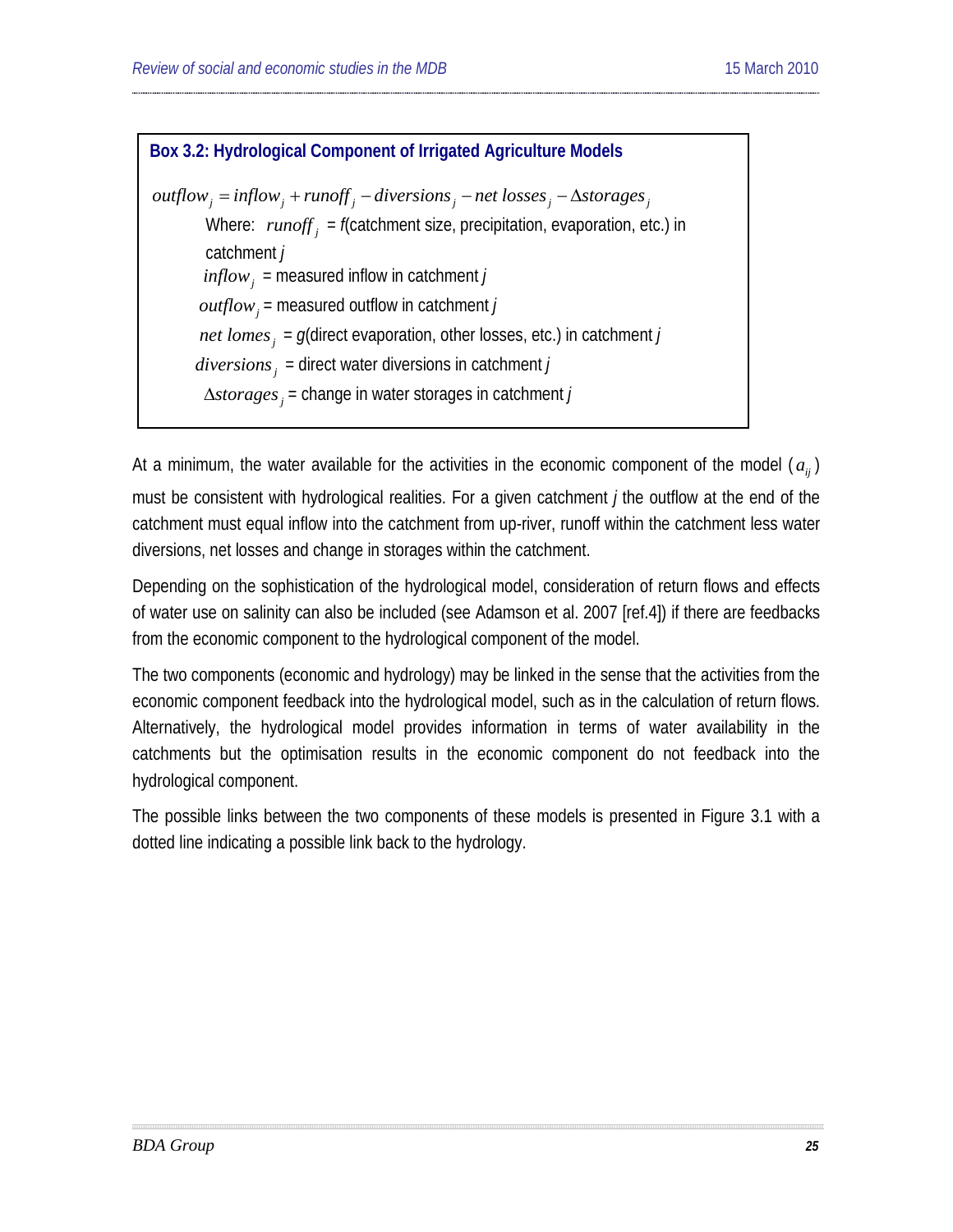**Box 3.2: Hydrological Component of Irrigated Agriculture Models**

$$outflow_j = inflow_j + runoff_j - diversions_j - net\ losses_j - \Delta storages_j$$

Where: $runoff_j$ = $f$(catchment size, precipitation, evaporation, etc.) in catchment $j$

$inflow_j$ = measured inflow in catchment $j$

$outflow_j$ = measured outflow in catchment $j$

$net\ lomes_j$ = $g$(direct evaporation, other losses, etc.) in catchment $j$

$diversions_j$ = direct water diversions in catchment $j$

$\Delta storages_j$ = change in water storages in catchment $j$

At a minimum, the water available for the activities in the economic component of the model ($a_{ij}$) must be consistent with hydrological realities. For a given catchment $j$ the outflow at the end of the catchment must equal inflow into the catchment from up-river, runoff within the catchment less water diversions, net losses and change in storages within the catchment.

Depending on the sophistication of the hydrological model, consideration of return flows and effects of water use on salinity can also be included (see Adamson et al. 2007 [ref.4]) if there are feedbacks from the economic component to the hydrological component of the model.

The two components (economic and hydrology) may be linked in the sense that the activities from the economic component feedback into the hydrological model, such as in the calculation of return flows. Alternatively, the hydrological model provides information in terms of water availability in the catchments but the optimisation results in the economic component do not feedback into the hydrological component.

The possible links between the two components of these models is presented in Figure 3.1 with a dotted line indicating a possible link back to the hydrology.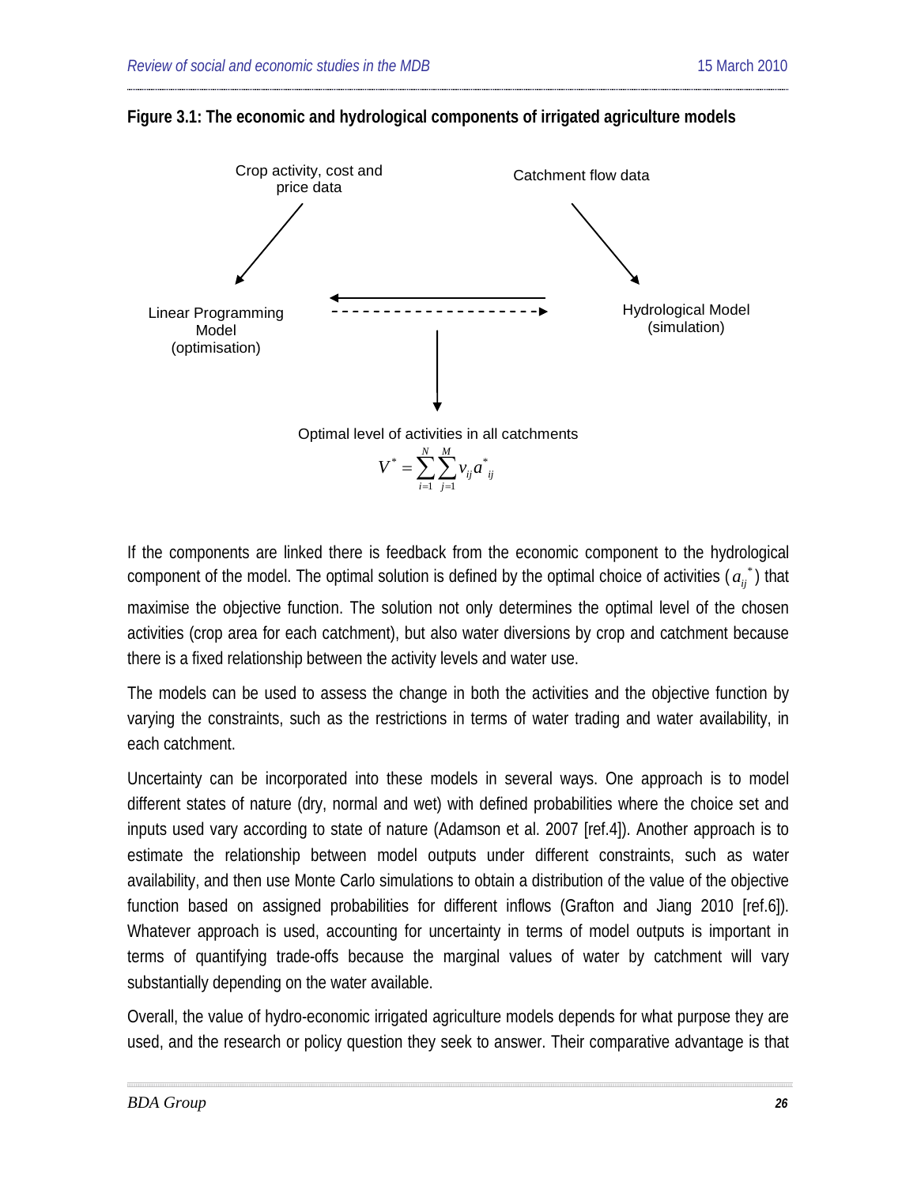**Figure 3.1: The economic and hydrological components of irrigated agriculture models**

Crop activity, cost and price data

Catchment flow data

Linear Programming Model (optimisation)

Hydrological Model (simulation)

Optimal level of activities in all catchments

$$V^* = \sum_{i=1}^{N} \sum_{j=1}^{M} v_{ij} a^*_{ij}$$

If the components are linked there is feedback from the economic component to the hydrological component of the model. The optimal solution is defined by the optimal choice of activities ($a_{ij}^*$) that maximise the objective function. The solution not only determines the optimal level of the chosen activities (crop area for each catchment), but also water diversions by crop and catchment because there is a fixed relationship between the activity levels and water use.

The models can be used to assess the change in both the activities and the objective function by varying the constraints, such as the restrictions in terms of water trading and water availability, in each catchment.

Uncertainty can be incorporated into these models in several ways. One approach is to model different states of nature (dry, normal and wet) with defined probabilities where the choice set and inputs used vary according to state of nature (Adamson et al. 2007 [ref.4]). Another approach is to estimate the relationship between model outputs under different constraints, such as water availability, and then use Monte Carlo simulations to obtain a distribution of the value of the objective function based on assigned probabilities for different inflows (Grafton and Jiang 2010 [ref.6]). Whatever approach is used, accounting for uncertainty in terms of model outputs is important in terms of quantifying trade-offs because the marginal values of water by catchment will vary substantially depending on the water available.

Overall, the value of hydro-economic irrigated agriculture models depends for what purpose they are used, and the research or policy question they seek to answer. Their comparative advantage is that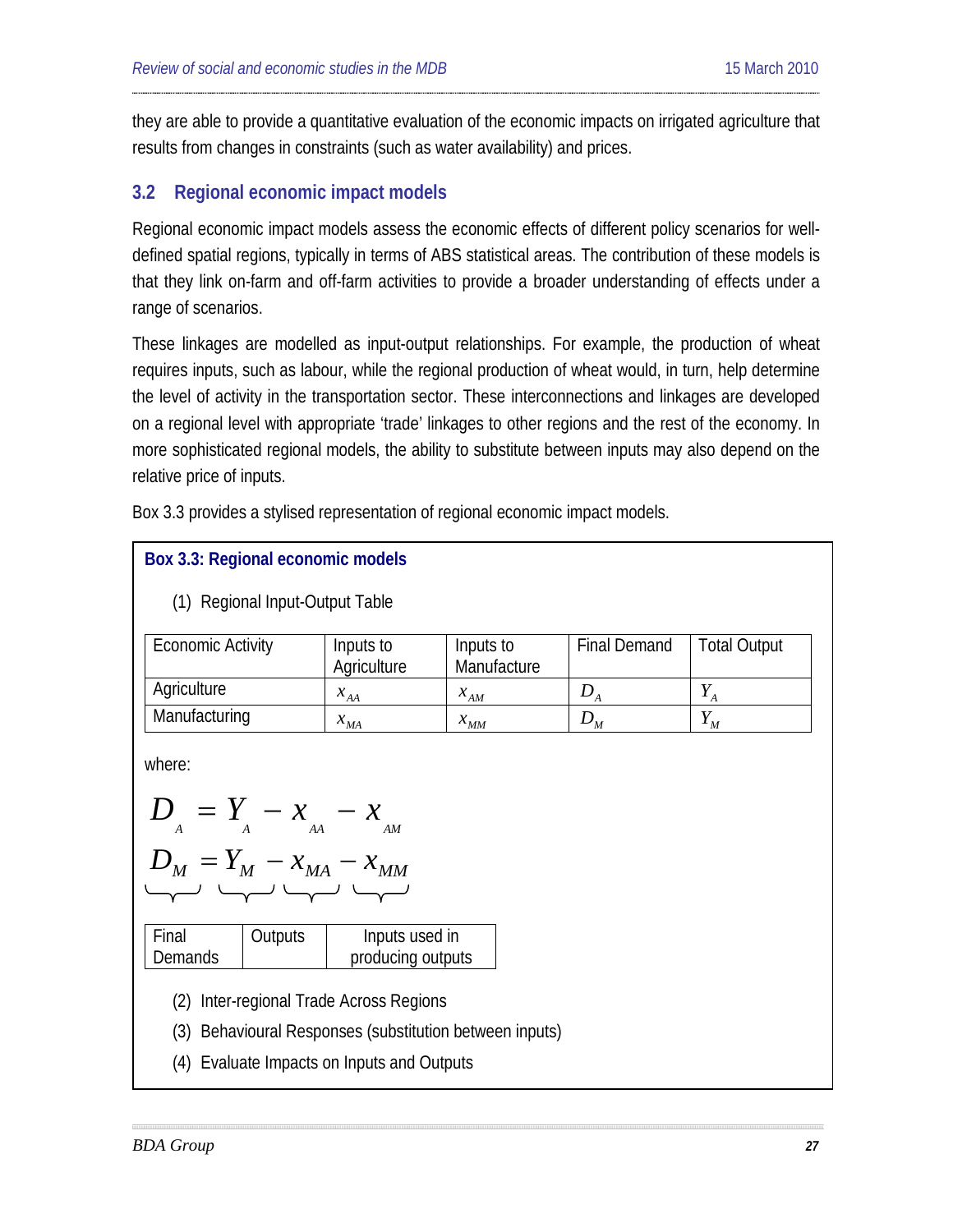they are able to provide a quantitative evaluation of the economic impacts on irrigated agriculture that results from changes in constraints (such as water availability) and prices.

## 3.2 Regional economic impact models

Regional economic impact models assess the economic effects of different policy scenarios for well-defined spatial regions, typically in terms of ABS statistical areas. The contribution of these models is that they link on-farm and off-farm activities to provide a broader understanding of effects under a range of scenarios.

These linkages are modelled as input-output relationships. For example, the production of wheat requires inputs, such as labour, while the regional production of wheat would, in turn, help determine the level of activity in the transportation sector. These interconnections and linkages are developed on a regional level with appropriate 'trade' linkages to other regions and the rest of the economy. In more sophisticated regional models, the ability to substitute between inputs may also depend on the relative price of inputs.

Box 3.3 provides a stylised representation of regional economic impact models.

**Box 3.3: Regional economic models**

(1) Regional Input-Output Table

| Economic Activity | Inputs to Agriculture | Inputs to Manufacture | Final Demand | Total Output |
|---|---|---|---|---|
| Agriculture | $x_{AA}$ | $x_{AM}$ | $D_A$ | $Y_A$ |
| Manufacturing | $x_{MA}$ | $x_{MM}$ | $D_M$ | $Y_M$ |

where:

$$D_A = Y_A - x_{AA} - x_{AM}$$

$$\underbrace{D_M}_{\text{Final Demands}} = \underbrace{Y_M}_{\text{Outputs}} - \underbrace{x_{MA} - x_{MM}}_{\text{Inputs used in producing outputs}}$$

(2) Inter-regional Trade Across Regions

(3) Behavioural Responses (substitution between inputs)

(4) Evaluate Impacts on Inputs and Outputs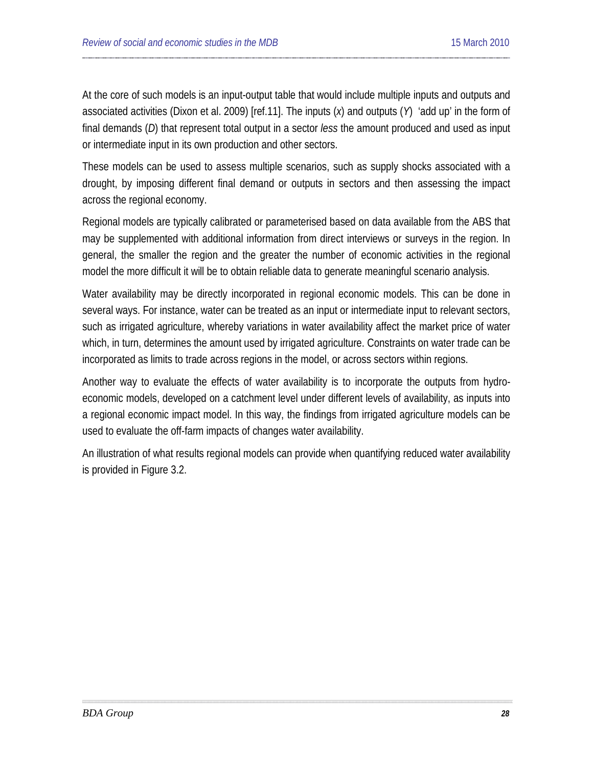At the core of such models is an input-output table that would include multiple inputs and outputs and associated activities (Dixon et al. 2009) [ref.11]. The inputs ($x$) and outputs ($Y$) 'add up' in the form of final demands ($D$) that represent total output in a sector *less* the amount produced and used as input or intermediate input in its own production and other sectors.

These models can be used to assess multiple scenarios, such as supply shocks associated with a drought, by imposing different final demand or outputs in sectors and then assessing the impact across the regional economy.

Regional models are typically calibrated or parameterised based on data available from the ABS that may be supplemented with additional information from direct interviews or surveys in the region. In general, the smaller the region and the greater the number of economic activities in the regional model the more difficult it will be to obtain reliable data to generate meaningful scenario analysis.

Water availability may be directly incorporated in regional economic models. This can be done in several ways. For instance, water can be treated as an input or intermediate input to relevant sectors, such as irrigated agriculture, whereby variations in water availability affect the market price of water which, in turn, determines the amount used by irrigated agriculture. Constraints on water trade can be incorporated as limits to trade across regions in the model, or across sectors within regions.

Another way to evaluate the effects of water availability is to incorporate the outputs from hydro-economic models, developed on a catchment level under different levels of availability, as inputs into a regional economic impact model. In this way, the findings from irrigated agriculture models can be used to evaluate the off-farm impacts of changes water availability.

An illustration of what results regional models can provide when quantifying reduced water availability is provided in Figure 3.2.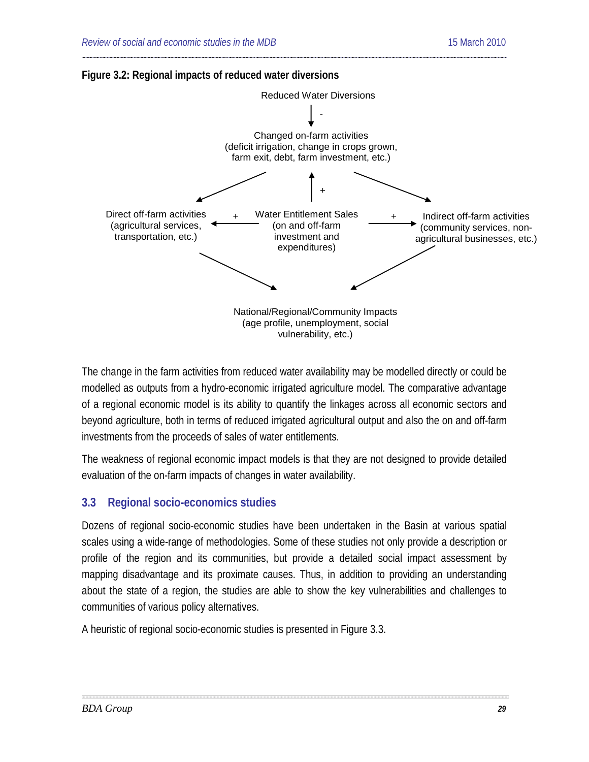**Figure 3.2: Regional impacts of reduced water diversions**

Reduced Water Diversions

Changed on-farm activities (deficit irrigation, change in crops grown, farm exit, debt, farm investment, etc.)

Direct off-farm activities (agricultural services, transportation, etc.)

Water Entitlement Sales (on and off-farm investment and expenditures)

Indirect off-farm activities (community services, non-agricultural businesses, etc.)

National/Regional/Community Impacts (age profile, unemployment, social vulnerability, etc.)

The change in the farm activities from reduced water availability may be modelled directly or could be modelled as outputs from a hydro-economic irrigated agriculture model. The comparative advantage of a regional economic model is its ability to quantify the linkages across all economic sectors and beyond agriculture, both in terms of reduced irrigated agricultural output and also the on and off-farm investments from the proceeds of sales of water entitlements.

The weakness of regional economic impact models is that they are not designed to provide detailed evaluation of the on-farm impacts of changes in water availability.

## 3.3 Regional socio-economics studies

Dozens of regional socio-economic studies have been undertaken in the Basin at various spatial scales using a wide-range of methodologies. Some of these studies not only provide a description or profile of the region and its communities, but provide a detailed social impact assessment by mapping disadvantage and its proximate causes. Thus, in addition to providing an understanding about the state of a region, the studies are able to show the key vulnerabilities and challenges to communities of various policy alternatives.

A heuristic of regional socio-economic studies is presented in Figure 3.3.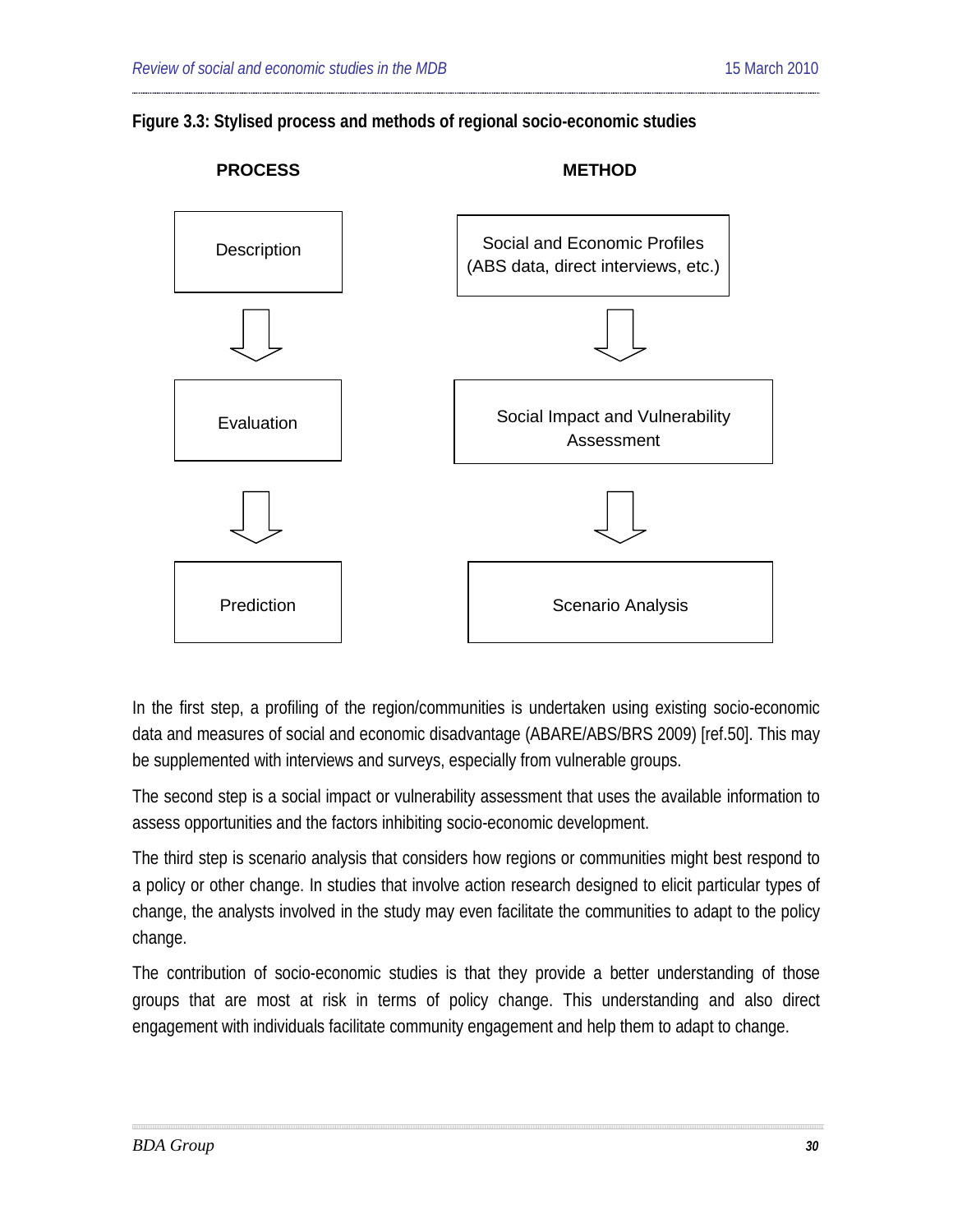**Figure 3.3: Stylised process and methods of regional socio-economic studies**

| PROCESS | METHOD |
| --- | --- |
| Description | Social and Economic Profiles (ABS data, direct interviews, etc.) |
| ⇩ | ⇩ |
| Evaluation | Social Impact and Vulnerability Assessment |
| ⇩ | ⇩ |
| Prediction | Scenario Analysis |

In the first step, a profiling of the region/communities is undertaken using existing socio-economic data and measures of social and economic disadvantage (ABARE/ABS/BRS 2009) [ref.50]. This may be supplemented with interviews and surveys, especially from vulnerable groups.

The second step is a social impact or vulnerability assessment that uses the available information to assess opportunities and the factors inhibiting socio-economic development.

The third step is scenario analysis that considers how regions or communities might best respond to a policy or other change. In studies that involve action research designed to elicit particular types of change, the analysts involved in the study may even facilitate the communities to adapt to the policy change.

The contribution of socio-economic studies is that they provide a better understanding of those groups that are most at risk in terms of policy change. This understanding and also direct engagement with individuals facilitate community engagement and help them to adapt to change.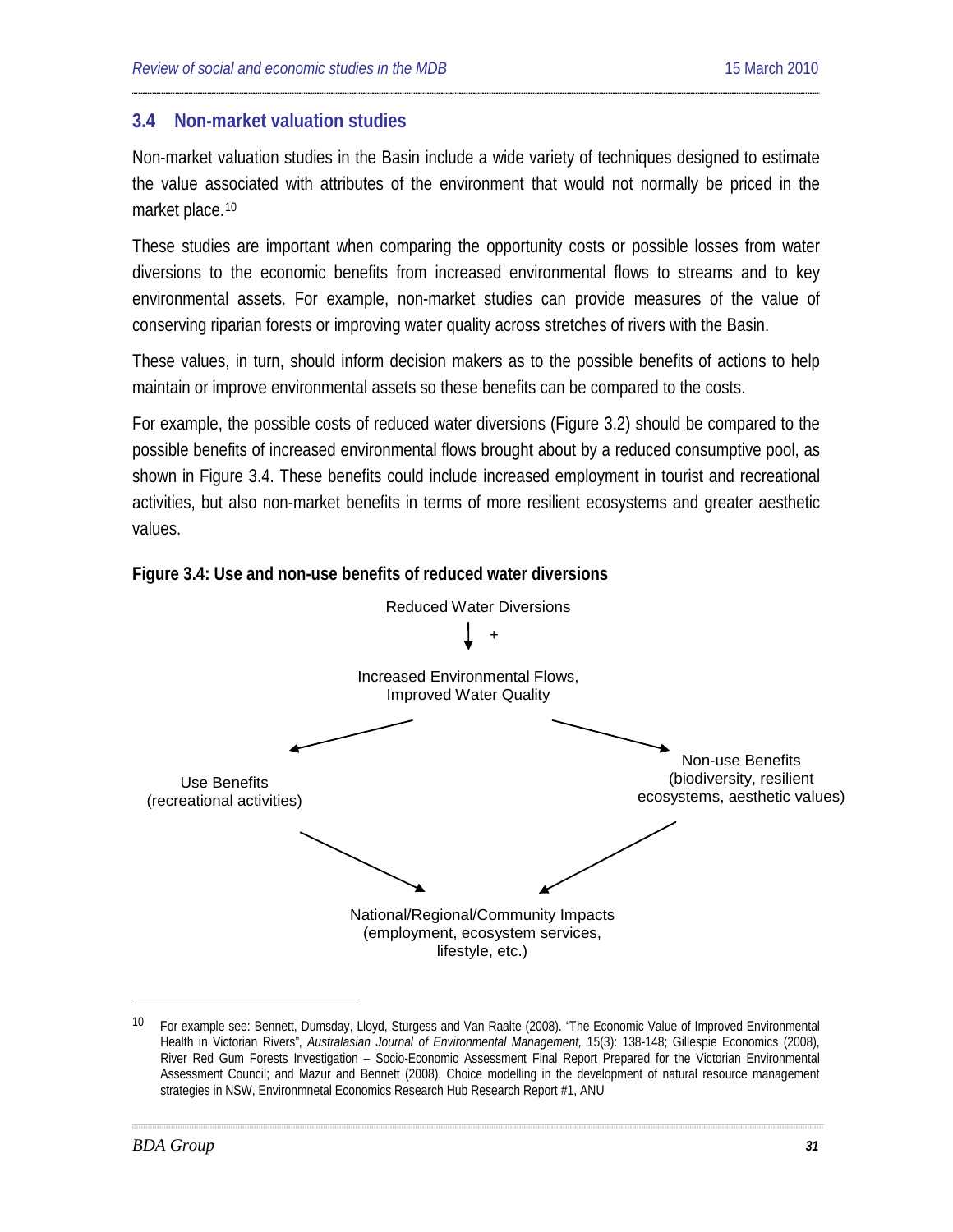## 3.4 Non-market valuation studies

Non-market valuation studies in the Basin include a wide variety of techniques designed to estimate the value associated with attributes of the environment that would not normally be priced in the market place.[10]

These studies are important when comparing the opportunity costs or possible losses from water diversions to the economic benefits from increased environmental flows to streams and to key environmental assets. For example, non-market studies can provide measures of the value of conserving riparian forests or improving water quality across stretches of rivers with the Basin.

These values, in turn, should inform decision makers as to the possible benefits of actions to help maintain or improve environmental assets so these benefits can be compared to the costs.

For example, the possible costs of reduced water diversions (Figure 3.2) should be compared to the possible benefits of increased environmental flows brought about by a reduced consumptive pool, as shown in Figure 3.4. These benefits could include increased employment in tourist and recreational activities, but also non-market benefits in terms of more resilient ecosystems and greater aesthetic values.

**Figure 3.4: Use and non-use benefits of reduced water diversions**

Reduced Water Diversions

↓ +

Increased Environmental Flows,
Improved Water Quality

Use Benefits
(recreational activities)

Non-use Benefits
(biodiversity, resilient ecosystems, aesthetic values)

National/Regional/Community Impacts
(employment, ecosystem services, lifestyle, etc.)

---

[10] For example see: Bennett, Dumsday, Lloyd, Sturgess and Van Raalte (2008). "The Economic Value of Improved Environmental Health in Victorian Rivers", *Australasian Journal of Environmental Management,* 15(3): 138-148; Gillespie Economics (2008), River Red Gum Forests Investigation – Socio-Economic Assessment Final Report Prepared for the Victorian Environmental Assessment Council; and Mazur and Bennett (2008), Choice modelling in the development of natural resource management strategies in NSW, Environmnetal Economics Research Hub Research Report #1, ANU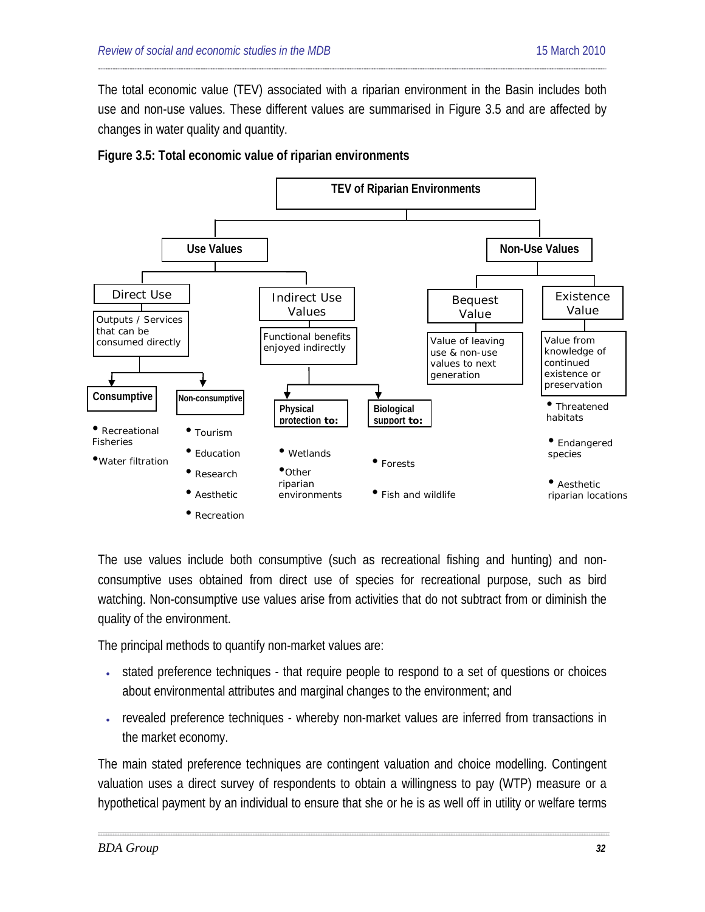The total economic value (TEV) associated with a riparian environment in the Basin includes both use and non-use values. These different values are summarised in Figure 3.5 and are affected by changes in water quality and quantity.

**Figure 3.5: Total economic value of riparian environments**

**TEV of Riparian Environments**

**Use Values**

- Direct Use — Outputs / Services that can be consumed directly
  - **Consumptive**
    - Recreational Fisheries
    - Water filtration
  - **Non-consumptive**
    - Tourism
    - Education
    - Research
    - Aesthetic
    - Recreation
- Indirect Use Values — Functional benefits enjoyed indirectly
  - **Physical protection to:**
    - Wetlands
    - Other riparian environments
  - **Biological support to:**
    - Forests
    - Fish and wildlife

**Non-Use Values**

- Bequest Value — Value of leaving use & non-use values to next generation
- Existence Value — Value from knowledge of continued existence or preservation
  - Threatened habitats
  - Endangered species
  - Aesthetic riparian locations

The use values include both consumptive (such as recreational fishing and hunting) and non-consumptive uses obtained from direct use of species for recreational purpose, such as bird watching. Non-consumptive use values arise from activities that do not subtract from or diminish the quality of the environment.

The principal methods to quantify non-market values are:

- stated preference techniques - that require people to respond to a set of questions or choices about environmental attributes and marginal changes to the environment; and
- revealed preference techniques - whereby non-market values are inferred from transactions in the market economy.

The main stated preference techniques are contingent valuation and choice modelling. Contingent valuation uses a direct survey of respondents to obtain a willingness to pay (WTP) measure or a hypothetical payment by an individual to ensure that she or he is as well off in utility or welfare terms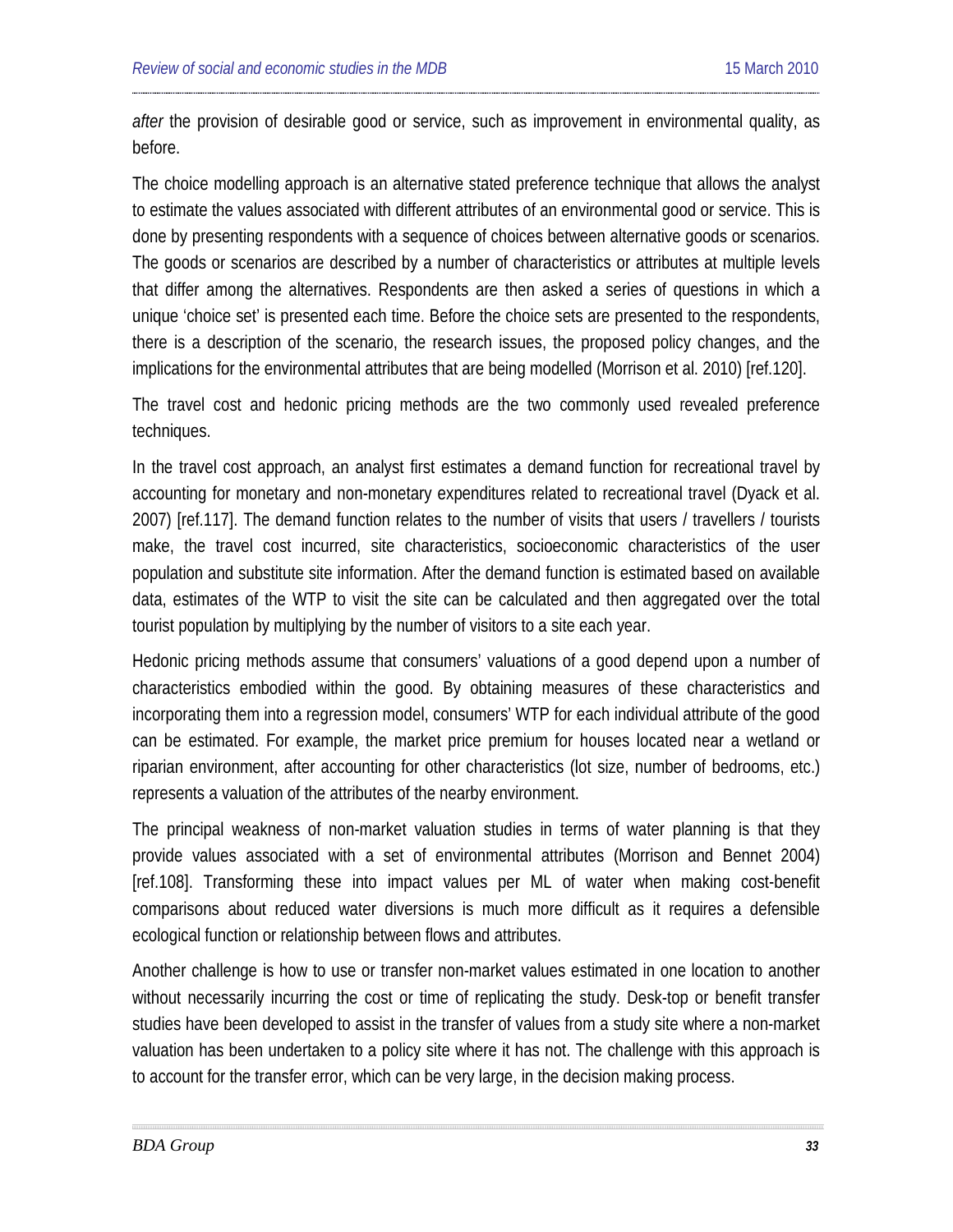*after* the provision of desirable good or service, such as improvement in environmental quality, as before.

The choice modelling approach is an alternative stated preference technique that allows the analyst to estimate the values associated with different attributes of an environmental good or service. This is done by presenting respondents with a sequence of choices between alternative goods or scenarios. The goods or scenarios are described by a number of characteristics or attributes at multiple levels that differ among the alternatives. Respondents are then asked a series of questions in which a unique 'choice set' is presented each time. Before the choice sets are presented to the respondents, there is a description of the scenario, the research issues, the proposed policy changes, and the implications for the environmental attributes that are being modelled (Morrison et al. 2010) [ref.120].

The travel cost and hedonic pricing methods are the two commonly used revealed preference techniques.

In the travel cost approach, an analyst first estimates a demand function for recreational travel by accounting for monetary and non-monetary expenditures related to recreational travel (Dyack et al. 2007) [ref.117]. The demand function relates to the number of visits that users / travellers / tourists make, the travel cost incurred, site characteristics, socioeconomic characteristics of the user population and substitute site information. After the demand function is estimated based on available data, estimates of the WTP to visit the site can be calculated and then aggregated over the total tourist population by multiplying by the number of visitors to a site each year.

Hedonic pricing methods assume that consumers' valuations of a good depend upon a number of characteristics embodied within the good. By obtaining measures of these characteristics and incorporating them into a regression model, consumers' WTP for each individual attribute of the good can be estimated. For example, the market price premium for houses located near a wetland or riparian environment, after accounting for other characteristics (lot size, number of bedrooms, etc.) represents a valuation of the attributes of the nearby environment.

The principal weakness of non-market valuation studies in terms of water planning is that they provide values associated with a set of environmental attributes (Morrison and Bennet 2004) [ref.108]. Transforming these into impact values per ML of water when making cost-benefit comparisons about reduced water diversions is much more difficult as it requires a defensible ecological function or relationship between flows and attributes.

Another challenge is how to use or transfer non-market values estimated in one location to another without necessarily incurring the cost or time of replicating the study. Desk-top or benefit transfer studies have been developed to assist in the transfer of values from a study site where a non-market valuation has been undertaken to a policy site where it has not. The challenge with this approach is to account for the transfer error, which can be very large, in the decision making process.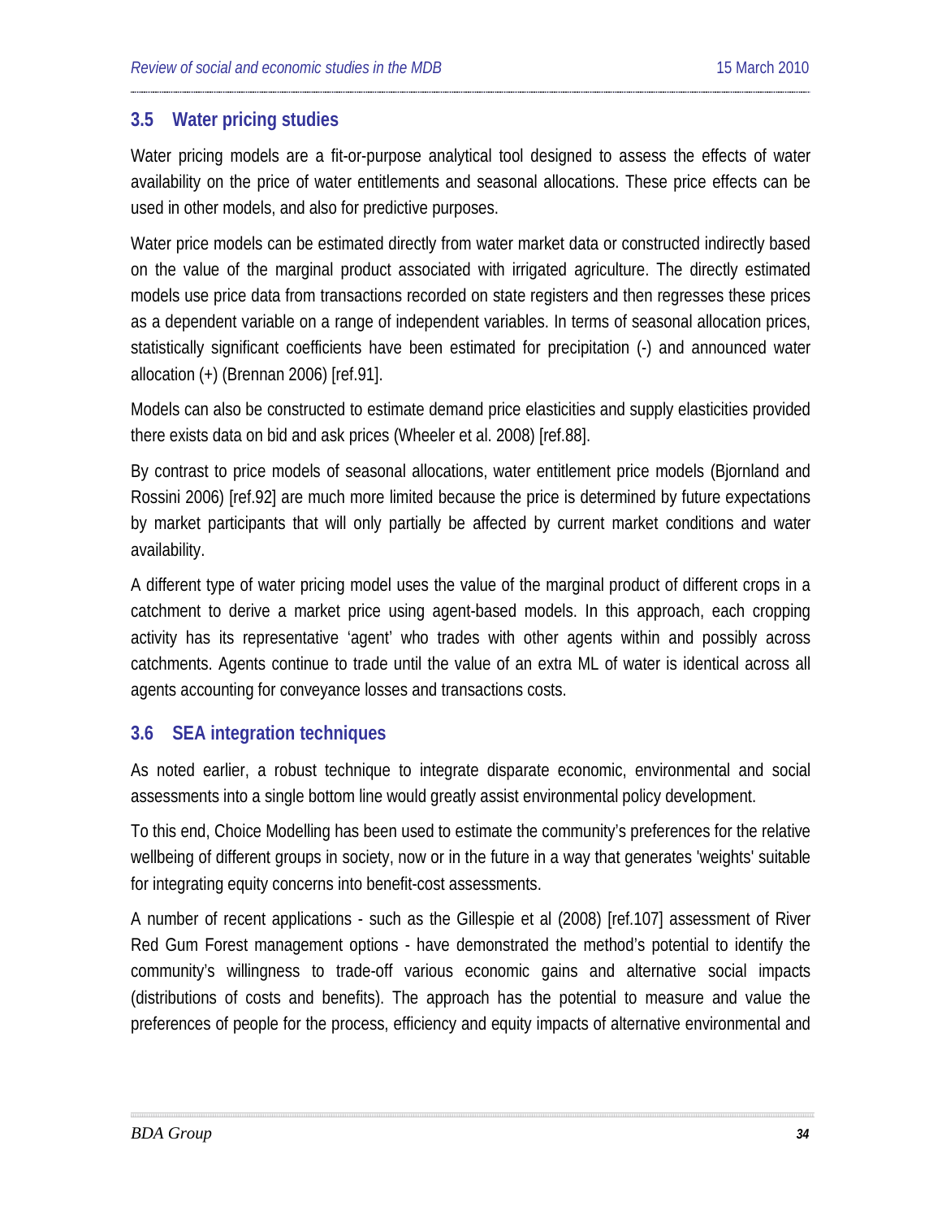## 3.5 Water pricing studies

Water pricing models are a fit-or-purpose analytical tool designed to assess the effects of water availability on the price of water entitlements and seasonal allocations. These price effects can be used in other models, and also for predictive purposes.

Water price models can be estimated directly from water market data or constructed indirectly based on the value of the marginal product associated with irrigated agriculture. The directly estimated models use price data from transactions recorded on state registers and then regresses these prices as a dependent variable on a range of independent variables. In terms of seasonal allocation prices, statistically significant coefficients have been estimated for precipitation (-) and announced water allocation (+) (Brennan 2006) [ref.91].

Models can also be constructed to estimate demand price elasticities and supply elasticities provided there exists data on bid and ask prices (Wheeler et al. 2008) [ref.88].

By contrast to price models of seasonal allocations, water entitlement price models (Bjornland and Rossini 2006) [ref.92] are much more limited because the price is determined by future expectations by market participants that will only partially be affected by current market conditions and water availability.

A different type of water pricing model uses the value of the marginal product of different crops in a catchment to derive a market price using agent-based models. In this approach, each cropping activity has its representative 'agent' who trades with other agents within and possibly across catchments. Agents continue to trade until the value of an extra ML of water is identical across all agents accounting for conveyance losses and transactions costs.

## 3.6 SEA integration techniques

As noted earlier, a robust technique to integrate disparate economic, environmental and social assessments into a single bottom line would greatly assist environmental policy development.

To this end, Choice Modelling has been used to estimate the community's preferences for the relative wellbeing of different groups in society, now or in the future in a way that generates 'weights' suitable for integrating equity concerns into benefit-cost assessments.

A number of recent applications - such as the Gillespie et al (2008) [ref.107] assessment of River Red Gum Forest management options - have demonstrated the method's potential to identify the community's willingness to trade-off various economic gains and alternative social impacts (distributions of costs and benefits). The approach has the potential to measure and value the preferences of people for the process, efficiency and equity impacts of alternative environmental and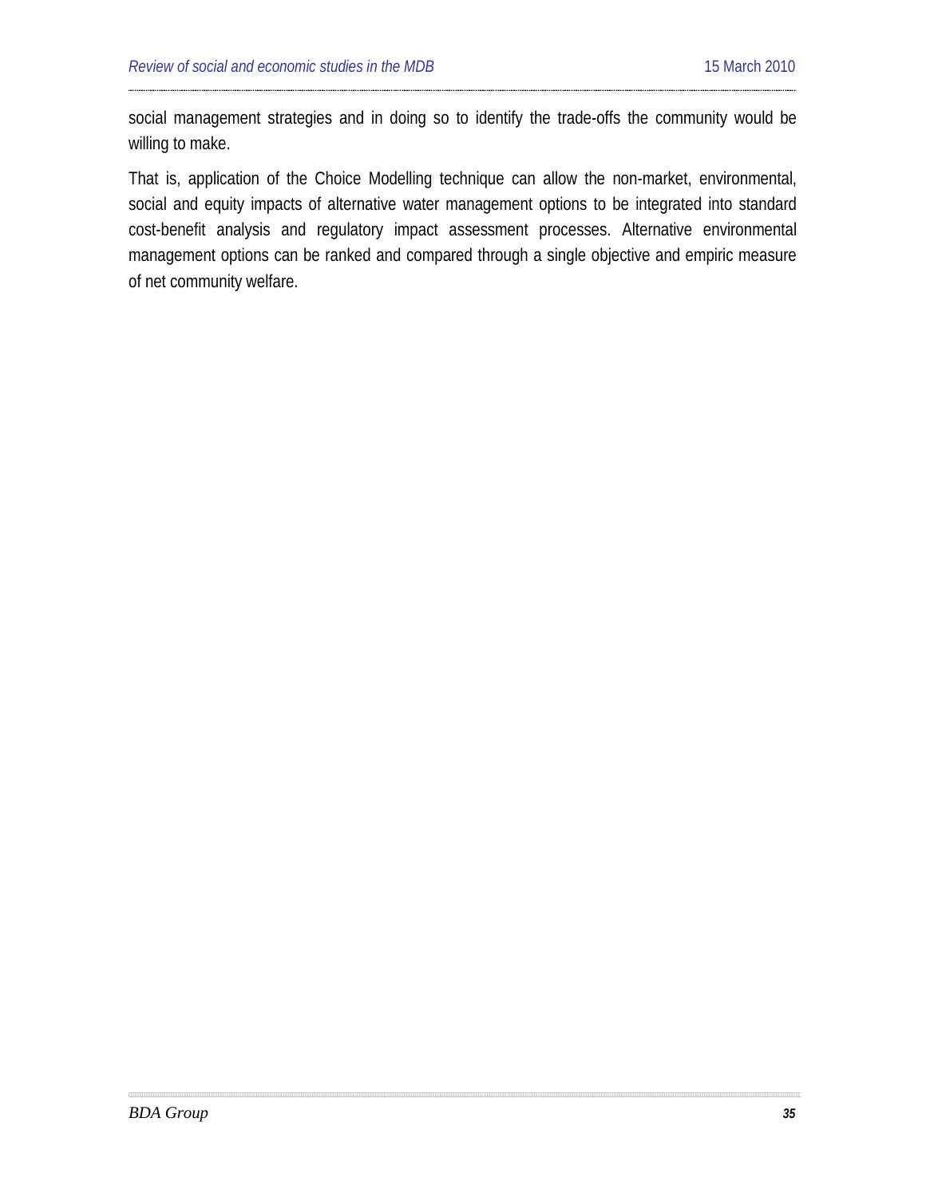social management strategies and in doing so to identify the trade-offs the community would be willing to make.

That is, application of the Choice Modelling technique can allow the non-market, environmental, social and equity impacts of alternative water management options to be integrated into standard cost-benefit analysis and regulatory impact assessment processes. Alternative environmental management options can be ranked and compared through a single objective and empiric measure of net community welfare.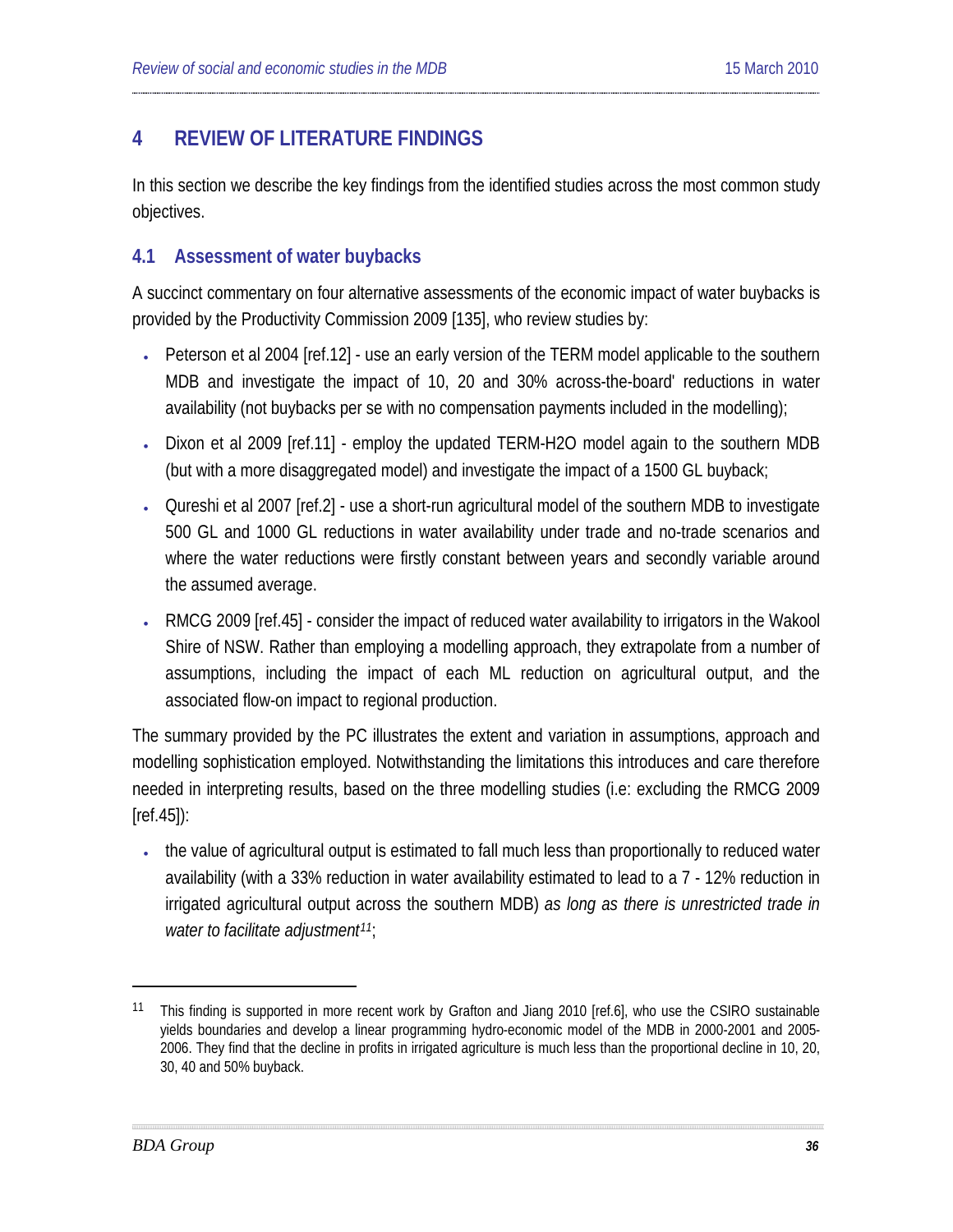# 4 REVIEW OF LITERATURE FINDINGS

In this section we describe the key findings from the identified studies across the most common study objectives.

## 4.1 Assessment of water buybacks

A succinct commentary on four alternative assessments of the economic impact of water buybacks is provided by the Productivity Commission 2009 [135], who review studies by:

- Peterson et al 2004 [ref.12] - use an early version of the TERM model applicable to the southern MDB and investigate the impact of 10, 20 and 30% across-the-board' reductions in water availability (not buybacks per se with no compensation payments included in the modelling);
- Dixon et al 2009 [ref.11] - employ the updated TERM-H2O model again to the southern MDB (but with a more disaggregated model) and investigate the impact of a 1500 GL buyback;
- Qureshi et al 2007 [ref.2] - use a short-run agricultural model of the southern MDB to investigate 500 GL and 1000 GL reductions in water availability under trade and no-trade scenarios and where the water reductions were firstly constant between years and secondly variable around the assumed average.
- RMCG 2009 [ref.45] - consider the impact of reduced water availability to irrigators in the Wakool Shire of NSW. Rather than employing a modelling approach, they extrapolate from a number of assumptions, including the impact of each ML reduction on agricultural output, and the associated flow-on impact to regional production.

The summary provided by the PC illustrates the extent and variation in assumptions, approach and modelling sophistication employed. Notwithstanding the limitations this introduces and care therefore needed in interpreting results, based on the three modelling studies (i.e: excluding the RMCG 2009 [ref.45]):

- the value of agricultural output is estimated to fall much less than proportionally to reduced water availability (with a 33% reduction in water availability estimated to lead to a 7 - 12% reduction in irrigated agricultural output across the southern MDB) *as long as there is unrestricted trade in water to facilitate adjustment*[11];

[11] This finding is supported in more recent work by Grafton and Jiang 2010 [ref.6], who use the CSIRO sustainable yields boundaries and develop a linear programming hydro-economic model of the MDB in 2000-2001 and 2005-2006. They find that the decline in profits in irrigated agriculture is much less than the proportional decline in 10, 20, 30, 40 and 50% buyback.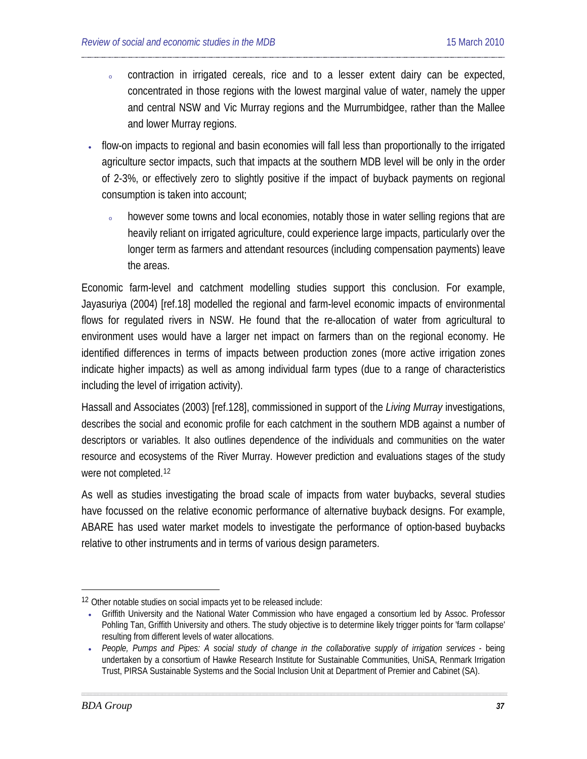- contraction in irrigated cereals, rice and to a lesser extent dairy can be expected, concentrated in those regions with the lowest marginal value of water, namely the upper and central NSW and Vic Murray regions and the Murrumbidgee, rather than the Mallee and lower Murray regions.
- flow-on impacts to regional and basin economies will fall less than proportionally to the irrigated agriculture sector impacts, such that impacts at the southern MDB level will be only in the order of 2-3%, or effectively zero to slightly positive if the impact of buyback payments on regional consumption is taken into account;
  - however some towns and local economies, notably those in water selling regions that are heavily reliant on irrigated agriculture, could experience large impacts, particularly over the longer term as farmers and attendant resources (including compensation payments) leave the areas.

Economic farm-level and catchment modelling studies support this conclusion. For example, Jayasuriya (2004) [ref.18] modelled the regional and farm-level economic impacts of environmental flows for regulated rivers in NSW. He found that the re-allocation of water from agricultural to environment uses would have a larger net impact on farmers than on the regional economy. He identified differences in terms of impacts between production zones (more active irrigation zones indicate higher impacts) as well as among individual farm types (due to a range of characteristics including the level of irrigation activity).

Hassall and Associates (2003) [ref.128], commissioned in support of the *Living Murray* investigations, describes the social and economic profile for each catchment in the southern MDB against a number of descriptors or variables. It also outlines dependence of the individuals and communities on the water resource and ecosystems of the River Murray. However prediction and evaluations stages of the study were not completed.[12]

As well as studies investigating the broad scale of impacts from water buybacks, several studies have focussed on the relative economic performance of alternative buyback designs. For example, ABARE has used water market models to investigate the performance of option-based buybacks relative to other instruments and in terms of various design parameters.

---

[12] Other notable studies on social impacts yet to be released include:

- Griffith University and the National Water Commission who have engaged a consortium led by Assoc. Professor Pohling Tan, Griffith University and others. The study objective is to determine likely trigger points for 'farm collapse' resulting from different levels of water allocations.
- *People, Pumps and Pipes: A social study of change in the collaborative supply of irrigation services* - being undertaken by a consortium of Hawke Research Institute for Sustainable Communities, UniSA, Renmark Irrigation Trust, PIRSA Sustainable Systems and the Social Inclusion Unit at Department of Premier and Cabinet (SA).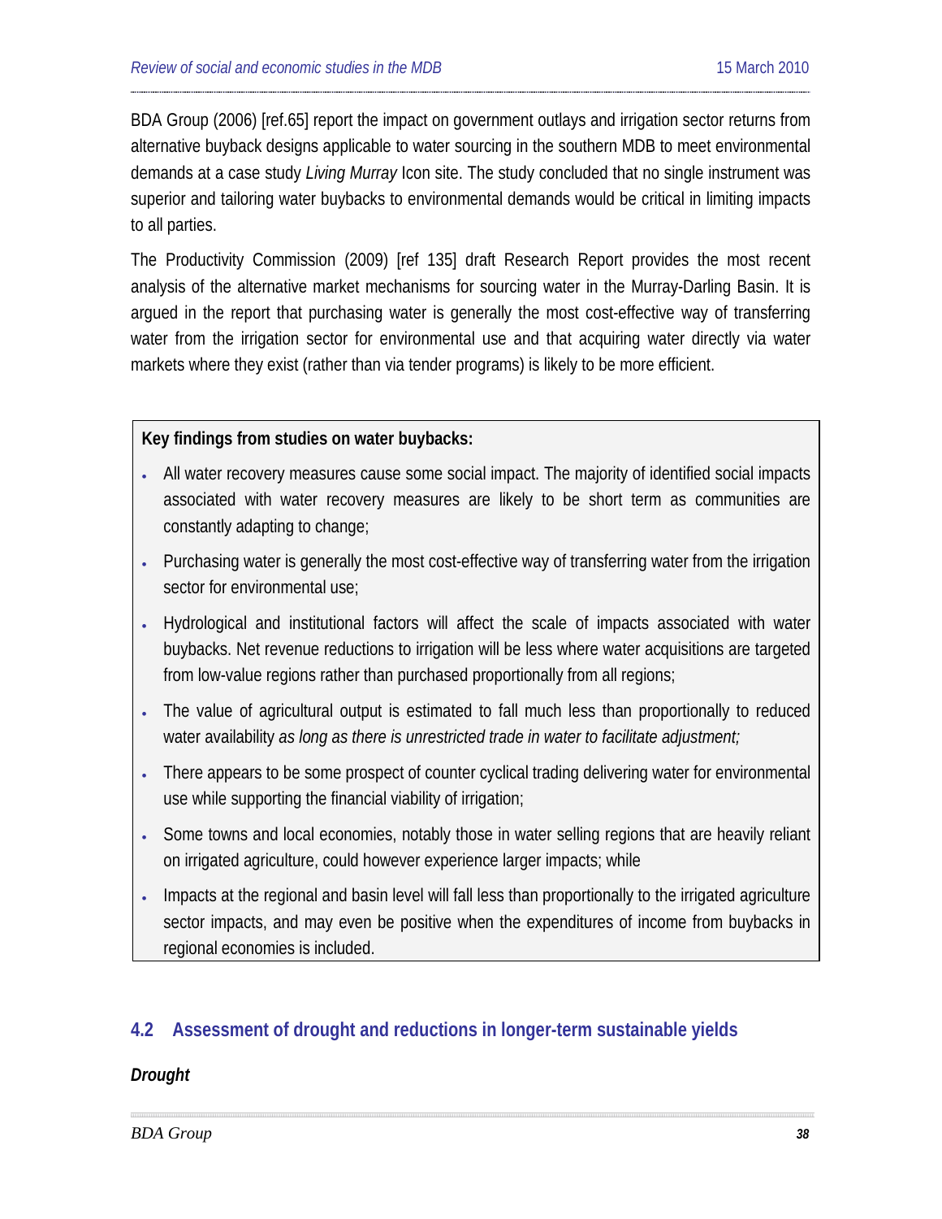BDA Group (2006) [ref.65] report the impact on government outlays and irrigation sector returns from alternative buyback designs applicable to water sourcing in the southern MDB to meet environmental demands at a case study *Living Murray* Icon site. The study concluded that no single instrument was superior and tailoring water buybacks to environmental demands would be critical in limiting impacts to all parties.

The Productivity Commission (2009) [ref 135] draft Research Report provides the most recent analysis of the alternative market mechanisms for sourcing water in the Murray-Darling Basin. It is argued in the report that purchasing water is generally the most cost-effective way of transferring water from the irrigation sector for environmental use and that acquiring water directly via water markets where they exist (rather than via tender programs) is likely to be more efficient.

**Key findings from studies on water buybacks:**

- All water recovery measures cause some social impact. The majority of identified social impacts associated with water recovery measures are likely to be short term as communities are constantly adapting to change;
- Purchasing water is generally the most cost-effective way of transferring water from the irrigation sector for environmental use;
- Hydrological and institutional factors will affect the scale of impacts associated with water buybacks. Net revenue reductions to irrigation will be less where water acquisitions are targeted from low-value regions rather than purchased proportionally from all regions;
- The value of agricultural output is estimated to fall much less than proportionally to reduced water availability *as long as there is unrestricted trade in water to facilitate adjustment;*
- There appears to be some prospect of counter cyclical trading delivering water for environmental use while supporting the financial viability of irrigation;
- Some towns and local economies, notably those in water selling regions that are heavily reliant on irrigated agriculture, could however experience larger impacts; while
- Impacts at the regional and basin level will fall less than proportionally to the irrigated agriculture sector impacts, and may even be positive when the expenditures of income from buybacks in regional economies is included.

## 4.2 Assessment of drought and reductions in longer-term sustainable yields

***Drought***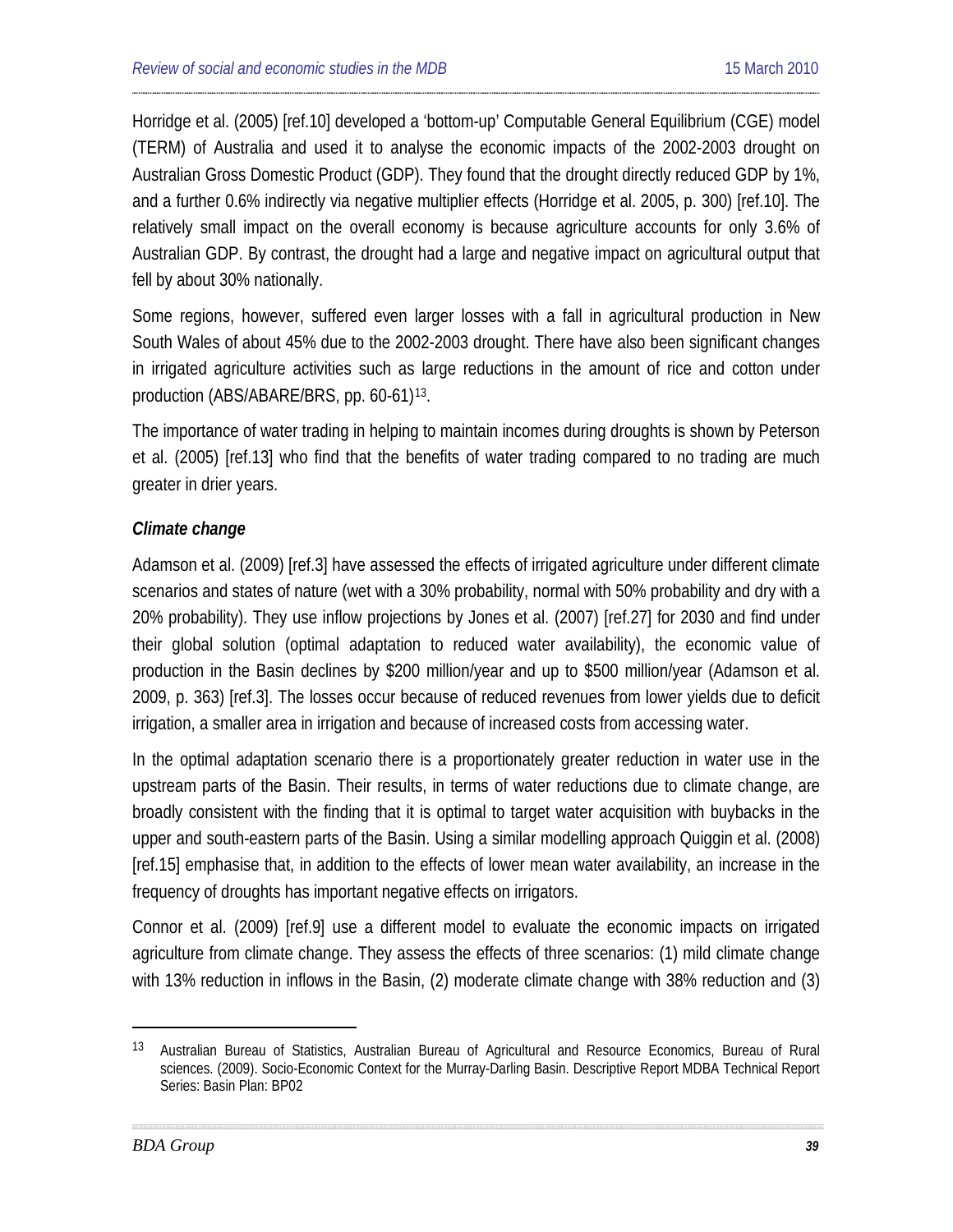Horridge et al. (2005) [ref.10] developed a 'bottom-up' Computable General Equilibrium (CGE) model (TERM) of Australia and used it to analyse the economic impacts of the 2002-2003 drought on Australian Gross Domestic Product (GDP). They found that the drought directly reduced GDP by 1%, and a further 0.6% indirectly via negative multiplier effects (Horridge et al. 2005, p. 300) [ref.10]. The relatively small impact on the overall economy is because agriculture accounts for only 3.6% of Australian GDP. By contrast, the drought had a large and negative impact on agricultural output that fell by about 30% nationally.

Some regions, however, suffered even larger losses with a fall in agricultural production in New South Wales of about 45% due to the 2002-2003 drought. There have also been significant changes in irrigated agriculture activities such as large reductions in the amount of rice and cotton under production (ABS/ABARE/BRS, pp. 60-61)[13].

The importance of water trading in helping to maintain incomes during droughts is shown by Peterson et al. (2005) [ref.13] who find that the benefits of water trading compared to no trading are much greater in drier years.

### *Climate change*

Adamson et al. (2009) [ref.3] have assessed the effects of irrigated agriculture under different climate scenarios and states of nature (wet with a 30% probability, normal with 50% probability and dry with a 20% probability). They use inflow projections by Jones et al. (2007) [ref.27] for 2030 and find under their global solution (optimal adaptation to reduced water availability), the economic value of production in the Basin declines by $200 million/year and up to $500 million/year (Adamson et al. 2009, p. 363) [ref.3]. The losses occur because of reduced revenues from lower yields due to deficit irrigation, a smaller area in irrigation and because of increased costs from accessing water.

In the optimal adaptation scenario there is a proportionately greater reduction in water use in the upstream parts of the Basin. Their results, in terms of water reductions due to climate change, are broadly consistent with the finding that it is optimal to target water acquisition with buybacks in the upper and south-eastern parts of the Basin. Using a similar modelling approach Quiggin et al. (2008) [ref.15] emphasise that, in addition to the effects of lower mean water availability, an increase in the frequency of droughts has important negative effects on irrigators.

Connor et al. (2009) [ref.9] use a different model to evaluate the economic impacts on irrigated agriculture from climate change. They assess the effects of three scenarios: (1) mild climate change with 13% reduction in inflows in the Basin, (2) moderate climate change with 38% reduction and (3)

---

[13] Australian Bureau of Statistics, Australian Bureau of Agricultural and Resource Economics, Bureau of Rural sciences. (2009). Socio-Economic Context for the Murray-Darling Basin. Descriptive Report MDBA Technical Report Series: Basin Plan: BP02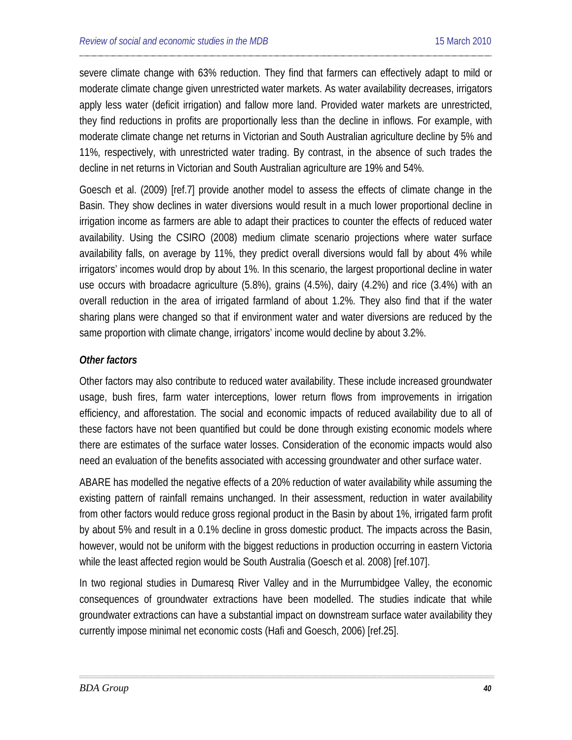severe climate change with 63% reduction. They find that farmers can effectively adapt to mild or moderate climate change given unrestricted water markets. As water availability decreases, irrigators apply less water (deficit irrigation) and fallow more land. Provided water markets are unrestricted, they find reductions in profits are proportionally less than the decline in inflows. For example, with moderate climate change net returns in Victorian and South Australian agriculture decline by 5% and 11%, respectively, with unrestricted water trading. By contrast, in the absence of such trades the decline in net returns in Victorian and South Australian agriculture are 19% and 54%.

Goesch et al. (2009) [ref.7] provide another model to assess the effects of climate change in the Basin. They show declines in water diversions would result in a much lower proportional decline in irrigation income as farmers are able to adapt their practices to counter the effects of reduced water availability. Using the CSIRO (2008) medium climate scenario projections where water surface availability falls, on average by 11%, they predict overall diversions would fall by about 4% while irrigators' incomes would drop by about 1%. In this scenario, the largest proportional decline in water use occurs with broadacre agriculture (5.8%), grains (4.5%), dairy (4.2%) and rice (3.4%) with an overall reduction in the area of irrigated farmland of about 1.2%. They also find that if the water sharing plans were changed so that if environment water and water diversions are reduced by the same proportion with climate change, irrigators' income would decline by about 3.2%.

### *Other factors*

Other factors may also contribute to reduced water availability. These include increased groundwater usage, bush fires, farm water interceptions, lower return flows from improvements in irrigation efficiency, and afforestation. The social and economic impacts of reduced availability due to all of these factors have not been quantified but could be done through existing economic models where there are estimates of the surface water losses. Consideration of the economic impacts would also need an evaluation of the benefits associated with accessing groundwater and other surface water.

ABARE has modelled the negative effects of a 20% reduction of water availability while assuming the existing pattern of rainfall remains unchanged. In their assessment, reduction in water availability from other factors would reduce gross regional product in the Basin by about 1%, irrigated farm profit by about 5% and result in a 0.1% decline in gross domestic product. The impacts across the Basin, however, would not be uniform with the biggest reductions in production occurring in eastern Victoria while the least affected region would be South Australia (Goesch et al. 2008) [ref.107].

In two regional studies in Dumaresq River Valley and in the Murrumbidgee Valley, the economic consequences of groundwater extractions have been modelled. The studies indicate that while groundwater extractions can have a substantial impact on downstream surface water availability they currently impose minimal net economic costs (Hafi and Goesch, 2006) [ref.25].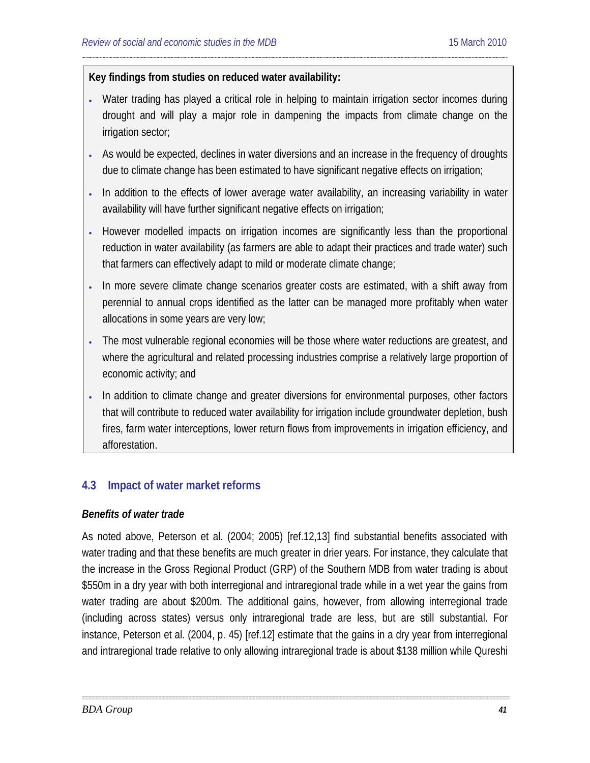**Key findings from studies on reduced water availability:**

- Water trading has played a critical role in helping to maintain irrigation sector incomes during drought and will play a major role in dampening the impacts from climate change on the irrigation sector;
- As would be expected, declines in water diversions and an increase in the frequency of droughts due to climate change has been estimated to have significant negative effects on irrigation;
- In addition to the effects of lower average water availability, an increasing variability in water availability will have further significant negative effects on irrigation;
- However modelled impacts on irrigation incomes are significantly less than the proportional reduction in water availability (as farmers are able to adapt their practices and trade water) such that farmers can effectively adapt to mild or moderate climate change;
- In more severe climate change scenarios greater costs are estimated, with a shift away from perennial to annual crops identified as the latter can be managed more profitably when water allocations in some years are very low;
- The most vulnerable regional economies will be those where water reductions are greatest, and where the agricultural and related processing industries comprise a relatively large proportion of economic activity; and
- In addition to climate change and greater diversions for environmental purposes, other factors that will contribute to reduced water availability for irrigation include groundwater depletion, bush fires, farm water interceptions, lower return flows from improvements in irrigation efficiency, and afforestation.

## 4.3 Impact of water market reforms

***Benefits of water trade***

As noted above, Peterson et al. (2004; 2005) [ref.12,13] find substantial benefits associated with water trading and that these benefits are much greater in drier years. For instance, they calculate that the increase in the Gross Regional Product (GRP) of the Southern MDB from water trading is about $550m in a dry year with both interregional and intraregional trade while in a wet year the gains from water trading are about $200m. The additional gains, however, from allowing interregional trade (including across states) versus only intraregional trade are less, but are still substantial. For instance, Peterson et al. (2004, p. 45) [ref.12] estimate that the gains in a dry year from interregional and intraregional trade relative to only allowing intraregional trade is about $138 million while Qureshi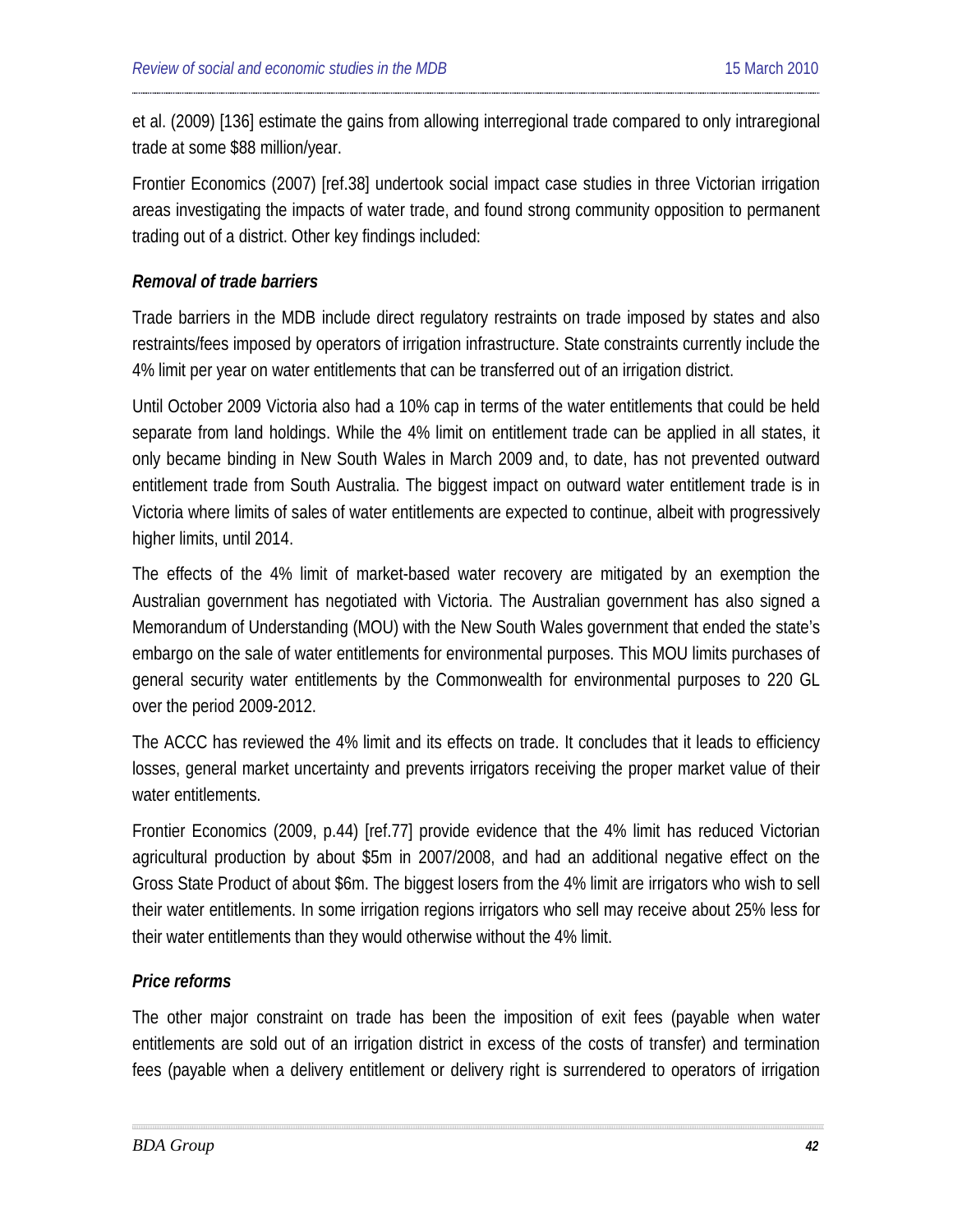et al. (2009) [136] estimate the gains from allowing interregional trade compared to only intraregional trade at some $88 million/year.

Frontier Economics (2007) [ref.38] undertook social impact case studies in three Victorian irrigation areas investigating the impacts of water trade, and found strong community opposition to permanent trading out of a district. Other key findings included:

### *Removal of trade barriers*

Trade barriers in the MDB include direct regulatory restraints on trade imposed by states and also restraints/fees imposed by operators of irrigation infrastructure. State constraints currently include the 4% limit per year on water entitlements that can be transferred out of an irrigation district.

Until October 2009 Victoria also had a 10% cap in terms of the water entitlements that could be held separate from land holdings. While the 4% limit on entitlement trade can be applied in all states, it only became binding in New South Wales in March 2009 and, to date, has not prevented outward entitlement trade from South Australia. The biggest impact on outward water entitlement trade is in Victoria where limits of sales of water entitlements are expected to continue, albeit with progressively higher limits, until 2014.

The effects of the 4% limit of market-based water recovery are mitigated by an exemption the Australian government has negotiated with Victoria. The Australian government has also signed a Memorandum of Understanding (MOU) with the New South Wales government that ended the state's embargo on the sale of water entitlements for environmental purposes. This MOU limits purchases of general security water entitlements by the Commonwealth for environmental purposes to 220 GL over the period 2009-2012.

The ACCC has reviewed the 4% limit and its effects on trade. It concludes that it leads to efficiency losses, general market uncertainty and prevents irrigators receiving the proper market value of their water entitlements.

Frontier Economics (2009, p.44) [ref.77] provide evidence that the 4% limit has reduced Victorian agricultural production by about $5m in 2007/2008, and had an additional negative effect on the Gross State Product of about $6m. The biggest losers from the 4% limit are irrigators who wish to sell their water entitlements. In some irrigation regions irrigators who sell may receive about 25% less for their water entitlements than they would otherwise without the 4% limit.

### *Price reforms*

The other major constraint on trade has been the imposition of exit fees (payable when water entitlements are sold out of an irrigation district in excess of the costs of transfer) and termination fees (payable when a delivery entitlement or delivery right is surrendered to operators of irrigation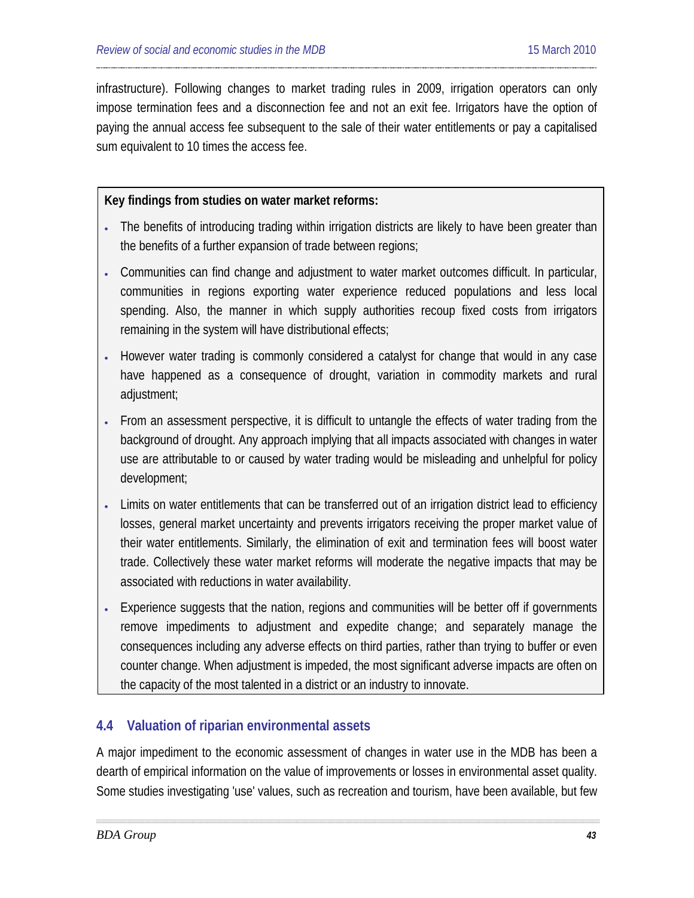infrastructure). Following changes to market trading rules in 2009, irrigation operators can only impose termination fees and a disconnection fee and not an exit fee. Irrigators have the option of paying the annual access fee subsequent to the sale of their water entitlements or pay a capitalised sum equivalent to 10 times the access fee.

**Key findings from studies on water market reforms:**

- The benefits of introducing trading within irrigation districts are likely to have been greater than the benefits of a further expansion of trade between regions;
- Communities can find change and adjustment to water market outcomes difficult. In particular, communities in regions exporting water experience reduced populations and less local spending. Also, the manner in which supply authorities recoup fixed costs from irrigators remaining in the system will have distributional effects;
- However water trading is commonly considered a catalyst for change that would in any case have happened as a consequence of drought, variation in commodity markets and rural adjustment;
- From an assessment perspective, it is difficult to untangle the effects of water trading from the background of drought. Any approach implying that all impacts associated with changes in water use are attributable to or caused by water trading would be misleading and unhelpful for policy development;
- Limits on water entitlements that can be transferred out of an irrigation district lead to efficiency losses, general market uncertainty and prevents irrigators receiving the proper market value of their water entitlements. Similarly, the elimination of exit and termination fees will boost water trade. Collectively these water market reforms will moderate the negative impacts that may be associated with reductions in water availability.
- Experience suggests that the nation, regions and communities will be better off if governments remove impediments to adjustment and expedite change; and separately manage the consequences including any adverse effects on third parties, rather than trying to buffer or even counter change. When adjustment is impeded, the most significant adverse impacts are often on the capacity of the most talented in a district or an industry to innovate.

## 4.4 Valuation of riparian environmental assets

A major impediment to the economic assessment of changes in water use in the MDB has been a dearth of empirical information on the value of improvements or losses in environmental asset quality. Some studies investigating 'use' values, such as recreation and tourism, have been available, but few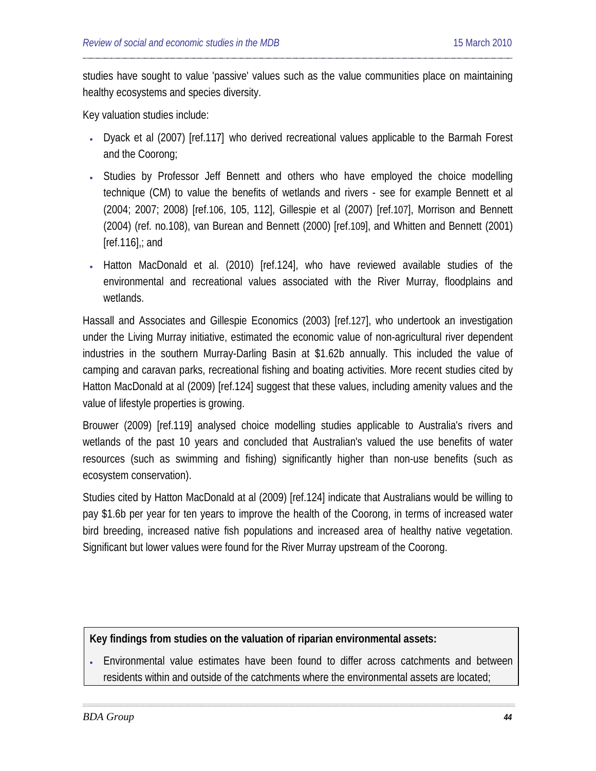studies have sought to value 'passive' values such as the value communities place on maintaining healthy ecosystems and species diversity.

Key valuation studies include:

- Dyack et al (2007) [ref.117] who derived recreational values applicable to the Barmah Forest and the Coorong;
- Studies by Professor Jeff Bennett and others who have employed the choice modelling technique (CM) to value the benefits of wetlands and rivers - see for example Bennett et al (2004; 2007; 2008) [ref.106, 105, 112], Gillespie et al (2007) [ref.107], Morrison and Bennett (2004) (ref. no.108), van Burean and Bennett (2000) [ref.109], and Whitten and Bennett (2001) [ref.116],; and
- Hatton MacDonald et al. (2010) [ref.124], who have reviewed available studies of the environmental and recreational values associated with the River Murray, floodplains and wetlands.

Hassall and Associates and Gillespie Economics (2003) [ref.127], who undertook an investigation under the Living Murray initiative, estimated the economic value of non-agricultural river dependent industries in the southern Murray-Darling Basin at $1.62b annually. This included the value of camping and caravan parks, recreational fishing and boating activities. More recent studies cited by Hatton MacDonald at al (2009) [ref.124] suggest that these values, including amenity values and the value of lifestyle properties is growing.

Brouwer (2009) [ref.119] analysed choice modelling studies applicable to Australia's rivers and wetlands of the past 10 years and concluded that Australian's valued the use benefits of water resources (such as swimming and fishing) significantly higher than non-use benefits (such as ecosystem conservation).

Studies cited by Hatton MacDonald at al (2009) [ref.124] indicate that Australians would be willing to pay $1.6b per year for ten years to improve the health of the Coorong, in terms of increased water bird breeding, increased native fish populations and increased area of healthy native vegetation. Significant but lower values were found for the River Murray upstream of the Coorong.

**Key findings from studies on the valuation of riparian environmental assets:**

- Environmental value estimates have been found to differ across catchments and between residents within and outside of the catchments where the environmental assets are located;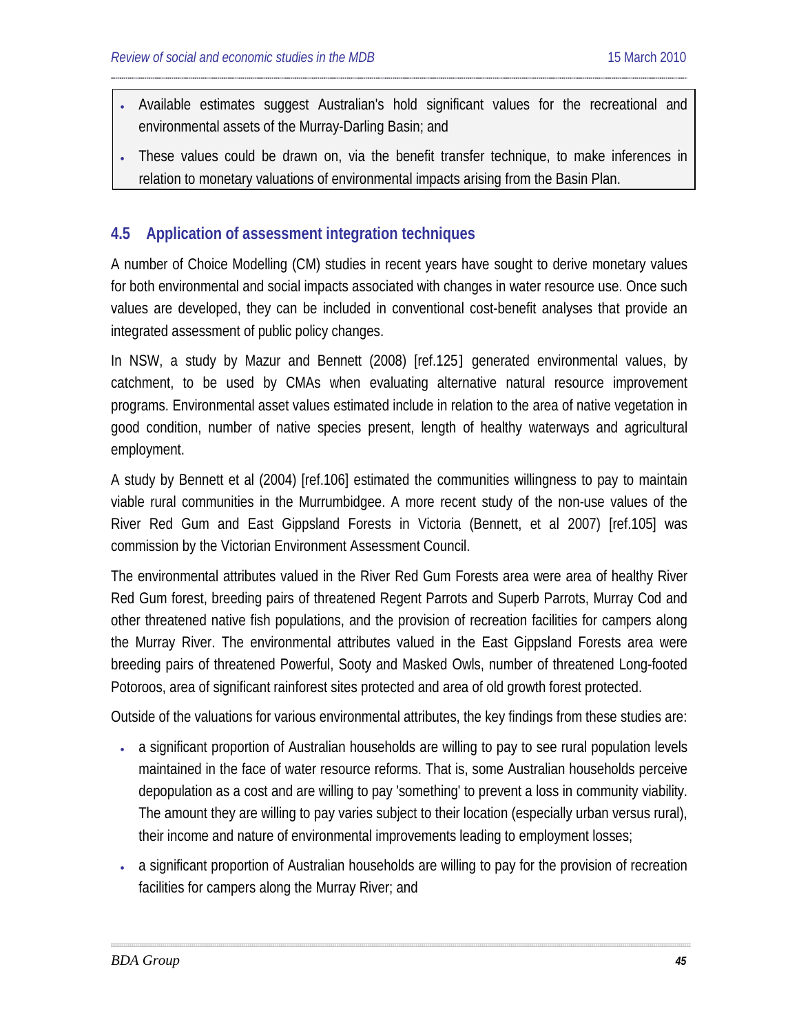- Available estimates suggest Australian's hold significant values for the recreational and environmental assets of the Murray-Darling Basin; and
- These values could be drawn on, via the benefit transfer technique, to make inferences in relation to monetary valuations of environmental impacts arising from the Basin Plan.

## 4.5 Application of assessment integration techniques

A number of Choice Modelling (CM) studies in recent years have sought to derive monetary values for both environmental and social impacts associated with changes in water resource use. Once such values are developed, they can be included in conventional cost-benefit analyses that provide an integrated assessment of public policy changes.

In NSW, a study by Mazur and Bennett (2008) [ref.125] generated environmental values, by catchment, to be used by CMAs when evaluating alternative natural resource improvement programs. Environmental asset values estimated include in relation to the area of native vegetation in good condition, number of native species present, length of healthy waterways and agricultural employment.

A study by Bennett et al (2004) [ref.106] estimated the communities willingness to pay to maintain viable rural communities in the Murrumbidgee. A more recent study of the non-use values of the River Red Gum and East Gippsland Forests in Victoria (Bennett, et al 2007) [ref.105] was commission by the Victorian Environment Assessment Council.

The environmental attributes valued in the River Red Gum Forests area were area of healthy River Red Gum forest, breeding pairs of threatened Regent Parrots and Superb Parrots, Murray Cod and other threatened native fish populations, and the provision of recreation facilities for campers along the Murray River. The environmental attributes valued in the East Gippsland Forests area were breeding pairs of threatened Powerful, Sooty and Masked Owls, number of threatened Long-footed Potoroos, area of significant rainforest sites protected and area of old growth forest protected.

Outside of the valuations for various environmental attributes, the key findings from these studies are:

- a significant proportion of Australian households are willing to pay to see rural population levels maintained in the face of water resource reforms. That is, some Australian households perceive depopulation as a cost and are willing to pay 'something' to prevent a loss in community viability. The amount they are willing to pay varies subject to their location (especially urban versus rural), their income and nature of environmental improvements leading to employment losses;
- a significant proportion of Australian households are willing to pay for the provision of recreation facilities for campers along the Murray River; and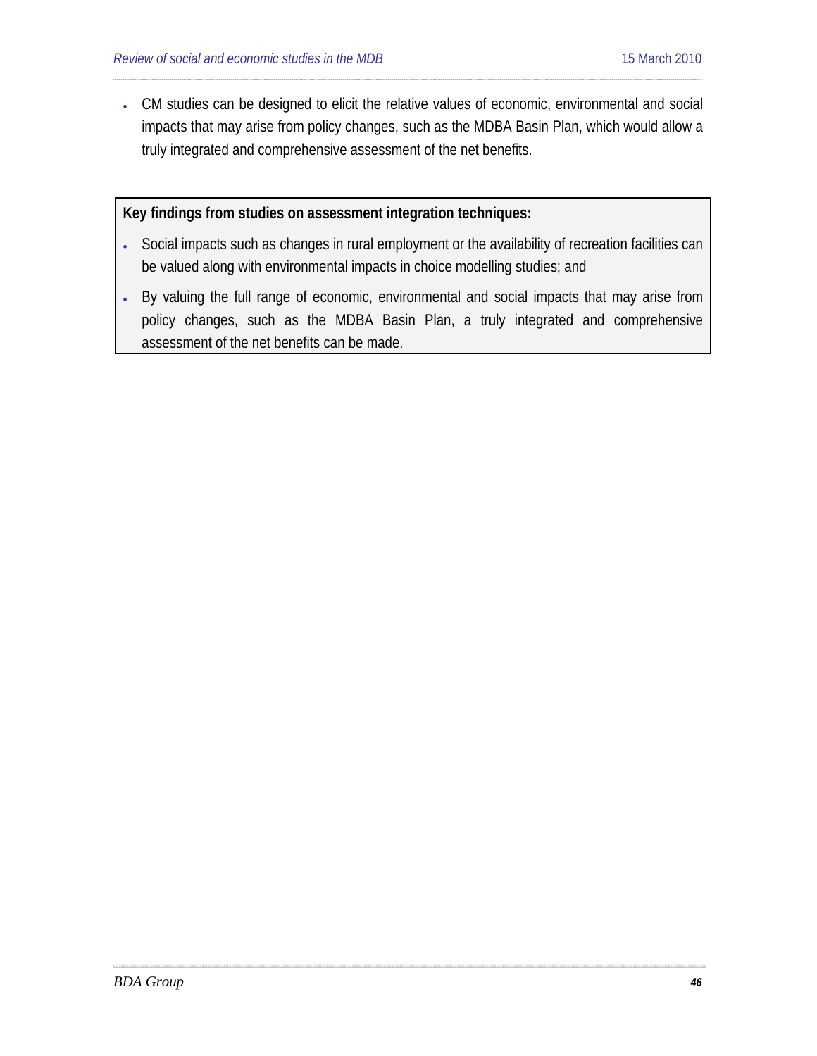- CM studies can be designed to elicit the relative values of economic, environmental and social impacts that may arise from policy changes, such as the MDBA Basin Plan, which would allow a truly integrated and comprehensive assessment of the net benefits.

**Key findings from studies on assessment integration techniques:**

- Social impacts such as changes in rural employment or the availability of recreation facilities can be valued along with environmental impacts in choice modelling studies; and
- By valuing the full range of economic, environmental and social impacts that may arise from policy changes, such as the MDBA Basin Plan, a truly integrated and comprehensive assessment of the net benefits can be made.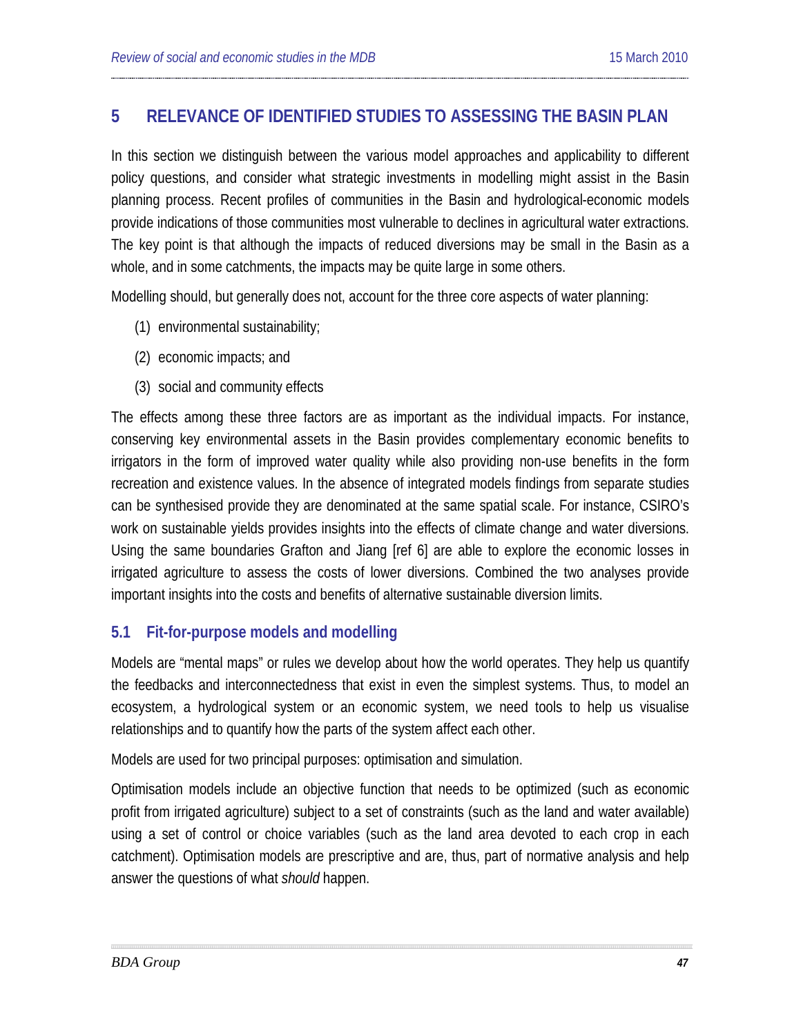# 5 RELEVANCE OF IDENTIFIED STUDIES TO ASSESSING THE BASIN PLAN

In this section we distinguish between the various model approaches and applicability to different policy questions, and consider what strategic investments in modelling might assist in the Basin planning process. Recent profiles of communities in the Basin and hydrological-economic models provide indications of those communities most vulnerable to declines in agricultural water extractions. The key point is that although the impacts of reduced diversions may be small in the Basin as a whole, and in some catchments, the impacts may be quite large in some others.

Modelling should, but generally does not, account for the three core aspects of water planning:

(1) environmental sustainability;

(2) economic impacts; and

(3) social and community effects

The effects among these three factors are as important as the individual impacts. For instance, conserving key environmental assets in the Basin provides complementary economic benefits to irrigators in the form of improved water quality while also providing non-use benefits in the form recreation and existence values. In the absence of integrated models findings from separate studies can be synthesised provide they are denominated at the same spatial scale. For instance, CSIRO's work on sustainable yields provides insights into the effects of climate change and water diversions. Using the same boundaries Grafton and Jiang [ref 6] are able to explore the economic losses in irrigated agriculture to assess the costs of lower diversions. Combined the two analyses provide important insights into the costs and benefits of alternative sustainable diversion limits.

## 5.1 Fit-for-purpose models and modelling

Models are "mental maps" or rules we develop about how the world operates. They help us quantify the feedbacks and interconnectedness that exist in even the simplest systems. Thus, to model an ecosystem, a hydrological system or an economic system, we need tools to help us visualise relationships and to quantify how the parts of the system affect each other.

Models are used for two principal purposes: optimisation and simulation.

Optimisation models include an objective function that needs to be optimized (such as economic profit from irrigated agriculture) subject to a set of constraints (such as the land and water available) using a set of control or choice variables (such as the land area devoted to each crop in each catchment). Optimisation models are prescriptive and are, thus, part of normative analysis and help answer the questions of what *should* happen.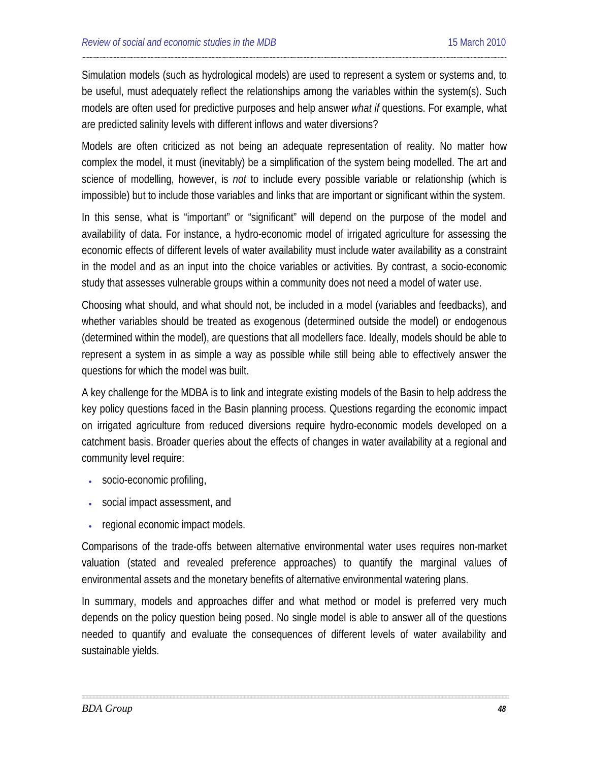Simulation models (such as hydrological models) are used to represent a system or systems and, to be useful, must adequately reflect the relationships among the variables within the system(s). Such models are often used for predictive purposes and help answer *what if* questions. For example, what are predicted salinity levels with different inflows and water diversions?

Models are often criticized as not being an adequate representation of reality. No matter how complex the model, it must (inevitably) be a simplification of the system being modelled. The art and science of modelling, however, is *not* to include every possible variable or relationship (which is impossible) but to include those variables and links that are important or significant within the system.

In this sense, what is "important" or "significant" will depend on the purpose of the model and availability of data. For instance, a hydro-economic model of irrigated agriculture for assessing the economic effects of different levels of water availability must include water availability as a constraint in the model and as an input into the choice variables or activities. By contrast, a socio-economic study that assesses vulnerable groups within a community does not need a model of water use.

Choosing what should, and what should not, be included in a model (variables and feedbacks), and whether variables should be treated as exogenous (determined outside the model) or endogenous (determined within the model), are questions that all modellers face. Ideally, models should be able to represent a system in as simple a way as possible while still being able to effectively answer the questions for which the model was built.

A key challenge for the MDBA is to link and integrate existing models of the Basin to help address the key policy questions faced in the Basin planning process. Questions regarding the economic impact on irrigated agriculture from reduced diversions require hydro-economic models developed on a catchment basis. Broader queries about the effects of changes in water availability at a regional and community level require:

- socio-economic profiling,
- social impact assessment, and
- regional economic impact models.

Comparisons of the trade-offs between alternative environmental water uses requires non-market valuation (stated and revealed preference approaches) to quantify the marginal values of environmental assets and the monetary benefits of alternative environmental watering plans.

In summary, models and approaches differ and what method or model is preferred very much depends on the policy question being posed. No single model is able to answer all of the questions needed to quantify and evaluate the consequences of different levels of water availability and sustainable yields.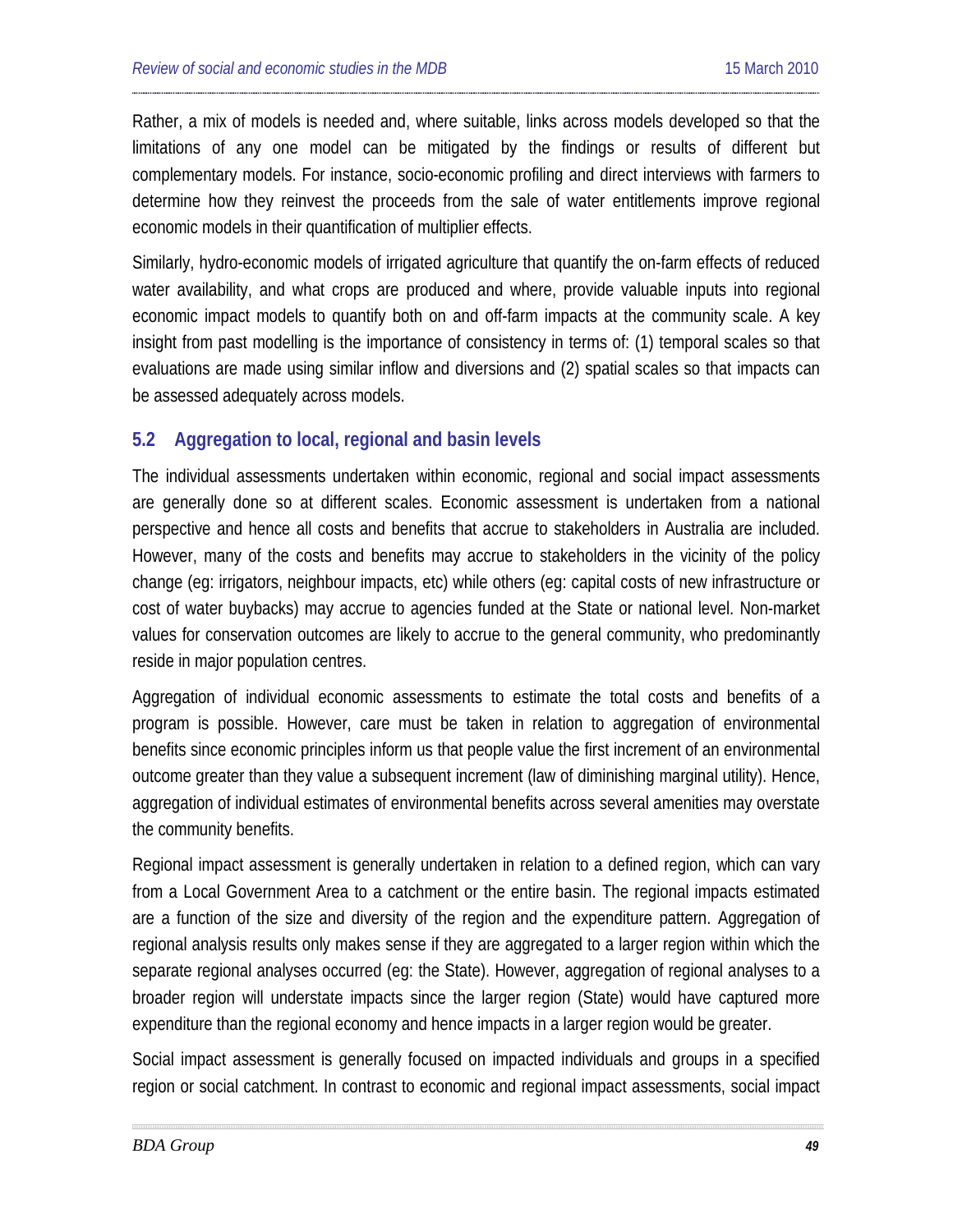Rather, a mix of models is needed and, where suitable, links across models developed so that the limitations of any one model can be mitigated by the findings or results of different but complementary models. For instance, socio-economic profiling and direct interviews with farmers to determine how they reinvest the proceeds from the sale of water entitlements improve regional economic models in their quantification of multiplier effects.

Similarly, hydro-economic models of irrigated agriculture that quantify the on-farm effects of reduced water availability, and what crops are produced and where, provide valuable inputs into regional economic impact models to quantify both on and off-farm impacts at the community scale. A key insight from past modelling is the importance of consistency in terms of: (1) temporal scales so that evaluations are made using similar inflow and diversions and (2) spatial scales so that impacts can be assessed adequately across models.

## 5.2 Aggregation to local, regional and basin levels

The individual assessments undertaken within economic, regional and social impact assessments are generally done so at different scales. Economic assessment is undertaken from a national perspective and hence all costs and benefits that accrue to stakeholders in Australia are included. However, many of the costs and benefits may accrue to stakeholders in the vicinity of the policy change (eg: irrigators, neighbour impacts, etc) while others (eg: capital costs of new infrastructure or cost of water buybacks) may accrue to agencies funded at the State or national level. Non-market values for conservation outcomes are likely to accrue to the general community, who predominantly reside in major population centres.

Aggregation of individual economic assessments to estimate the total costs and benefits of a program is possible. However, care must be taken in relation to aggregation of environmental benefits since economic principles inform us that people value the first increment of an environmental outcome greater than they value a subsequent increment (law of diminishing marginal utility). Hence, aggregation of individual estimates of environmental benefits across several amenities may overstate the community benefits.

Regional impact assessment is generally undertaken in relation to a defined region, which can vary from a Local Government Area to a catchment or the entire basin. The regional impacts estimated are a function of the size and diversity of the region and the expenditure pattern. Aggregation of regional analysis results only makes sense if they are aggregated to a larger region within which the separate regional analyses occurred (eg: the State). However, aggregation of regional analyses to a broader region will understate impacts since the larger region (State) would have captured more expenditure than the regional economy and hence impacts in a larger region would be greater.

Social impact assessment is generally focused on impacted individuals and groups in a specified region or social catchment. In contrast to economic and regional impact assessments, social impact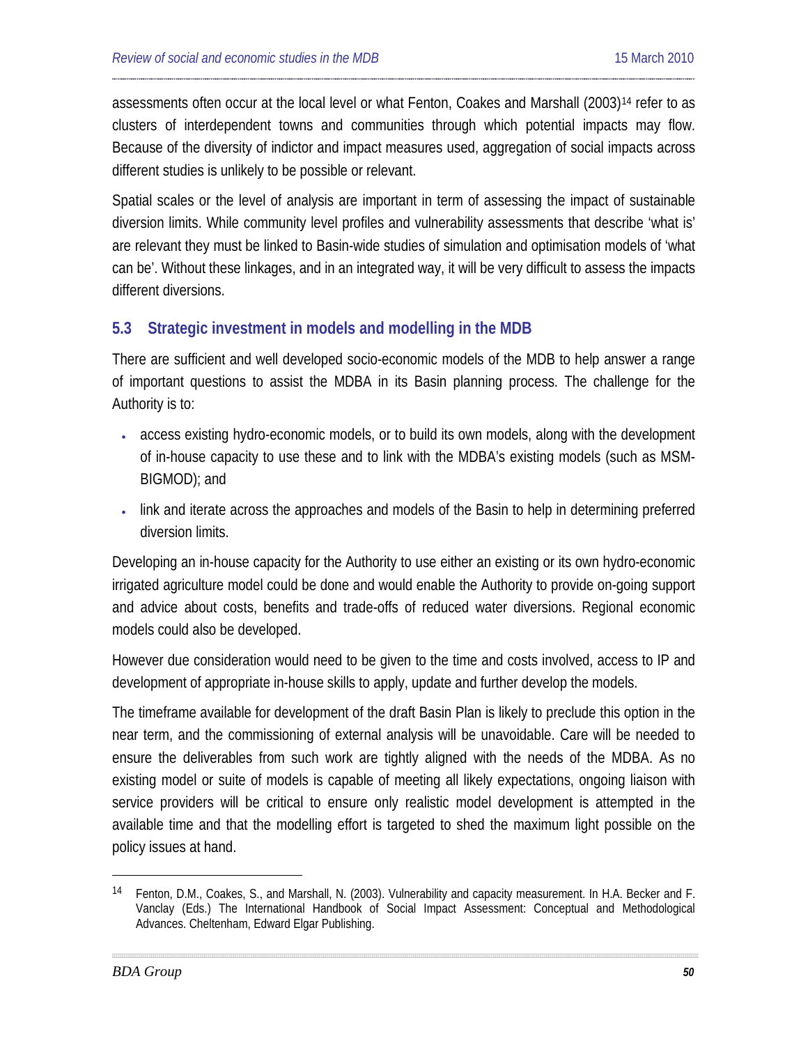assessments often occur at the local level or what Fenton, Coakes and Marshall (2003)[14] refer to as clusters of interdependent towns and communities through which potential impacts may flow. Because of the diversity of indictor and impact measures used, aggregation of social impacts across different studies is unlikely to be possible or relevant.

Spatial scales or the level of analysis are important in term of assessing the impact of sustainable diversion limits. While community level profiles and vulnerability assessments that describe 'what is' are relevant they must be linked to Basin-wide studies of simulation and optimisation models of 'what can be'. Without these linkages, and in an integrated way, it will be very difficult to assess the impacts different diversions.

## 5.3 Strategic investment in models and modelling in the MDB

There are sufficient and well developed socio-economic models of the MDB to help answer a range of important questions to assist the MDBA in its Basin planning process. The challenge for the Authority is to:

- access existing hydro-economic models, or to build its own models, along with the development of in-house capacity to use these and to link with the MDBA's existing models (such as MSM-BIGMOD); and
- link and iterate across the approaches and models of the Basin to help in determining preferred diversion limits.

Developing an in-house capacity for the Authority to use either an existing or its own hydro-economic irrigated agriculture model could be done and would enable the Authority to provide on-going support and advice about costs, benefits and trade-offs of reduced water diversions. Regional economic models could also be developed.

However due consideration would need to be given to the time and costs involved, access to IP and development of appropriate in-house skills to apply, update and further develop the models.

The timeframe available for development of the draft Basin Plan is likely to preclude this option in the near term, and the commissioning of external analysis will be unavoidable. Care will be needed to ensure the deliverables from such work are tightly aligned with the needs of the MDBA. As no existing model or suite of models is capable of meeting all likely expectations, ongoing liaison with service providers will be critical to ensure only realistic model development is attempted in the available time and that the modelling effort is targeted to shed the maximum light possible on the policy issues at hand.

---

[14] Fenton, D.M., Coakes, S., and Marshall, N. (2003). Vulnerability and capacity measurement. In H.A. Becker and F. Vanclay (Eds.) The International Handbook of Social Impact Assessment: Conceptual and Methodological Advances. Cheltenham, Edward Elgar Publishing.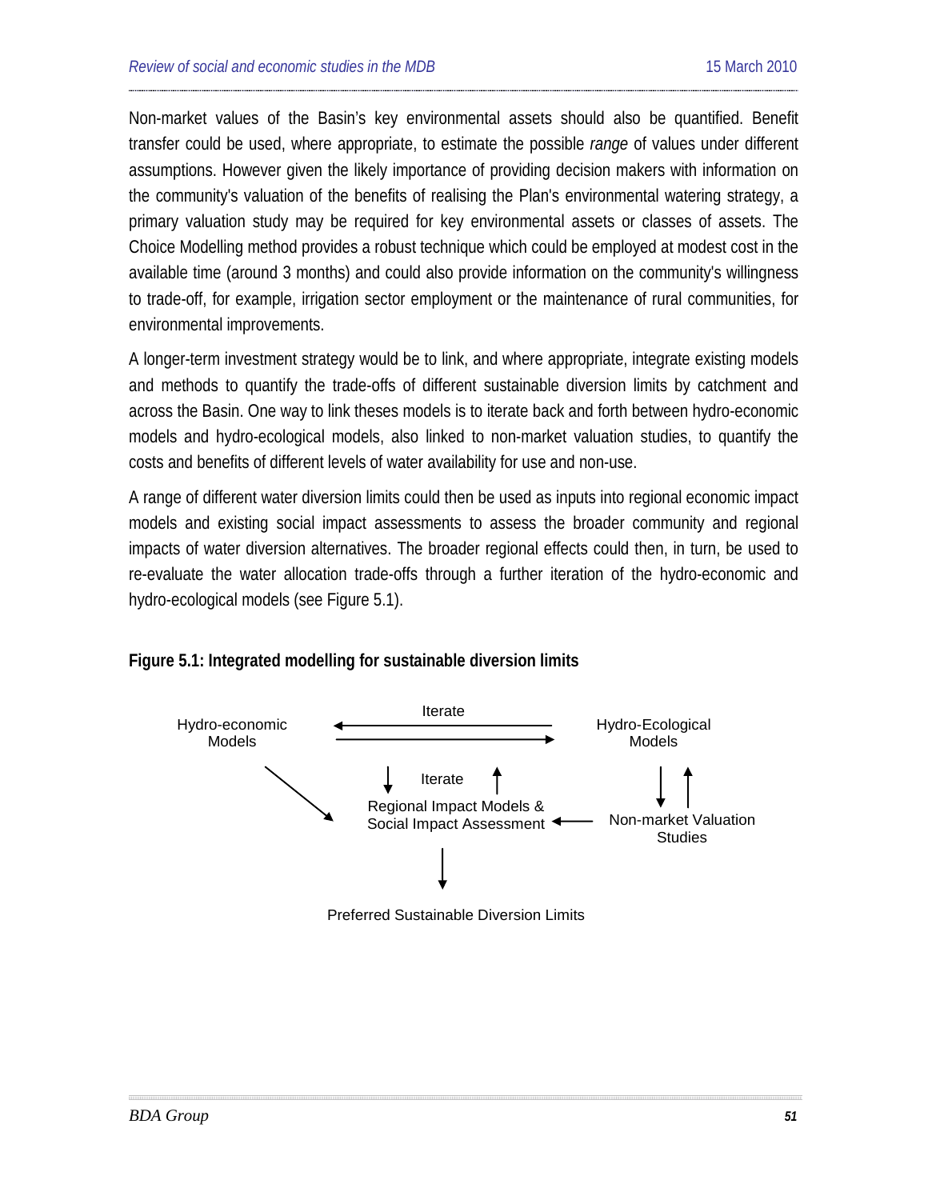Non-market values of the Basin's key environmental assets should also be quantified. Benefit transfer could be used, where appropriate, to estimate the possible *range* of values under different assumptions. However given the likely importance of providing decision makers with information on the community's valuation of the benefits of realising the Plan's environmental watering strategy, a primary valuation study may be required for key environmental assets or classes of assets. The Choice Modelling method provides a robust technique which could be employed at modest cost in the available time (around 3 months) and could also provide information on the community's willingness to trade-off, for example, irrigation sector employment or the maintenance of rural communities, for environmental improvements.

A longer-term investment strategy would be to link, and where appropriate, integrate existing models and methods to quantify the trade-offs of different sustainable diversion limits by catchment and across the Basin. One way to link theses models is to iterate back and forth between hydro-economic models and hydro-ecological models, also linked to non-market valuation studies, to quantify the costs and benefits of different levels of water availability for use and non-use.

A range of different water diversion limits could then be used as inputs into regional economic impact models and existing social impact assessments to assess the broader community and regional impacts of water diversion alternatives. The broader regional effects could then, in turn, be used to re-evaluate the water allocation trade-offs through a further iteration of the hydro-economic and hydro-ecological models (see Figure 5.1).

**Figure 5.1: Integrated modelling for sustainable diversion limits**

Hydro-economic Models

Iterate

Hydro-Ecological Models

Iterate

Regional Impact Models & Social Impact Assessment

Non-market Valuation Studies

Preferred Sustainable Diversion Limits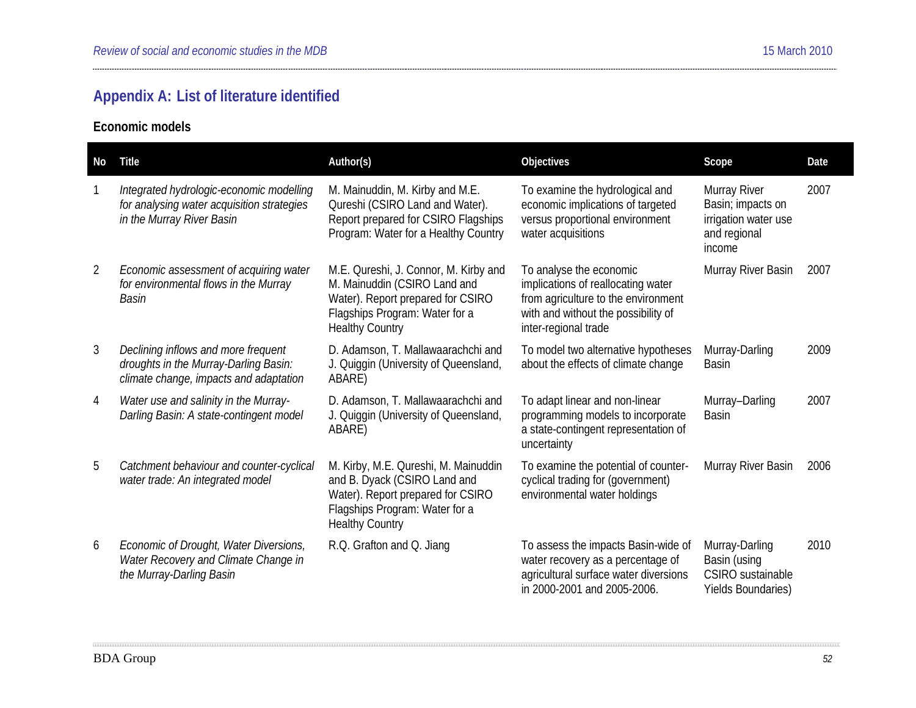## Appendix A: List of literature identified

### Economic models

| No | Title | Author(s) | Objectives | Scope | Date |
|---|---|---|---|---|---|
| 1 | *Integrated hydrologic-economic modelling for analysing water acquisition strategies in the Murray River Basin* | M. Mainuddin, M. Kirby and M.E. Qureshi (CSIRO Land and Water). Report prepared for CSIRO Flagships Program: Water for a Healthy Country | To examine the hydrological and economic implications of targeted versus proportional environment water acquisitions | Murray River Basin; impacts on irrigation water use and regional income | 2007 |
| 2 | *Economic assessment of acquiring water for environmental flows in the Murray Basin* | M.E. Qureshi, J. Connor, M. Kirby and M. Mainuddin (CSIRO Land and Water). Report prepared for CSIRO Flagships Program: Water for a Healthy Country | To analyse the economic implications of reallocating water from agriculture to the environment with and without the possibility of inter-regional trade | Murray River Basin | 2007 |
| 3 | *Declining inflows and more frequent droughts in the Murray-Darling Basin: climate change, impacts and adaptation* | D. Adamson, T. Mallawaarachchi and J. Quiggin (University of Queensland, ABARE) | To model two alternative hypotheses about the effects of climate change | Murray-Darling Basin | 2009 |
| 4 | *Water use and salinity in the Murray-Darling Basin: A state-contingent model* | D. Adamson, T. Mallawaarachchi and J. Quiggin (University of Queensland, ABARE) | To adapt linear and non-linear programming models to incorporate a state-contingent representation of uncertainty | Murray–Darling Basin | 2007 |
| 5 | *Catchment behaviour and counter-cyclical water trade: An integrated model* | M. Kirby, M.E. Qureshi, M. Mainuddin and B. Dyack (CSIRO Land and Water). Report prepared for CSIRO Flagships Program: Water for a Healthy Country | To examine the potential of counter-cyclical trading for (government) environmental water holdings | Murray River Basin | 2006 |
| 6 | *Economic of Drought, Water Diversions, Water Recovery and Climate Change in the Murray-Darling Basin* | R.Q. Grafton and Q. Jiang | To assess the impacts Basin-wide of water recovery as a percentage of agricultural surface water diversions in 2000-2001 and 2005-2006. | Murray-Darling Basin (using CSIRO sustainable Yields Boundaries) | 2010 |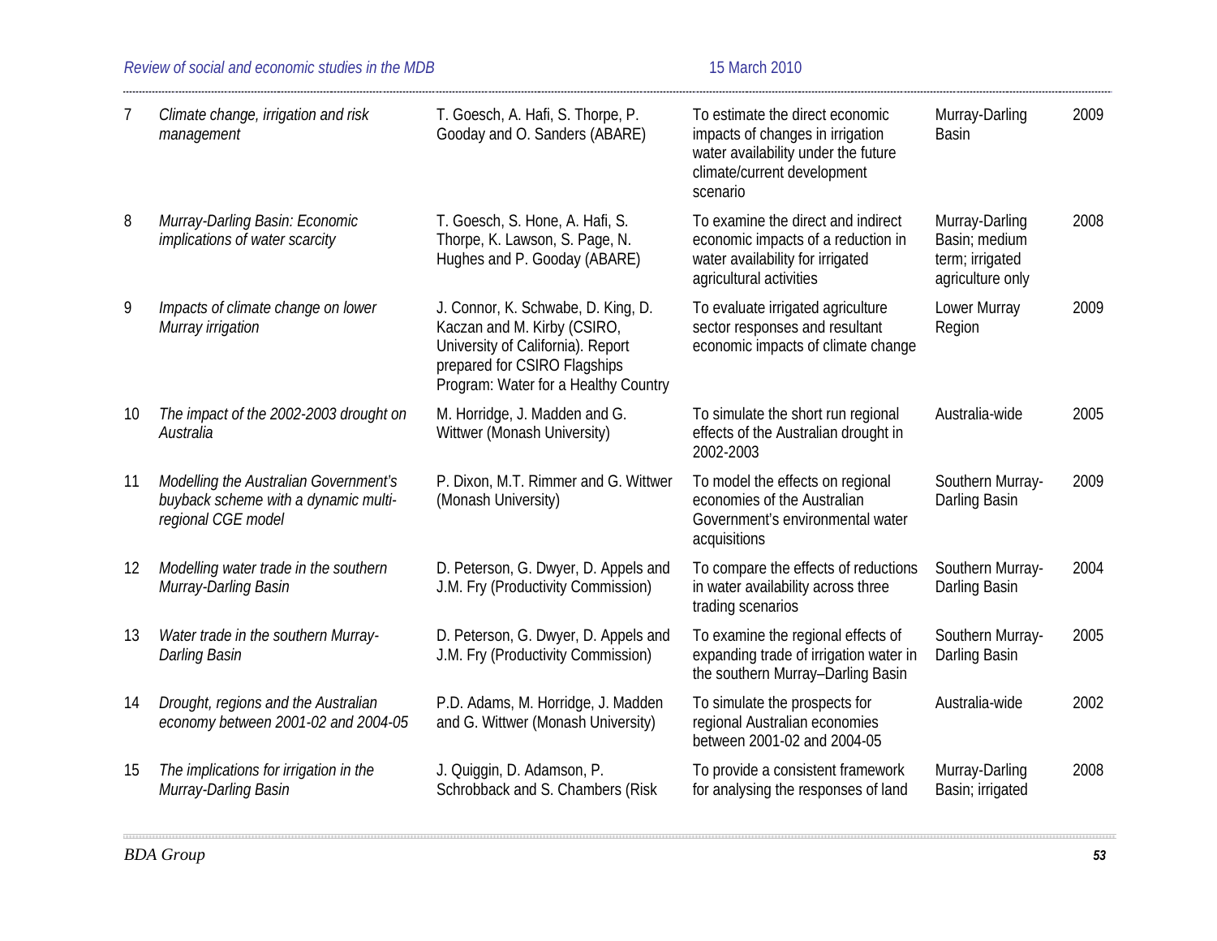| | | | | | |
|---|---|---|---|---|---|
| 7 | *Climate change, irrigation and risk management* | T. Goesch, A. Hafi, S. Thorpe, P. Gooday and O. Sanders (ABARE) | To estimate the direct economic impacts of changes in irrigation water availability under the future climate/current development scenario | Murray-Darling Basin | 2009 |
| 8 | *Murray-Darling Basin: Economic implications of water scarcity* | T. Goesch, S. Hone, A. Hafi, S. Thorpe, K. Lawson, S. Page, N. Hughes and P. Gooday (ABARE) | To examine the direct and indirect economic impacts of a reduction in water availability for irrigated agricultural activities | Murray-Darling Basin; medium term; irrigated agriculture only | 2008 |
| 9 | *Impacts of climate change on lower Murray irrigation* | J. Connor, K. Schwabe, D. King, D. Kaczan and M. Kirby (CSIRO, University of California). Report prepared for CSIRO Flagships Program: Water for a Healthy Country | To evaluate irrigated agriculture sector responses and resultant economic impacts of climate change | Lower Murray Region | 2009 |
| 10 | *The impact of the 2002-2003 drought on Australia* | M. Horridge, J. Madden and G. Wittwer (Monash University) | To simulate the short run regional effects of the Australian drought in 2002-2003 | Australia-wide | 2005 |
| 11 | *Modelling the Australian Government's buyback scheme with a dynamic multi-regional CGE model* | P. Dixon, M.T. Rimmer and G. Wittwer (Monash University) | To model the effects on regional economies of the Australian Government's environmental water acquisitions | Southern Murray-Darling Basin | 2009 |
| 12 | *Modelling water trade in the southern Murray-Darling Basin* | D. Peterson, G. Dwyer, D. Appels and J.M. Fry (Productivity Commission) | To compare the effects of reductions in water availability across three trading scenarios | Southern Murray-Darling Basin | 2004 |
| 13 | *Water trade in the southern Murray-Darling Basin* | D. Peterson, G. Dwyer, D. Appels and J.M. Fry (Productivity Commission) | To examine the regional effects of expanding trade of irrigation water in the southern Murray–Darling Basin | Southern Murray-Darling Basin | 2005 |
| 14 | *Drought, regions and the Australian economy between 2001-02 and 2004-05* | P.D. Adams, M. Horridge, J. Madden and G. Wittwer (Monash University) | To simulate the prospects for regional Australian economies between 2001-02 and 2004-05 | Australia-wide | 2002 |
| 15 | *The implications for irrigation in the Murray-Darling Basin* | J. Quiggin, D. Adamson, P. Schrobback and S. Chambers (Risk | To provide a consistent framework for analysing the responses of land | Murray-Darling Basin; irrigated | 2008 |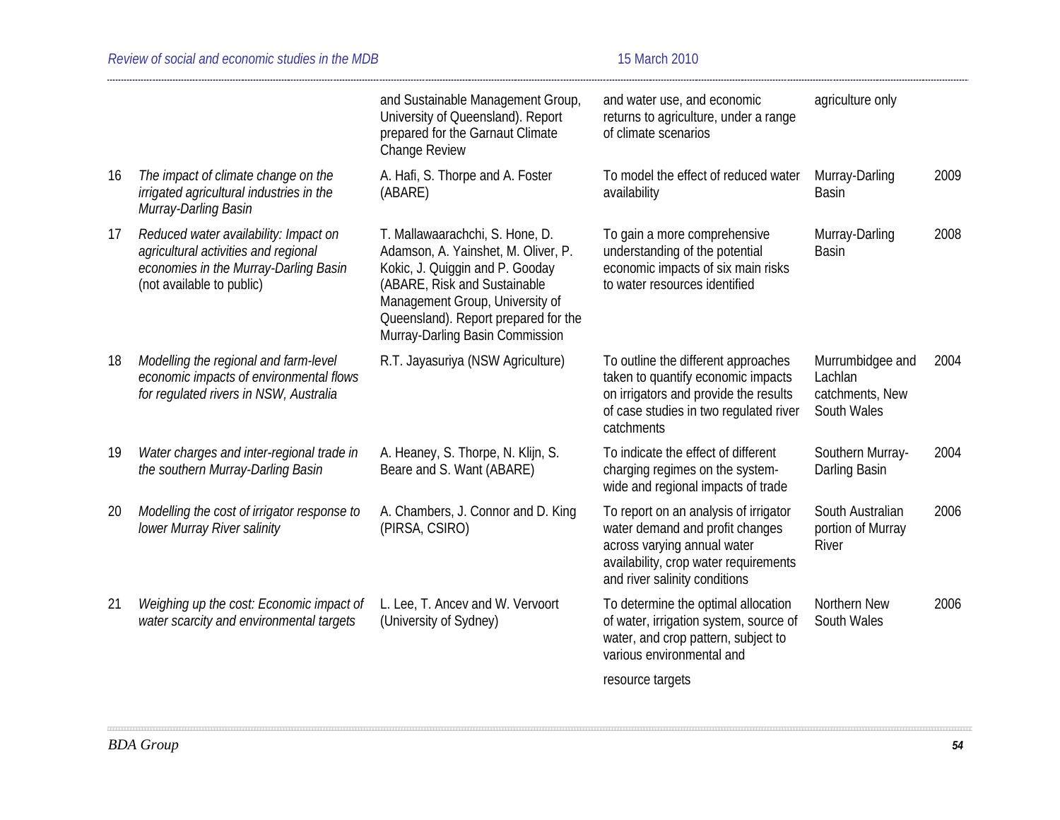| | | and Sustainable Management Group, University of Queensland). Report prepared for the Garnaut Climate Change Review | and water use, and economic returns to agriculture, under a range of climate scenarios | agriculture only | |
|---|---|---|---|---|---|
| 16 | *The impact of climate change on the irrigated agricultural industries in the Murray-Darling Basin* | A. Hafi, S. Thorpe and A. Foster (ABARE) | To model the effect of reduced water availability | Murray-Darling Basin | 2009 |
| 17 | *Reduced water availability: Impact on agricultural activities and regional economies in the Murray-Darling Basin* (not available to public) | T. Mallawaarachchi, S. Hone, D. Adamson, A. Yainshet, M. Oliver, P. Kokic, J. Quiggin and P. Gooday (ABARE, Risk and Sustainable Management Group, University of Queensland). Report prepared for the Murray-Darling Basin Commission | To gain a more comprehensive understanding of the potential economic impacts of six main risks to water resources identified | Murray-Darling Basin | 2008 |
| 18 | *Modelling the regional and farm-level economic impacts of environmental flows for regulated rivers in NSW, Australia* | R.T. Jayasuriya (NSW Agriculture) | To outline the different approaches taken to quantify economic impacts on irrigators and provide the results of case studies in two regulated river catchments | Murrumbidgee and Lachlan catchments, New South Wales | 2004 |
| 19 | *Water charges and inter-regional trade in the southern Murray-Darling Basin* | A. Heaney, S. Thorpe, N. Klijn, S. Beare and S. Want (ABARE) | To indicate the effect of different charging regimes on the system-wide and regional impacts of trade | Southern Murray-Darling Basin | 2004 |
| 20 | *Modelling the cost of irrigator response to lower Murray River salinity* | A. Chambers, J. Connor and D. King (PIRSA, CSIRO) | To report on an analysis of irrigator water demand and profit changes across varying annual water availability, crop water requirements and river salinity conditions | South Australian portion of Murray River | 2006 |
| 21 | *Weighing up the cost: Economic impact of water scarcity and environmental targets* | L. Lee, T. Ancev and W. Vervoort (University of Sydney) | To determine the optimal allocation of water, irrigation system, source of water, and crop pattern, subject to various environmental and resource targets | Northern New South Wales | 2006 |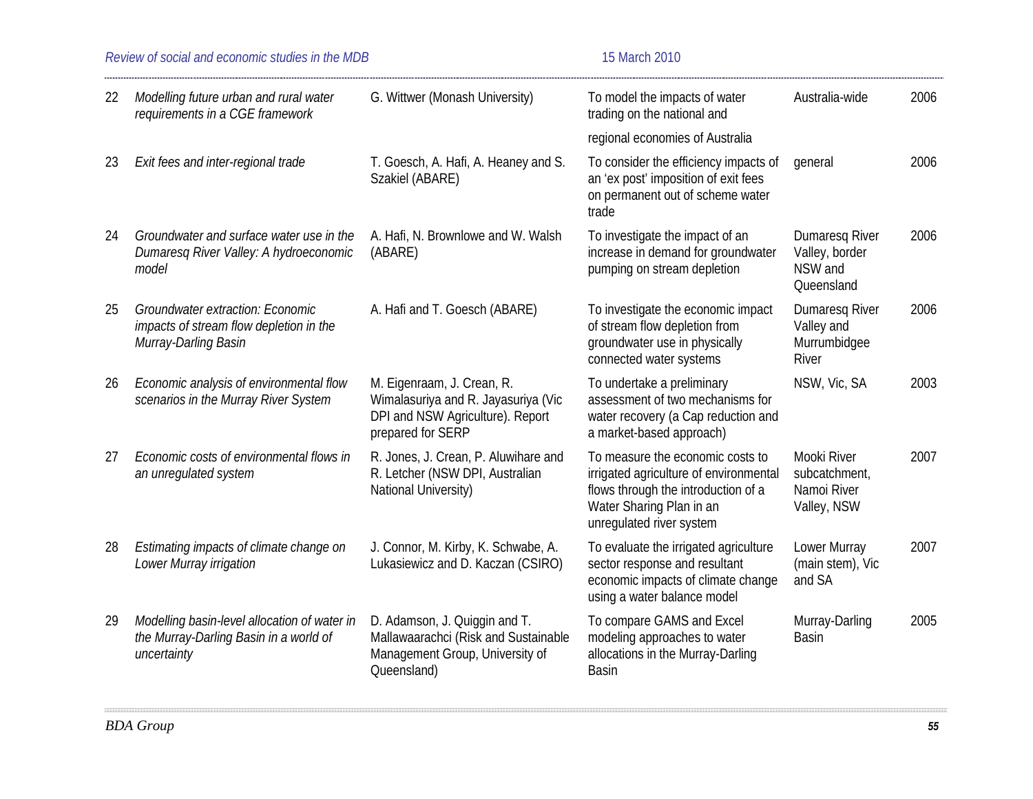| 22 | *Modelling future urban and rural water requirements in a CGE framework* | G. Wittwer (Monash University) | To model the impacts of water trading on the national and regional economies of Australia | Australia-wide | 2006 |
|---|---|---|---|---|---|
| 23 | *Exit fees and inter-regional trade* | T. Goesch, A. Hafi, A. Heaney and S. Szakiel (ABARE) | To consider the efficiency impacts of an 'ex post' imposition of exit fees on permanent out of scheme water trade | general | 2006 |
| 24 | *Groundwater and surface water use in the Dumaresq River Valley: A hydroeconomic model* | A. Hafi, N. Brownlowe and W. Walsh (ABARE) | To investigate the impact of an increase in demand for groundwater pumping on stream depletion | Dumaresq River Valley, border NSW and Queensland | 2006 |
| 25 | *Groundwater extraction: Economic impacts of stream flow depletion in the Murray-Darling Basin* | A. Hafi and T. Goesch (ABARE) | To investigate the economic impact of stream flow depletion from groundwater use in physically connected water systems | Dumaresq River Valley and Murrumbidgee River | 2006 |
| 26 | *Economic analysis of environmental flow scenarios in the Murray River System* | M. Eigenraam, J. Crean, R. Wimalasuriya and R. Jayasuriya (Vic DPI and NSW Agriculture). Report prepared for SERP | To undertake a preliminary assessment of two mechanisms for water recovery (a Cap reduction and a market-based approach) | NSW, Vic, SA | 2003 |
| 27 | *Economic costs of environmental flows in an unregulated system* | R. Jones, J. Crean, P. Aluwihare and R. Letcher (NSW DPI, Australian National University) | To measure the economic costs to irrigated agriculture of environmental flows through the introduction of a Water Sharing Plan in an unregulated river system | Mooki River subcatchment, Namoi River Valley, NSW | 2007 |
| 28 | *Estimating impacts of climate change on Lower Murray irrigation* | J. Connor, M. Kirby, K. Schwabe, A. Lukasiewicz and D. Kaczan (CSIRO) | To evaluate the irrigated agriculture sector response and resultant economic impacts of climate change using a water balance model | Lower Murray (main stem), Vic and SA | 2007 |
| 29 | *Modelling basin-level allocation of water in the Murray-Darling Basin in a world of uncertainty* | D. Adamson, J. Quiggin and T. Mallawaarachci (Risk and Sustainable Management Group, University of Queensland) | To compare GAMS and Excel modeling approaches to water allocations in the Murray-Darling Basin | Murray-Darling Basin | 2005 |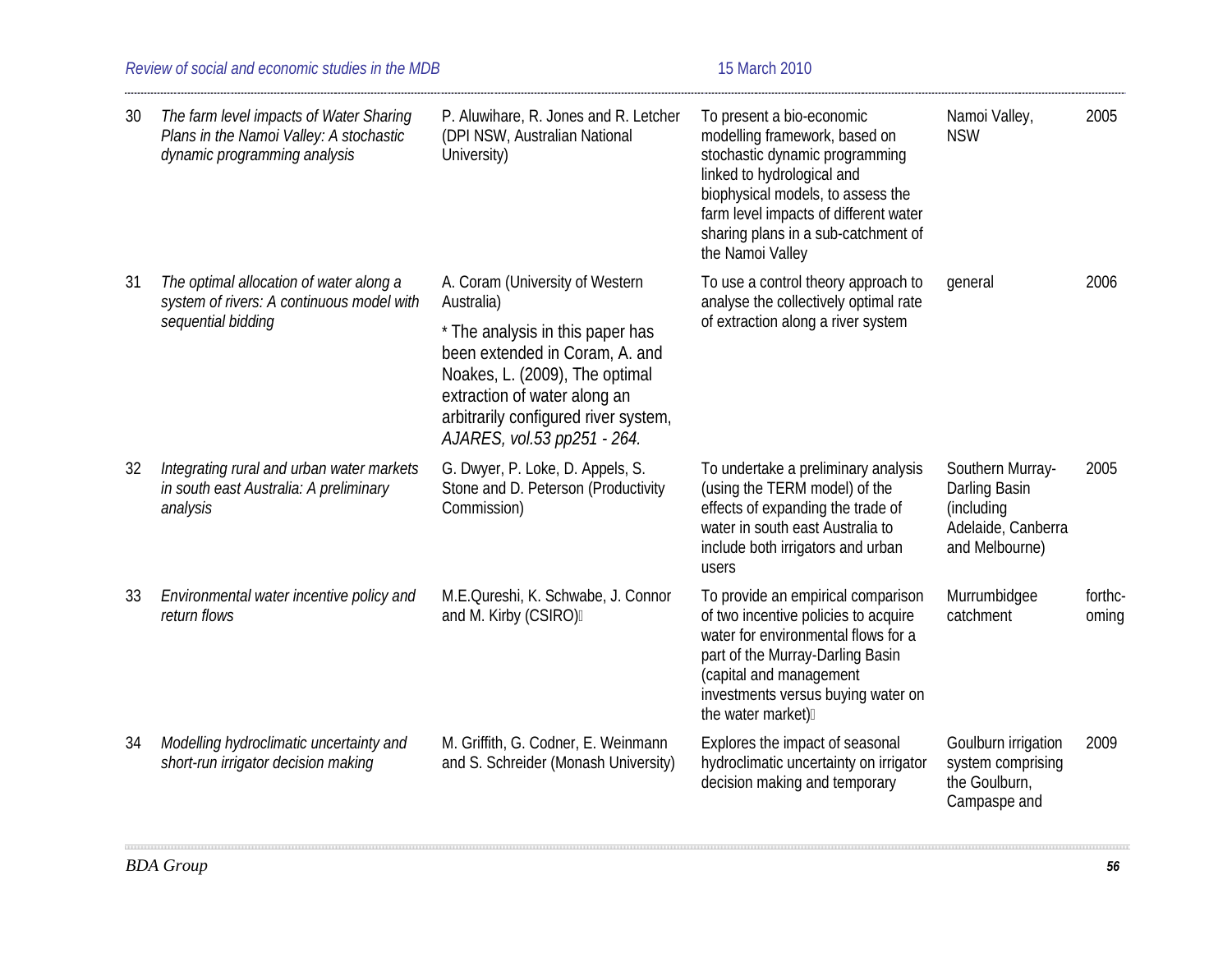| | | | | | |
|---|---|---|---|---|---|
| 30 | *The farm level impacts of Water Sharing Plans in the Namoi Valley: A stochastic dynamic programming analysis* | P. Aluwihare, R. Jones and R. Letcher (DPI NSW, Australian National University) | To present a bio-economic modelling framework, based on stochastic dynamic programming linked to hydrological and biophysical models, to assess the farm level impacts of different water sharing plans in a sub-catchment of the Namoi Valley | Namoi Valley, NSW | 2005 |
| 31 | *The optimal allocation of water along a system of rivers: A continuous model with sequential bidding* | A. Coram (University of Western Australia)<br><br>* The analysis in this paper has been extended in Coram, A. and Noakes, L. (2009), The optimal extraction of water along an arbitrarily configured river system, *AJARES, vol.53 pp251 - 264.* | To use a control theory approach to analyse the collectively optimal rate of extraction along a river system | general | 2006 |
| 32 | *Integrating rural and urban water markets in south east Australia: A preliminary analysis* | G. Dwyer, P. Loke, D. Appels, S. Stone and D. Peterson (Productivity Commission) | To undertake a preliminary analysis (using the TERM model) of the effects of expanding the trade of water in south east Australia to include both irrigators and urban users | Southern Murray-Darling Basin (including Adelaide, Canberra and Melbourne) | 2005 |
| 33 | *Environmental water incentive policy and return flows* | M.E.Qureshi, K. Schwabe, J. Connor and M. Kirby (CSIRO) | To provide an empirical comparison of two incentive policies to acquire water for environmental flows for a part of the Murray-Darling Basin (capital and management investments versus buying water on the water market) | Murrumbidgee catchment | forthc-oming |
| 34 | *Modelling hydroclimatic uncertainty and short-run irrigator decision making* | M. Griffith, G. Codner, E. Weinmann and S. Schreider (Monash University) | Explores the impact of seasonal hydroclimatic uncertainty on irrigator decision making and temporary | Goulburn irrigation system comprising the Goulburn, Campaspe and | 2009 |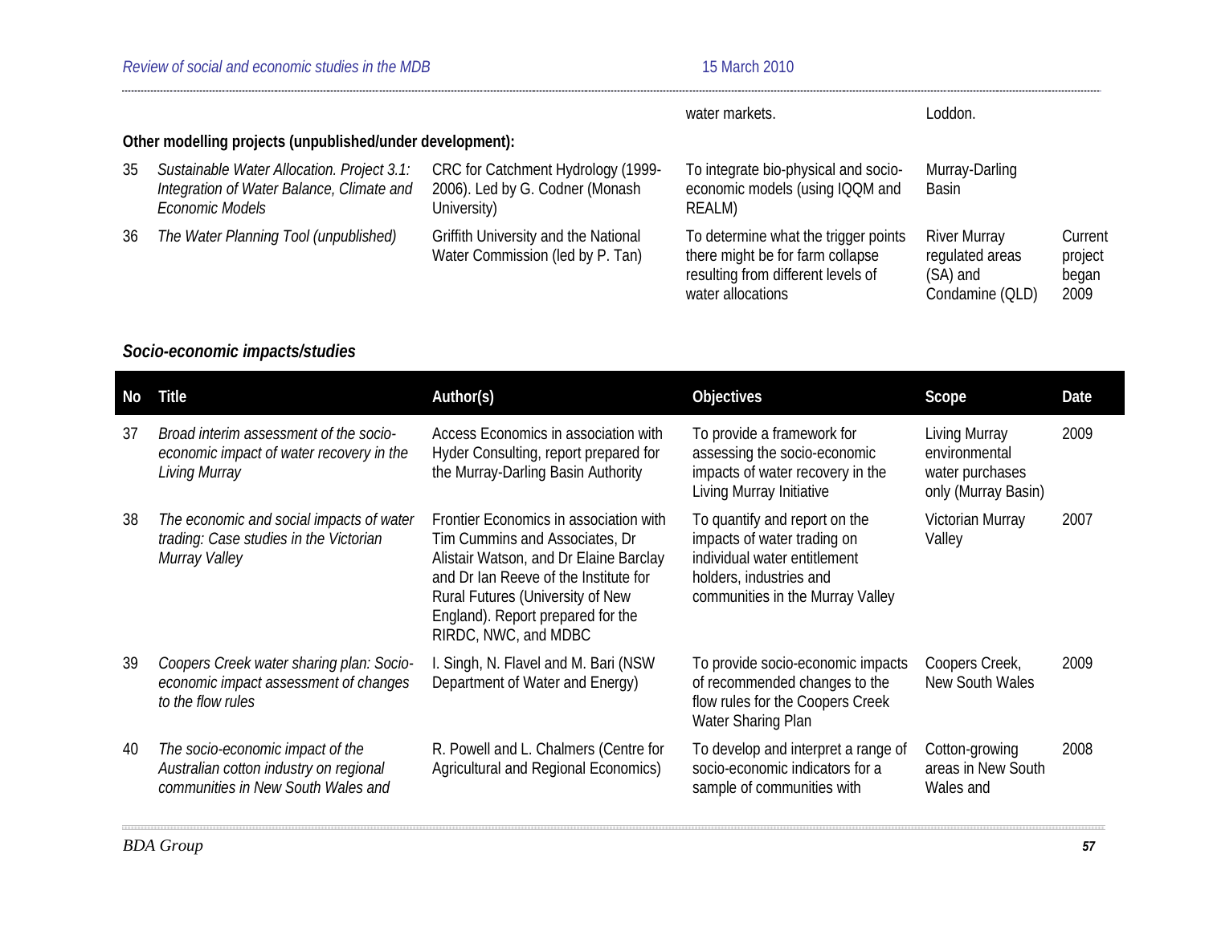| | | | water markets. | Loddon. | |
|---|---|---|---|---|---|

**Other modelling projects (unpublished/under development):**

| | | | | | |
|---|---|---|---|---|---|
| 35 | *Sustainable Water Allocation. Project 3.1: Integration of Water Balance, Climate and Economic Models* | CRC for Catchment Hydrology (1999-2006). Led by G. Codner (Monash University) | To integrate bio-physical and socio-economic models (using IQQM and REALM) | Murray-Darling Basin | |
| 36 | *The Water Planning Tool (unpublished)* | Griffith University and the National Water Commission (led by P. Tan) | To determine what the trigger points there might be for farm collapse resulting from different levels of water allocations | River Murray regulated areas (SA) and Condamine (QLD) | Current project began 2009 |

### *Socio-economic impacts/studies*

| No | Title | Author(s) | Objectives | Scope | Date |
|---|---|---|---|---|---|
| 37 | *Broad interim assessment of the socio-economic impact of water recovery in the Living Murray* | Access Economics in association with Hyder Consulting, report prepared for the Murray-Darling Basin Authority | To provide a framework for assessing the socio-economic impacts of water recovery in the Living Murray Initiative | Living Murray environmental water purchases only (Murray Basin) | 2009 |
| 38 | *The economic and social impacts of water trading: Case studies in the Victorian Murray Valley* | Frontier Economics in association with Tim Cummins and Associates, Dr Alistair Watson, and Dr Elaine Barclay and Dr Ian Reeve of the Institute for Rural Futures (University of New England). Report prepared for the RIRDC, NWC, and MDBC | To quantify and report on the impacts of water trading on individual water entitlement holders, industries and communities in the Murray Valley | Victorian Murray Valley | 2007 |
| 39 | *Coopers Creek water sharing plan: Socio-economic impact assessment of changes to the flow rules* | I. Singh, N. Flavel and M. Bari (NSW Department of Water and Energy) | To provide socio-economic impacts of recommended changes to the flow rules for the Coopers Creek Water Sharing Plan | Coopers Creek, New South Wales | 2009 |
| 40 | *The socio-economic impact of the Australian cotton industry on regional communities in New South Wales and* | R. Powell and L. Chalmers (Centre for Agricultural and Regional Economics) | To develop and interpret a range of socio-economic indicators for a sample of communities with | Cotton-growing areas in New South Wales and | 2008 |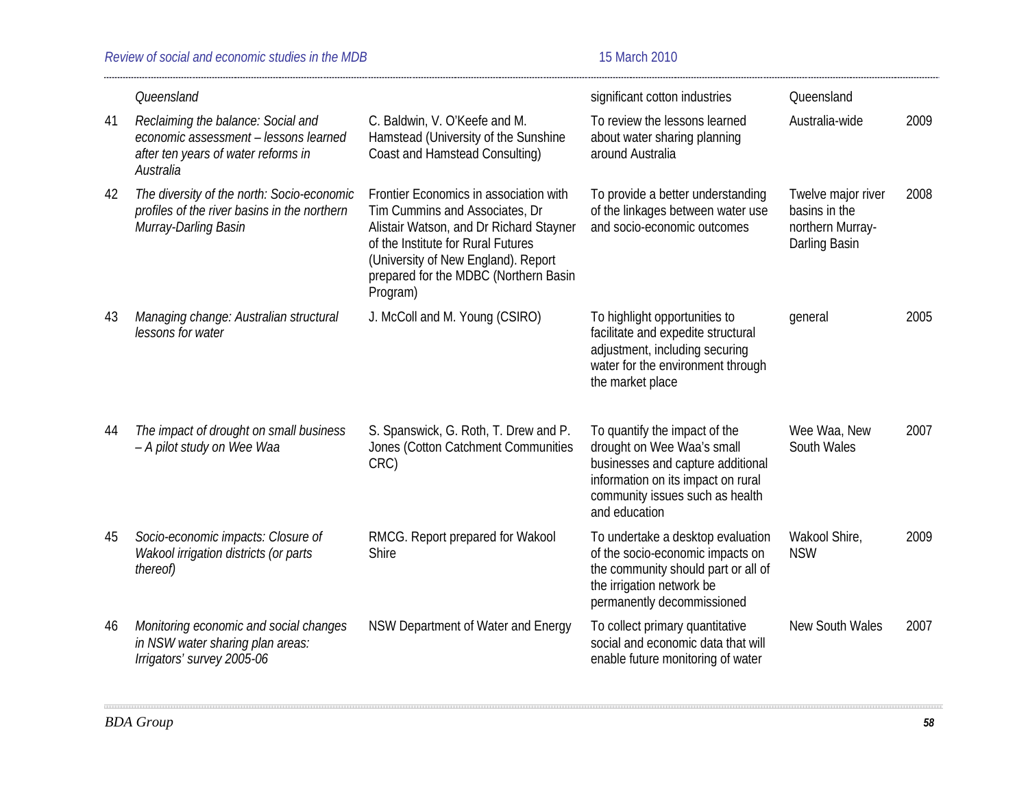| | | | | | |
|---|---|---|---|---|---|
| | *Queensland* | | significant cotton industries | Queensland | |
| 41 | *Reclaiming the balance: Social and economic assessment – lessons learned after ten years of water reforms in Australia* | C. Baldwin, V. O'Keefe and M. Hamstead (University of the Sunshine Coast and Hamstead Consulting) | To review the lessons learned about water sharing planning around Australia | Australia-wide | 2009 |
| 42 | *The diversity of the north: Socio-economic profiles of the river basins in the northern Murray-Darling Basin* | Frontier Economics in association with Tim Cummins and Associates, Dr Alistair Watson, and Dr Richard Stayner of the Institute for Rural Futures (University of New England). Report prepared for the MDBC (Northern Basin Program) | To provide a better understanding of the linkages between water use and socio-economic outcomes | Twelve major river basins in the northern Murray-Darling Basin | 2008 |
| 43 | *Managing change: Australian structural lessons for water* | J. McColl and M. Young (CSIRO) | To highlight opportunities to facilitate and expedite structural adjustment, including securing water for the environment through the market place | general | 2005 |
| 44 | *The impact of drought on small business – A pilot study on Wee Waa* | S. Spanswick, G. Roth, T. Drew and P. Jones (Cotton Catchment Communities CRC) | To quantify the impact of the drought on Wee Waa's small businesses and capture additional information on its impact on rural community issues such as health and education | Wee Waa, New South Wales | 2007 |
| 45 | *Socio-economic impacts: Closure of Wakool irrigation districts (or parts thereof)* | RMCG. Report prepared for Wakool Shire | To undertake a desktop evaluation of the socio-economic impacts on the community should part or all of the irrigation network be permanently decommissioned | Wakool Shire, NSW | 2009 |
| 46 | *Monitoring economic and social changes in NSW water sharing plan areas: Irrigators' survey 2005-06* | NSW Department of Water and Energy | To collect primary quantitative social and economic data that will enable future monitoring of water | New South Wales | 2007 |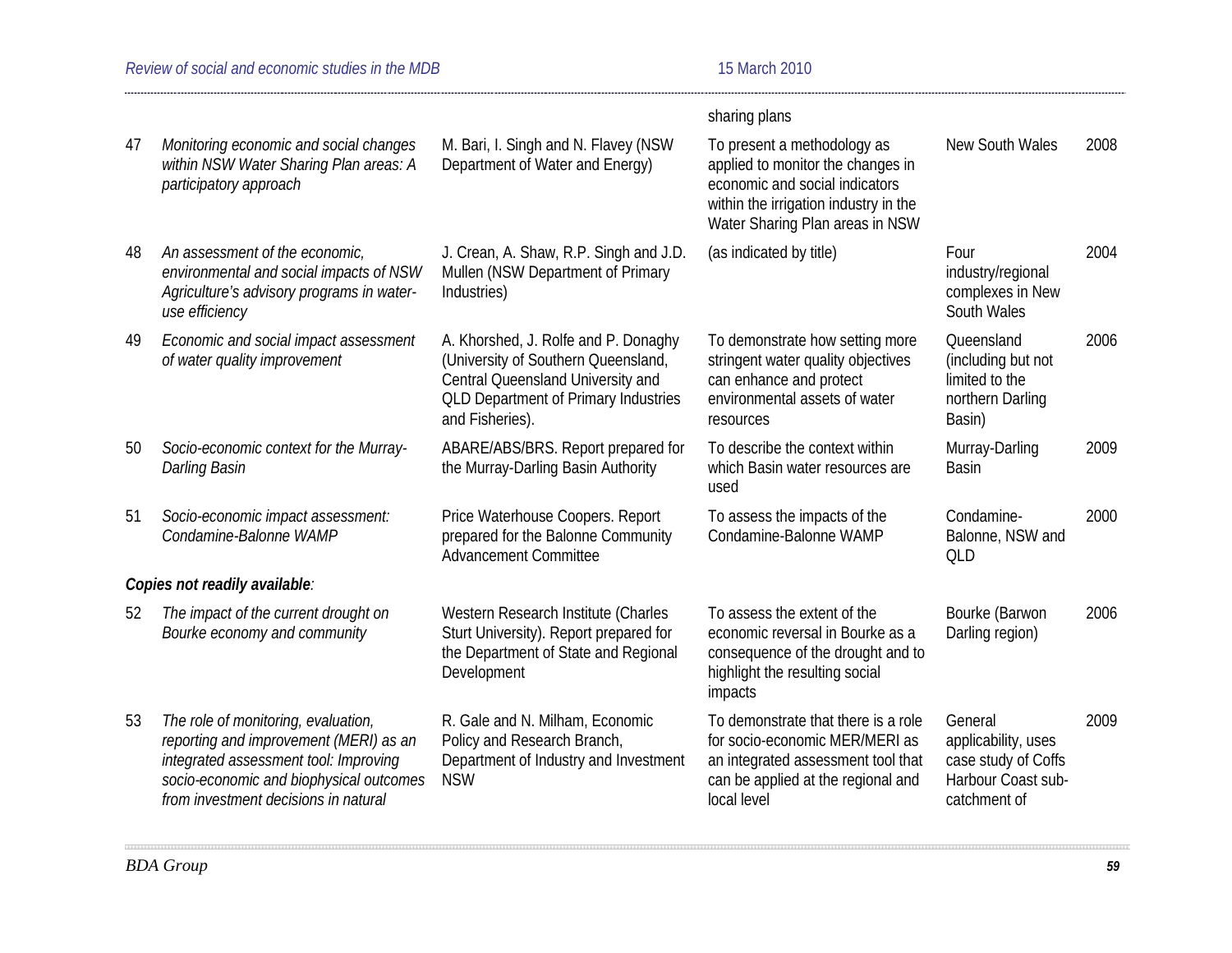| | | | sharing plans | | |
|---|---|---|---|---|---|
| 47 | *Monitoring economic and social changes within NSW Water Sharing Plan areas: A participatory approach* | M. Bari, I. Singh and N. Flavey (NSW Department of Water and Energy) | To present a methodology as applied to monitor the changes in economic and social indicators within the irrigation industry in the Water Sharing Plan areas in NSW | New South Wales | 2008 |
| 48 | *An assessment of the economic, environmental and social impacts of NSW Agriculture's advisory programs in water-use efficiency* | J. Crean, A. Shaw, R.P. Singh and J.D. Mullen (NSW Department of Primary Industries) | (as indicated by title) | Four industry/regional complexes in New South Wales | 2004 |
| 49 | *Economic and social impact assessment of water quality improvement* | A. Khorshed, J. Rolfe and P. Donaghy (University of Southern Queensland, Central Queensland University and QLD Department of Primary Industries and Fisheries). | To demonstrate how setting more stringent water quality objectives can enhance and protect environmental assets of water resources | Queensland (including but not limited to the northern Darling Basin) | 2006 |
| 50 | *Socio-economic context for the Murray-Darling Basin* | ABARE/ABS/BRS. Report prepared for the Murray-Darling Basin Authority | To describe the context within which Basin water resources are used | Murray-Darling Basin | 2009 |
| 51 | *Socio-economic impact assessment: Condamine-Balonne WAMP* | Price Waterhouse Coopers. Report prepared for the Balonne Community Advancement Committee | To assess the impacts of the Condamine-Balonne WAMP | Condamine-Balonne, NSW and QLD | 2000 |
| ***Copies not readily available**:* | | | | | |
| 52 | *The impact of the current drought on Bourke economy and community* | Western Research Institute (Charles Sturt University). Report prepared for the Department of State and Regional Development | To assess the extent of the economic reversal in Bourke as a consequence of the drought and to highlight the resulting social impacts | Bourke (Barwon Darling region) | 2006 |
| 53 | *The role of monitoring, evaluation, reporting and improvement (MERI) as an integrated assessment tool: Improving socio-economic and biophysical outcomes from investment decisions in natural* | R. Gale and N. Milham, Economic Policy and Research Branch, Department of Industry and Investment NSW | To demonstrate that there is a role for socio-economic MER/MERI as an integrated assessment tool that can be applied at the regional and local level | General applicability, uses case study of Coffs Harbour Coast sub-catchment of | 2009 |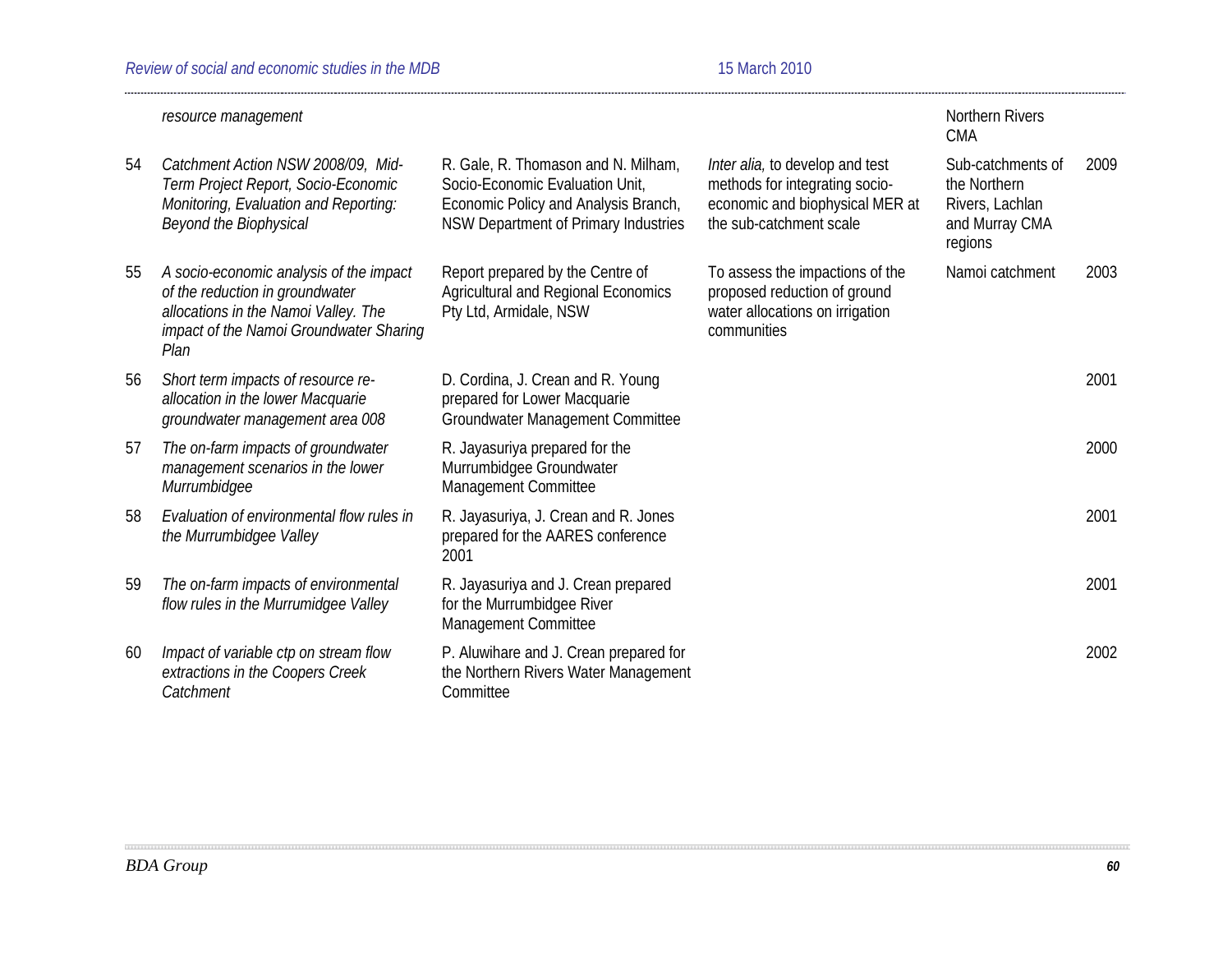| | | | | | |
|---|---|---|---|---|---|
| | *resource management* | | | Northern Rivers CMA | |
| 54 | *Catchment Action NSW 2008/09, Mid-Term Project Report, Socio-Economic Monitoring, Evaluation and Reporting: Beyond the Biophysical* | R. Gale, R. Thomason and N. Milham, Socio-Economic Evaluation Unit, Economic Policy and Analysis Branch, NSW Department of Primary Industries | *Inter alia,* to develop and test methods for integrating socio-economic and biophysical MER at the sub-catchment scale | Sub-catchments of the Northern Rivers, Lachlan and Murray CMA regions | 2009 |
| 55 | *A socio-economic analysis of the impact of the reduction in groundwater allocations in the Namoi Valley. The impact of the Namoi Groundwater Sharing Plan* | Report prepared by the Centre of Agricultural and Regional Economics Pty Ltd, Armidale, NSW | To assess the impactions of the proposed reduction of ground water allocations on irrigation communities | Namoi catchment | 2003 |
| 56 | *Short term impacts of resource re-allocation in the lower Macquarie groundwater management area 008* | D. Cordina, J. Crean and R. Young prepared for Lower Macquarie Groundwater Management Committee | | | 2001 |
| 57 | *The on-farm impacts of groundwater management scenarios in the lower Murrumbidgee* | R. Jayasuriya prepared for the Murrumbidgee Groundwater Management Committee | | | 2000 |
| 58 | *Evaluation of environmental flow rules in the Murrumbidgee Valley* | R. Jayasuriya, J. Crean and R. Jones prepared for the AARES conference 2001 | | | 2001 |
| 59 | *The on-farm impacts of environmental flow rules in the Murrumidgee Valley* | R. Jayasuriya and J. Crean prepared for the Murrumbidgee River Management Committee | | | 2001 |
| 60 | *Impact of variable ctp on stream flow extractions in the Coopers Creek Catchment* | P. Aluwihare and J. Crean prepared for the Northern Rivers Water Management Committee | | | 2002 |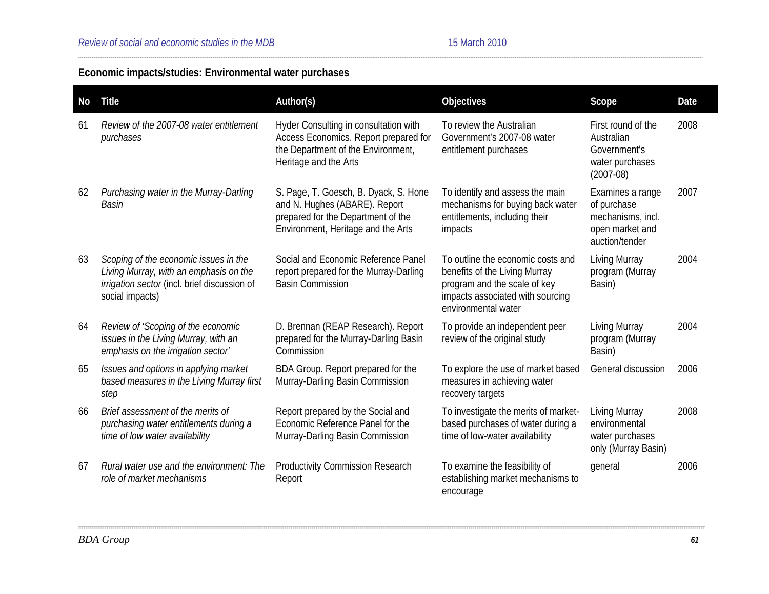## Economic impacts/studies: Environmental water purchases

| No | Title | Author(s) | Objectives | Scope | Date |
|---|---|---|---|---|---|
| 61 | *Review of the 2007-08 water entitlement purchases* | Hyder Consulting in consultation with Access Economics. Report prepared for the Department of the Environment, Heritage and the Arts | To review the Australian Government's 2007-08 water entitlement purchases | First round of the Australian Government's water purchases (2007-08) | 2008 |
| 62 | *Purchasing water in the Murray-Darling Basin* | S. Page, T. Goesch, B. Dyack, S. Hone and N. Hughes (ABARE). Report prepared for the Department of the Environment, Heritage and the Arts | To identify and assess the main mechanisms for buying back water entitlements, including their impacts | Examines a range of purchase mechanisms, incl. open market and auction/tender | 2007 |
| 63 | *Scoping of the economic issues in the Living Murray, with an emphasis on the irrigation sector* (incl. brief discussion of social impacts) | Social and Economic Reference Panel report prepared for the Murray-Darling Basin Commission | To outline the economic costs and benefits of the Living Murray program and the scale of key impacts associated with sourcing environmental water | Living Murray program (Murray Basin) | 2004 |
| 64 | *Review of 'Scoping of the economic issues in the Living Murray, with an emphasis on the irrigation sector'* | D. Brennan (REAP Research). Report prepared for the Murray-Darling Basin Commission | To provide an independent peer review of the original study | Living Murray program (Murray Basin) | 2004 |
| 65 | *Issues and options in applying market based measures in the Living Murray first step* | BDA Group. Report prepared for the Murray-Darling Basin Commission | To explore the use of market based measures in achieving water recovery targets | General discussion | 2006 |
| 66 | *Brief assessment of the merits of purchasing water entitlements during a time of low water availability* | Report prepared by the Social and Economic Reference Panel for the Murray-Darling Basin Commission | To investigate the merits of market-based purchases of water during a time of low-water availability | Living Murray environmental water purchases only (Murray Basin) | 2008 |
| 67 | *Rural water use and the environment: The role of market mechanisms* | Productivity Commission Research Report | To examine the feasibility of establishing market mechanisms to encourage | general | 2006 |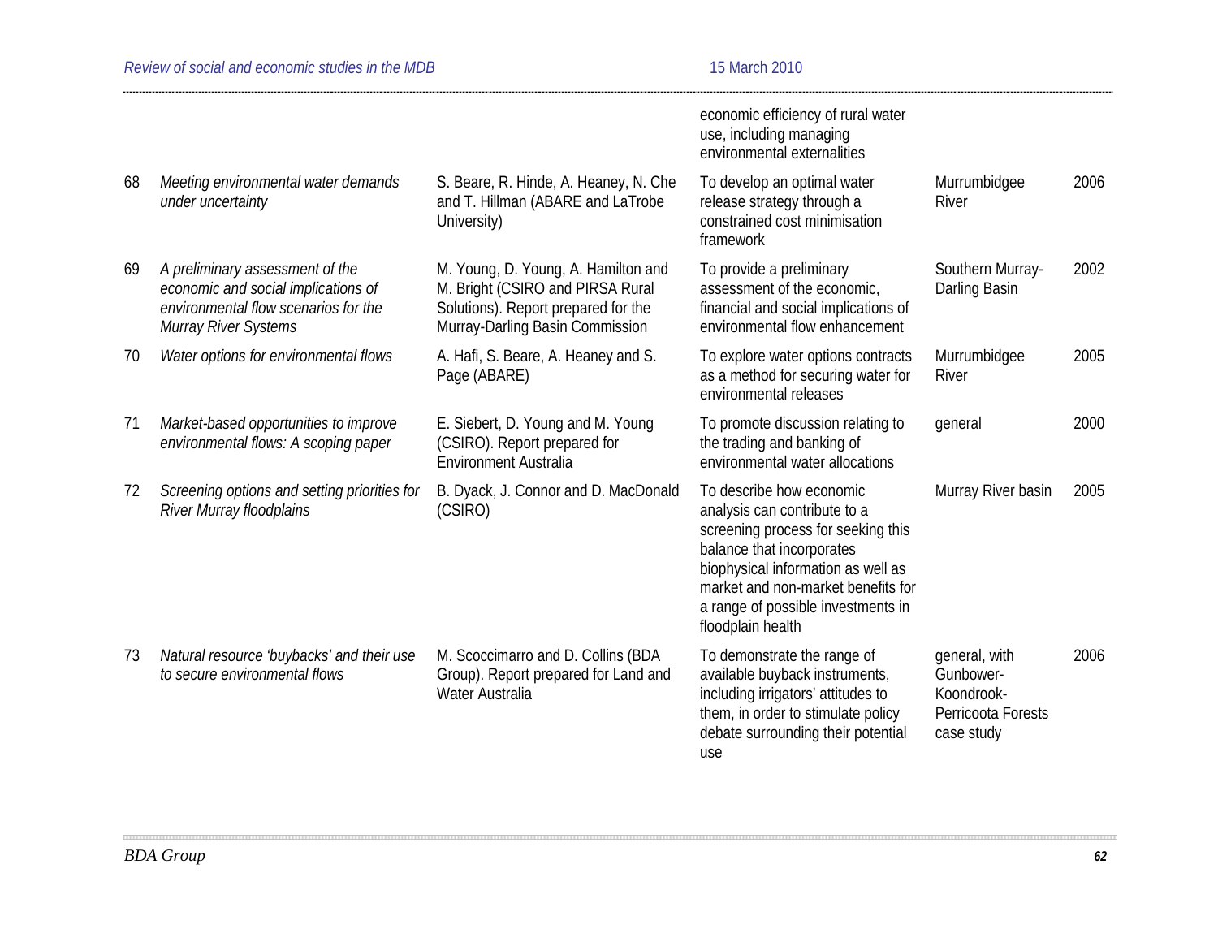| | | | | | |
|---|---|---|---|---|---|
| | | | economic efficiency of rural water use, including managing environmental externalities | | |
| 68 | *Meeting environmental water demands under uncertainty* | S. Beare, R. Hinde, A. Heaney, N. Che and T. Hillman (ABARE and LaTrobe University) | To develop an optimal water release strategy through a constrained cost minimisation framework | Murrumbidgee River | 2006 |
| 69 | *A preliminary assessment of the economic and social implications of environmental flow scenarios for the Murray River Systems* | M. Young, D. Young, A. Hamilton and M. Bright (CSIRO and PIRSA Rural Solutions). Report prepared for the Murray-Darling Basin Commission | To provide a preliminary assessment of the economic, financial and social implications of environmental flow enhancement | Southern Murray-Darling Basin | 2002 |
| 70 | *Water options for environmental flows* | A. Hafi, S. Beare, A. Heaney and S. Page (ABARE) | To explore water options contracts as a method for securing water for environmental releases | Murrumbidgee River | 2005 |
| 71 | *Market-based opportunities to improve environmental flows: A scoping paper* | E. Siebert, D. Young and M. Young (CSIRO). Report prepared for Environment Australia | To promote discussion relating to the trading and banking of environmental water allocations | general | 2000 |
| 72 | *Screening options and setting priorities for River Murray floodplains* | B. Dyack, J. Connor and D. MacDonald (CSIRO) | To describe how economic analysis can contribute to a screening process for seeking this balance that incorporates biophysical information as well as market and non-market benefits for a range of possible investments in floodplain health | Murray River basin | 2005 |
| 73 | *Natural resource 'buybacks' and their use to secure environmental flows* | M. Scoccimarro and D. Collins (BDA Group). Report prepared for Land and Water Australia | To demonstrate the range of available buyback instruments, including irrigators' attitudes to them, in order to stimulate policy debate surrounding their potential use | general, with Gunbower-Koondrook-Perricoota Forests case study | 2006 |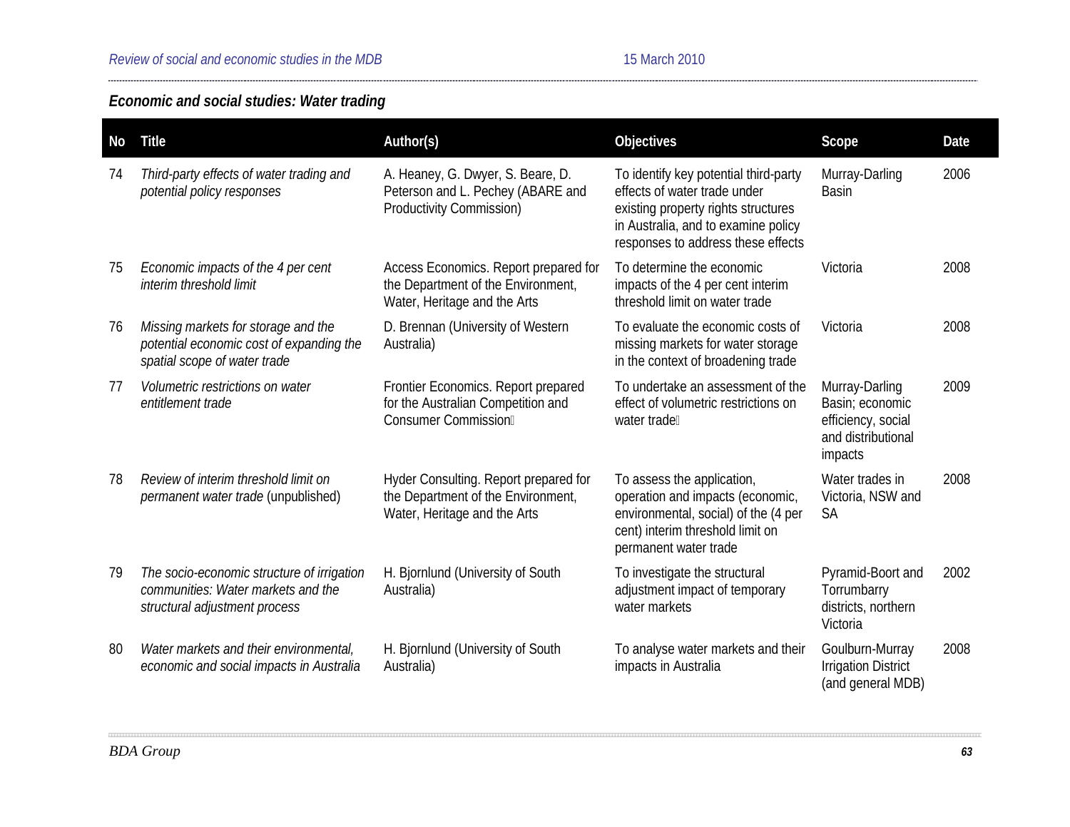### *Economic and social studies: Water trading*

| No | Title | Author(s) | Objectives | Scope | Date |
|---|---|---|---|---|---|
| 74 | *Third-party effects of water trading and potential policy responses* | A. Heaney, G. Dwyer, S. Beare, D. Peterson and L. Pechey (ABARE and Productivity Commission) | To identify key potential third-party effects of water trade under existing property rights structures in Australia, and to examine policy responses to address these effects | Murray-Darling Basin | 2006 |
| 75 | *Economic impacts of the 4 per cent interim threshold limit* | Access Economics. Report prepared for the Department of the Environment, Water, Heritage and the Arts | To determine the economic impacts of the 4 per cent interim threshold limit on water trade | Victoria | 2008 |
| 76 | *Missing markets for storage and the potential economic cost of expanding the spatial scope of water trade* | D. Brennan (University of Western Australia) | To evaluate the economic costs of missing markets for water storage in the context of broadening trade | Victoria | 2008 |
| 77 | *Volumetric restrictions on water entitlement trade* | Frontier Economics. Report prepared for the Australian Competition and Consumer Commission | To undertake an assessment of the effect of volumetric restrictions on water trade | Murray-Darling Basin; economic efficiency, social and distributional impacts | 2009 |
| 78 | *Review of interim threshold limit on permanent water trade* (unpublished) | Hyder Consulting. Report prepared for the Department of the Environment, Water, Heritage and the Arts | To assess the application, operation and impacts (economic, environmental, social) of the (4 per cent) interim threshold limit on permanent water trade | Water trades in Victoria, NSW and SA | 2008 |
| 79 | *The socio-economic structure of irrigation communities: Water markets and the structural adjustment process* | H. Bjornlund (University of South Australia) | To investigate the structural adjustment impact of temporary water markets | Pyramid-Boort and Torrumbarry districts, northern Victoria | 2002 |
| 80 | *Water markets and their environmental, economic and social impacts in Australia* | H. Bjornlund (University of South Australia) | To analyse water markets and their impacts in Australia | Goulburn-Murray Irrigation District (and general MDB) | 2008 |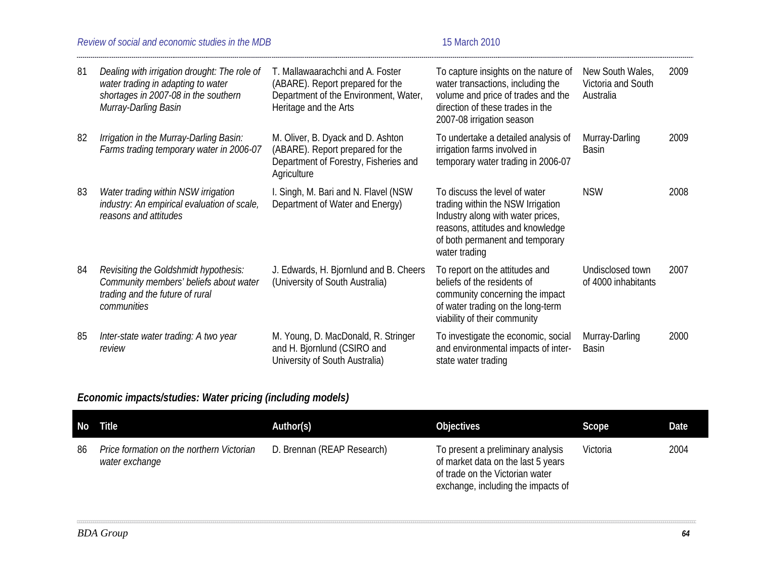| No | Title | Author(s) | Objectives | Scope | Date |
|---|---|---|---|---|---|
| 81 | *Dealing with irrigation drought: The role of water trading in adapting to water shortages in 2007-08 in the southern Murray-Darling Basin* | T. Mallawaarachchi and A. Foster (ABARE). Report prepared for the Department of the Environment, Water, Heritage and the Arts | To capture insights on the nature of water transactions, including the volume and price of trades and the direction of these trades in the 2007-08 irrigation season | New South Wales, Victoria and South Australia | 2009 |
| 82 | *Irrigation in the Murray-Darling Basin: Farms trading temporary water in 2006-07* | M. Oliver, B. Dyack and D. Ashton (ABARE). Report prepared for the Department of Forestry, Fisheries and Agriculture | To undertake a detailed analysis of irrigation farms involved in temporary water trading in 2006-07 | Murray-Darling Basin | 2009 |
| 83 | *Water trading within NSW irrigation industry: An empirical evaluation of scale, reasons and attitudes* | I. Singh, M. Bari and N. Flavel (NSW Department of Water and Energy) | To discuss the level of water trading within the NSW Irrigation Industry along with water prices, reasons, attitudes and knowledge of both permanent and temporary water trading | NSW | 2008 |
| 84 | *Revisiting the Goldshmidt hypothesis: Community members' beliefs about water trading and the future of rural communities* | J. Edwards, H. Bjornlund and B. Cheers (University of South Australia) | To report on the attitudes and beliefs of the residents of community concerning the impact of water trading on the long-term viability of their community | Undisclosed town of 4000 inhabitants | 2007 |
| 85 | *Inter-state water trading: A two year review* | M. Young, D. MacDonald, R. Stringer and H. Bjornlund (CSIRO and University of South Australia) | To investigate the economic, social and environmental impacts of inter-state water trading | Murray-Darling Basin | 2000 |

***Economic impacts/studies: Water pricing (including models)***

| No | Title | Author(s) | Objectives | Scope | Date |
|---|---|---|---|---|---|
| 86 | *Price formation on the northern Victorian water exchange* | D. Brennan (REAP Research) | To present a preliminary analysis of market data on the last 5 years of trade on the Victorian water exchange, including the impacts of | Victoria | 2004 |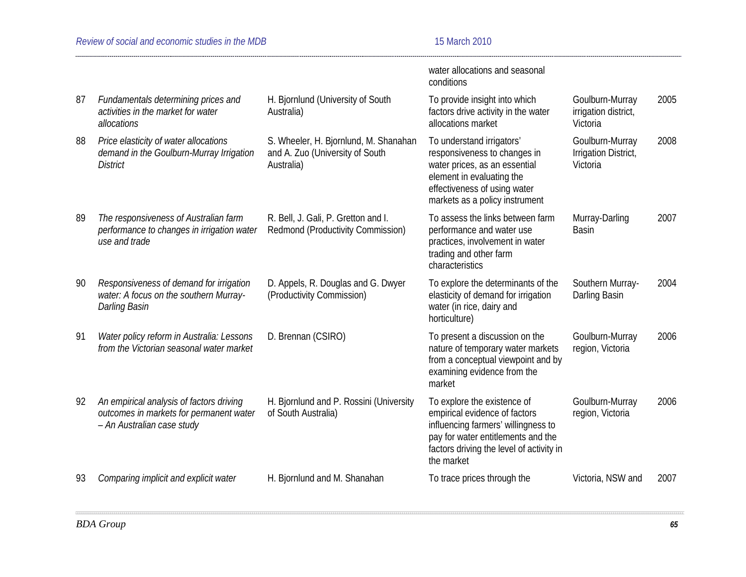| | | | water allocations and seasonal conditions | | |
|---|---|---|---|---|---|
| 87 | *Fundamentals determining prices and activities in the market for water allocations* | H. Bjornlund (University of South Australia) | To provide insight into which factors drive activity in the water allocations market | Goulburn-Murray irrigation district, Victoria | 2005 |
| 88 | *Price elasticity of water allocations demand in the Goulburn-Murray Irrigation District* | S. Wheeler, H. Bjornlund, M. Shanahan and A. Zuo (University of South Australia) | To understand irrigators' responsiveness to changes in water prices, as an essential element in evaluating the effectiveness of using water markets as a policy instrument | Goulburn-Murray Irrigation District, Victoria | 2008 |
| 89 | *The responsiveness of Australian farm performance to changes in irrigation water use and trade* | R. Bell, J. Gali, P. Gretton and I. Redmond (Productivity Commission) | To assess the links between farm performance and water use practices, involvement in water trading and other farm characteristics | Murray-Darling Basin | 2007 |
| 90 | *Responsiveness of demand for irrigation water: A focus on the southern Murray-Darling Basin* | D. Appels, R. Douglas and G. Dwyer (Productivity Commission) | To explore the determinants of the elasticity of demand for irrigation water (in rice, dairy and horticulture) | Southern Murray-Darling Basin | 2004 |
| 91 | *Water policy reform in Australia: Lessons from the Victorian seasonal water market* | D. Brennan (CSIRO) | To present a discussion on the nature of temporary water markets from a conceptual viewpoint and by examining evidence from the market | Goulburn-Murray region, Victoria | 2006 |
| 92 | *An empirical analysis of factors driving outcomes in markets for permanent water – An Australian case study* | H. Bjornlund and P. Rossini (University of South Australia) | To explore the existence of empirical evidence of factors influencing farmers' willingness to pay for water entitlements and the factors driving the level of activity in the market | Goulburn-Murray region, Victoria | 2006 |
| 93 | *Comparing implicit and explicit water* | H. Bjornlund and M. Shanahan | To trace prices through the | Victoria, NSW and | 2007 |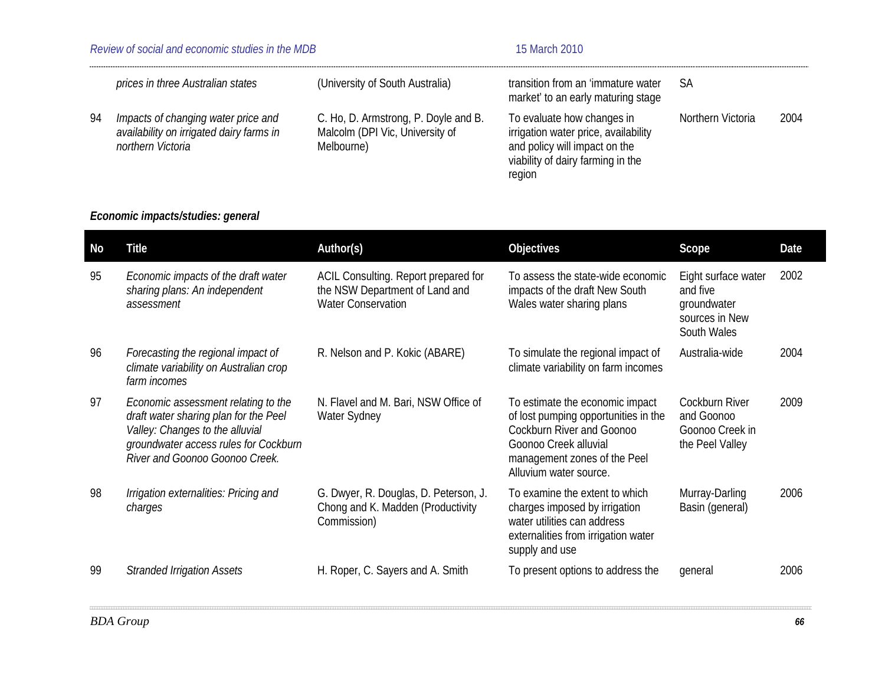| No | Title | Author(s) | Objectives | Scope | Date |
|---|---|---|---|---|---|
| | *prices in three Australian states* | (University of South Australia) | transition from an 'immature water market' to an early maturing stage | SA | |
| 94 | *Impacts of changing water price and availability on irrigated dairy farms in northern Victoria* | C. Ho, D. Armstrong, P. Doyle and B. Malcolm (DPI Vic, University of Melbourne) | To evaluate how changes in irrigation water price, availability and policy will impact on the viability of dairy farming in the region | Northern Victoria | 2004 |

***Economic impacts/studies: general***

| No | Title | Author(s) | Objectives | Scope | Date |
|---|---|---|---|---|---|
| 95 | *Economic impacts of the draft water sharing plans: An independent assessment* | ACIL Consulting. Report prepared for the NSW Department of Land and Water Conservation | To assess the state-wide economic impacts of the draft New South Wales water sharing plans | Eight surface water and five groundwater sources in New South Wales | 2002 |
| 96 | *Forecasting the regional impact of climate variability on Australian crop farm incomes* | R. Nelson and P. Kokic (ABARE) | To simulate the regional impact of climate variability on farm incomes | Australia-wide | 2004 |
| 97 | *Economic assessment relating to the draft water sharing plan for the Peel Valley: Changes to the alluvial groundwater access rules for Cockburn River and Goonoo Goonoo Creek.* | N. Flavel and M. Bari, NSW Office of Water Sydney | To estimate the economic impact of lost pumping opportunities in the Cockburn River and Goonoo Goonoo Creek alluvial management zones of the Peel Alluvium water source. | Cockburn River and Goonoo Goonoo Creek in the Peel Valley | 2009 |
| 98 | *Irrigation externalities: Pricing and charges* | G. Dwyer, R. Douglas, D. Peterson, J. Chong and K. Madden (Productivity Commission) | To examine the extent to which charges imposed by irrigation water utilities can address externalities from irrigation water supply and use | Murray-Darling Basin (general) | 2006 |
| 99 | *Stranded Irrigation Assets* | H. Roper, C. Sayers and A. Smith | To present options to address the | general | 2006 |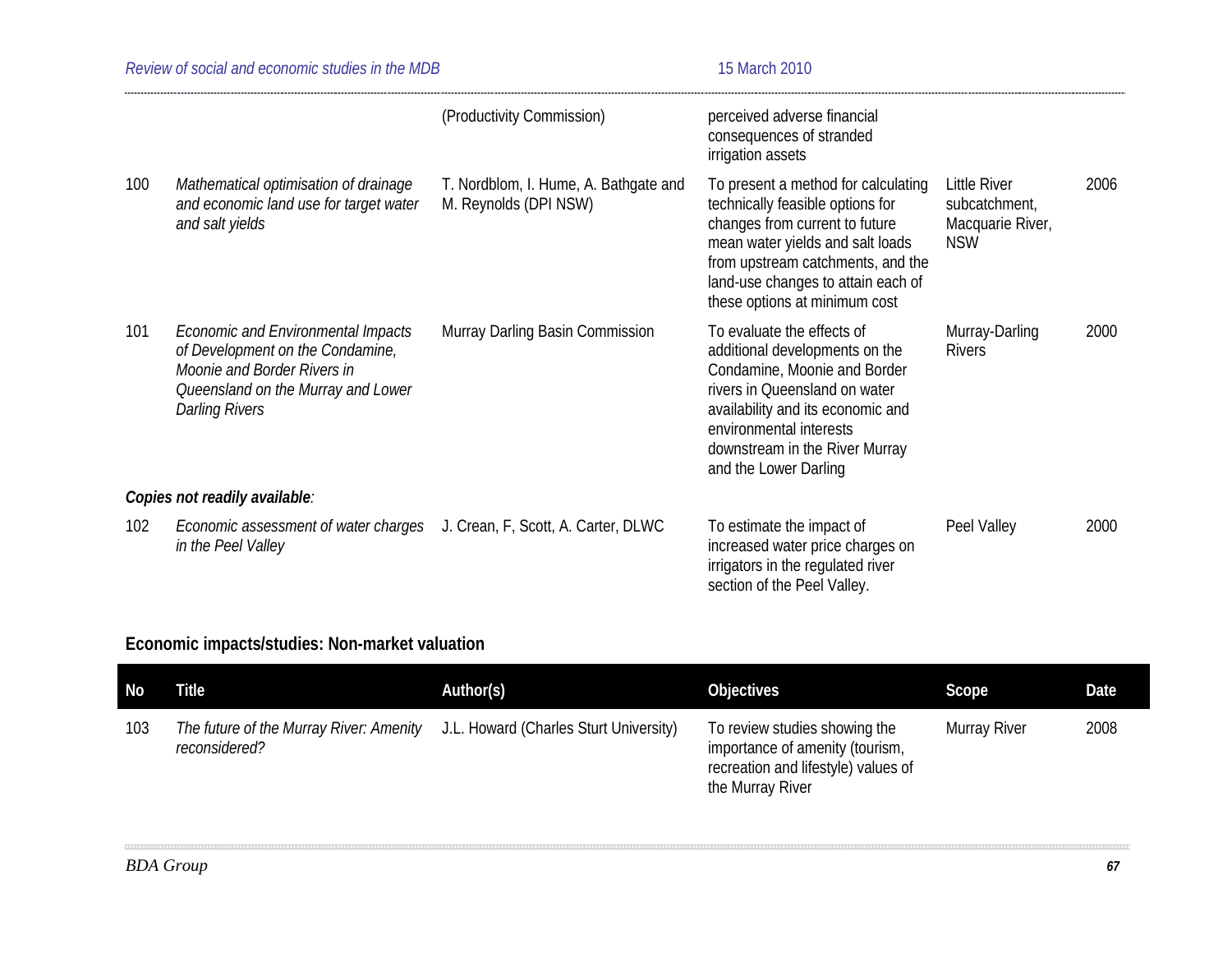| No | Title | Author(s) | Objectives | Scope | Date |
|---|---|---|---|---|---|
| | | (Productivity Commission) | perceived adverse financial consequences of stranded irrigation assets | | |
| 100 | *Mathematical optimisation of drainage and economic land use for target water and salt yields* | T. Nordblom, I. Hume, A. Bathgate and M. Reynolds (DPI NSW) | To present a method for calculating technically feasible options for changes from current to future mean water yields and salt loads from upstream catchments, and the land-use changes to attain each of these options at minimum cost | Little River subcatchment, Macquarie River, NSW | 2006 |
| 101 | *Economic and Environmental Impacts of Development on the Condamine, Moonie and Border Rivers in Queensland on the Murray and Lower Darling Rivers* | Murray Darling Basin Commission | To evaluate the effects of additional developments on the Condamine, Moonie and Border rivers in Queensland on water availability and its economic and environmental interests downstream in the River Murray and the Lower Darling | Murray-Darling Rivers | 2000 |
| ***Copies not readily available*:** | | | | | |
| 102 | *Economic assessment of water charges in the Peel Valley* | J. Crean, F, Scott, A. Carter, DLWC | To estimate the impact of increased water price charges on irrigators in the regulated river section of the Peel Valley. | Peel Valley | 2000 |

**Economic impacts/studies: Non-market valuation**

| No | Title | Author(s) | Objectives | Scope | Date |
|---|---|---|---|---|---|
| 103 | *The future of the Murray River: Amenity reconsidered?* | J.L. Howard (Charles Sturt University) | To review studies showing the importance of amenity (tourism, recreation and lifestyle) values of the Murray River | Murray River | 2008 |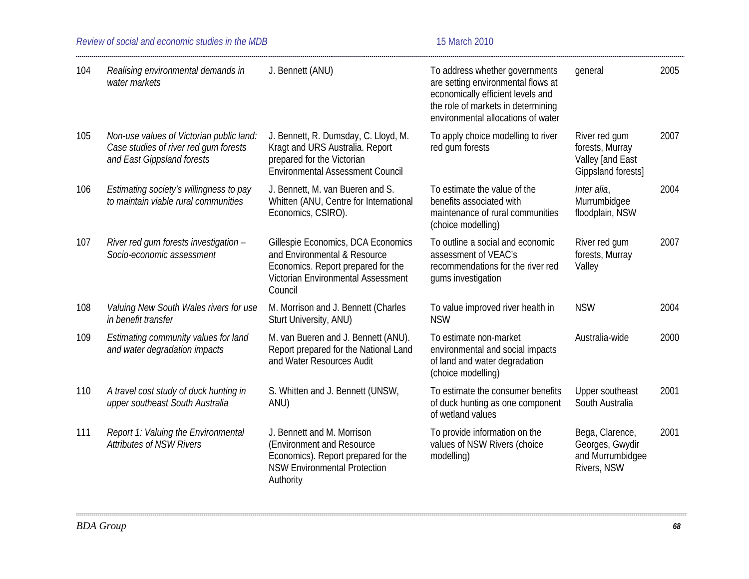| | | | | | |
|---|---|---|---|---|---|
| 104 | *Realising environmental demands in water markets* | J. Bennett (ANU) | To address whether governments are setting environmental flows at economically efficient levels and the role of markets in determining environmental allocations of water | general | 2005 |
| 105 | *Non-use values of Victorian public land: Case studies of river red gum forests and East Gippsland forests* | J. Bennett, R. Dumsday, C. Lloyd, M. Kragt and URS Australia. Report prepared for the Victorian Environmental Assessment Council | To apply choice modelling to river red gum forests | River red gum forests, Murray Valley [and East Gippsland forests] | 2007 |
| 106 | *Estimating society's willingness to pay to maintain viable rural communities* | J. Bennett, M. van Bueren and S. Whitten (ANU, Centre for International Economics, CSIRO). | To estimate the value of the benefits associated with maintenance of rural communities (choice modelling) | *Inter alia*, Murrumbidgee floodplain, NSW | 2004 |
| 107 | *River red gum forests investigation – Socio-economic assessment* | Gillespie Economics, DCA Economics and Environmental & Resource Economics. Report prepared for the Victorian Environmental Assessment Council | To outline a social and economic assessment of VEAC's recommendations for the river red gums investigation | River red gum forests, Murray Valley | 2007 |
| 108 | *Valuing New South Wales rivers for use in benefit transfer* | M. Morrison and J. Bennett (Charles Sturt University, ANU) | To value improved river health in NSW | NSW | 2004 |
| 109 | *Estimating community values for land and water degradation impacts* | M. van Bueren and J. Bennett (ANU). Report prepared for the National Land and Water Resources Audit | To estimate non-market environmental and social impacts of land and water degradation (choice modelling) | Australia-wide | 2000 |
| 110 | *A travel cost study of duck hunting in upper southeast South Australia* | S. Whitten and J. Bennett (UNSW, ANU) | To estimate the consumer benefits of duck hunting as one component of wetland values | Upper southeast South Australia | 2001 |
| 111 | *Report 1: Valuing the Environmental Attributes of NSW Rivers* | J. Bennett and M. Morrison (Environment and Resource Economics). Report prepared for the NSW Environmental Protection Authority | To provide information on the values of NSW Rivers (choice modelling) | Bega, Clarence, Georges, Gwydir and Murrumbidgee Rivers, NSW | 2001 |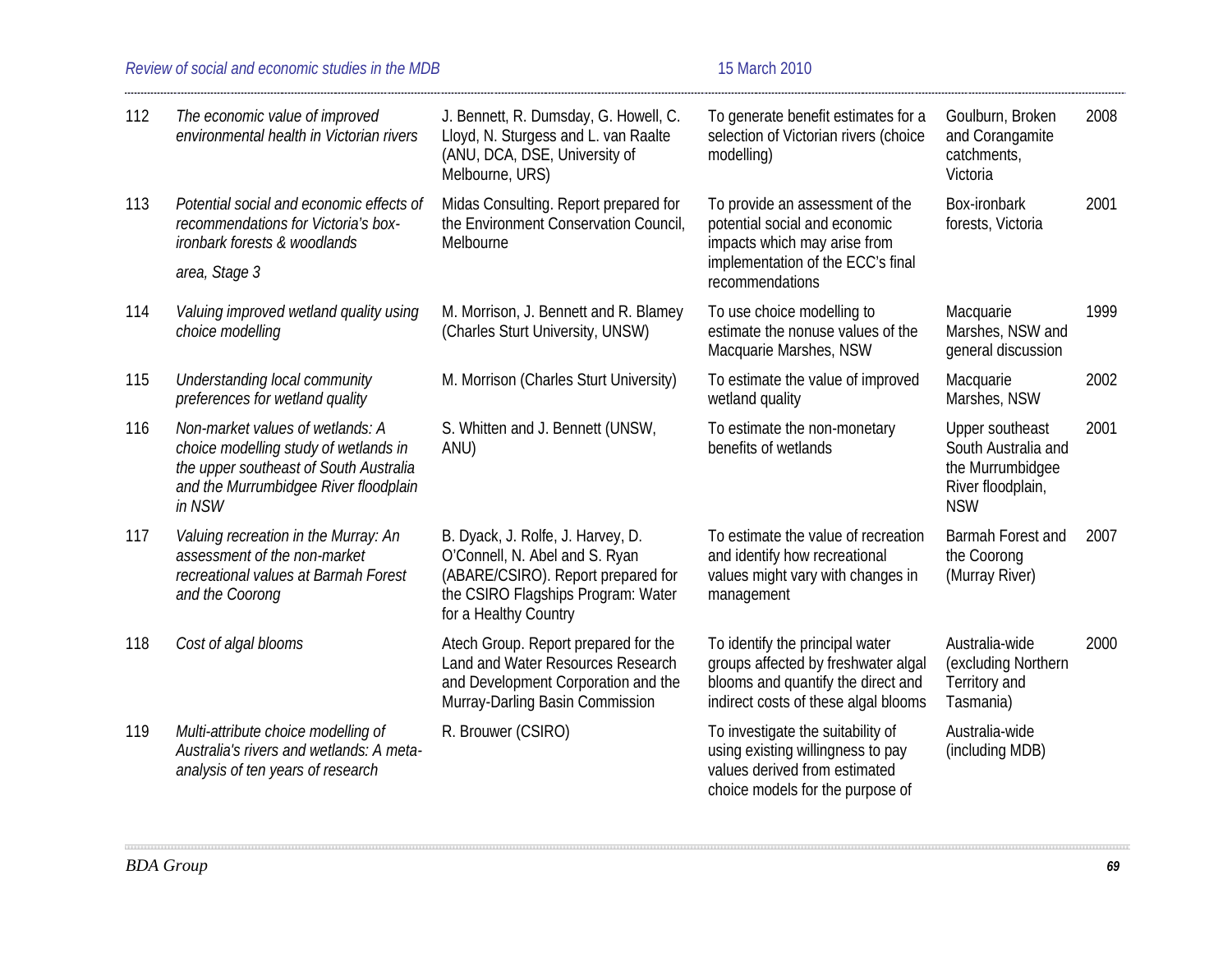| | | | | | |
|---|---|---|---|---|---|
| 112 | *The economic value of improved environmental health in Victorian rivers* | J. Bennett, R. Dumsday, G. Howell, C. Lloyd, N. Sturgess and L. van Raalte (ANU, DCA, DSE, University of Melbourne, URS) | To generate benefit estimates for a selection of Victorian rivers (choice modelling) | Goulburn, Broken and Corangamite catchments, Victoria | 2008 |
| 113 | *Potential social and economic effects of recommendations for Victoria's box-ironbark forests & woodlands area, Stage 3* | Midas Consulting. Report prepared for the Environment Conservation Council, Melbourne | To provide an assessment of the potential social and economic impacts which may arise from implementation of the ECC's final recommendations | Box-ironbark forests, Victoria | 2001 |
| 114 | *Valuing improved wetland quality using choice modelling* | M. Morrison, J. Bennett and R. Blamey (Charles Sturt University, UNSW) | To use choice modelling to estimate the nonuse values of the Macquarie Marshes, NSW | Macquarie Marshes, NSW and general discussion | 1999 |
| 115 | *Understanding local community preferences for wetland quality* | M. Morrison (Charles Sturt University) | To estimate the value of improved wetland quality | Macquarie Marshes, NSW | 2002 |
| 116 | *Non-market values of wetlands: A choice modelling study of wetlands in the upper southeast of South Australia and the Murrumbidgee River floodplain in NSW* | S. Whitten and J. Bennett (UNSW, ANU) | To estimate the non-monetary benefits of wetlands | Upper southeast South Australia and the Murrumbidgee River floodplain, NSW | 2001 |
| 117 | *Valuing recreation in the Murray: An assessment of the non-market recreational values at Barmah Forest and the Coorong* | B. Dyack, J. Rolfe, J. Harvey, D. O'Connell, N. Abel and S. Ryan (ABARE/CSIRO). Report prepared for the CSIRO Flagships Program: Water for a Healthy Country | To estimate the value of recreation and identify how recreational values might vary with changes in management | Barmah Forest and the Coorong (Murray River) | 2007 |
| 118 | *Cost of algal blooms* | Atech Group. Report prepared for the Land and Water Resources Research and Development Corporation and the Murray-Darling Basin Commission | To identify the principal water groups affected by freshwater algal blooms and quantify the direct and indirect costs of these algal blooms | Australia-wide (excluding Northern Territory and Tasmania) | 2000 |
| 119 | *Multi-attribute choice modelling of Australia's rivers and wetlands: A meta-analysis of ten years of research* | R. Brouwer (CSIRO) | To investigate the suitability of using existing willingness to pay values derived from estimated choice models for the purpose of | Australia-wide (including MDB) | |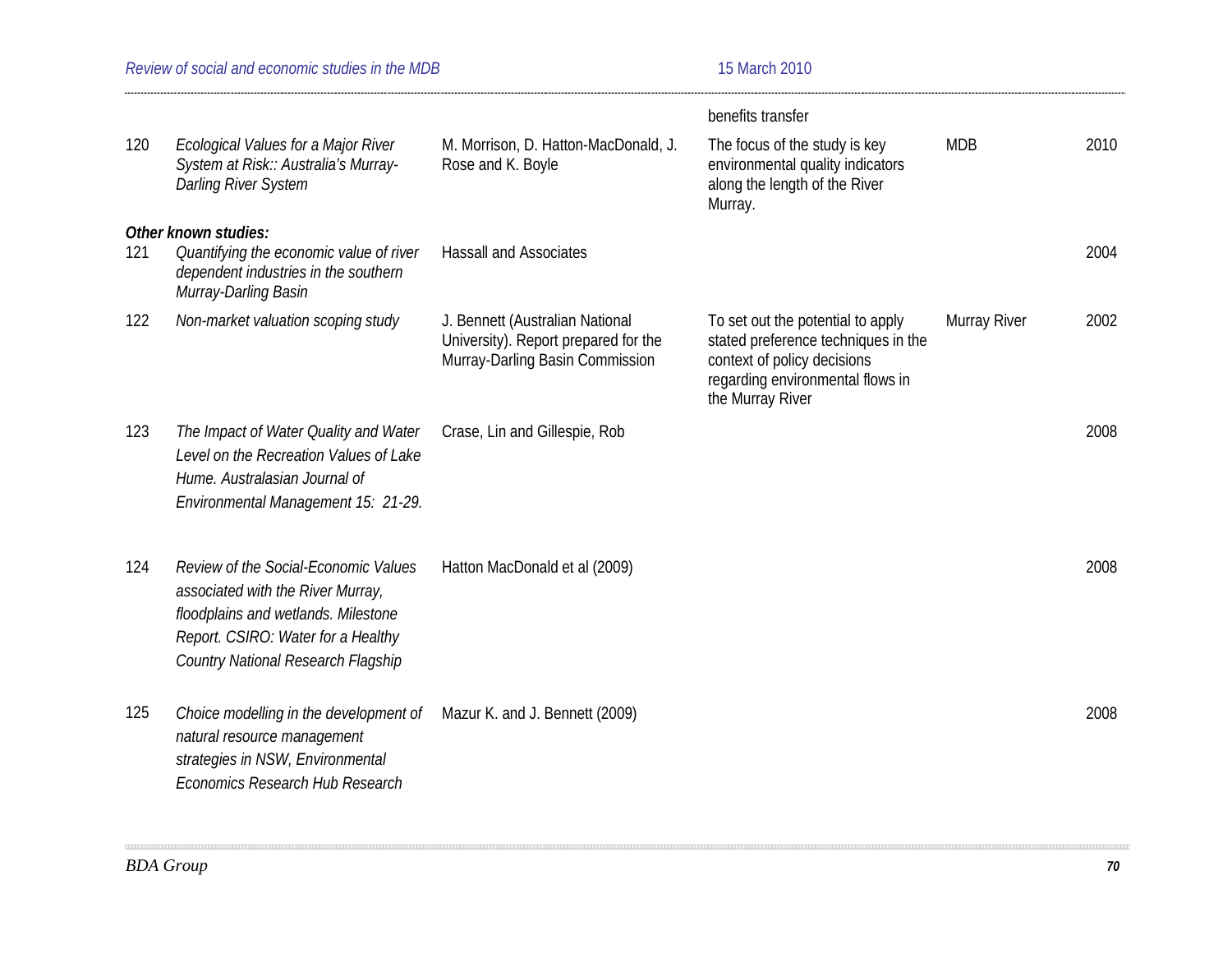| | | | | | |
|---|---|---|---|---|---|
| | | | benefits transfer | | |
| 120 | *Ecological Values for a Major River System at Risk:: Australia's Murray-Darling River System* | M. Morrison, D. Hatton-MacDonald, J. Rose and K. Boyle | The focus of the study is key environmental quality indicators along the length of the River Murray. | MDB | 2010 |
| ***Other known studies:*** | | | | | |
| 121 | *Quantifying the economic value of river dependent industries in the southern Murray-Darling Basin* | Hassall and Associates | | | 2004 |
| 122 | *Non-market valuation scoping study* | J. Bennett (Australian National University). Report prepared for the Murray-Darling Basin Commission | To set out the potential to apply stated preference techniques in the context of policy decisions regarding environmental flows in the Murray River | Murray River | 2002 |
| 123 | *The Impact of Water Quality and Water Level on the Recreation Values of Lake Hume. Australasian Journal of Environmental Management 15: 21-29.* | Crase, Lin and Gillespie, Rob | | | 2008 |
| 124 | *Review of the Social-Economic Values associated with the River Murray, floodplains and wetlands. Milestone Report. CSIRO: Water for a Healthy Country National Research Flagship* | Hatton MacDonald et al (2009) | | | 2008 |
| 125 | *Choice modelling in the development of natural resource management strategies in NSW, Environmental Economics Research Hub Research* | Mazur K. and J. Bennett (2009) | | | 2008 |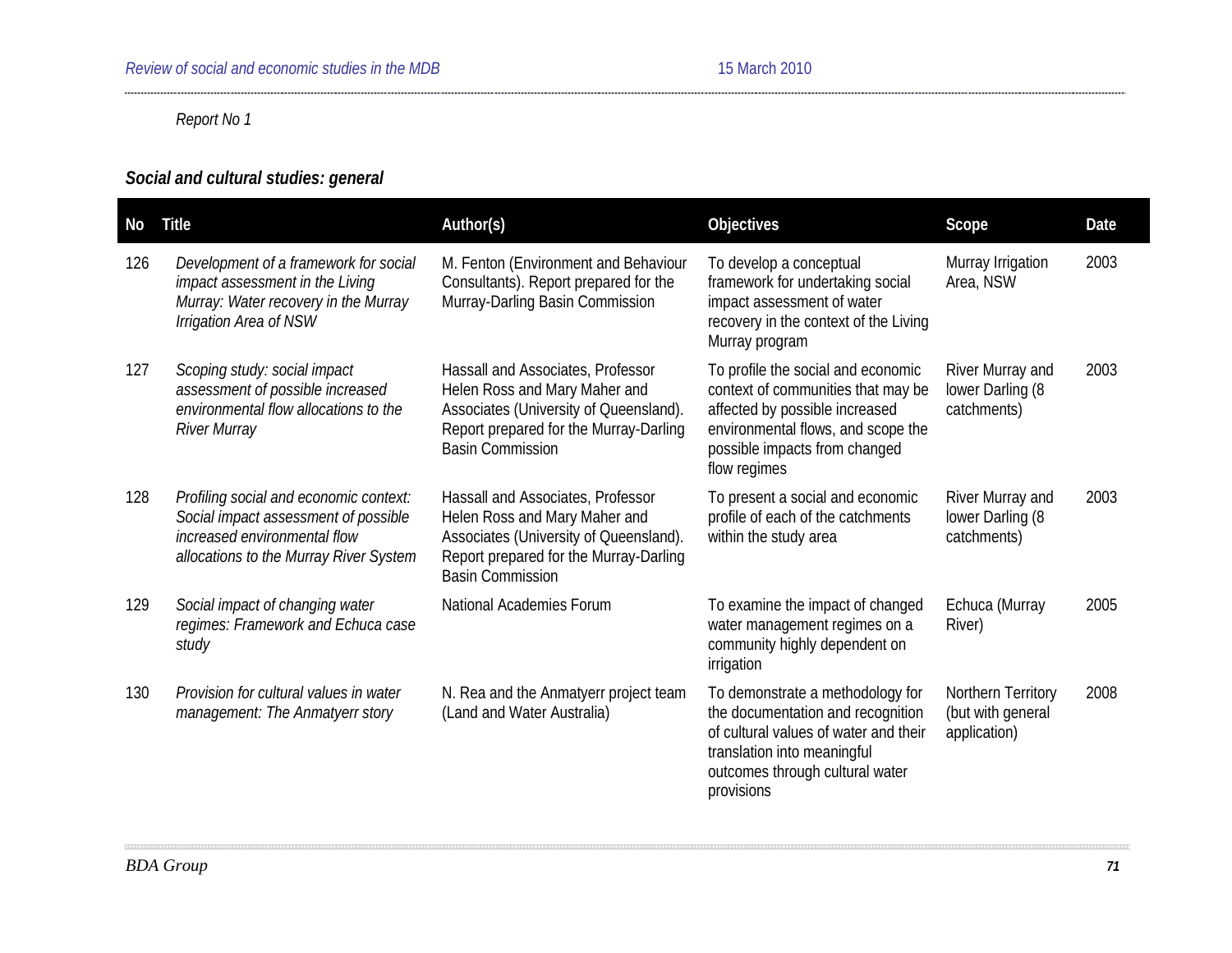*Report No 1*

### *Social and cultural studies: general*

| No | Title | Author(s) | Objectives | Scope | Date |
|---|---|---|---|---|---|
| 126 | *Development of a framework for social impact assessment in the Living Murray: Water recovery in the Murray Irrigation Area of NSW* | M. Fenton (Environment and Behaviour Consultants). Report prepared for the Murray-Darling Basin Commission | To develop a conceptual framework for undertaking social impact assessment of water recovery in the context of the Living Murray program | Murray Irrigation Area, NSW | 2003 |
| 127 | *Scoping study: social impact assessment of possible increased environmental flow allocations to the River Murray* | Hassall and Associates, Professor Helen Ross and Mary Maher and Associates (University of Queensland). Report prepared for the Murray-Darling Basin Commission | To profile the social and economic context of communities that may be affected by possible increased environmental flows, and scope the possible impacts from changed flow regimes | River Murray and lower Darling (8 catchments) | 2003 |
| 128 | *Profiling social and economic context: Social impact assessment of possible increased environmental flow allocations to the Murray River System* | Hassall and Associates, Professor Helen Ross and Mary Maher and Associates (University of Queensland). Report prepared for the Murray-Darling Basin Commission | To present a social and economic profile of each of the catchments within the study area | River Murray and lower Darling (8 catchments) | 2003 |
| 129 | *Social impact of changing water regimes: Framework and Echuca case study* | National Academies Forum | To examine the impact of changed water management regimes on a community highly dependent on irrigation | Echuca (Murray River) | 2005 |
| 130 | *Provision for cultural values in water management: The Anmatyerr story* | N. Rea and the Anmatyerr project team (Land and Water Australia) | To demonstrate a methodology for the documentation and recognition of cultural values of water and their translation into meaningful outcomes through cultural water provisions | Northern Territory (but with general application) | 2008 |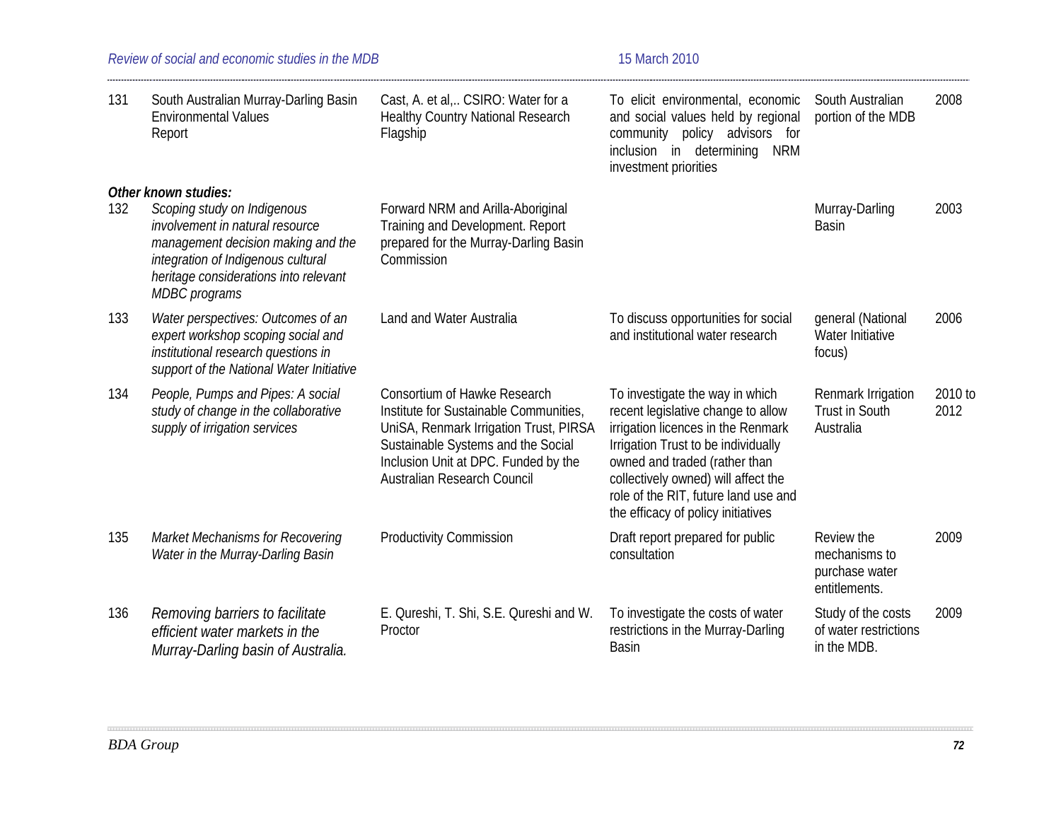| | | | | | |
|---|---|---|---|---|---|
| 131 | South Australian Murray-Darling Basin Environmental Values Report | Cast, A. et al,.. CSIRO: Water for a Healthy Country National Research Flagship | To elicit environmental, economic and social values held by regional community policy advisors for inclusion in determining NRM investment priorities | South Australian portion of the MDB | 2008 |
| ***Other known studies:*** | | | | | |
| 132 | *Scoping study on Indigenous involvement in natural resource management decision making and the integration of Indigenous cultural heritage considerations into relevant MDBC programs* | Forward NRM and Arilla-Aboriginal Training and Development. Report prepared for the Murray-Darling Basin Commission | | Murray-Darling Basin | 2003 |
| 133 | *Water perspectives: Outcomes of an expert workshop scoping social and institutional research questions in support of the National Water Initiative* | Land and Water Australia | To discuss opportunities for social and institutional water research | general (National Water Initiative focus) | 2006 |
| 134 | *People, Pumps and Pipes: A social study of change in the collaborative supply of irrigation services* | Consortium of Hawke Research Institute for Sustainable Communities, UniSA, Renmark Irrigation Trust, PIRSA Sustainable Systems and the Social Inclusion Unit at DPC. Funded by the Australian Research Council | To investigate the way in which recent legislative change to allow irrigation licences in the Renmark Irrigation Trust to be individually owned and traded (rather than collectively owned) will affect the role of the RIT, future land use and the efficacy of policy initiatives | Renmark Irrigation Trust in South Australia | 2010 to 2012 |
| 135 | *Market Mechanisms for Recovering Water in the Murray-Darling Basin* | Productivity Commission | Draft report prepared for public consultation | Review the mechanisms to purchase water entitlements. | 2009 |
| 136 | *Removing barriers to facilitate efficient water markets in the Murray-Darling basin of Australia.* | E. Qureshi, T. Shi, S.E. Qureshi and W. Proctor | To investigate the costs of water restrictions in the Murray-Darling Basin | Study of the costs of water restrictions in the MDB. | 2009 |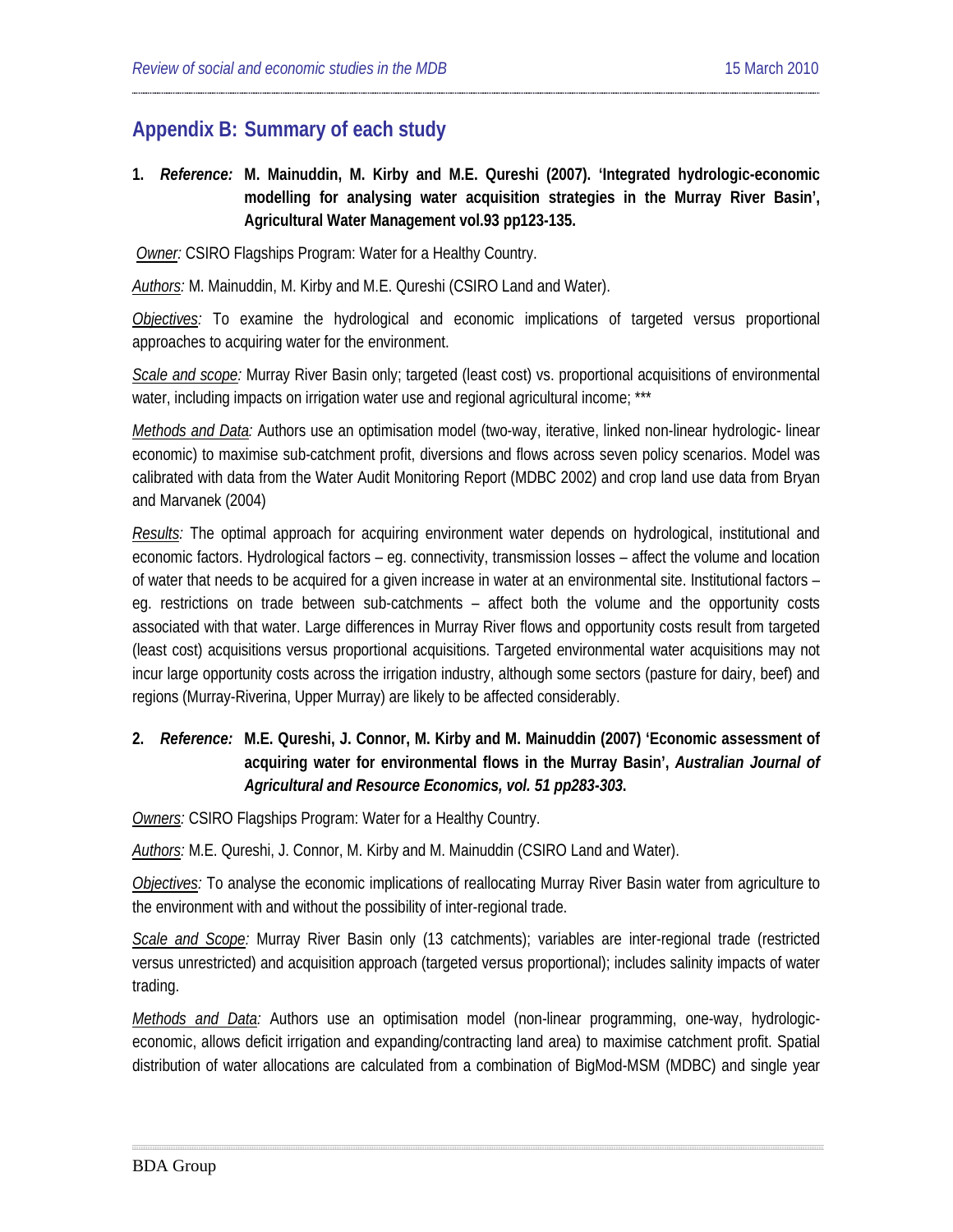## Appendix B: Summary of each study

1. ***Reference:*** **M. Mainuddin, M. Kirby and M.E. Qureshi (2007). 'Integrated hydrologic-economic modelling for analysing water acquisition strategies in the Murray River Basin', Agricultural Water Management vol.93 pp123-135.**

*Owner:* CSIRO Flagships Program: Water for a Healthy Country.

*Authors:* M. Mainuddin, M. Kirby and M.E. Qureshi (CSIRO Land and Water).

*Objectives:* To examine the hydrological and economic implications of targeted versus proportional approaches to acquiring water for the environment.

*Scale and scope:* Murray River Basin only; targeted (least cost) vs. proportional acquisitions of environmental water, including impacts on irrigation water use and regional agricultural income; ***

*Methods and Data:* Authors use an optimisation model (two-way, iterative, linked non-linear hydrologic- linear economic) to maximise sub-catchment profit, diversions and flows across seven policy scenarios. Model was calibrated with data from the Water Audit Monitoring Report (MDBC 2002) and crop land use data from Bryan and Marvanek (2004)

*Results:* The optimal approach for acquiring environment water depends on hydrological, institutional and economic factors. Hydrological factors – eg. connectivity, transmission losses – affect the volume and location of water that needs to be acquired for a given increase in water at an environmental site. Institutional factors – eg. restrictions on trade between sub-catchments – affect both the volume and the opportunity costs associated with that water. Large differences in Murray River flows and opportunity costs result from targeted (least cost) acquisitions versus proportional acquisitions. Targeted environmental water acquisitions may not incur large opportunity costs across the irrigation industry, although some sectors (pasture for dairy, beef) and regions (Murray-Riverina, Upper Murray) are likely to be affected considerably.

2. ***Reference:*** **M.E. Qureshi, J. Connor, M. Kirby and M. Mainuddin (2007) 'Economic assessment of acquiring water for environmental flows in the Murray Basin', *Australian Journal of Agricultural and Resource Economics, vol. 51 pp283-303*.**

*Owners:* CSIRO Flagships Program: Water for a Healthy Country.

*Authors:* M.E. Qureshi, J. Connor, M. Kirby and M. Mainuddin (CSIRO Land and Water).

*Objectives:* To analyse the economic implications of reallocating Murray River Basin water from agriculture to the environment with and without the possibility of inter-regional trade.

*Scale and Scope:* Murray River Basin only (13 catchments); variables are inter-regional trade (restricted versus unrestricted) and acquisition approach (targeted versus proportional); includes salinity impacts of water trading.

*Methods and Data:* Authors use an optimisation model (non-linear programming, one-way, hydrologic-economic, allows deficit irrigation and expanding/contracting land area) to maximise catchment profit. Spatial distribution of water allocations are calculated from a combination of BigMod-MSM (MDBC) and single year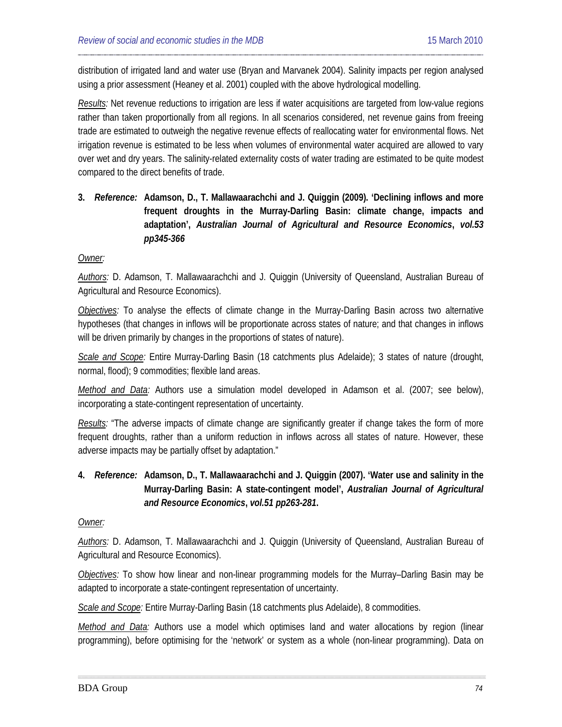distribution of irrigated land and water use (Bryan and Marvanek 2004). Salinity impacts per region analysed using a prior assessment (Heaney et al. 2001) coupled with the above hydrological modelling.

_Results:_ Net revenue reductions to irrigation are less if water acquisitions are targeted from low-value regions rather than taken proportionally from all regions. In all scenarios considered, net revenue gains from freeing trade are estimated to outweigh the negative revenue effects of reallocating water for environmental flows. Net irrigation revenue is estimated to be less when volumes of environmental water acquired are allowed to vary over wet and dry years. The salinity-related externality costs of water trading are estimated to be quite modest compared to the direct benefits of trade.

3. ***Reference:*** **Adamson, D., T. Mallawaarachchi and J. Quiggin (2009). 'Declining inflows and more frequent droughts in the Murray-Darling Basin: climate change, impacts and adaptation',** ***Australian Journal of Agricultural and Resource Economics*****,** ***vol.53 pp345-366***

_Owner:_

_Authors:_ D. Adamson, T. Mallawaarachchi and J. Quiggin (University of Queensland, Australian Bureau of Agricultural and Resource Economics).

_Objectives:_ To analyse the effects of climate change in the Murray-Darling Basin across two alternative hypotheses (that changes in inflows will be proportionate across states of nature; and that changes in inflows will be driven primarily by changes in the proportions of states of nature).

_Scale and Scope:_ Entire Murray-Darling Basin (18 catchments plus Adelaide); 3 states of nature (drought, normal, flood); 9 commodities; flexible land areas.

_Method and Data:_ Authors use a simulation model developed in Adamson et al. (2007; see below), incorporating a state-contingent representation of uncertainty.

_Results:_ "The adverse impacts of climate change are significantly greater if change takes the form of more frequent droughts, rather than a uniform reduction in inflows across all states of nature. However, these adverse impacts may be partially offset by adaptation."

4. ***Reference:*** **Adamson, D., T. Mallawaarachchi and J. Quiggin (2007). 'Water use and salinity in the Murray-Darling Basin: A state-contingent model',** ***Australian Journal of Agricultural and Resource Economics*****,** ***vol.51 pp263-281*****.**

_Owner:_

_Authors:_ D. Adamson, T. Mallawaarachchi and J. Quiggin (University of Queensland, Australian Bureau of Agricultural and Resource Economics).

_Objectives:_ To show how linear and non-linear programming models for the Murray–Darling Basin may be adapted to incorporate a state-contingent representation of uncertainty.

_Scale and Scope:_ Entire Murray-Darling Basin (18 catchments plus Adelaide), 8 commodities.

_Method and Data:_ Authors use a model which optimises land and water allocations by region (linear programming), before optimising for the 'network' or system as a whole (non-linear programming). Data on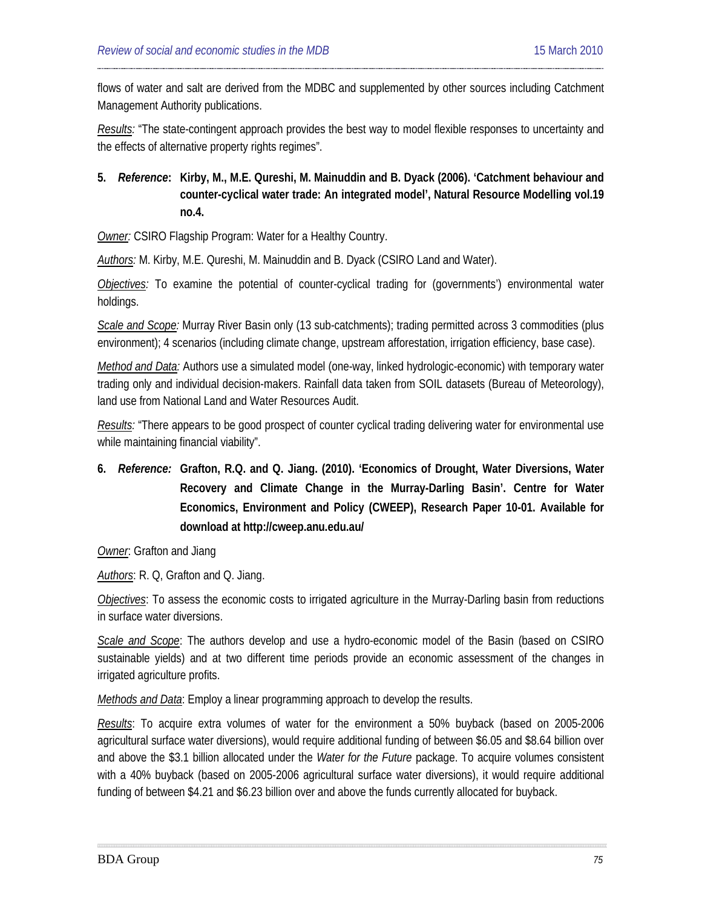flows of water and salt are derived from the MDBC and supplemented by other sources including Catchment Management Authority publications.

*Results:* "The state-contingent approach provides the best way to model flexible responses to uncertainty and the effects of alternative property rights regimes".

**5. *Reference*: Kirby, M., M.E. Qureshi, M. Mainuddin and B. Dyack (2006). 'Catchment behaviour and counter-cyclical water trade: An integrated model', Natural Resource Modelling vol.19 no.4.**

*Owner:* CSIRO Flagship Program: Water for a Healthy Country.

*Authors:* M. Kirby, M.E. Qureshi, M. Mainuddin and B. Dyack (CSIRO Land and Water).

*Objectives:* To examine the potential of counter-cyclical trading for (governments') environmental water holdings.

*Scale and Scope:* Murray River Basin only (13 sub-catchments); trading permitted across 3 commodities (plus environment); 4 scenarios (including climate change, upstream afforestation, irrigation efficiency, base case).

*Method and Data:* Authors use a simulated model (one-way, linked hydrologic-economic) with temporary water trading only and individual decision-makers. Rainfall data taken from SOIL datasets (Bureau of Meteorology), land use from National Land and Water Resources Audit.

*Results:* "There appears to be good prospect of counter cyclical trading delivering water for environmental use while maintaining financial viability".

**6. *Reference:* Grafton, R.Q. and Q. Jiang. (2010). 'Economics of Drought, Water Diversions, Water Recovery and Climate Change in the Murray-Darling Basin'. Centre for Water Economics, Environment and Policy (CWEEP), Research Paper 10-01. Available for download at http://cweep.anu.edu.au/**

*Owner*: Grafton and Jiang

*Authors*: R. Q, Grafton and Q. Jiang.

*Objectives*: To assess the economic costs to irrigated agriculture in the Murray-Darling basin from reductions in surface water diversions.

*Scale and Scope*: The authors develop and use a hydro-economic model of the Basin (based on CSIRO sustainable yields) and at two different time periods provide an economic assessment of the changes in irrigated agriculture profits.

*Methods and Data*: Employ a linear programming approach to develop the results.

*Results*: To acquire extra volumes of water for the environment a 50% buyback (based on 2005-2006 agricultural surface water diversions), would require additional funding of between $6.05 and $8.64 billion over and above the $3.1 billion allocated under the *Water for the Future* package. To acquire volumes consistent with a 40% buyback (based on 2005-2006 agricultural surface water diversions), it would require additional funding of between $4.21 and $6.23 billion over and above the funds currently allocated for buyback.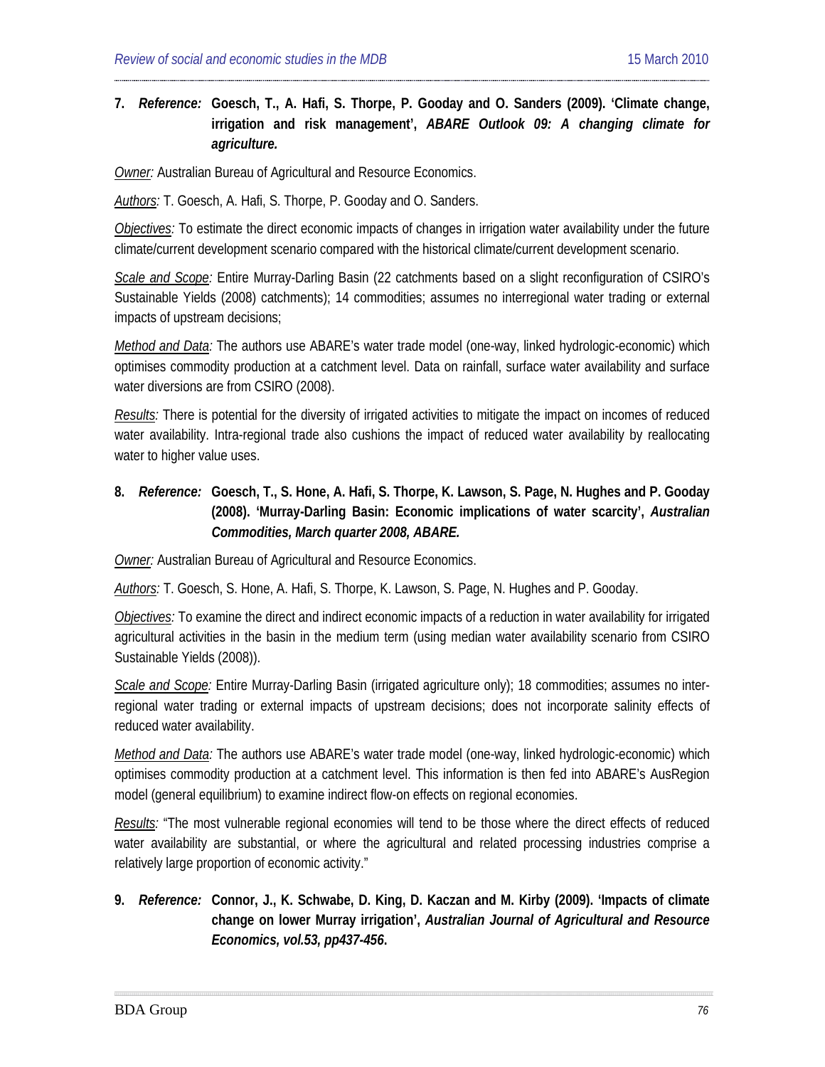7. *Reference:* **Goesch, T., A. Hafi, S. Thorpe, P. Gooday and O. Sanders (2009). 'Climate change, irrigation and risk management',** ***ABARE Outlook 09: A changing climate for agriculture.***

*Owner:* Australian Bureau of Agricultural and Resource Economics.

*Authors:* T. Goesch, A. Hafi, S. Thorpe, P. Gooday and O. Sanders.

*Objectives:* To estimate the direct economic impacts of changes in irrigation water availability under the future climate/current development scenario compared with the historical climate/current development scenario.

*Scale and Scope:* Entire Murray-Darling Basin (22 catchments based on a slight reconfiguration of CSIRO's Sustainable Yields (2008) catchments); 14 commodities; assumes no interregional water trading or external impacts of upstream decisions;

*Method and Data:* The authors use ABARE's water trade model (one-way, linked hydrologic-economic) which optimises commodity production at a catchment level. Data on rainfall, surface water availability and surface water diversions are from CSIRO (2008).

*Results:* There is potential for the diversity of irrigated activities to mitigate the impact on incomes of reduced water availability. Intra-regional trade also cushions the impact of reduced water availability by reallocating water to higher value uses.

8. *Reference:* **Goesch, T., S. Hone, A. Hafi, S. Thorpe, K. Lawson, S. Page, N. Hughes and P. Gooday (2008). 'Murray-Darling Basin: Economic implications of water scarcity',** ***Australian Commodities, March quarter 2008, ABARE.***

*Owner:* Australian Bureau of Agricultural and Resource Economics.

*Authors:* T. Goesch, S. Hone, A. Hafi, S. Thorpe, K. Lawson, S. Page, N. Hughes and P. Gooday.

*Objectives:* To examine the direct and indirect economic impacts of a reduction in water availability for irrigated agricultural activities in the basin in the medium term (using median water availability scenario from CSIRO Sustainable Yields (2008)).

*Scale and Scope:* Entire Murray-Darling Basin (irrigated agriculture only); 18 commodities; assumes no inter-regional water trading or external impacts of upstream decisions; does not incorporate salinity effects of reduced water availability.

*Method and Data:* The authors use ABARE's water trade model (one-way, linked hydrologic-economic) which optimises commodity production at a catchment level. This information is then fed into ABARE's AusRegion model (general equilibrium) to examine indirect flow-on effects on regional economies.

*Results:* "The most vulnerable regional economies will tend to be those where the direct effects of reduced water availability are substantial, or where the agricultural and related processing industries comprise a relatively large proportion of economic activity."

9. *Reference:* **Connor, J., K. Schwabe, D. King, D. Kaczan and M. Kirby (2009). 'Impacts of climate change on lower Murray irrigation',** ***Australian Journal of Agricultural and Resource Economics, vol.53, pp437-456*****.**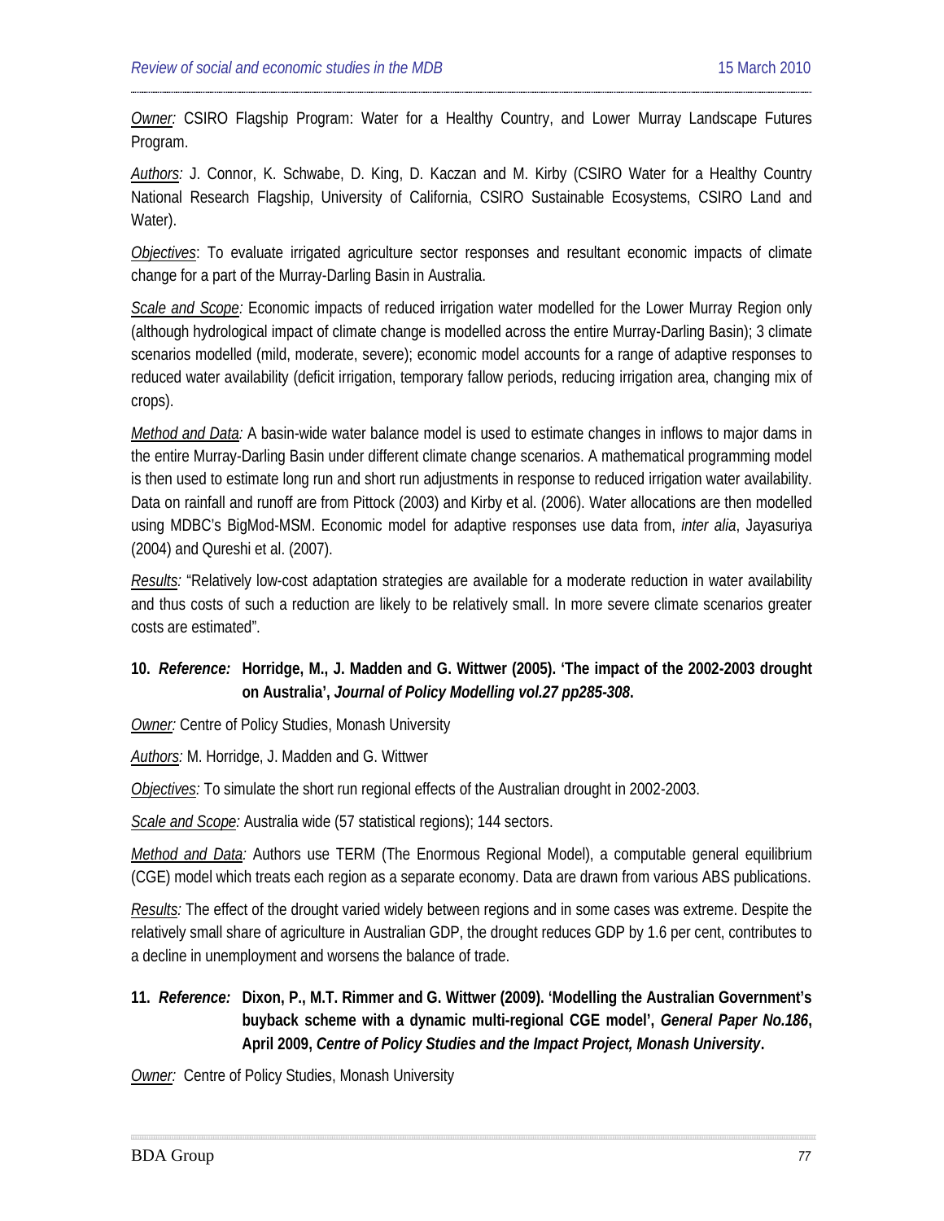*Owner:* CSIRO Flagship Program: Water for a Healthy Country, and Lower Murray Landscape Futures Program.

*Authors:* J. Connor, K. Schwabe, D. King, D. Kaczan and M. Kirby (CSIRO Water for a Healthy Country National Research Flagship, University of California, CSIRO Sustainable Ecosystems, CSIRO Land and Water).

*Objectives*: To evaluate irrigated agriculture sector responses and resultant economic impacts of climate change for a part of the Murray-Darling Basin in Australia.

*Scale and Scope:* Economic impacts of reduced irrigation water modelled for the Lower Murray Region only (although hydrological impact of climate change is modelled across the entire Murray-Darling Basin); 3 climate scenarios modelled (mild, moderate, severe); economic model accounts for a range of adaptive responses to reduced water availability (deficit irrigation, temporary fallow periods, reducing irrigation area, changing mix of crops).

*Method and Data:* A basin-wide water balance model is used to estimate changes in inflows to major dams in the entire Murray-Darling Basin under different climate change scenarios. A mathematical programming model is then used to estimate long run and short run adjustments in response to reduced irrigation water availability. Data on rainfall and runoff are from Pittock (2003) and Kirby et al. (2006). Water allocations are then modelled using MDBC's BigMod-MSM. Economic model for adaptive responses use data from, *inter alia*, Jayasuriya (2004) and Qureshi et al. (2007).

*Results:* "Relatively low-cost adaptation strategies are available for a moderate reduction in water availability and thus costs of such a reduction are likely to be relatively small. In more severe climate scenarios greater costs are estimated".

**10. *Reference:* Horridge, M., J. Madden and G. Wittwer (2005). 'The impact of the 2002-2003 drought on Australia', *Journal of Policy Modelling vol.27 pp285-308*.**

*Owner:* Centre of Policy Studies, Monash University

*Authors:* M. Horridge, J. Madden and G. Wittwer

*Objectives:* To simulate the short run regional effects of the Australian drought in 2002-2003.

*Scale and Scope:* Australia wide (57 statistical regions); 144 sectors.

*Method and Data:* Authors use TERM (The Enormous Regional Model), a computable general equilibrium (CGE) model which treats each region as a separate economy. Data are drawn from various ABS publications.

*Results:* The effect of the drought varied widely between regions and in some cases was extreme. Despite the relatively small share of agriculture in Australian GDP, the drought reduces GDP by 1.6 per cent, contributes to a decline in unemployment and worsens the balance of trade.

**11. *Reference:* Dixon, P., M.T. Rimmer and G. Wittwer (2009). 'Modelling the Australian Government's buyback scheme with a dynamic multi-regional CGE model', *General Paper No.186*, April 2009, *Centre of Policy Studies and the Impact Project, Monash University*.**

*Owner:* Centre of Policy Studies, Monash University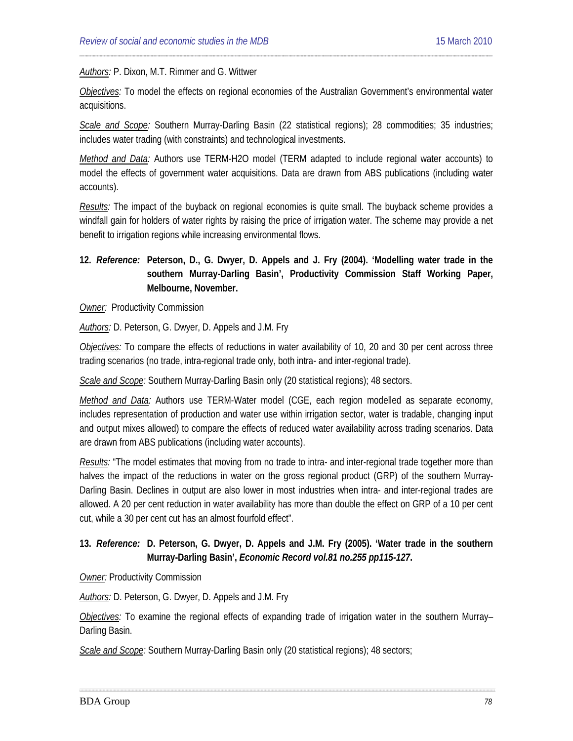*Authors:* P. Dixon, M.T. Rimmer and G. Wittwer

*Objectives:* To model the effects on regional economies of the Australian Government's environmental water acquisitions.

*Scale and Scope:* Southern Murray-Darling Basin (22 statistical regions); 28 commodities; 35 industries; includes water trading (with constraints) and technological investments.

*Method and Data:* Authors use TERM-H2O model (TERM adapted to include regional water accounts) to model the effects of government water acquisitions. Data are drawn from ABS publications (including water accounts).

*Results:* The impact of the buyback on regional economies is quite small. The buyback scheme provides a windfall gain for holders of water rights by raising the price of irrigation water. The scheme may provide a net benefit to irrigation regions while increasing environmental flows.

**12. *Reference:* Peterson, D., G. Dwyer, D. Appels and J. Fry (2004). 'Modelling water trade in the southern Murray-Darling Basin', Productivity Commission Staff Working Paper, Melbourne, November.**

*Owner:* Productivity Commission

*Authors:* D. Peterson, G. Dwyer, D. Appels and J.M. Fry

*Objectives:* To compare the effects of reductions in water availability of 10, 20 and 30 per cent across three trading scenarios (no trade, intra-regional trade only, both intra- and inter-regional trade).

*Scale and Scope:* Southern Murray-Darling Basin only (20 statistical regions); 48 sectors.

*Method and Data:* Authors use TERM-Water model (CGE, each region modelled as separate economy, includes representation of production and water use within irrigation sector, water is tradable, changing input and output mixes allowed) to compare the effects of reduced water availability across trading scenarios. Data are drawn from ABS publications (including water accounts).

*Results:* "The model estimates that moving from no trade to intra- and inter-regional trade together more than halves the impact of the reductions in water on the gross regional product (GRP) of the southern Murray-Darling Basin. Declines in output are also lower in most industries when intra- and inter-regional trades are allowed. A 20 per cent reduction in water availability has more than double the effect on GRP of a 10 per cent cut, while a 30 per cent cut has an almost fourfold effect".

**13. *Reference:* D. Peterson, G. Dwyer, D. Appels and J.M. Fry (2005). 'Water trade in the southern Murray-Darling Basin', *Economic Record vol.81 no.255 pp115-127*.**

*Owner:* Productivity Commission

*Authors:* D. Peterson, G. Dwyer, D. Appels and J.M. Fry

*Objectives:* To examine the regional effects of expanding trade of irrigation water in the southern Murray–Darling Basin.

*Scale and Scope:* Southern Murray-Darling Basin only (20 statistical regions); 48 sectors;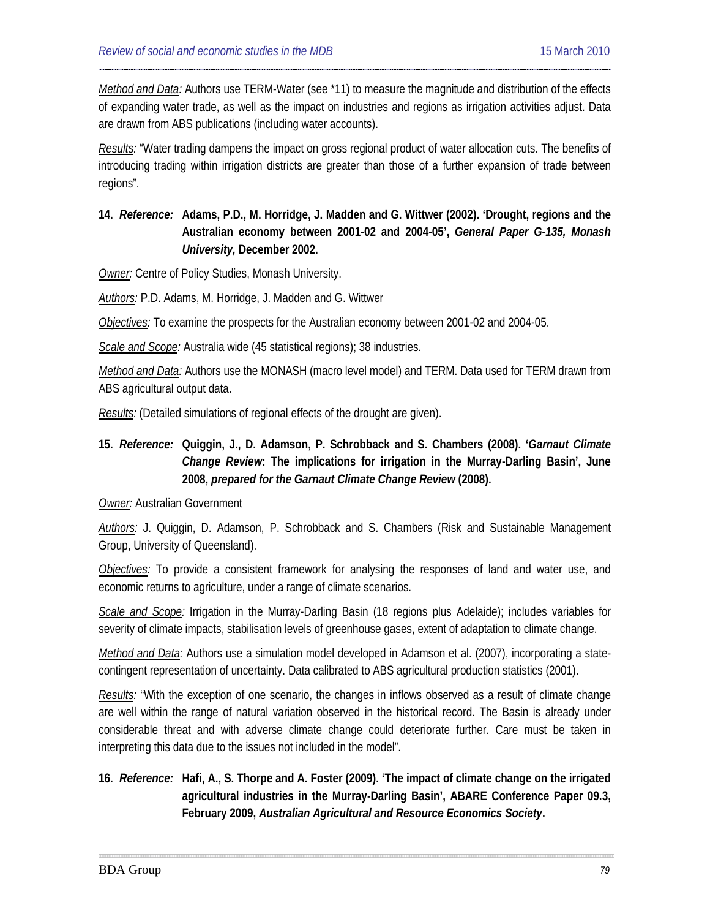*Method and Data:* Authors use TERM-Water (see *11) to measure the magnitude and distribution of the effects of expanding water trade, as well as the impact on industries and regions as irrigation activities adjust. Data are drawn from ABS publications (including water accounts).

*Results:* "Water trading dampens the impact on gross regional product of water allocation cuts. The benefits of introducing trading within irrigation districts are greater than those of a further expansion of trade between regions".

**14. *Reference:* Adams, P.D., M. Horridge, J. Madden and G. Wittwer (2002). 'Drought, regions and the Australian economy between 2001-02 and 2004-05', *General Paper G-135, Monash University,* December 2002.**

*Owner:* Centre of Policy Studies, Monash University.

*Authors:* P.D. Adams, M. Horridge, J. Madden and G. Wittwer

*Objectives:* To examine the prospects for the Australian economy between 2001-02 and 2004-05.

*Scale and Scope:* Australia wide (45 statistical regions); 38 industries.

*Method and Data:* Authors use the MONASH (macro level model) and TERM. Data used for TERM drawn from ABS agricultural output data.

*Results:* (Detailed simulations of regional effects of the drought are given).

**15. *Reference:* Quiggin, J., D. Adamson, P. Schrobback and S. Chambers (2008). '*Garnaut Climate Change Review*: The implications for irrigation in the Murray-Darling Basin', June 2008, *prepared for the Garnaut Climate Change Review* (2008).**

*Owner:* Australian Government

*Authors:* J. Quiggin, D. Adamson, P. Schrobback and S. Chambers (Risk and Sustainable Management Group, University of Queensland).

*Objectives:* To provide a consistent framework for analysing the responses of land and water use, and economic returns to agriculture, under a range of climate scenarios.

*Scale and Scope:* Irrigation in the Murray-Darling Basin (18 regions plus Adelaide); includes variables for severity of climate impacts, stabilisation levels of greenhouse gases, extent of adaptation to climate change.

*Method and Data:* Authors use a simulation model developed in Adamson et al. (2007), incorporating a state-contingent representation of uncertainty. Data calibrated to ABS agricultural production statistics (2001).

*Results:* "With the exception of one scenario, the changes in inflows observed as a result of climate change are well within the range of natural variation observed in the historical record. The Basin is already under considerable threat and with adverse climate change could deteriorate further. Care must be taken in interpreting this data due to the issues not included in the model".

**16. *Reference:* Hafi, A., S. Thorpe and A. Foster (2009). 'The impact of climate change on the irrigated agricultural industries in the Murray-Darling Basin', ABARE Conference Paper 09.3, February 2009, *Australian Agricultural and Resource Economics Society*.**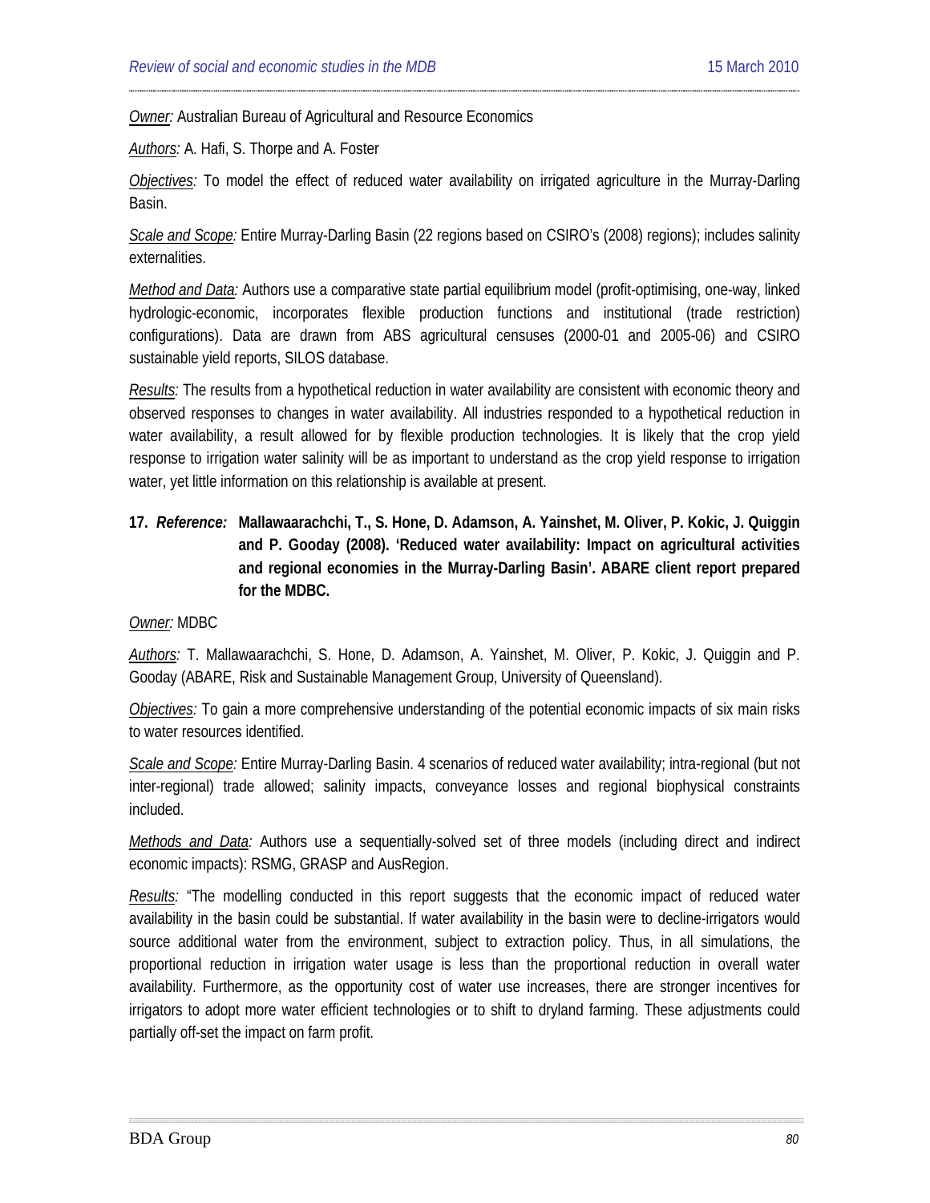*Owner:* Australian Bureau of Agricultural and Resource Economics

*Authors:* A. Hafi, S. Thorpe and A. Foster

*Objectives:* To model the effect of reduced water availability on irrigated agriculture in the Murray-Darling Basin.

*Scale and Scope:* Entire Murray-Darling Basin (22 regions based on CSIRO's (2008) regions); includes salinity externalities.

*Method and Data:* Authors use a comparative state partial equilibrium model (profit-optimising, one-way, linked hydrologic-economic, incorporates flexible production functions and institutional (trade restriction) configurations). Data are drawn from ABS agricultural censuses (2000-01 and 2005-06) and CSIRO sustainable yield reports, SILOS database.

*Results:* The results from a hypothetical reduction in water availability are consistent with economic theory and observed responses to changes in water availability. All industries responded to a hypothetical reduction in water availability, a result allowed for by flexible production technologies. It is likely that the crop yield response to irrigation water salinity will be as important to understand as the crop yield response to irrigation water, yet little information on this relationship is available at present.

**17. *Reference:* Mallawaarachchi, T., S. Hone, D. Adamson, A. Yainshet, M. Oliver, P. Kokic, J. Quiggin and P. Gooday (2008). 'Reduced water availability: Impact on agricultural activities and regional economies in the Murray-Darling Basin'. ABARE client report prepared for the MDBC.**

*Owner:* MDBC

*Authors:* T. Mallawaarachchi, S. Hone, D. Adamson, A. Yainshet, M. Oliver, P. Kokic, J. Quiggin and P. Gooday (ABARE, Risk and Sustainable Management Group, University of Queensland).

*Objectives:* To gain a more comprehensive understanding of the potential economic impacts of six main risks to water resources identified.

*Scale and Scope:* Entire Murray-Darling Basin. 4 scenarios of reduced water availability; intra-regional (but not inter-regional) trade allowed; salinity impacts, conveyance losses and regional biophysical constraints included.

*Methods and Data:* Authors use a sequentially-solved set of three models (including direct and indirect economic impacts): RSMG, GRASP and AusRegion.

*Results:* "The modelling conducted in this report suggests that the economic impact of reduced water availability in the basin could be substantial. If water availability in the basin were to decline-irrigators would source additional water from the environment, subject to extraction policy. Thus, in all simulations, the proportional reduction in irrigation water usage is less than the proportional reduction in overall water availability. Furthermore, as the opportunity cost of water use increases, there are stronger incentives for irrigators to adopt more water efficient technologies or to shift to dryland farming. These adjustments could partially off-set the impact on farm profit.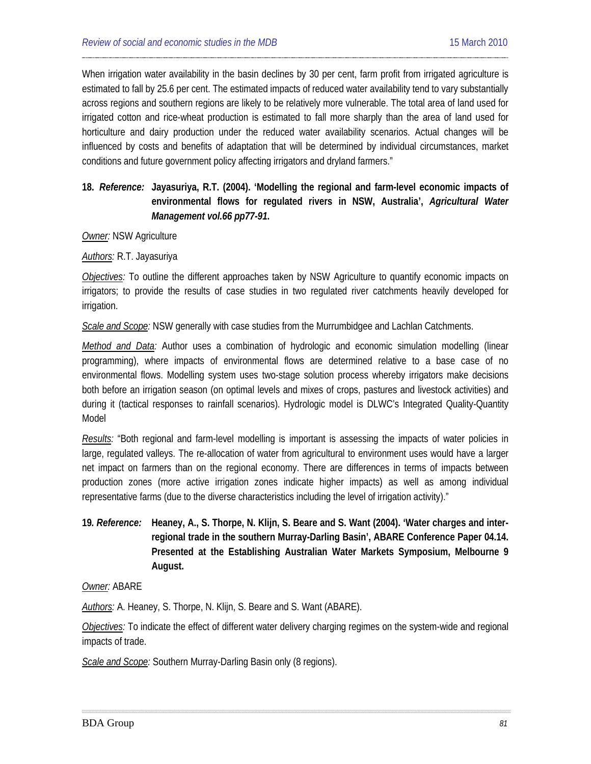When irrigation water availability in the basin declines by 30 per cent, farm profit from irrigated agriculture is estimated to fall by 25.6 per cent. The estimated impacts of reduced water availability tend to vary substantially across regions and southern regions are likely to be relatively more vulnerable. The total area of land used for irrigated cotton and rice-wheat production is estimated to fall more sharply than the area of land used for horticulture and dairy production under the reduced water availability scenarios. Actual changes will be influenced by costs and benefits of adaptation that will be determined by individual circumstances, market conditions and future government policy affecting irrigators and dryland farmers."

**18. *Reference:* Jayasuriya, R.T. (2004). 'Modelling the regional and farm-level economic impacts of environmental flows for regulated rivers in NSW, Australia', *Agricultural Water Management vol.66 pp77-91*.**

*Owner:* NSW Agriculture

*Authors:* R.T. Jayasuriya

*Objectives:* To outline the different approaches taken by NSW Agriculture to quantify economic impacts on irrigators; to provide the results of case studies in two regulated river catchments heavily developed for irrigation.

*Scale and Scope:* NSW generally with case studies from the Murrumbidgee and Lachlan Catchments.

*Method and Data:* Author uses a combination of hydrologic and economic simulation modelling (linear programming), where impacts of environmental flows are determined relative to a base case of no environmental flows. Modelling system uses two-stage solution process whereby irrigators make decisions both before an irrigation season (on optimal levels and mixes of crops, pastures and livestock activities) and during it (tactical responses to rainfall scenarios). Hydrologic model is DLWC's Integrated Quality-Quantity Model

*Results:* "Both regional and farm-level modelling is important is assessing the impacts of water policies in large, regulated valleys. The re-allocation of water from agricultural to environment uses would have a larger net impact on farmers than on the regional economy. There are differences in terms of impacts between production zones (more active irrigation zones indicate higher impacts) as well as among individual representative farms (due to the diverse characteristics including the level of irrigation activity)."

**19. *Reference:* Heaney, A., S. Thorpe, N. Klijn, S. Beare and S. Want (2004). 'Water charges and inter-regional trade in the southern Murray-Darling Basin', ABARE Conference Paper 04.14. Presented at the Establishing Australian Water Markets Symposium, Melbourne 9 August.**

*Owner:* ABARE

*Authors:* A. Heaney, S. Thorpe, N. Klijn, S. Beare and S. Want (ABARE).

*Objectives:* To indicate the effect of different water delivery charging regimes on the system-wide and regional impacts of trade.

*Scale and Scope:* Southern Murray-Darling Basin only (8 regions).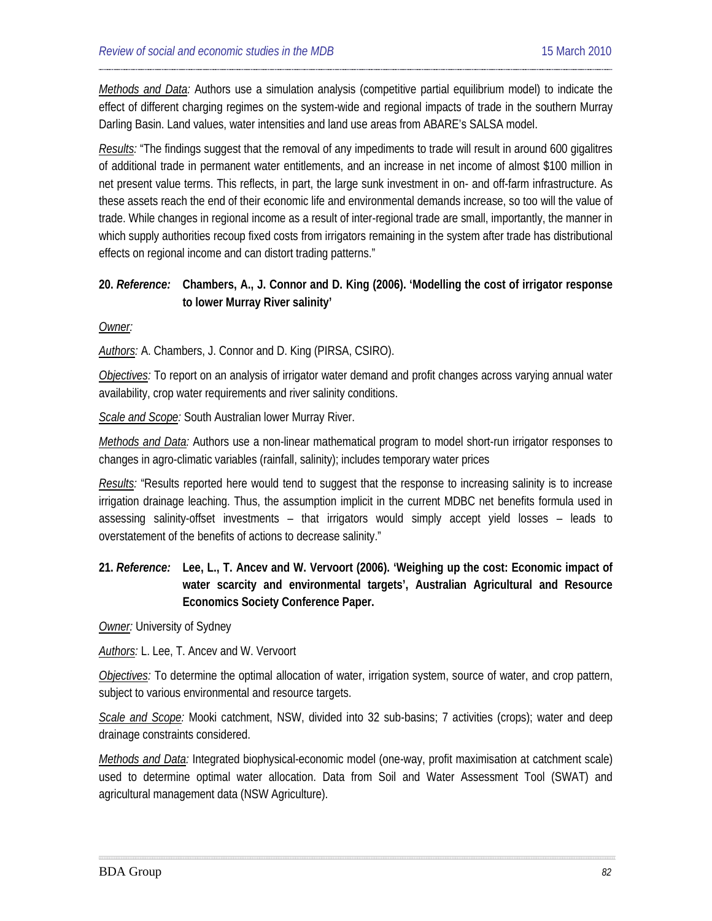*Methods and Data:* Authors use a simulation analysis (competitive partial equilibrium model) to indicate the effect of different charging regimes on the system-wide and regional impacts of trade in the southern Murray Darling Basin. Land values, water intensities and land use areas from ABARE's SALSA model.

*Results:* "The findings suggest that the removal of any impediments to trade will result in around 600 gigalitres of additional trade in permanent water entitlements, and an increase in net income of almost $100 million in net present value terms. This reflects, in part, the large sunk investment in on- and off-farm infrastructure. As these assets reach the end of their economic life and environmental demands increase, so too will the value of trade. While changes in regional income as a result of inter-regional trade are small, importantly, the manner in which supply authorities recoup fixed costs from irrigators remaining in the system after trade has distributional effects on regional income and can distort trading patterns."

**20. *Reference:* Chambers, A., J. Connor and D. King (2006). 'Modelling the cost of irrigator response to lower Murray River salinity'**

*Owner:*

*Authors:* A. Chambers, J. Connor and D. King (PIRSA, CSIRO).

*Objectives:* To report on an analysis of irrigator water demand and profit changes across varying annual water availability, crop water requirements and river salinity conditions.

*Scale and Scope:* South Australian lower Murray River.

*Methods and Data:* Authors use a non-linear mathematical program to model short-run irrigator responses to changes in agro-climatic variables (rainfall, salinity); includes temporary water prices

*Results:* "Results reported here would tend to suggest that the response to increasing salinity is to increase irrigation drainage leaching. Thus, the assumption implicit in the current MDBC net benefits formula used in assessing salinity-offset investments – that irrigators would simply accept yield losses – leads to overstatement of the benefits of actions to decrease salinity."

**21. *Reference:* Lee, L., T. Ancev and W. Vervoort (2006). 'Weighing up the cost: Economic impact of water scarcity and environmental targets', Australian Agricultural and Resource Economics Society Conference Paper.**

*Owner:* University of Sydney

*Authors:* L. Lee, T. Ancev and W. Vervoort

*Objectives:* To determine the optimal allocation of water, irrigation system, source of water, and crop pattern, subject to various environmental and resource targets.

*Scale and Scope:* Mooki catchment, NSW, divided into 32 sub-basins; 7 activities (crops); water and deep drainage constraints considered.

*Methods and Data:* Integrated biophysical-economic model (one-way, profit maximisation at catchment scale) used to determine optimal water allocation. Data from Soil and Water Assessment Tool (SWAT) and agricultural management data (NSW Agriculture).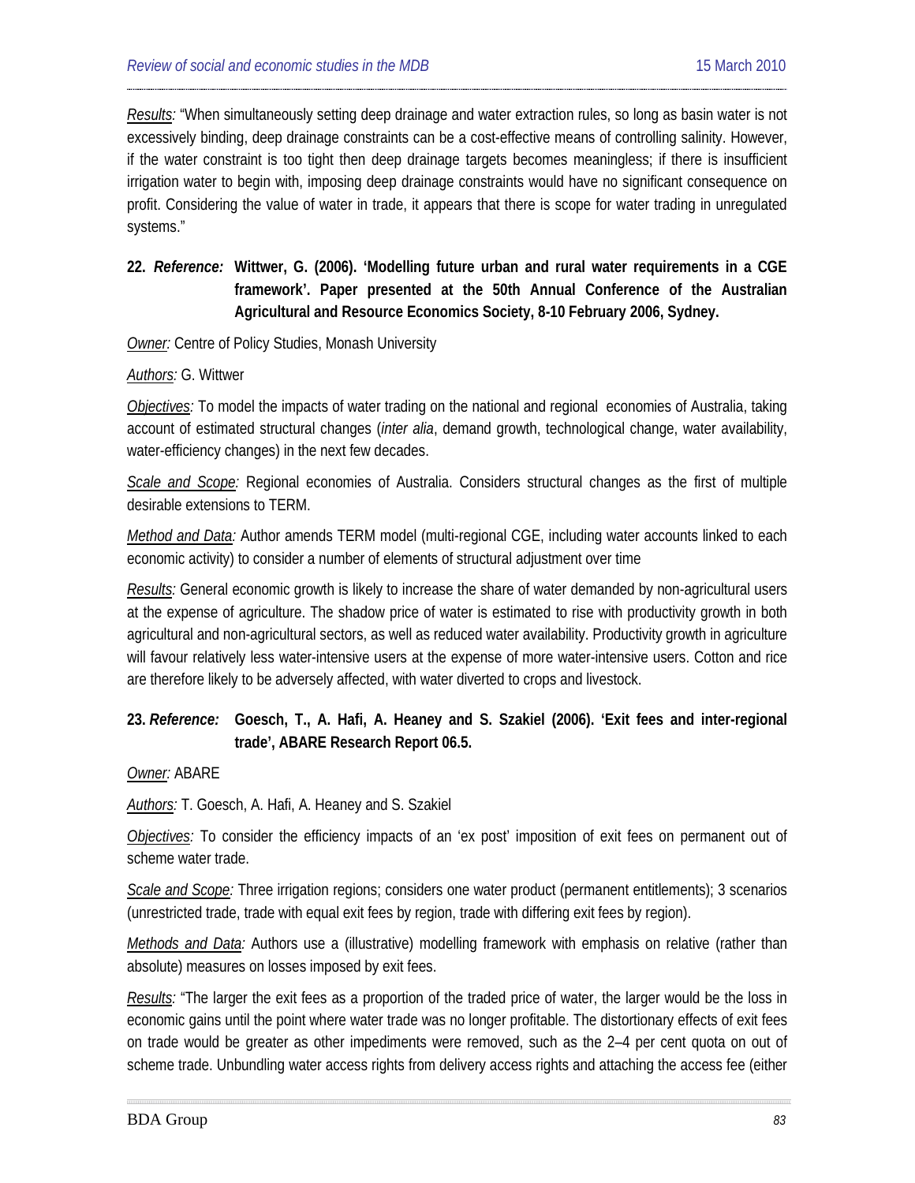*Results:* "When simultaneously setting deep drainage and water extraction rules, so long as basin water is not excessively binding, deep drainage constraints can be a cost-effective means of controlling salinity. However, if the water constraint is too tight then deep drainage targets becomes meaningless; if there is insufficient irrigation water to begin with, imposing deep drainage constraints would have no significant consequence on profit. Considering the value of water in trade, it appears that there is scope for water trading in unregulated systems."

**22. *Reference:* Wittwer, G. (2006). 'Modelling future urban and rural water requirements in a CGE framework'. Paper presented at the 50th Annual Conference of the Australian Agricultural and Resource Economics Society, 8-10 February 2006, Sydney.**

*Owner:* Centre of Policy Studies, Monash University

*Authors:* G. Wittwer

*Objectives:* To model the impacts of water trading on the national and regional economies of Australia, taking account of estimated structural changes (*inter alia*, demand growth, technological change, water availability, water-efficiency changes) in the next few decades.

*Scale and Scope:* Regional economies of Australia. Considers structural changes as the first of multiple desirable extensions to TERM.

*Method and Data:* Author amends TERM model (multi-regional CGE, including water accounts linked to each economic activity) to consider a number of elements of structural adjustment over time

*Results:* General economic growth is likely to increase the share of water demanded by non-agricultural users at the expense of agriculture. The shadow price of water is estimated to rise with productivity growth in both agricultural and non-agricultural sectors, as well as reduced water availability. Productivity growth in agriculture will favour relatively less water-intensive users at the expense of more water-intensive users. Cotton and rice are therefore likely to be adversely affected, with water diverted to crops and livestock.

**23. *Reference:* Goesch, T., A. Hafi, A. Heaney and S. Szakiel (2006). 'Exit fees and inter-regional trade', ABARE Research Report 06.5.**

*Owner:* ABARE

*Authors:* T. Goesch, A. Hafi, A. Heaney and S. Szakiel

*Objectives:* To consider the efficiency impacts of an 'ex post' imposition of exit fees on permanent out of scheme water trade.

*Scale and Scope:* Three irrigation regions; considers one water product (permanent entitlements); 3 scenarios (unrestricted trade, trade with equal exit fees by region, trade with differing exit fees by region).

*Methods and Data:* Authors use a (illustrative) modelling framework with emphasis on relative (rather than absolute) measures on losses imposed by exit fees.

*Results:* "The larger the exit fees as a proportion of the traded price of water, the larger would be the loss in economic gains until the point where water trade was no longer profitable. The distortionary effects of exit fees on trade would be greater as other impediments were removed, such as the 2–4 per cent quota on out of scheme trade. Unbundling water access rights from delivery access rights and attaching the access fee (either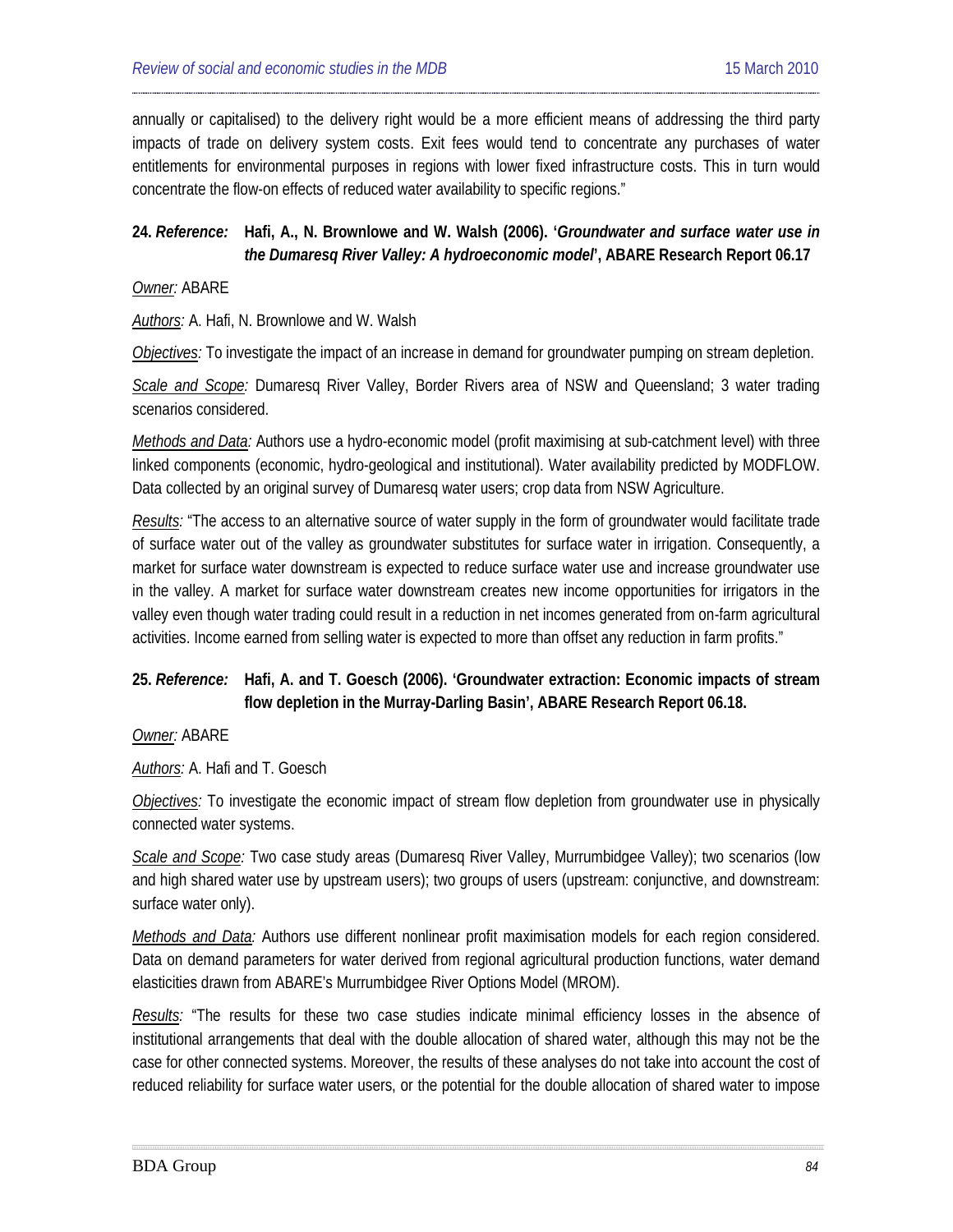annually or capitalised) to the delivery right would be a more efficient means of addressing the third party impacts of trade on delivery system costs. Exit fees would tend to concentrate any purchases of water entitlements for environmental purposes in regions with lower fixed infrastructure costs. This in turn would concentrate the flow-on effects of reduced water availability to specific regions."

**24.** ***Reference:*** **Hafi, A., N. Brownlowe and W. Walsh (2006). '*Groundwater and surface water use in the Dumaresq River Valley: A hydroeconomic model*', ABARE Research Report 06.17**

*Owner:* ABARE

*Authors:* A. Hafi, N. Brownlowe and W. Walsh

*Objectives:* To investigate the impact of an increase in demand for groundwater pumping on stream depletion.

*Scale and Scope:* Dumaresq River Valley, Border Rivers area of NSW and Queensland; 3 water trading scenarios considered.

*Methods and Data:* Authors use a hydro-economic model (profit maximising at sub-catchment level) with three linked components (economic, hydro-geological and institutional). Water availability predicted by MODFLOW. Data collected by an original survey of Dumaresq water users; crop data from NSW Agriculture.

*Results:* "The access to an alternative source of water supply in the form of groundwater would facilitate trade of surface water out of the valley as groundwater substitutes for surface water in irrigation. Consequently, a market for surface water downstream is expected to reduce surface water use and increase groundwater use in the valley. A market for surface water downstream creates new income opportunities for irrigators in the valley even though water trading could result in a reduction in net incomes generated from on-farm agricultural activities. Income earned from selling water is expected to more than offset any reduction in farm profits."

**25.** ***Reference:*** **Hafi, A. and T. Goesch (2006). 'Groundwater extraction: Economic impacts of stream flow depletion in the Murray-Darling Basin', ABARE Research Report 06.18.**

*Owner:* ABARE

*Authors:* A. Hafi and T. Goesch

*Objectives:* To investigate the economic impact of stream flow depletion from groundwater use in physically connected water systems.

*Scale and Scope:* Two case study areas (Dumaresq River Valley, Murrumbidgee Valley); two scenarios (low and high shared water use by upstream users); two groups of users (upstream: conjunctive, and downstream: surface water only).

*Methods and Data:* Authors use different nonlinear profit maximisation models for each region considered. Data on demand parameters for water derived from regional agricultural production functions, water demand elasticities drawn from ABARE's Murrumbidgee River Options Model (MROM).

*Results:* "The results for these two case studies indicate minimal efficiency losses in the absence of institutional arrangements that deal with the double allocation of shared water, although this may not be the case for other connected systems. Moreover, the results of these analyses do not take into account the cost of reduced reliability for surface water users, or the potential for the double allocation of shared water to impose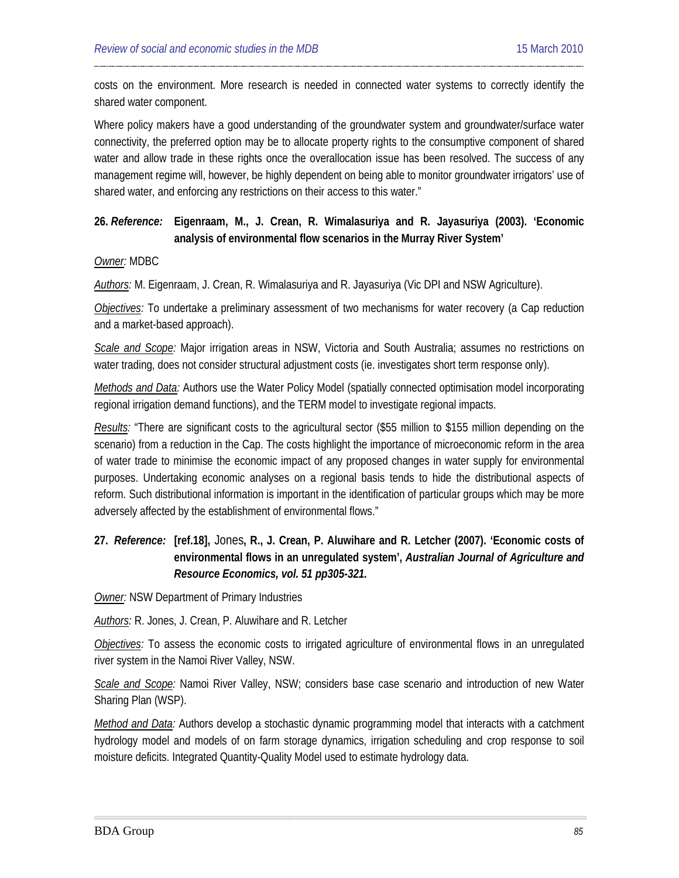costs on the environment. More research is needed in connected water systems to correctly identify the shared water component.

Where policy makers have a good understanding of the groundwater system and groundwater/surface water connectivity, the preferred option may be to allocate property rights to the consumptive component of shared water and allow trade in these rights once the overallocation issue has been resolved. The success of any management regime will, however, be highly dependent on being able to monitor groundwater irrigators' use of shared water, and enforcing any restrictions on their access to this water."

**26.** ***Reference:*** **Eigenraam, M., J. Crean, R. Wimalasuriya and R. Jayasuriya (2003). 'Economic analysis of environmental flow scenarios in the Murray River System'**

*Owner:* MDBC

*Authors:* M. Eigenraam, J. Crean, R. Wimalasuriya and R. Jayasuriya (Vic DPI and NSW Agriculture).

*Objectives:* To undertake a preliminary assessment of two mechanisms for water recovery (a Cap reduction and a market-based approach).

*Scale and Scope:* Major irrigation areas in NSW, Victoria and South Australia; assumes no restrictions on water trading, does not consider structural adjustment costs (ie. investigates short term response only).

*Methods and Data:* Authors use the Water Policy Model (spatially connected optimisation model incorporating regional irrigation demand functions), and the TERM model to investigate regional impacts.

*Results:* "There are significant costs to the agricultural sector ($55 million to $155 million depending on the scenario) from a reduction in the Cap. The costs highlight the importance of microeconomic reform in the area of water trade to minimise the economic impact of any proposed changes in water supply for environmental purposes. Undertaking economic analyses on a regional basis tends to hide the distributional aspects of reform. Such distributional information is important in the identification of particular groups which may be more adversely affected by the establishment of environmental flows."

**27.** ***Reference:*** **[ref.18],** Jones**, R., J. Crean, P. Aluwihare and R. Letcher (2007). 'Economic costs of environmental flows in an unregulated system',** ***Australian Journal of Agriculture and Resource Economics, vol. 51 pp305-321.***

*Owner:* NSW Department of Primary Industries

*Authors:* R. Jones, J. Crean, P. Aluwihare and R. Letcher

*Objectives:* To assess the economic costs to irrigated agriculture of environmental flows in an unregulated river system in the Namoi River Valley, NSW.

*Scale and Scope:* Namoi River Valley, NSW; considers base case scenario and introduction of new Water Sharing Plan (WSP).

*Method and Data:* Authors develop a stochastic dynamic programming model that interacts with a catchment hydrology model and models of on farm storage dynamics, irrigation scheduling and crop response to soil moisture deficits. Integrated Quantity-Quality Model used to estimate hydrology data.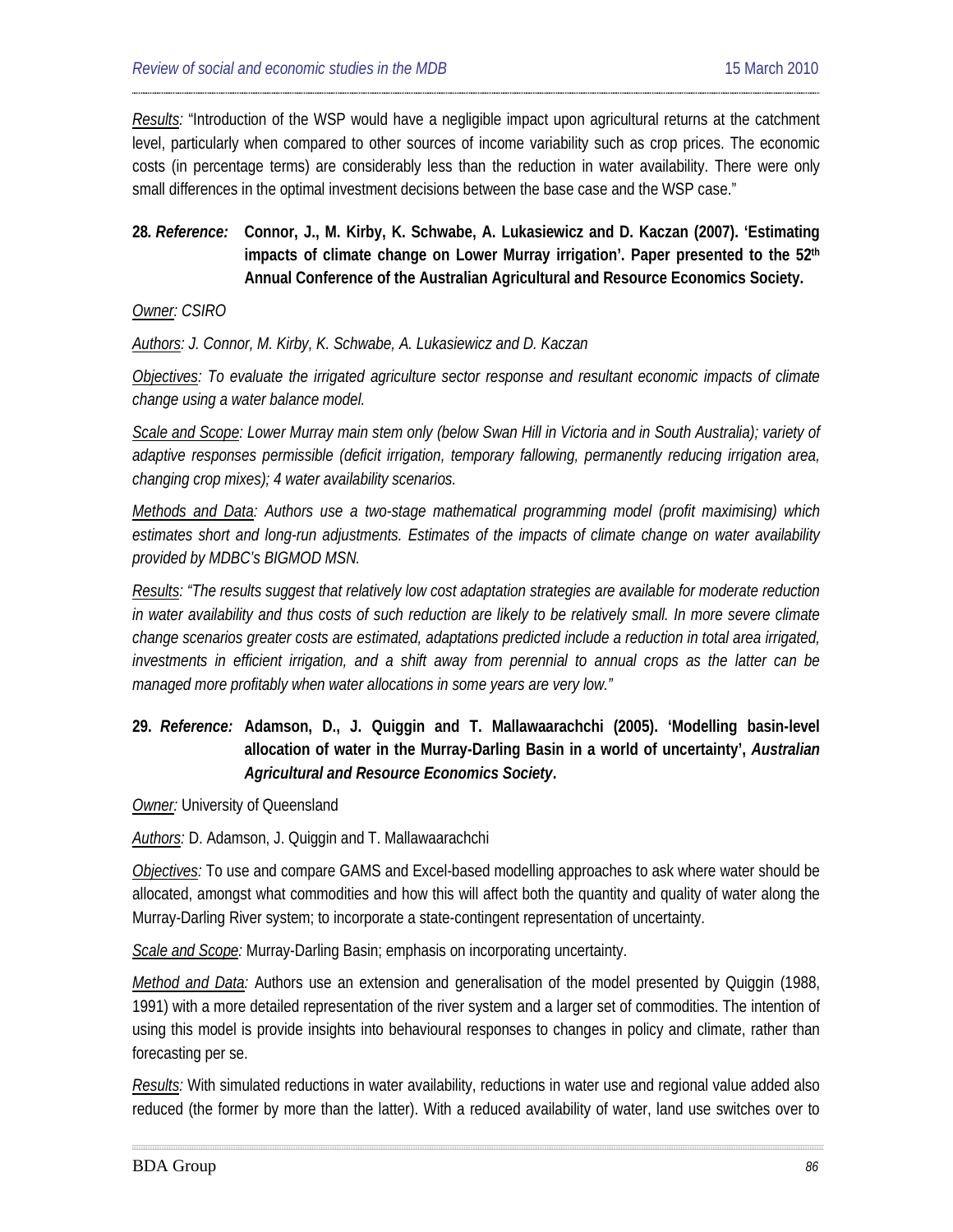*Results:* "Introduction of the WSP would have a negligible impact upon agricultural returns at the catchment level, particularly when compared to other sources of income variability such as crop prices. The economic costs (in percentage terms) are considerably less than the reduction in water availability. There were only small differences in the optimal investment decisions between the base case and the WSP case."

**28. *Reference:* Connor, J., M. Kirby, K. Schwabe, A. Lukasiewicz and D. Kaczan (2007). 'Estimating impacts of climate change on Lower Murray irrigation'. Paper presented to the 52[th] Annual Conference of the Australian Agricultural and Resource Economics Society.**

*Owner: CSIRO*

*Authors: J. Connor, M. Kirby, K. Schwabe, A. Lukasiewicz and D. Kaczan*

*Objectives: To evaluate the irrigated agriculture sector response and resultant economic impacts of climate change using a water balance model.*

*Scale and Scope: Lower Murray main stem only (below Swan Hill in Victoria and in South Australia); variety of adaptive responses permissible (deficit irrigation, temporary fallowing, permanently reducing irrigation area, changing crop mixes); 4 water availability scenarios.*

*Methods and Data: Authors use a two-stage mathematical programming model (profit maximising) which estimates short and long-run adjustments. Estimates of the impacts of climate change on water availability provided by MDBC's BIGMOD MSN.*

*Results: "The results suggest that relatively low cost adaptation strategies are available for moderate reduction in water availability and thus costs of such reduction are likely to be relatively small. In more severe climate change scenarios greater costs are estimated, adaptations predicted include a reduction in total area irrigated, investments in efficient irrigation, and a shift away from perennial to annual crops as the latter can be managed more profitably when water allocations in some years are very low."*

**29. *Reference:* Adamson, D., J. Quiggin and T. Mallawaarachchi (2005). 'Modelling basin-level allocation of water in the Murray-Darling Basin in a world of uncertainty', *Australian Agricultural and Resource Economics Society*.**

*Owner:* University of Queensland

*Authors:* D. Adamson, J. Quiggin and T. Mallawaarachchi

*Objectives:* To use and compare GAMS and Excel-based modelling approaches to ask where water should be allocated, amongst what commodities and how this will affect both the quantity and quality of water along the Murray-Darling River system; to incorporate a state-contingent representation of uncertainty.

*Scale and Scope:* Murray-Darling Basin; emphasis on incorporating uncertainty.

*Method and Data:* Authors use an extension and generalisation of the model presented by Quiggin (1988, 1991) with a more detailed representation of the river system and a larger set of commodities. The intention of using this model is provide insights into behavioural responses to changes in policy and climate, rather than forecasting per se.

*Results:* With simulated reductions in water availability, reductions in water use and regional value added also reduced (the former by more than the latter). With a reduced availability of water, land use switches over to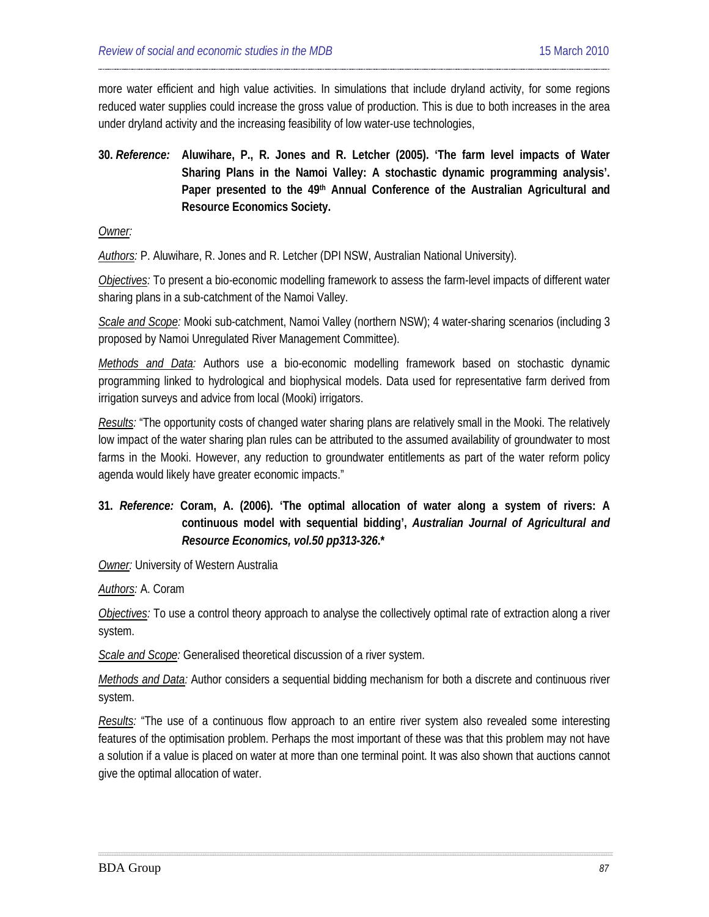more water efficient and high value activities. In simulations that include dryland activity, for some regions reduced water supplies could increase the gross value of production. This is due to both increases in the area under dryland activity and the increasing feasibility of low water-use technologies,

**30. *Reference:* Aluwihare, P., R. Jones and R. Letcher (2005). 'The farm level impacts of Water Sharing Plans in the Namoi Valley: A stochastic dynamic programming analysis'. Paper presented to the 49th Annual Conference of the Australian Agricultural and Resource Economics Society.**

*Owner:*

*Authors:* P. Aluwihare, R. Jones and R. Letcher (DPI NSW, Australian National University).

*Objectives:* To present a bio-economic modelling framework to assess the farm-level impacts of different water sharing plans in a sub-catchment of the Namoi Valley.

*Scale and Scope:* Mooki sub-catchment, Namoi Valley (northern NSW); 4 water-sharing scenarios (including 3 proposed by Namoi Unregulated River Management Committee).

*Methods and Data:* Authors use a bio-economic modelling framework based on stochastic dynamic programming linked to hydrological and biophysical models. Data used for representative farm derived from irrigation surveys and advice from local (Mooki) irrigators.

*Results:* "The opportunity costs of changed water sharing plans are relatively small in the Mooki. The relatively low impact of the water sharing plan rules can be attributed to the assumed availability of groundwater to most farms in the Mooki. However, any reduction to groundwater entitlements as part of the water reform policy agenda would likely have greater economic impacts."

**31. *Reference:* Coram, A. (2006). 'The optimal allocation of water along a system of rivers: A continuous model with sequential bidding', *Australian Journal of Agricultural and Resource Economics, vol.50 pp313-326*.***

*Owner:* University of Western Australia

*Authors:* A. Coram

*Objectives:* To use a control theory approach to analyse the collectively optimal rate of extraction along a river system.

*Scale and Scope:* Generalised theoretical discussion of a river system.

*Methods and Data:* Author considers a sequential bidding mechanism for both a discrete and continuous river system.

*Results:* "The use of a continuous flow approach to an entire river system also revealed some interesting features of the optimisation problem. Perhaps the most important of these was that this problem may not have a solution if a value is placed on water at more than one terminal point. It was also shown that auctions cannot give the optimal allocation of water.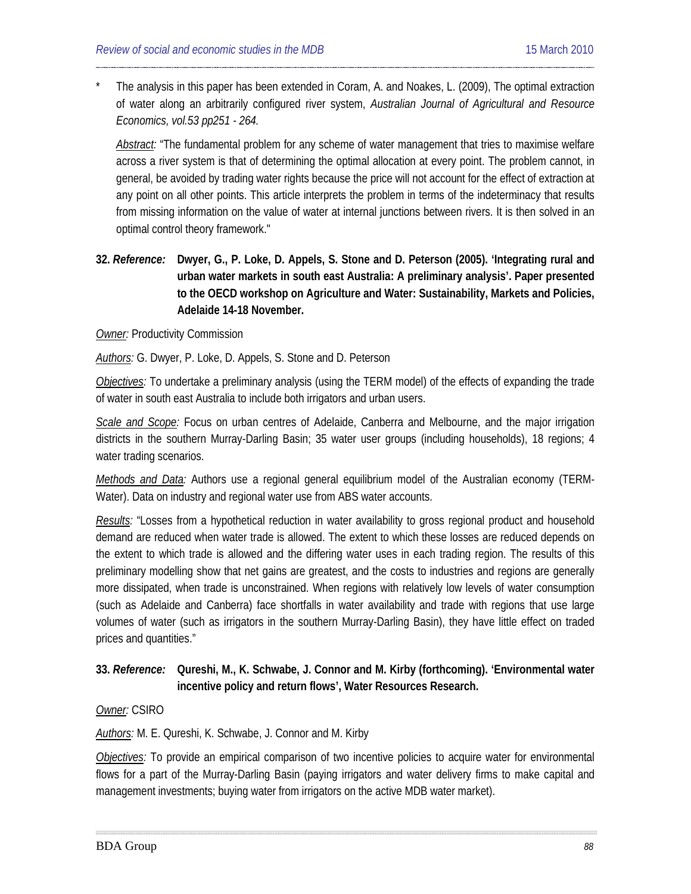\* The analysis in this paper has been extended in Coram, A. and Noakes, L. (2009), The optimal extraction of water along an arbitrarily configured river system, *Australian Journal of Agricultural and Resource Economics, vol.53 pp251 - 264.*

*Abstract:* "The fundamental problem for any scheme of water management that tries to maximise welfare across a river system is that of determining the optimal allocation at every point. The problem cannot, in general, be avoided by trading water rights because the price will not account for the effect of extraction at any point on all other points. This article interprets the problem in terms of the indeterminacy that results from missing information on the value of water at internal junctions between rivers. It is then solved in an optimal control theory framework."

**32. *Reference:* Dwyer, G., P. Loke, D. Appels, S. Stone and D. Peterson (2005). 'Integrating rural and urban water markets in south east Australia: A preliminary analysis'. Paper presented to the OECD workshop on Agriculture and Water: Sustainability, Markets and Policies, Adelaide 14-18 November.**

*Owner:* Productivity Commission

*Authors:* G. Dwyer, P. Loke, D. Appels, S. Stone and D. Peterson

*Objectives:* To undertake a preliminary analysis (using the TERM model) of the effects of expanding the trade of water in south east Australia to include both irrigators and urban users.

*Scale and Scope:* Focus on urban centres of Adelaide, Canberra and Melbourne, and the major irrigation districts in the southern Murray-Darling Basin; 35 water user groups (including households), 18 regions; 4 water trading scenarios.

*Methods and Data:* Authors use a regional general equilibrium model of the Australian economy (TERM-Water). Data on industry and regional water use from ABS water accounts.

*Results:* "Losses from a hypothetical reduction in water availability to gross regional product and household demand are reduced when water trade is allowed. The extent to which these losses are reduced depends on the extent to which trade is allowed and the differing water uses in each trading region. The results of this preliminary modelling show that net gains are greatest, and the costs to industries and regions are generally more dissipated, when trade is unconstrained. When regions with relatively low levels of water consumption (such as Adelaide and Canberra) face shortfalls in water availability and trade with regions that use large volumes of water (such as irrigators in the southern Murray-Darling Basin), they have little effect on traded prices and quantities."

**33. *Reference:* Qureshi, M., K. Schwabe, J. Connor and M. Kirby (forthcoming). 'Environmental water incentive policy and return flows', Water Resources Research.**

*Owner:* CSIRO

*Authors:* M. E. Qureshi, K. Schwabe, J. Connor and M. Kirby

*Objectives:* To provide an empirical comparison of two incentive policies to acquire water for environmental flows for a part of the Murray-Darling Basin (paying irrigators and water delivery firms to make capital and management investments; buying water from irrigators on the active MDB water market).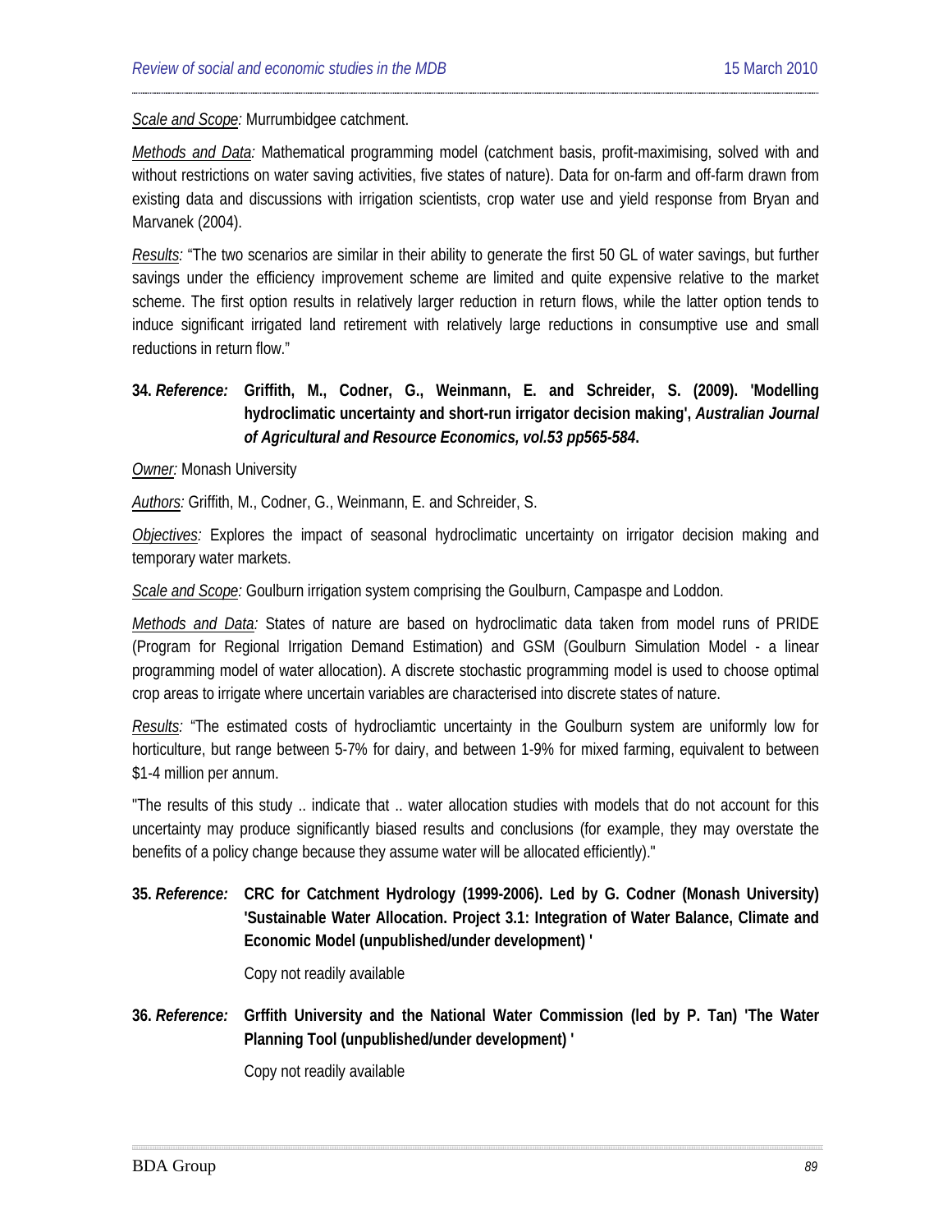*Scale and Scope:* Murrumbidgee catchment.

*Methods and Data:* Mathematical programming model (catchment basis, profit-maximising, solved with and without restrictions on water saving activities, five states of nature). Data for on-farm and off-farm drawn from existing data and discussions with irrigation scientists, crop water use and yield response from Bryan and Marvanek (2004).

*Results:* "The two scenarios are similar in their ability to generate the first 50 GL of water savings, but further savings under the efficiency improvement scheme are limited and quite expensive relative to the market scheme. The first option results in relatively larger reduction in return flows, while the latter option tends to induce significant irrigated land retirement with relatively large reductions in consumptive use and small reductions in return flow."

**34. *Reference:* Griffith, M., Codner, G., Weinmann, E. and Schreider, S. (2009). 'Modelling hydroclimatic uncertainty and short-run irrigator decision making', *Australian Journal of Agricultural and Resource Economics, vol.53 pp565-584*.**

*Owner:* Monash University

*Authors:* Griffith, M., Codner, G., Weinmann, E. and Schreider, S.

*Objectives:* Explores the impact of seasonal hydroclimatic uncertainty on irrigator decision making and temporary water markets.

*Scale and Scope:* Goulburn irrigation system comprising the Goulburn, Campaspe and Loddon.

*Methods and Data:* States of nature are based on hydroclimatic data taken from model runs of PRIDE (Program for Regional Irrigation Demand Estimation) and GSM (Goulburn Simulation Model - a linear programming model of water allocation). A discrete stochastic programming model is used to choose optimal crop areas to irrigate where uncertain variables are characterised into discrete states of nature.

*Results:* "The estimated costs of hydrocliamtic uncertainty in the Goulburn system are uniformly low for horticulture, but range between 5-7% for dairy, and between 1-9% for mixed farming, equivalent to between $1-4 million per annum.

"The results of this study .. indicate that .. water allocation studies with models that do not account for this uncertainty may produce significantly biased results and conclusions (for example, they may overstate the benefits of a policy change because they assume water will be allocated efficiently)."

**35. *Reference:* CRC for Catchment Hydrology (1999-2006). Led by G. Codner (Monash University) 'Sustainable Water Allocation. Project 3.1: Integration of Water Balance, Climate and Economic Model (unpublished/under development) '**

Copy not readily available

**36. *Reference:* Grffith University and the National Water Commission (led by P. Tan) 'The Water Planning Tool (unpublished/under development) '**

Copy not readily available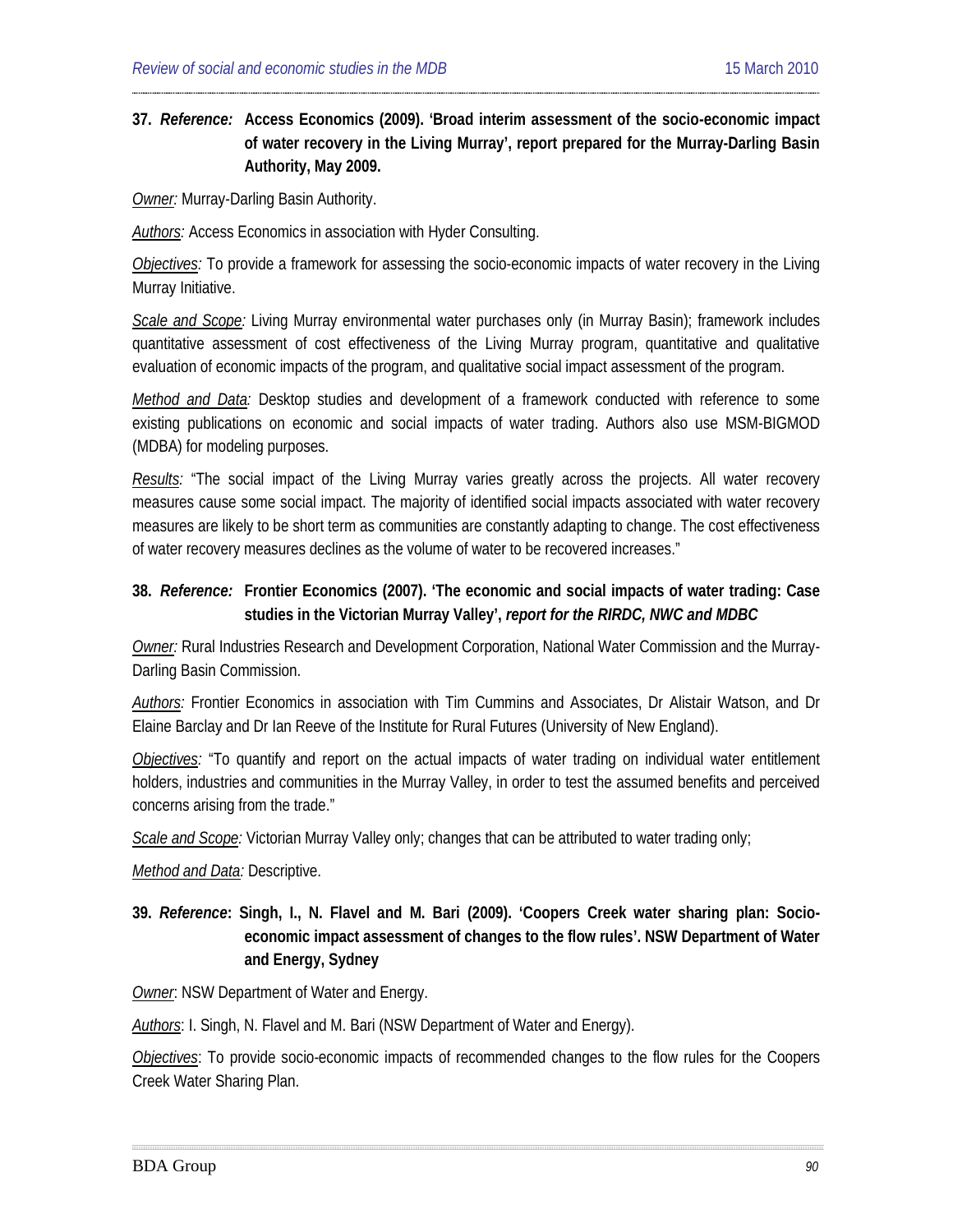**37. *Reference:* Access Economics (2009). 'Broad interim assessment of the socio-economic impact of water recovery in the Living Murray', report prepared for the Murray-Darling Basin Authority, May 2009.**

*Owner:* Murray-Darling Basin Authority.

*Authors:* Access Economics in association with Hyder Consulting.

*Objectives:* To provide a framework for assessing the socio-economic impacts of water recovery in the Living Murray Initiative.

*Scale and Scope:* Living Murray environmental water purchases only (in Murray Basin); framework includes quantitative assessment of cost effectiveness of the Living Murray program, quantitative and qualitative evaluation of economic impacts of the program, and qualitative social impact assessment of the program.

*Method and Data:* Desktop studies and development of a framework conducted with reference to some existing publications on economic and social impacts of water trading. Authors also use MSM-BIGMOD (MDBA) for modeling purposes.

*Results:* "The social impact of the Living Murray varies greatly across the projects. All water recovery measures cause some social impact. The majority of identified social impacts associated with water recovery measures are likely to be short term as communities are constantly adapting to change. The cost effectiveness of water recovery measures declines as the volume of water to be recovered increases."

**38. *Reference:* Frontier Economics (2007). 'The economic and social impacts of water trading: Case studies in the Victorian Murray Valley', *report for the RIRDC, NWC and MDBC***

*Owner:* Rural Industries Research and Development Corporation, National Water Commission and the Murray-Darling Basin Commission.

*Authors:* Frontier Economics in association with Tim Cummins and Associates, Dr Alistair Watson, and Dr Elaine Barclay and Dr Ian Reeve of the Institute for Rural Futures (University of New England).

*Objectives:* "To quantify and report on the actual impacts of water trading on individual water entitlement holders, industries and communities in the Murray Valley, in order to test the assumed benefits and perceived concerns arising from the trade."

*Scale and Scope:* Victorian Murray Valley only; changes that can be attributed to water trading only;

*Method and Data:* Descriptive.

**39. *Reference*: Singh, I., N. Flavel and M. Bari (2009). 'Coopers Creek water sharing plan: Socio-economic impact assessment of changes to the flow rules'. NSW Department of Water and Energy, Sydney**

*Owner*: NSW Department of Water and Energy.

*Authors*: I. Singh, N. Flavel and M. Bari (NSW Department of Water and Energy).

*Objectives*: To provide socio-economic impacts of recommended changes to the flow rules for the Coopers Creek Water Sharing Plan.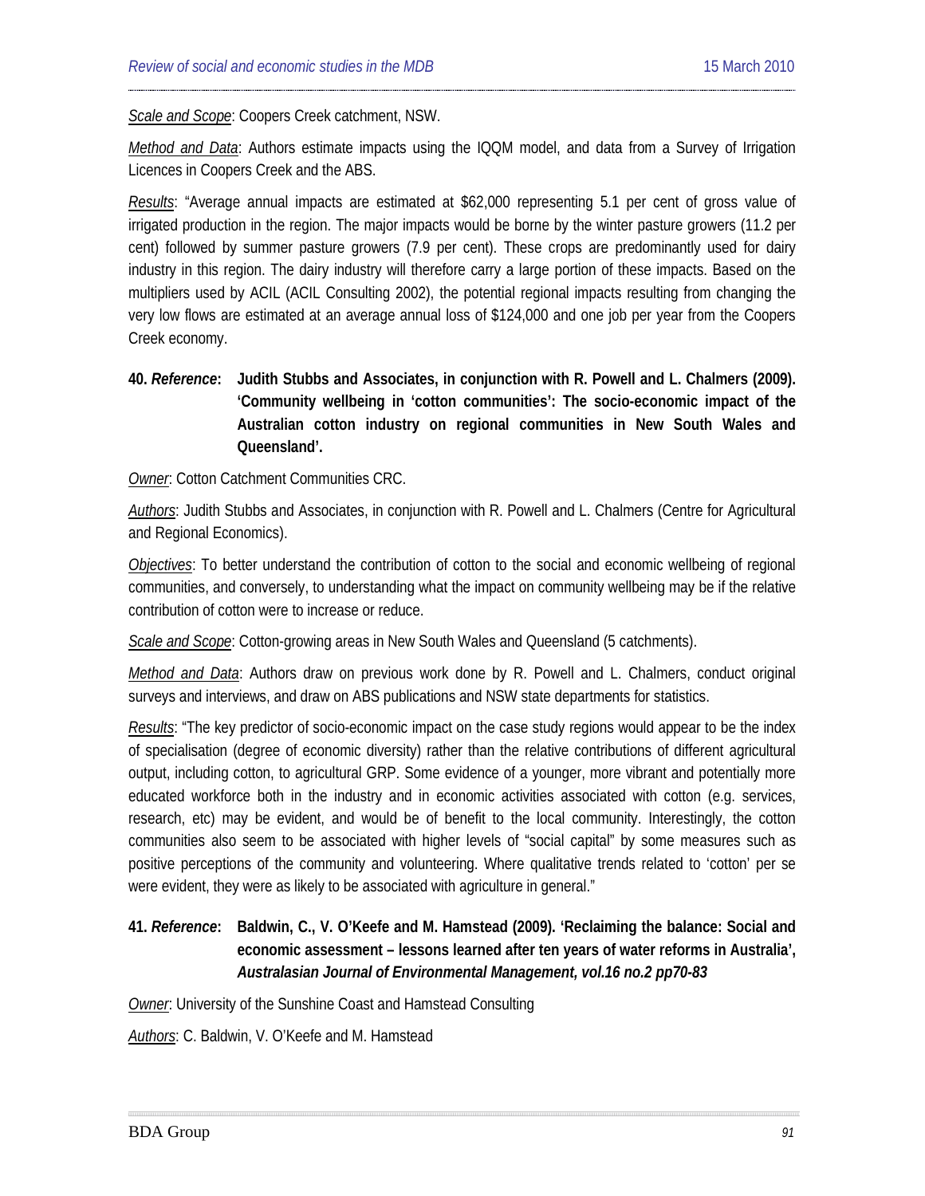*Scale and Scope*: Coopers Creek catchment, NSW.

*Method and Data*: Authors estimate impacts using the IQQM model, and data from a Survey of Irrigation Licences in Coopers Creek and the ABS.

*Results*: "Average annual impacts are estimated at $62,000 representing 5.1 per cent of gross value of irrigated production in the region. The major impacts would be borne by the winter pasture growers (11.2 per cent) followed by summer pasture growers (7.9 per cent). These crops are predominantly used for dairy industry in this region. The dairy industry will therefore carry a large portion of these impacts. Based on the multipliers used by ACIL (ACIL Consulting 2002), the potential regional impacts resulting from changing the very low flows are estimated at an average annual loss of $124,000 and one job per year from the Coopers Creek economy.

**40. *Reference*: Judith Stubbs and Associates, in conjunction with R. Powell and L. Chalmers (2009). 'Community wellbeing in 'cotton communities': The socio-economic impact of the Australian cotton industry on regional communities in New South Wales and Queensland'.**

*Owner*: Cotton Catchment Communities CRC.

*Authors*: Judith Stubbs and Associates, in conjunction with R. Powell and L. Chalmers (Centre for Agricultural and Regional Economics).

*Objectives*: To better understand the contribution of cotton to the social and economic wellbeing of regional communities, and conversely, to understanding what the impact on community wellbeing may be if the relative contribution of cotton were to increase or reduce.

*Scale and Scope*: Cotton-growing areas in New South Wales and Queensland (5 catchments).

*Method and Data*: Authors draw on previous work done by R. Powell and L. Chalmers, conduct original surveys and interviews, and draw on ABS publications and NSW state departments for statistics.

*Results*: "The key predictor of socio-economic impact on the case study regions would appear to be the index of specialisation (degree of economic diversity) rather than the relative contributions of different agricultural output, including cotton, to agricultural GRP. Some evidence of a younger, more vibrant and potentially more educated workforce both in the industry and in economic activities associated with cotton (e.g. services, research, etc) may be evident, and would be of benefit to the local community. Interestingly, the cotton communities also seem to be associated with higher levels of "social capital" by some measures such as positive perceptions of the community and volunteering. Where qualitative trends related to 'cotton' per se were evident, they were as likely to be associated with agriculture in general."

**41. *Reference*: Baldwin, C., V. O'Keefe and M. Hamstead (2009). 'Reclaiming the balance: Social and economic assessment – lessons learned after ten years of water reforms in Australia', *Australasian Journal of Environmental Management, vol.16 no.2 pp70-83***

*Owner*: University of the Sunshine Coast and Hamstead Consulting

*Authors*: C. Baldwin, V. O'Keefe and M. Hamstead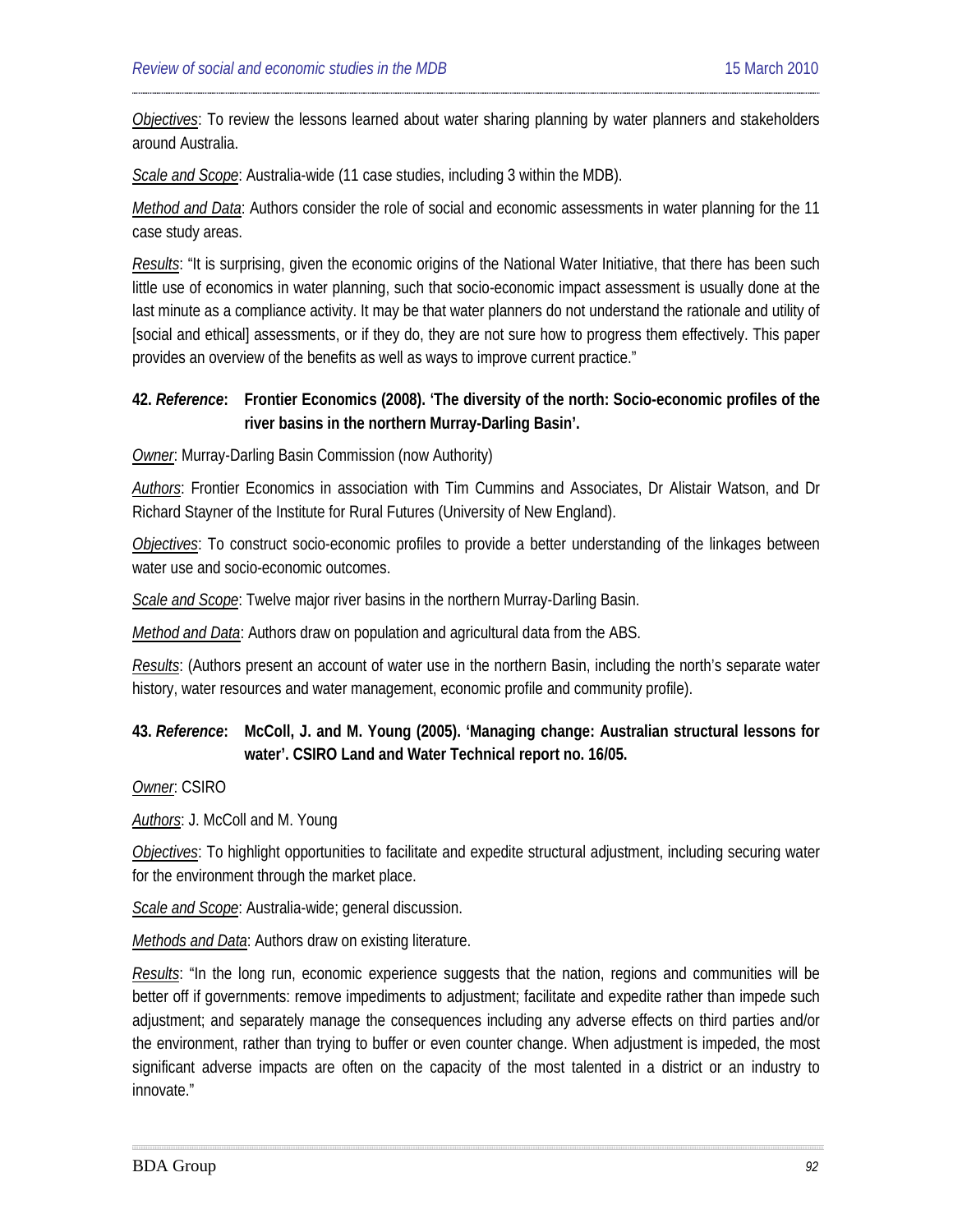*Objectives*: To review the lessons learned about water sharing planning by water planners and stakeholders around Australia.

*Scale and Scope*: Australia-wide (11 case studies, including 3 within the MDB).

*Method and Data*: Authors consider the role of social and economic assessments in water planning for the 11 case study areas.

*Results*: "It is surprising, given the economic origins of the National Water Initiative, that there has been such little use of economics in water planning, such that socio-economic impact assessment is usually done at the last minute as a compliance activity. It may be that water planners do not understand the rationale and utility of [social and ethical] assessments, or if they do, they are not sure how to progress them effectively. This paper provides an overview of the benefits as well as ways to improve current practice."

**42. *Reference*: Frontier Economics (2008). 'The diversity of the north: Socio-economic profiles of the river basins in the northern Murray-Darling Basin'.**

*Owner*: Murray-Darling Basin Commission (now Authority)

*Authors*: Frontier Economics in association with Tim Cummins and Associates, Dr Alistair Watson, and Dr Richard Stayner of the Institute for Rural Futures (University of New England).

*Objectives*: To construct socio-economic profiles to provide a better understanding of the linkages between water use and socio-economic outcomes.

*Scale and Scope*: Twelve major river basins in the northern Murray-Darling Basin.

*Method and Data*: Authors draw on population and agricultural data from the ABS.

*Results*: (Authors present an account of water use in the northern Basin, including the north's separate water history, water resources and water management, economic profile and community profile).

**43. *Reference*: McColl, J. and M. Young (2005). 'Managing change: Australian structural lessons for water'. CSIRO Land and Water Technical report no. 16/05.**

*Owner*: CSIRO

*Authors*: J. McColl and M. Young

*Objectives*: To highlight opportunities to facilitate and expedite structural adjustment, including securing water for the environment through the market place.

*Scale and Scope*: Australia-wide; general discussion.

*Methods and Data*: Authors draw on existing literature.

*Results*: "In the long run, economic experience suggests that the nation, regions and communities will be better off if governments: remove impediments to adjustment; facilitate and expedite rather than impede such adjustment; and separately manage the consequences including any adverse effects on third parties and/or the environment, rather than trying to buffer or even counter change. When adjustment is impeded, the most significant adverse impacts are often on the capacity of the most talented in a district or an industry to innovate."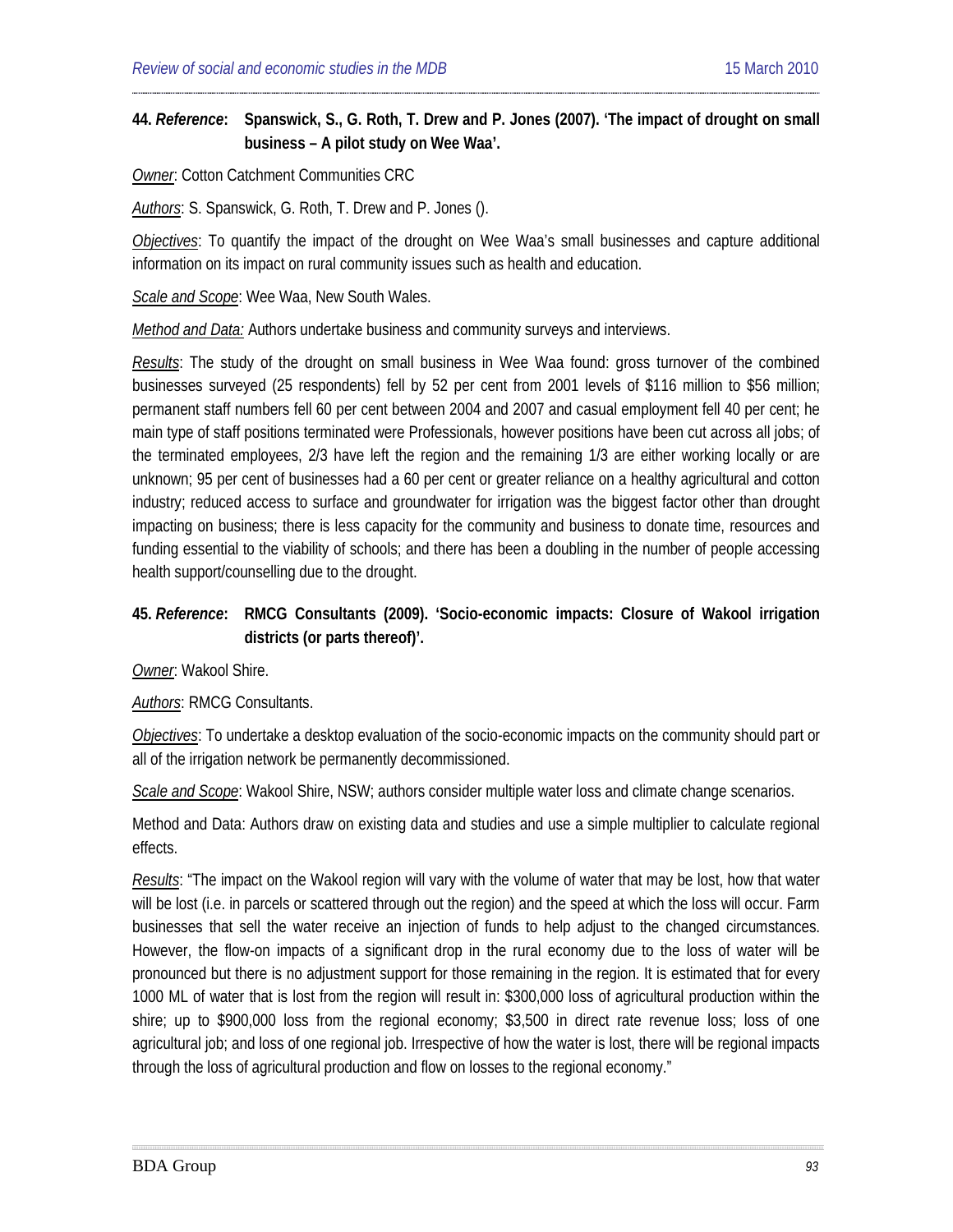**44. *Reference*: Spanswick, S., G. Roth, T. Drew and P. Jones (2007). 'The impact of drought on small business – A pilot study on Wee Waa'.**

<u>*Owner*</u>: Cotton Catchment Communities CRC

<u>*Authors*</u>: S. Spanswick, G. Roth, T. Drew and P. Jones ().

<u>*Objectives*</u>: To quantify the impact of the drought on Wee Waa's small businesses and capture additional information on its impact on rural community issues such as health and education.

<u>*Scale and Scope*</u>: Wee Waa, New South Wales.

<u>*Method and Data:*</u> Authors undertake business and community surveys and interviews.

<u>*Results*</u>: The study of the drought on small business in Wee Waa found: gross turnover of the combined businesses surveyed (25 respondents) fell by 52 per cent from 2001 levels of $116 million to $56 million; permanent staff numbers fell 60 per cent between 2004 and 2007 and casual employment fell 40 per cent; he main type of staff positions terminated were Professionals, however positions have been cut across all jobs; of the terminated employees, 2/3 have left the region and the remaining 1/3 are either working locally or are unknown; 95 per cent of businesses had a 60 per cent or greater reliance on a healthy agricultural and cotton industry; reduced access to surface and groundwater for irrigation was the biggest factor other than drought impacting on business; there is less capacity for the community and business to donate time, resources and funding essential to the viability of schools; and there has been a doubling in the number of people accessing health support/counselling due to the drought.

**45. *Reference*: RMCG Consultants (2009). 'Socio-economic impacts: Closure of Wakool irrigation districts (or parts thereof)'.**

<u>*Owner*</u>: Wakool Shire.

<u>*Authors*</u>: RMCG Consultants.

<u>*Objectives*</u>: To undertake a desktop evaluation of the socio-economic impacts on the community should part or all of the irrigation network be permanently decommissioned.

<u>*Scale and Scope*</u>: Wakool Shire, NSW; authors consider multiple water loss and climate change scenarios.

Method and Data: Authors draw on existing data and studies and use a simple multiplier to calculate regional effects.

<u>*Results*</u>: "The impact on the Wakool region will vary with the volume of water that may be lost, how that water will be lost (i.e. in parcels or scattered through out the region) and the speed at which the loss will occur. Farm businesses that sell the water receive an injection of funds to help adjust to the changed circumstances. However, the flow-on impacts of a significant drop in the rural economy due to the loss of water will be pronounced but there is no adjustment support for those remaining in the region. It is estimated that for every 1000 ML of water that is lost from the region will result in: $300,000 loss of agricultural production within the shire; up to $900,000 loss from the regional economy; $3,500 in direct rate revenue loss; loss of one agricultural job; and loss of one regional job. Irrespective of how the water is lost, there will be regional impacts through the loss of agricultural production and flow on losses to the regional economy."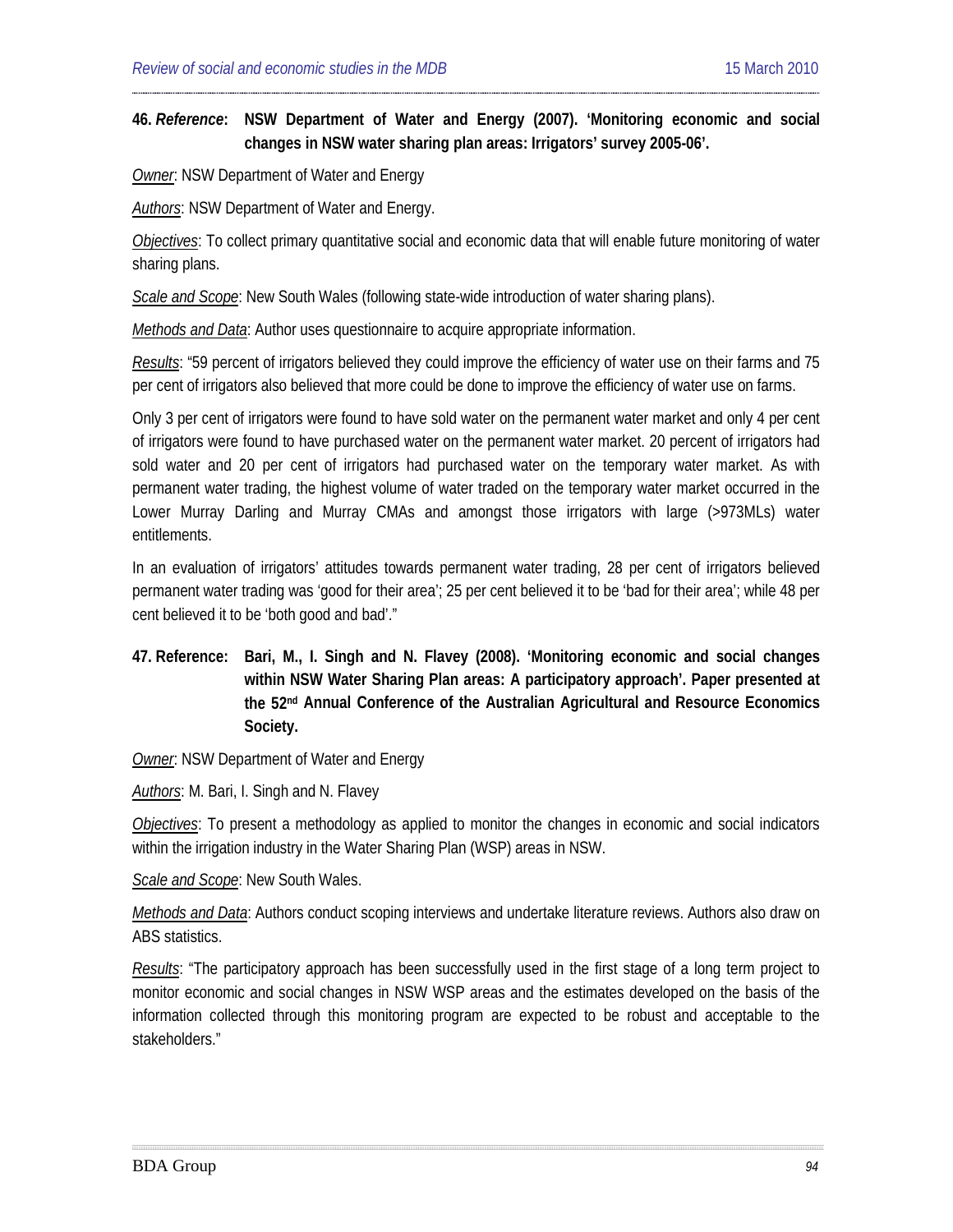**46. *Reference*: NSW Department of Water and Energy (2007). 'Monitoring economic and social changes in NSW water sharing plan areas: Irrigators' survey 2005-06'.**

*Owner*: NSW Department of Water and Energy

*Authors*: NSW Department of Water and Energy.

*Objectives*: To collect primary quantitative social and economic data that will enable future monitoring of water sharing plans.

*Scale and Scope*: New South Wales (following state-wide introduction of water sharing plans).

*Methods and Data*: Author uses questionnaire to acquire appropriate information.

*Results*: "59 percent of irrigators believed they could improve the efficiency of water use on their farms and 75 per cent of irrigators also believed that more could be done to improve the efficiency of water use on farms.

Only 3 per cent of irrigators were found to have sold water on the permanent water market and only 4 per cent of irrigators were found to have purchased water on the permanent water market. 20 percent of irrigators had sold water and 20 per cent of irrigators had purchased water on the temporary water market. As with permanent water trading, the highest volume of water traded on the temporary water market occurred in the Lower Murray Darling and Murray CMAs and amongst those irrigators with large (>973MLs) water entitlements.

In an evaluation of irrigators' attitudes towards permanent water trading, 28 per cent of irrigators believed permanent water trading was 'good for their area'; 25 per cent believed it to be 'bad for their area'; while 48 per cent believed it to be 'both good and bad'."

**47. Reference: Bari, M., I. Singh and N. Flavey (2008). 'Monitoring economic and social changes within NSW Water Sharing Plan areas: A participatory approach'. Paper presented at the 52nd Annual Conference of the Australian Agricultural and Resource Economics Society.**

*Owner*: NSW Department of Water and Energy

*Authors*: M. Bari, I. Singh and N. Flavey

*Objectives*: To present a methodology as applied to monitor the changes in economic and social indicators within the irrigation industry in the Water Sharing Plan (WSP) areas in NSW.

*Scale and Scope*: New South Wales.

*Methods and Data*: Authors conduct scoping interviews and undertake literature reviews. Authors also draw on ABS statistics.

*Results*: "The participatory approach has been successfully used in the first stage of a long term project to monitor economic and social changes in NSW WSP areas and the estimates developed on the basis of the information collected through this monitoring program are expected to be robust and acceptable to the stakeholders."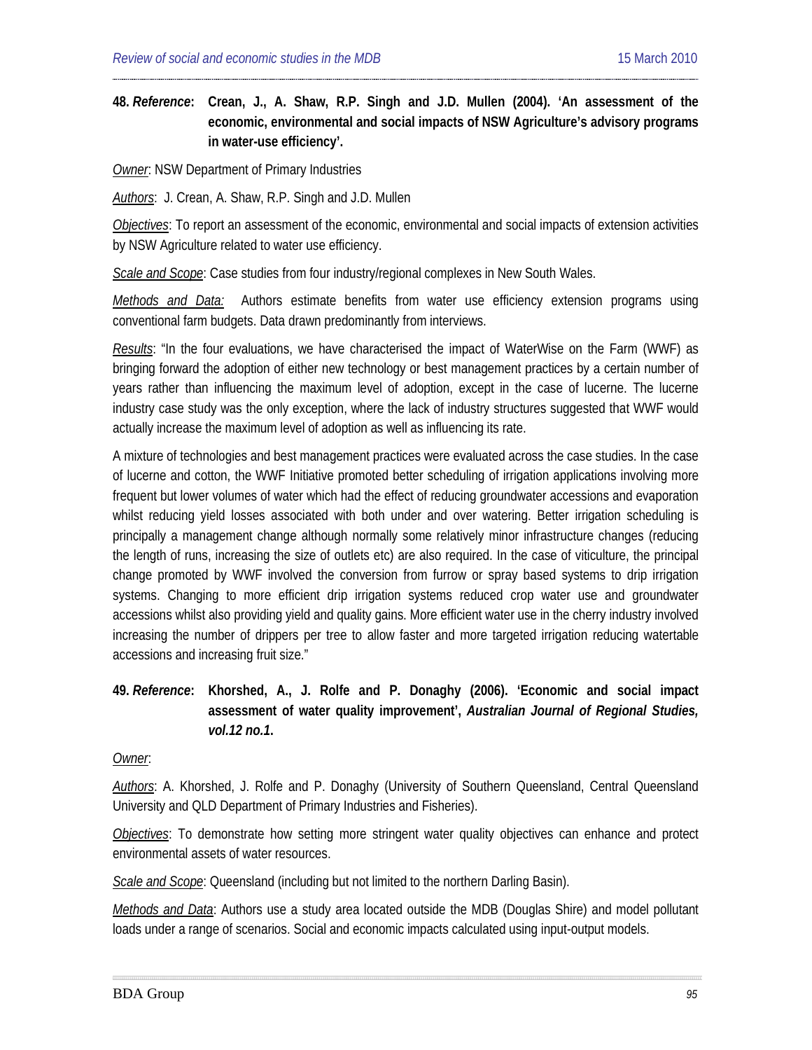**48. *Reference*: Crean, J., A. Shaw, R.P. Singh and J.D. Mullen (2004). 'An assessment of the economic, environmental and social impacts of NSW Agriculture's advisory programs in water-use efficiency'.**

<u>Owner</u>: NSW Department of Primary Industries

<u>Authors</u>: J. Crean, A. Shaw, R.P. Singh and J.D. Mullen

<u>Objectives</u>: To report an assessment of the economic, environmental and social impacts of extension activities by NSW Agriculture related to water use efficiency.

<u>Scale and Scope</u>: Case studies from four industry/regional complexes in New South Wales.

<u>Methods and Data:</u> Authors estimate benefits from water use efficiency extension programs using conventional farm budgets. Data drawn predominantly from interviews.

<u>Results</u>: "In the four evaluations, we have characterised the impact of WaterWise on the Farm (WWF) as bringing forward the adoption of either new technology or best management practices by a certain number of years rather than influencing the maximum level of adoption, except in the case of lucerne. The lucerne industry case study was the only exception, where the lack of industry structures suggested that WWF would actually increase the maximum level of adoption as well as influencing its rate.

A mixture of technologies and best management practices were evaluated across the case studies. In the case of lucerne and cotton, the WWF Initiative promoted better scheduling of irrigation applications involving more frequent but lower volumes of water which had the effect of reducing groundwater accessions and evaporation whilst reducing yield losses associated with both under and over watering. Better irrigation scheduling is principally a management change although normally some relatively minor infrastructure changes (reducing the length of runs, increasing the size of outlets etc) are also required. In the case of viticulture, the principal change promoted by WWF involved the conversion from furrow or spray based systems to drip irrigation systems. Changing to more efficient drip irrigation systems reduced crop water use and groundwater accessions whilst also providing yield and quality gains. More efficient water use in the cherry industry involved increasing the number of drippers per tree to allow faster and more targeted irrigation reducing watertable accessions and increasing fruit size."

**49. *Reference*: Khorshed, A., J. Rolfe and P. Donaghy (2006). 'Economic and social impact assessment of water quality improvement', *Australian Journal of Regional Studies, vol.12 no.1*.**

<u>Owner</u>:

<u>Authors</u>: A. Khorshed, J. Rolfe and P. Donaghy (University of Southern Queensland, Central Queensland University and QLD Department of Primary Industries and Fisheries).

<u>Objectives</u>: To demonstrate how setting more stringent water quality objectives can enhance and protect environmental assets of water resources.

<u>Scale and Scope</u>: Queensland (including but not limited to the northern Darling Basin).

<u>Methods and Data</u>: Authors use a study area located outside the MDB (Douglas Shire) and model pollutant loads under a range of scenarios. Social and economic impacts calculated using input-output models.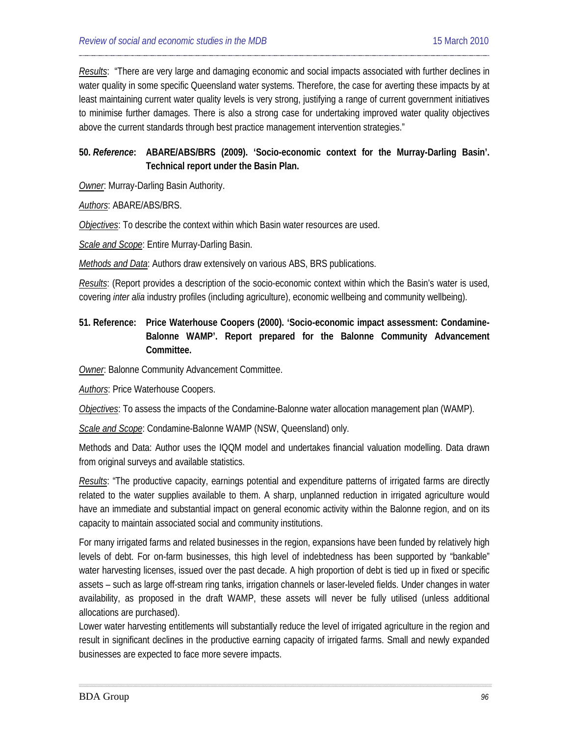*Results*:  "There are very large and damaging economic and social impacts associated with further declines in water quality in some specific Queensland water systems. Therefore, the case for averting these impacts by at least maintaining current water quality levels is very strong, justifying a range of current government initiatives to minimise further damages. There is also a strong case for undertaking improved water quality objectives above the current standards through best practice management intervention strategies."

**50. *Reference*: ABARE/ABS/BRS (2009). 'Socio-economic context for the Murray-Darling Basin'. Technical report under the Basin Plan.**

*Owner*: Murray-Darling Basin Authority.

*Authors*: ABARE/ABS/BRS.

*Objectives*: To describe the context within which Basin water resources are used.

*Scale and Scope*: Entire Murray-Darling Basin.

*Methods and Data*: Authors draw extensively on various ABS, BRS publications.

*Results*: (Report provides a description of the socio-economic context within which the Basin's water is used, covering *inter alia* industry profiles (including agriculture), economic wellbeing and community wellbeing).

**51. Reference: Price Waterhouse Coopers (2000). 'Socio-economic impact assessment: Condamine-Balonne WAMP'. Report prepared for the Balonne Community Advancement Committee.**

*Owner*: Balonne Community Advancement Committee.

*Authors*: Price Waterhouse Coopers.

*Objectives*: To assess the impacts of the Condamine-Balonne water allocation management plan (WAMP).

*Scale and Scope*: Condamine-Balonne WAMP (NSW, Queensland) only.

Methods and Data: Author uses the IQQM model and undertakes financial valuation modelling. Data drawn from original surveys and available statistics.

*Results*: "The productive capacity, earnings potential and expenditure patterns of irrigated farms are directly related to the water supplies available to them. A sharp, unplanned reduction in irrigated agriculture would have an immediate and substantial impact on general economic activity within the Balonne region, and on its capacity to maintain associated social and community institutions.

For many irrigated farms and related businesses in the region, expansions have been funded by relatively high levels of debt. For on-farm businesses, this high level of indebtedness has been supported by "bankable" water harvesting licenses, issued over the past decade. A high proportion of debt is tied up in fixed or specific assets – such as large off-stream ring tanks, irrigation channels or laser-leveled fields. Under changes in water availability, as proposed in the draft WAMP, these assets will never be fully utilised (unless additional allocations are purchased).

Lower water harvesting entitlements will substantially reduce the level of irrigated agriculture in the region and result in significant declines in the productive earning capacity of irrigated farms. Small and newly expanded businesses are expected to face more severe impacts.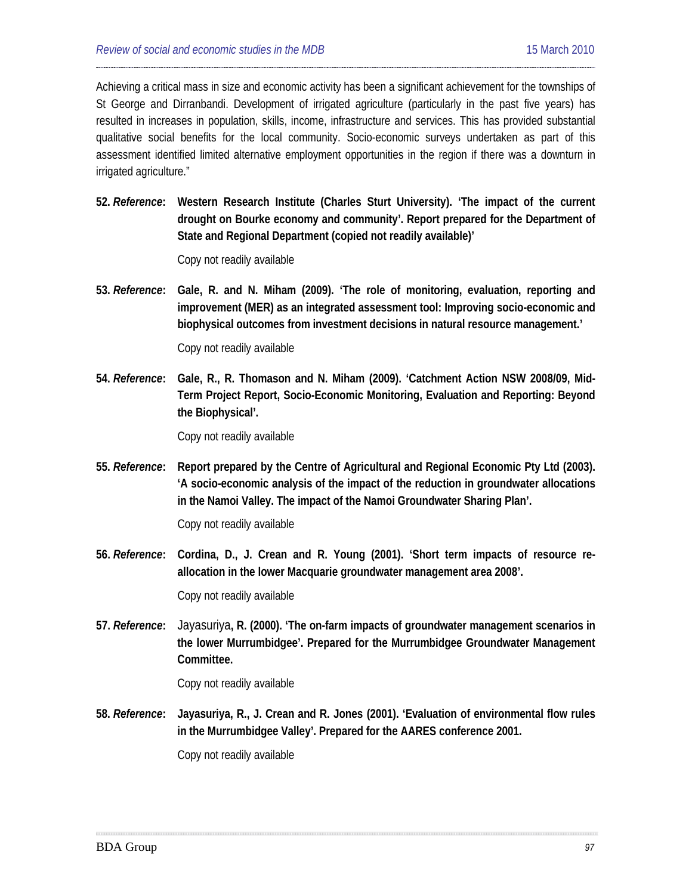Achieving a critical mass in size and economic activity has been a significant achievement for the townships of St George and Dirranbandi. Development of irrigated agriculture (particularly in the past five years) has resulted in increases in population, skills, income, infrastructure and services. This has provided substantial qualitative social benefits for the local community. Socio-economic surveys undertaken as part of this assessment identified limited alternative employment opportunities in the region if there was a downturn in irrigated agriculture."

**52.** ***Reference*****: Western Research Institute (Charles Sturt University). 'The impact of the current drought on Bourke economy and community'. Report prepared for the Department of State and Regional Department (copied not readily available)'**

Copy not readily available

**53.** ***Reference*****: Gale, R. and N. Miham (2009). 'The role of monitoring, evaluation, reporting and improvement (MER) as an integrated assessment tool: Improving socio-economic and biophysical outcomes from investment decisions in natural resource management.'**

Copy not readily available

**54.** ***Reference*****: Gale, R., R. Thomason and N. Miham (2009). 'Catchment Action NSW 2008/09, Mid-Term Project Report, Socio-Economic Monitoring, Evaluation and Reporting: Beyond the Biophysical'.**

Copy not readily available

**55.** ***Reference*****: Report prepared by the Centre of Agricultural and Regional Economic Pty Ltd (2003). 'A socio-economic analysis of the impact of the reduction in groundwater allocations in the Namoi Valley. The impact of the Namoi Groundwater Sharing Plan'.**

Copy not readily available

**56.** ***Reference*****: Cordina, D., J. Crean and R. Young (2001). 'Short term impacts of resource re-allocation in the lower Macquarie groundwater management area 2008'.**

Copy not readily available

**57.** ***Reference*****:** Jayasuriya**, R. (2000). 'The on-farm impacts of groundwater management scenarios in the lower Murrumbidgee'. Prepared for the Murrumbidgee Groundwater Management Committee.**

Copy not readily available

**58.** ***Reference*****: Jayasuriya, R., J. Crean and R. Jones (2001). 'Evaluation of environmental flow rules in the Murrumbidgee Valley'. Prepared for the AARES conference 2001.**

Copy not readily available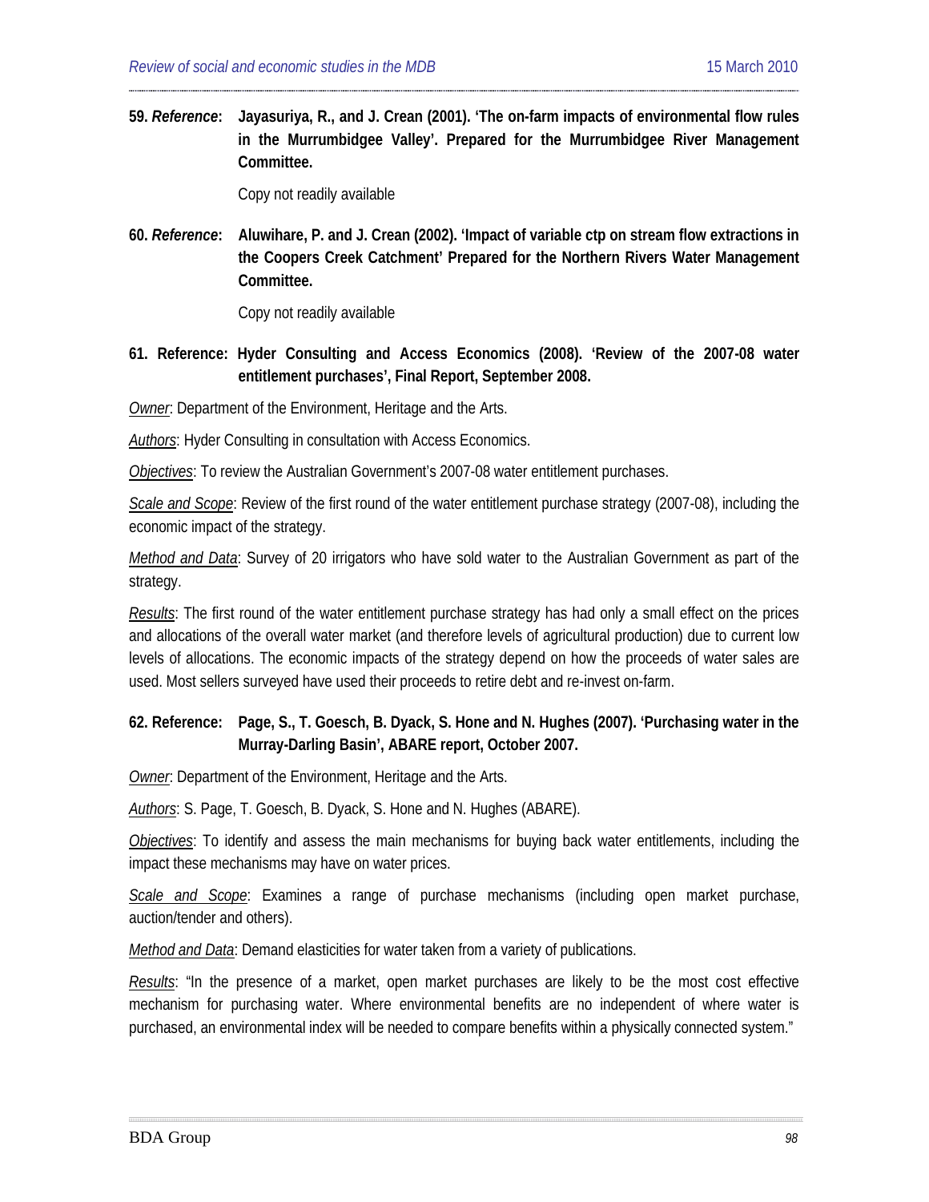**59. *Reference*: Jayasuriya, R., and J. Crean (2001). 'The on-farm impacts of environmental flow rules in the Murrumbidgee Valley'. Prepared for the Murrumbidgee River Management Committee.**

Copy not readily available

**60. *Reference*: Aluwihare, P. and J. Crean (2002). 'Impact of variable ctp on stream flow extractions in the Coopers Creek Catchment' Prepared for the Northern Rivers Water Management Committee.**

Copy not readily available

**61. Reference: Hyder Consulting and Access Economics (2008). 'Review of the 2007-08 water entitlement purchases', Final Report, September 2008.**

Owner: Department of the Environment, Heritage and the Arts.

Authors: Hyder Consulting in consultation with Access Economics.

Objectives: To review the Australian Government's 2007-08 water entitlement purchases.

Scale and Scope: Review of the first round of the water entitlement purchase strategy (2007-08), including the economic impact of the strategy.

Method and Data: Survey of 20 irrigators who have sold water to the Australian Government as part of the strategy.

Results: The first round of the water entitlement purchase strategy has had only a small effect on the prices and allocations of the overall water market (and therefore levels of agricultural production) due to current low levels of allocations. The economic impacts of the strategy depend on how the proceeds of water sales are used. Most sellers surveyed have used their proceeds to retire debt and re-invest on-farm.

**62. Reference: Page, S., T. Goesch, B. Dyack, S. Hone and N. Hughes (2007). 'Purchasing water in the Murray-Darling Basin', ABARE report, October 2007.**

Owner: Department of the Environment, Heritage and the Arts.

Authors: S. Page, T. Goesch, B. Dyack, S. Hone and N. Hughes (ABARE).

Objectives: To identify and assess the main mechanisms for buying back water entitlements, including the impact these mechanisms may have on water prices.

Scale and Scope: Examines a range of purchase mechanisms (including open market purchase, auction/tender and others).

Method and Data: Demand elasticities for water taken from a variety of publications.

Results: "In the presence of a market, open market purchases are likely to be the most cost effective mechanism for purchasing water. Where environmental benefits are no independent of where water is purchased, an environmental index will be needed to compare benefits within a physically connected system."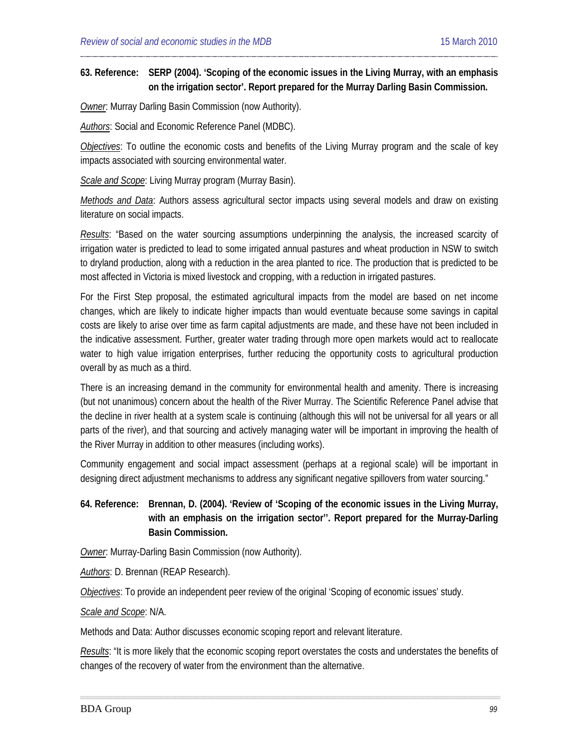**63. Reference: SERP (2004). 'Scoping of the economic issues in the Living Murray, with an emphasis on the irrigation sector'. Report prepared for the Murray Darling Basin Commission.**

*Owner*: Murray Darling Basin Commission (now Authority).

*Authors*: Social and Economic Reference Panel (MDBC).

*Objectives*: To outline the economic costs and benefits of the Living Murray program and the scale of key impacts associated with sourcing environmental water.

*Scale and Scope*: Living Murray program (Murray Basin).

*Methods and Data*: Authors assess agricultural sector impacts using several models and draw on existing literature on social impacts.

*Results*: "Based on the water sourcing assumptions underpinning the analysis, the increased scarcity of irrigation water is predicted to lead to some irrigated annual pastures and wheat production in NSW to switch to dryland production, along with a reduction in the area planted to rice. The production that is predicted to be most affected in Victoria is mixed livestock and cropping, with a reduction in irrigated pastures.

For the First Step proposal, the estimated agricultural impacts from the model are based on net income changes, which are likely to indicate higher impacts than would eventuate because some savings in capital costs are likely to arise over time as farm capital adjustments are made, and these have not been included in the indicative assessment. Further, greater water trading through more open markets would act to reallocate water to high value irrigation enterprises, further reducing the opportunity costs to agricultural production overall by as much as a third.

There is an increasing demand in the community for environmental health and amenity. There is increasing (but not unanimous) concern about the health of the River Murray. The Scientific Reference Panel advise that the decline in river health at a system scale is continuing (although this will not be universal for all years or all parts of the river), and that sourcing and actively managing water will be important in improving the health of the River Murray in addition to other measures (including works).

Community engagement and social impact assessment (perhaps at a regional scale) will be important in designing direct adjustment mechanisms to address any significant negative spillovers from water sourcing."

**64. Reference: Brennan, D. (2004). 'Review of 'Scoping of the economic issues in the Living Murray, with an emphasis on the irrigation sector''. Report prepared for the Murray-Darling Basin Commission.**

*Owner*: Murray-Darling Basin Commission (now Authority).

*Authors*: D. Brennan (REAP Research).

*Objectives*: To provide an independent peer review of the original 'Scoping of economic issues' study.

*Scale and Scope*: N/A.

Methods and Data: Author discusses economic scoping report and relevant literature.

*Results*: "It is more likely that the economic scoping report overstates the costs and understates the benefits of changes of the recovery of water from the environment than the alternative.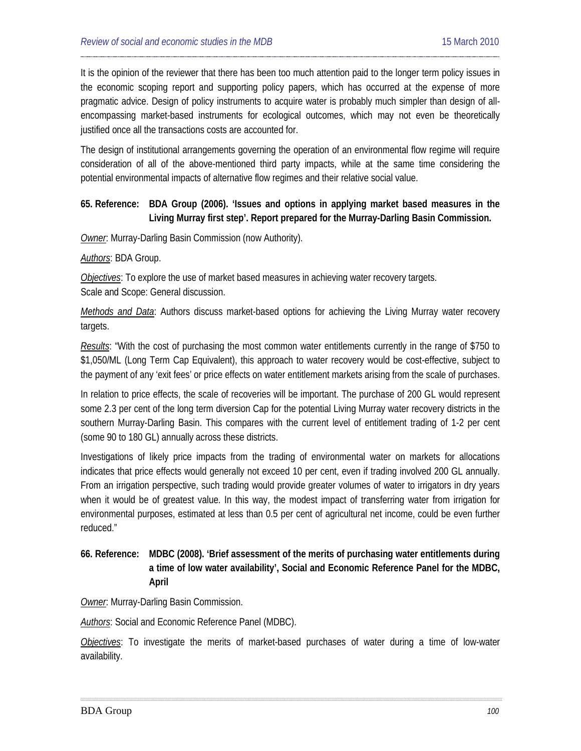It is the opinion of the reviewer that there has been too much attention paid to the longer term policy issues in the economic scoping report and supporting policy papers, which has occurred at the expense of more pragmatic advice. Design of policy instruments to acquire water is probably much simpler than design of all-encompassing market-based instruments for ecological outcomes, which may not even be theoretically justified once all the transactions costs are accounted for.

The design of institutional arrangements governing the operation of an environmental flow regime will require consideration of all of the above-mentioned third party impacts, while at the same time considering the potential environmental impacts of alternative flow regimes and their relative social value.

**65. Reference: BDA Group (2006). 'Issues and options in applying market based measures in the Living Murray first step'. Report prepared for the Murray-Darling Basin Commission.**

*Owner*: Murray-Darling Basin Commission (now Authority).

*Authors*: BDA Group.

*Objectives*: To explore the use of market based measures in achieving water recovery targets.
Scale and Scope: General discussion.

*Methods and Data*: Authors discuss market-based options for achieving the Living Murray water recovery targets.

*Results*: "With the cost of purchasing the most common water entitlements currently in the range of $750 to $1,050/ML (Long Term Cap Equivalent), this approach to water recovery would be cost-effective, subject to the payment of any 'exit fees' or price effects on water entitlement markets arising from the scale of purchases.

In relation to price effects, the scale of recoveries will be important. The purchase of 200 GL would represent some 2.3 per cent of the long term diversion Cap for the potential Living Murray water recovery districts in the southern Murray-Darling Basin. This compares with the current level of entitlement trading of 1-2 per cent (some 90 to 180 GL) annually across these districts.

Investigations of likely price impacts from the trading of environmental water on markets for allocations indicates that price effects would generally not exceed 10 per cent, even if trading involved 200 GL annually. From an irrigation perspective, such trading would provide greater volumes of water to irrigators in dry years when it would be of greatest value. In this way, the modest impact of transferring water from irrigation for environmental purposes, estimated at less than 0.5 per cent of agricultural net income, could be even further reduced."

**66. Reference: MDBC (2008). 'Brief assessment of the merits of purchasing water entitlements during a time of low water availability', Social and Economic Reference Panel for the MDBC, April**

*Owner*: Murray-Darling Basin Commission.

*Authors*: Social and Economic Reference Panel (MDBC).

*Objectives*: To investigate the merits of market-based purchases of water during a time of low-water availability.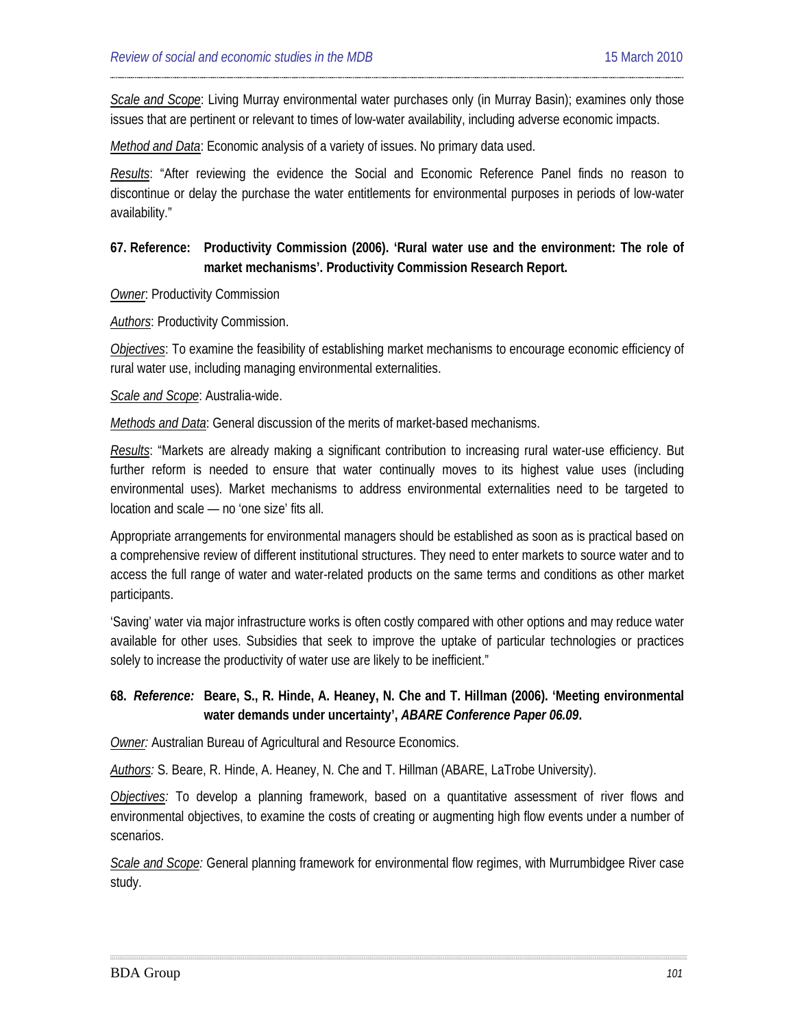<u>Scale and Scope</u>: Living Murray environmental water purchases only (in Murray Basin); examines only those issues that are pertinent or relevant to times of low-water availability, including adverse economic impacts.

<u>Method and Data</u>: Economic analysis of a variety of issues. No primary data used.

<u>Results</u>: "After reviewing the evidence the Social and Economic Reference Panel finds no reason to discontinue or delay the purchase the water entitlements for environmental purposes in periods of low-water availability."

**67. Reference: Productivity Commission (2006). 'Rural water use and the environment: The role of market mechanisms'. Productivity Commission Research Report.**

<u>Owner</u>: Productivity Commission

<u>Authors</u>: Productivity Commission.

<u>Objectives</u>: To examine the feasibility of establishing market mechanisms to encourage economic efficiency of rural water use, including managing environmental externalities.

<u>Scale and Scope</u>: Australia-wide.

<u>Methods and Data</u>: General discussion of the merits of market-based mechanisms.

<u>Results</u>: "Markets are already making a significant contribution to increasing rural water-use efficiency. But further reform is needed to ensure that water continually moves to its highest value uses (including environmental uses). Market mechanisms to address environmental externalities need to be targeted to location and scale — no 'one size' fits all.

Appropriate arrangements for environmental managers should be established as soon as is practical based on a comprehensive review of different institutional structures. They need to enter markets to source water and to access the full range of water and water-related products on the same terms and conditions as other market participants.

'Saving' water via major infrastructure works is often costly compared with other options and may reduce water available for other uses. Subsidies that seek to improve the uptake of particular technologies or practices solely to increase the productivity of water use are likely to be inefficient."

**68. *Reference:* Beare, S., R. Hinde, A. Heaney, N. Che and T. Hillman (2006). 'Meeting environmental water demands under uncertainty', *ABARE Conference Paper 06.09*.**

<u>*Owner:*</u> Australian Bureau of Agricultural and Resource Economics.

<u>*Authors:*</u> S. Beare, R. Hinde, A. Heaney, N. Che and T. Hillman (ABARE, LaTrobe University).

<u>*Objectives:*</u> To develop a planning framework, based on a quantitative assessment of river flows and environmental objectives, to examine the costs of creating or augmenting high flow events under a number of scenarios.

<u>*Scale and Scope:*</u> General planning framework for environmental flow regimes, with Murrumbidgee River case study.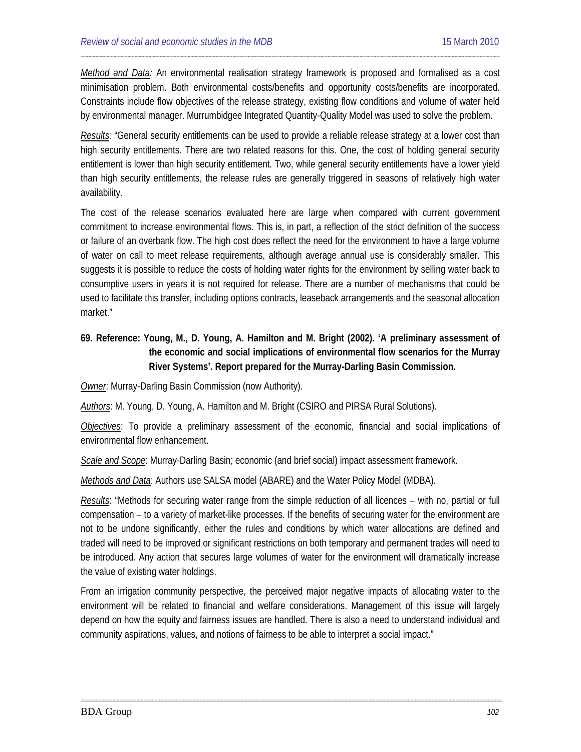*Method and Data:* An environmental realisation strategy framework is proposed and formalised as a cost minimisation problem. Both environmental costs/benefits and opportunity costs/benefits are incorporated. Constraints include flow objectives of the release strategy, existing flow conditions and volume of water held by environmental manager. Murrumbidgee Integrated Quantity-Quality Model was used to solve the problem.

*Results:* "General security entitlements can be used to provide a reliable release strategy at a lower cost than high security entitlements. There are two related reasons for this. One, the cost of holding general security entitlement is lower than high security entitlement. Two, while general security entitlements have a lower yield than high security entitlements, the release rules are generally triggered in seasons of relatively high water availability.

The cost of the release scenarios evaluated here are large when compared with current government commitment to increase environmental flows. This is, in part, a reflection of the strict definition of the success or failure of an overbank flow. The high cost does reflect the need for the environment to have a large volume of water on call to meet release requirements, although average annual use is considerably smaller. This suggests it is possible to reduce the costs of holding water rights for the environment by selling water back to consumptive users in years it is not required for release. There are a number of mechanisms that could be used to facilitate this transfer, including options contracts, leaseback arrangements and the seasonal allocation market."

**69. Reference: Young, M., D. Young, A. Hamilton and M. Bright (2002). 'A preliminary assessment of the economic and social implications of environmental flow scenarios for the Murray River Systems'. Report prepared for the Murray-Darling Basin Commission.**

*Owner*: Murray-Darling Basin Commission (now Authority).

*Authors*: M. Young, D. Young, A. Hamilton and M. Bright (CSIRO and PIRSA Rural Solutions).

*Objectives*: To provide a preliminary assessment of the economic, financial and social implications of environmental flow enhancement.

*Scale and Scope*: Murray-Darling Basin; economic (and brief social) impact assessment framework.

*Methods and Data*: Authors use SALSA model (ABARE) and the Water Policy Model (MDBA).

*Results*: "Methods for securing water range from the simple reduction of all licences – with no, partial or full compensation – to a variety of market-like processes. If the benefits of securing water for the environment are not to be undone significantly, either the rules and conditions by which water allocations are defined and traded will need to be improved or significant restrictions on both temporary and permanent trades will need to be introduced. Any action that secures large volumes of water for the environment will dramatically increase the value of existing water holdings.

From an irrigation community perspective, the perceived major negative impacts of allocating water to the environment will be related to financial and welfare considerations. Management of this issue will largely depend on how the equity and fairness issues are handled. There is also a need to understand individual and community aspirations, values, and notions of fairness to be able to interpret a social impact."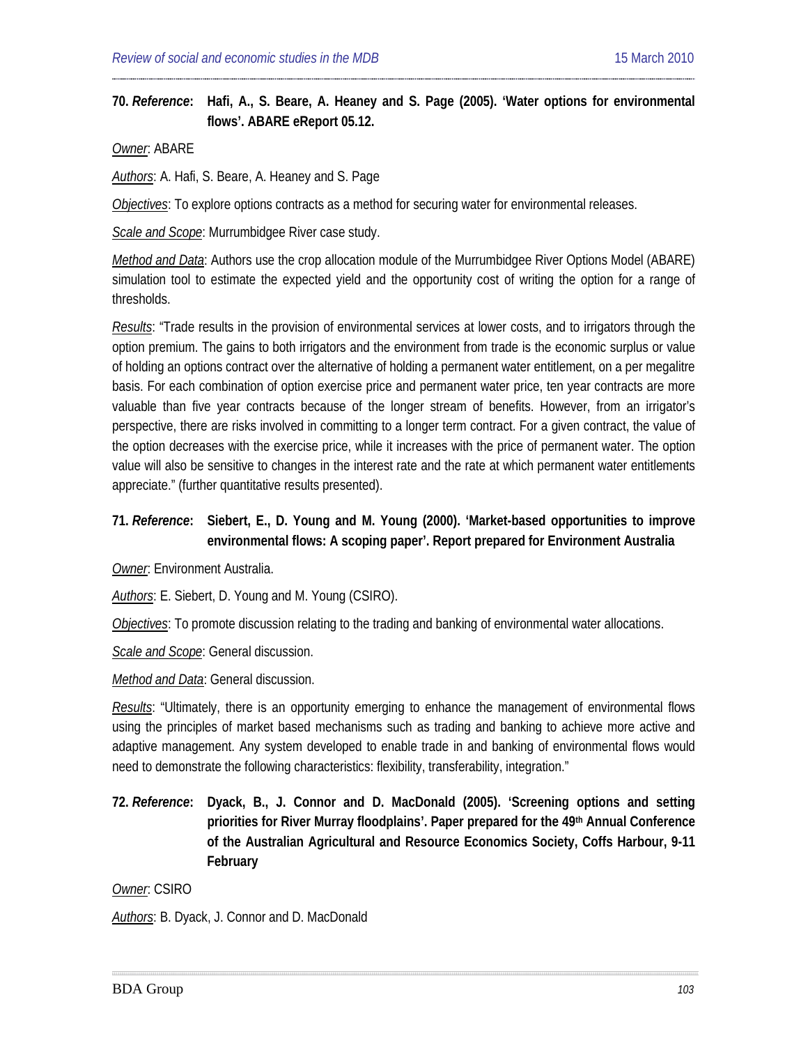**70. *Reference*: Hafi, A., S. Beare, A. Heaney and S. Page (2005). 'Water options for environmental flows'. ABARE eReport 05.12.**

<u>*Owner*</u>: ABARE

<u>*Authors*</u>: A. Hafi, S. Beare, A. Heaney and S. Page

<u>*Objectives*</u>: To explore options contracts as a method for securing water for environmental releases.

<u>*Scale and Scope*</u>: Murrumbidgee River case study.

<u>*Method and Data*</u>: Authors use the crop allocation module of the Murrumbidgee River Options Model (ABARE) simulation tool to estimate the expected yield and the opportunity cost of writing the option for a range of thresholds.

<u>*Results*</u>: "Trade results in the provision of environmental services at lower costs, and to irrigators through the option premium. The gains to both irrigators and the environment from trade is the economic surplus or value of holding an options contract over the alternative of holding a permanent water entitlement, on a per megalitre basis. For each combination of option exercise price and permanent water price, ten year contracts are more valuable than five year contracts because of the longer stream of benefits. However, from an irrigator's perspective, there are risks involved in committing to a longer term contract. For a given contract, the value of the option decreases with the exercise price, while it increases with the price of permanent water. The option value will also be sensitive to changes in the interest rate and the rate at which permanent water entitlements appreciate." (further quantitative results presented).

**71. *Reference*: Siebert, E., D. Young and M. Young (2000). 'Market-based opportunities to improve environmental flows: A scoping paper'. Report prepared for Environment Australia**

<u>*Owner*</u>: Environment Australia.

<u>*Authors*</u>: E. Siebert, D. Young and M. Young (CSIRO).

<u>*Objectives*</u>: To promote discussion relating to the trading and banking of environmental water allocations.

<u>*Scale and Scope*</u>: General discussion.

<u>*Method and Data*</u>: General discussion.

<u>*Results*</u>: "Ultimately, there is an opportunity emerging to enhance the management of environmental flows using the principles of market based mechanisms such as trading and banking to achieve more active and adaptive management. Any system developed to enable trade in and banking of environmental flows would need to demonstrate the following characteristics: flexibility, transferability, integration."

**72. *Reference*: Dyack, B., J. Connor and D. MacDonald (2005). 'Screening options and setting priorities for River Murray floodplains'. Paper prepared for the 49th Annual Conference of the Australian Agricultural and Resource Economics Society, Coffs Harbour, 9-11 February**

<u>*Owner*</u>: CSIRO

<u>*Authors*</u>: B. Dyack, J. Connor and D. MacDonald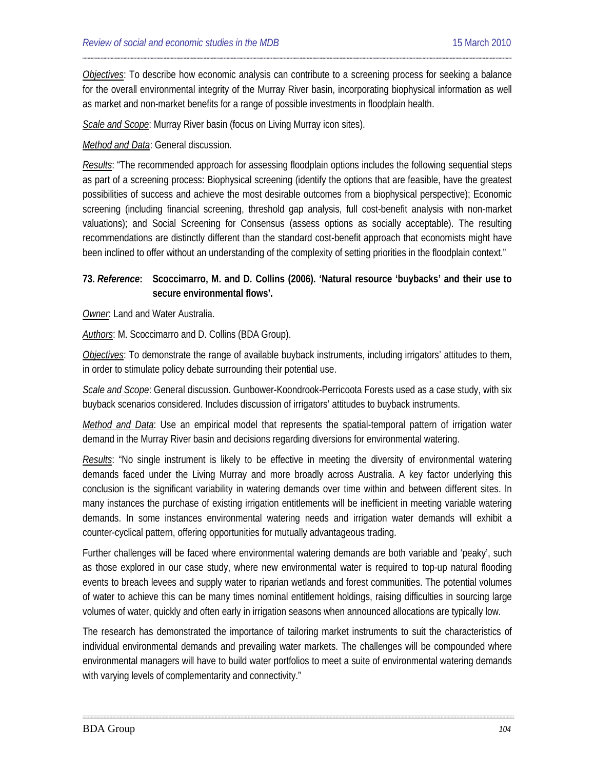*Objectives*: To describe how economic analysis can contribute to a screening process for seeking a balance for the overall environmental integrity of the Murray River basin, incorporating biophysical information as well as market and non-market benefits for a range of possible investments in floodplain health.

*Scale and Scope*: Murray River basin (focus on Living Murray icon sites).

*Method and Data*: General discussion.

*Results*: "The recommended approach for assessing floodplain options includes the following sequential steps as part of a screening process: Biophysical screening (identify the options that are feasible, have the greatest possibilities of success and achieve the most desirable outcomes from a biophysical perspective); Economic screening (including financial screening, threshold gap analysis, full cost-benefit analysis with non-market valuations); and Social Screening for Consensus (assess options as socially acceptable). The resulting recommendations are distinctly different than the standard cost-benefit approach that economists might have been inclined to offer without an understanding of the complexity of setting priorities in the floodplain context."

### 73. *Reference*: Scoccimarro, M. and D. Collins (2006). 'Natural resource 'buybacks' and their use to secure environmental flows'.

*Owner*: Land and Water Australia.

*Authors*: M. Scoccimarro and D. Collins (BDA Group).

*Objectives*: To demonstrate the range of available buyback instruments, including irrigators' attitudes to them, in order to stimulate policy debate surrounding their potential use.

*Scale and Scope*: General discussion. Gunbower-Koondrook-Perricoota Forests used as a case study, with six buyback scenarios considered. Includes discussion of irrigators' attitudes to buyback instruments.

*Method and Data*: Use an empirical model that represents the spatial-temporal pattern of irrigation water demand in the Murray River basin and decisions regarding diversions for environmental watering.

*Results*: "No single instrument is likely to be effective in meeting the diversity of environmental watering demands faced under the Living Murray and more broadly across Australia. A key factor underlying this conclusion is the significant variability in watering demands over time within and between different sites. In many instances the purchase of existing irrigation entitlements will be inefficient in meeting variable watering demands. In some instances environmental watering needs and irrigation water demands will exhibit a counter-cyclical pattern, offering opportunities for mutually advantageous trading.

Further challenges will be faced where environmental watering demands are both variable and 'peaky', such as those explored in our case study, where new environmental water is required to top-up natural flooding events to breach levees and supply water to riparian wetlands and forest communities. The potential volumes of water to achieve this can be many times nominal entitlement holdings, raising difficulties in sourcing large volumes of water, quickly and often early in irrigation seasons when announced allocations are typically low.

The research has demonstrated the importance of tailoring market instruments to suit the characteristics of individual environmental demands and prevailing water markets. The challenges will be compounded where environmental managers will have to build water portfolios to meet a suite of environmental watering demands with varying levels of complementarity and connectivity."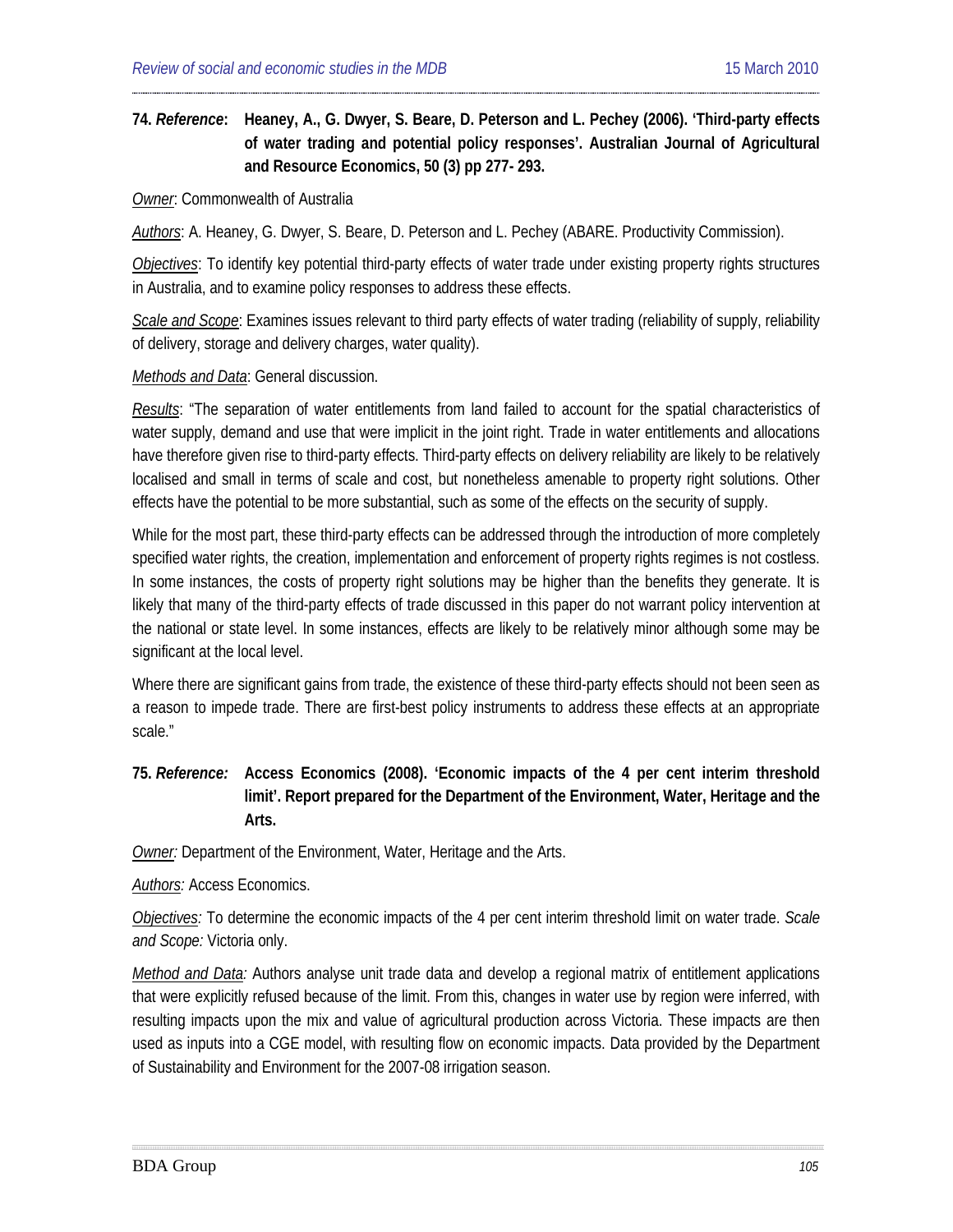**74. *Reference*: Heaney, A., G. Dwyer, S. Beare, D. Peterson and L. Pechey (2006). 'Third-party effects of water trading and potential policy responses'. Australian Journal of Agricultural and Resource Economics, 50 (3) pp 277- 293.**

Owner: Commonwealth of Australia

Authors: A. Heaney, G. Dwyer, S. Beare, D. Peterson and L. Pechey (ABARE. Productivity Commission).

Objectives: To identify key potential third-party effects of water trade under existing property rights structures in Australia, and to examine policy responses to address these effects.

Scale and Scope: Examines issues relevant to third party effects of water trading (reliability of supply, reliability of delivery, storage and delivery charges, water quality).

Methods and Data: General discussion.

Results: "The separation of water entitlements from land failed to account for the spatial characteristics of water supply, demand and use that were implicit in the joint right. Trade in water entitlements and allocations have therefore given rise to third-party effects. Third-party effects on delivery reliability are likely to be relatively localised and small in terms of scale and cost, but nonetheless amenable to property right solutions. Other effects have the potential to be more substantial, such as some of the effects on the security of supply.

While for the most part, these third-party effects can be addressed through the introduction of more completely specified water rights, the creation, implementation and enforcement of property rights regimes is not costless. In some instances, the costs of property right solutions may be higher than the benefits they generate. It is likely that many of the third-party effects of trade discussed in this paper do not warrant policy intervention at the national or state level. In some instances, effects are likely to be relatively minor although some may be significant at the local level.

Where there are significant gains from trade, the existence of these third-party effects should not been seen as a reason to impede trade. There are first-best policy instruments to address these effects at an appropriate scale."

**75. *Reference:* Access Economics (2008). 'Economic impacts of the 4 per cent interim threshold limit'. Report prepared for the Department of the Environment, Water, Heritage and the Arts.**

*Owner:* Department of the Environment, Water, Heritage and the Arts.

*Authors:* Access Economics.

*Objectives:* To determine the economic impacts of the 4 per cent interim threshold limit on water trade. *Scale and Scope:* Victoria only.

*Method and Data:* Authors analyse unit trade data and develop a regional matrix of entitlement applications that were explicitly refused because of the limit. From this, changes in water use by region were inferred, with resulting impacts upon the mix and value of agricultural production across Victoria. These impacts are then used as inputs into a CGE model, with resulting flow on economic impacts. Data provided by the Department of Sustainability and Environment for the 2007-08 irrigation season.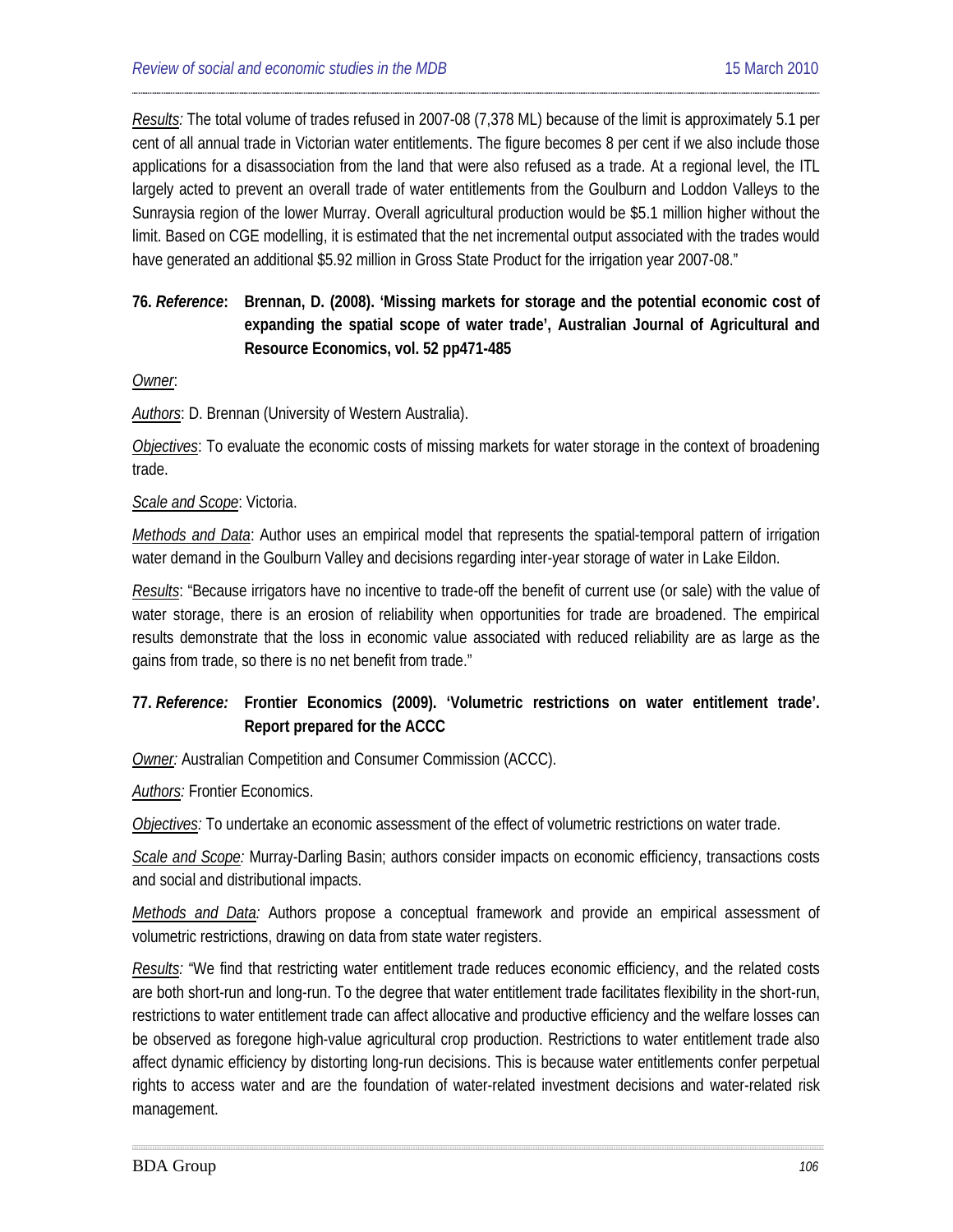*Results:* The total volume of trades refused in 2007-08 (7,378 ML) because of the limit is approximately 5.1 per cent of all annual trade in Victorian water entitlements. The figure becomes 8 per cent if we also include those applications for a disassociation from the land that were also refused as a trade. At a regional level, the ITL largely acted to prevent an overall trade of water entitlements from the Goulburn and Loddon Valleys to the Sunraysia region of the lower Murray. Overall agricultural production would be $5.1 million higher without the limit. Based on CGE modelling, it is estimated that the net incremental output associated with the trades would have generated an additional $5.92 million in Gross State Product for the irrigation year 2007-08."

**76. *Reference*: Brennan, D. (2008). 'Missing markets for storage and the potential economic cost of expanding the spatial scope of water trade', Australian Journal of Agricultural and Resource Economics, vol. 52 pp471-485**

*Owner*:

*Authors*: D. Brennan (University of Western Australia).

*Objectives*: To evaluate the economic costs of missing markets for water storage in the context of broadening trade.

*Scale and Scope*: Victoria.

*Methods and Data*: Author uses an empirical model that represents the spatial-temporal pattern of irrigation water demand in the Goulburn Valley and decisions regarding inter-year storage of water in Lake Eildon.

*Results*: "Because irrigators have no incentive to trade-off the benefit of current use (or sale) with the value of water storage, there is an erosion of reliability when opportunities for trade are broadened. The empirical results demonstrate that the loss in economic value associated with reduced reliability are as large as the gains from trade, so there is no net benefit from trade."

**77. *Reference:* Frontier Economics (2009). 'Volumetric restrictions on water entitlement trade'. Report prepared for the ACCC**

*Owner:* Australian Competition and Consumer Commission (ACCC).

*Authors:* Frontier Economics.

*Objectives:* To undertake an economic assessment of the effect of volumetric restrictions on water trade.

*Scale and Scope:* Murray-Darling Basin; authors consider impacts on economic efficiency, transactions costs and social and distributional impacts.

*Methods and Data:* Authors propose a conceptual framework and provide an empirical assessment of volumetric restrictions, drawing on data from state water registers.

*Results:* "We find that restricting water entitlement trade reduces economic efficiency, and the related costs are both short-run and long-run. To the degree that water entitlement trade facilitates flexibility in the short-run, restrictions to water entitlement trade can affect allocative and productive efficiency and the welfare losses can be observed as foregone high-value agricultural crop production. Restrictions to water entitlement trade also affect dynamic efficiency by distorting long-run decisions. This is because water entitlements confer perpetual rights to access water and are the foundation of water-related investment decisions and water-related risk management.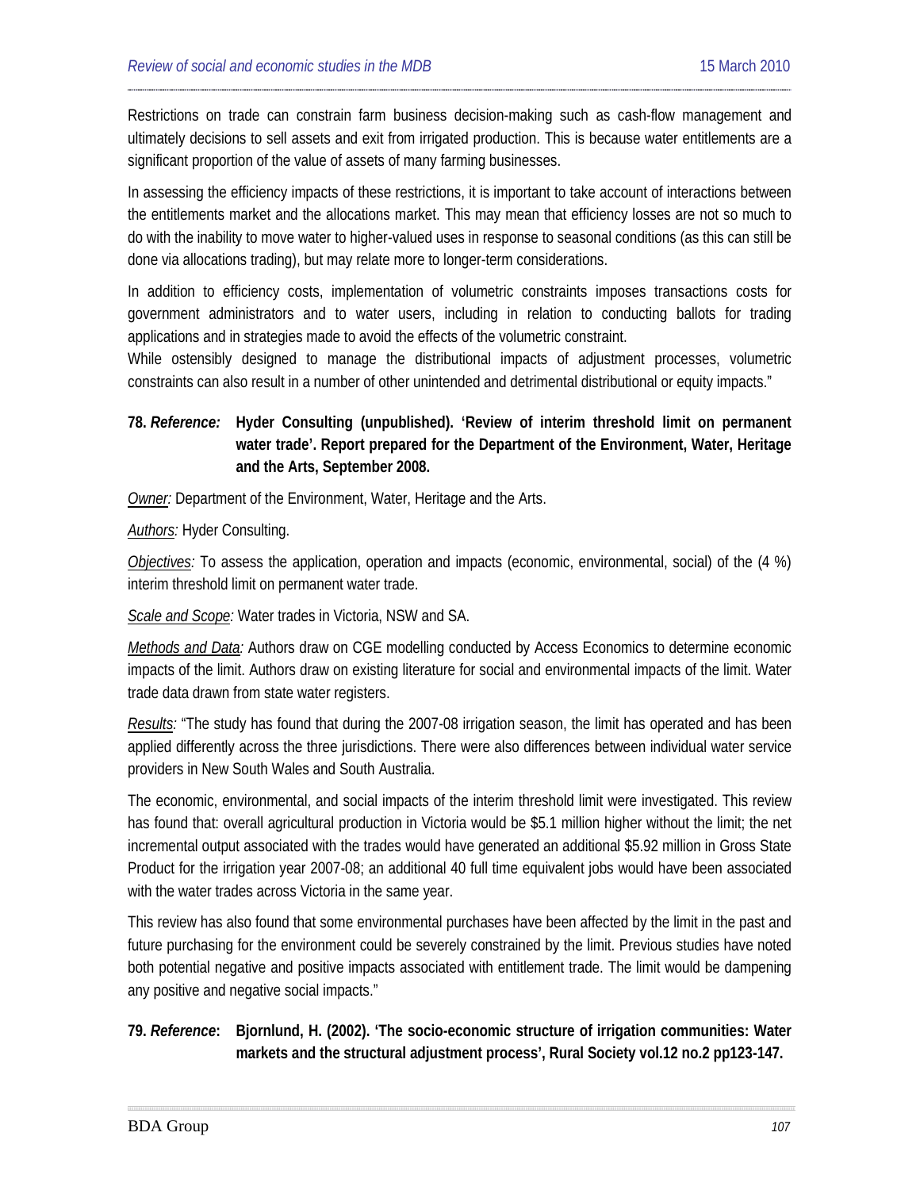Restrictions on trade can constrain farm business decision-making such as cash-flow management and ultimately decisions to sell assets and exit from irrigated production. This is because water entitlements are a significant proportion of the value of assets of many farming businesses.

In assessing the efficiency impacts of these restrictions, it is important to take account of interactions between the entitlements market and the allocations market. This may mean that efficiency losses are not so much to do with the inability to move water to higher-valued uses in response to seasonal conditions (as this can still be done via allocations trading), but may relate more to longer-term considerations.

In addition to efficiency costs, implementation of volumetric constraints imposes transactions costs for government administrators and to water users, including in relation to conducting ballots for trading applications and in strategies made to avoid the effects of the volumetric constraint.

While ostensibly designed to manage the distributional impacts of adjustment processes, volumetric constraints can also result in a number of other unintended and detrimental distributional or equity impacts."

**78. *Reference:*** **Hyder Consulting (unpublished). 'Review of interim threshold limit on permanent water trade'. Report prepared for the Department of the Environment, Water, Heritage and the Arts, September 2008.**

*Owner:* Department of the Environment, Water, Heritage and the Arts.

*Authors:* Hyder Consulting.

*Objectives:* To assess the application, operation and impacts (economic, environmental, social) of the (4 %) interim threshold limit on permanent water trade.

*Scale and Scope:* Water trades in Victoria, NSW and SA.

*Methods and Data:* Authors draw on CGE modelling conducted by Access Economics to determine economic impacts of the limit. Authors draw on existing literature for social and environmental impacts of the limit. Water trade data drawn from state water registers.

*Results:* "The study has found that during the 2007-08 irrigation season, the limit has operated and has been applied differently across the three jurisdictions. There were also differences between individual water service providers in New South Wales and South Australia.

The economic, environmental, and social impacts of the interim threshold limit were investigated. This review has found that: overall agricultural production in Victoria would be $5.1 million higher without the limit; the net incremental output associated with the trades would have generated an additional $5.92 million in Gross State Product for the irrigation year 2007-08; an additional 40 full time equivalent jobs would have been associated with the water trades across Victoria in the same year.

This review has also found that some environmental purchases have been affected by the limit in the past and future purchasing for the environment could be severely constrained by the limit. Previous studies have noted both potential negative and positive impacts associated with entitlement trade. The limit would be dampening any positive and negative social impacts."

**79. *Reference*:** **Bjornlund, H. (2002). 'The socio-economic structure of irrigation communities: Water markets and the structural adjustment process', Rural Society vol.12 no.2 pp123-147.**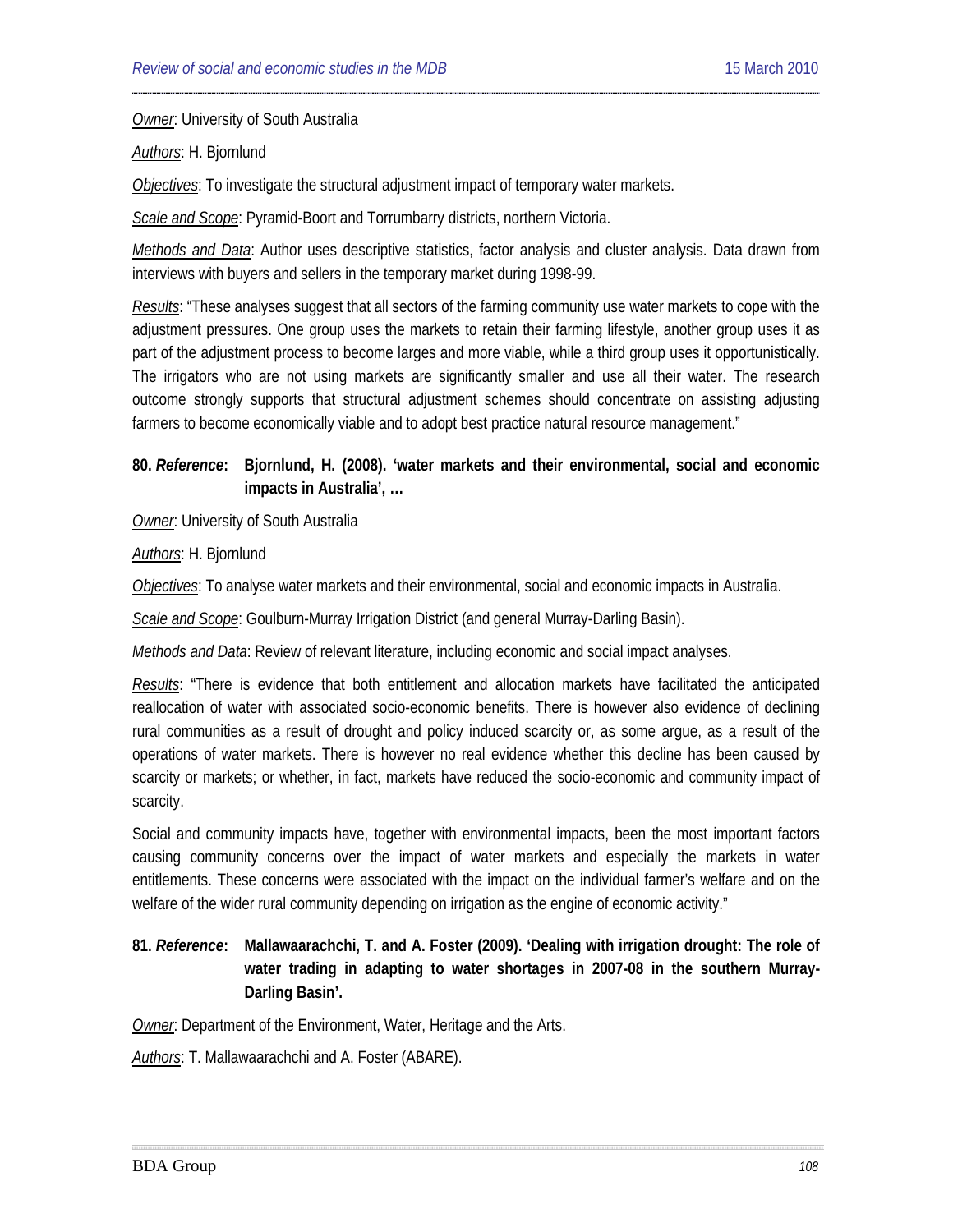*Owner*: University of South Australia

*Authors*: H. Bjornlund

*Objectives*: To investigate the structural adjustment impact of temporary water markets.

*Scale and Scope*: Pyramid-Boort and Torrumbarry districts, northern Victoria.

*Methods and Data*: Author uses descriptive statistics, factor analysis and cluster analysis. Data drawn from interviews with buyers and sellers in the temporary market during 1998-99.

*Results*: "These analyses suggest that all sectors of the farming community use water markets to cope with the adjustment pressures. One group uses the markets to retain their farming lifestyle, another group uses it as part of the adjustment process to become larges and more viable, while a third group uses it opportunistically. The irrigators who are not using markets are significantly smaller and use all their water. The research outcome strongly supports that structural adjustment schemes should concentrate on assisting adjusting farmers to become economically viable and to adopt best practice natural resource management."

**80. *Reference*: Bjornlund, H. (2008). 'water markets and their environmental, social and economic impacts in Australia', …**

*Owner*: University of South Australia

*Authors*: H. Bjornlund

*Objectives*: To analyse water markets and their environmental, social and economic impacts in Australia.

*Scale and Scope*: Goulburn-Murray Irrigation District (and general Murray-Darling Basin).

*Methods and Data*: Review of relevant literature, including economic and social impact analyses.

*Results*: "There is evidence that both entitlement and allocation markets have facilitated the anticipated reallocation of water with associated socio-economic benefits. There is however also evidence of declining rural communities as a result of drought and policy induced scarcity or, as some argue, as a result of the operations of water markets. There is however no real evidence whether this decline has been caused by scarcity or markets; or whether, in fact, markets have reduced the socio-economic and community impact of scarcity.

Social and community impacts have, together with environmental impacts, been the most important factors causing community concerns over the impact of water markets and especially the markets in water entitlements. These concerns were associated with the impact on the individual farmer's welfare and on the welfare of the wider rural community depending on irrigation as the engine of economic activity."

**81. *Reference*: Mallawaarachchi, T. and A. Foster (2009). 'Dealing with irrigation drought: The role of water trading in adapting to water shortages in 2007-08 in the southern Murray-Darling Basin'.**

*Owner*: Department of the Environment, Water, Heritage and the Arts.

*Authors*: T. Mallawaarachchi and A. Foster (ABARE).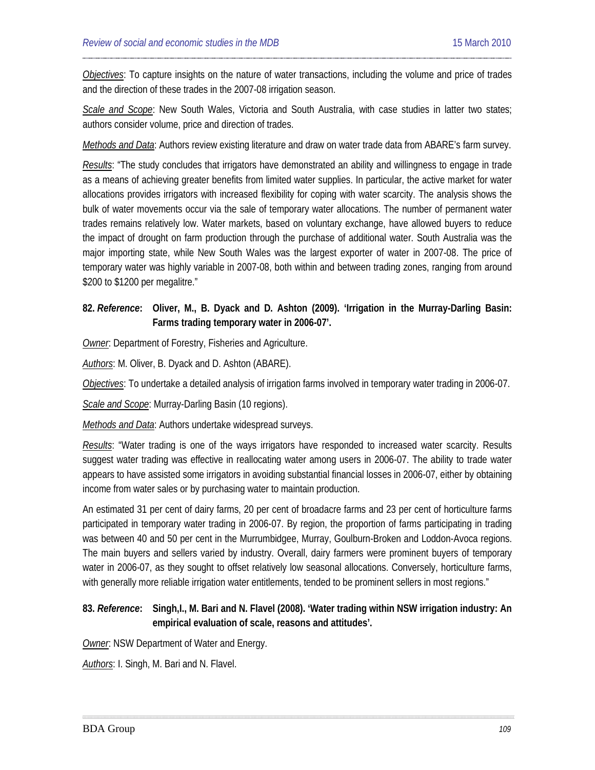*Objectives*: To capture insights on the nature of water transactions, including the volume and price of trades and the direction of these trades in the 2007-08 irrigation season.

*Scale and Scope*: New South Wales, Victoria and South Australia, with case studies in latter two states; authors consider volume, price and direction of trades.

*Methods and Data*: Authors review existing literature and draw on water trade data from ABARE's farm survey.

*Results*: "The study concludes that irrigators have demonstrated an ability and willingness to engage in trade as a means of achieving greater benefits from limited water supplies. In particular, the active market for water allocations provides irrigators with increased flexibility for coping with water scarcity. The analysis shows the bulk of water movements occur via the sale of temporary water allocations. The number of permanent water trades remains relatively low. Water markets, based on voluntary exchange, have allowed buyers to reduce the impact of drought on farm production through the purchase of additional water. South Australia was the major importing state, while New South Wales was the largest exporter of water in 2007-08. The price of temporary water was highly variable in 2007-08, both within and between trading zones, ranging from around $200 to $1200 per megalitre."

**82. *Reference*: Oliver, M., B. Dyack and D. Ashton (2009). 'Irrigation in the Murray-Darling Basin: Farms trading temporary water in 2006-07'.**

*Owner*: Department of Forestry, Fisheries and Agriculture.

*Authors*: M. Oliver, B. Dyack and D. Ashton (ABARE).

*Objectives*: To undertake a detailed analysis of irrigation farms involved in temporary water trading in 2006-07.

*Scale and Scope*: Murray-Darling Basin (10 regions).

*Methods and Data*: Authors undertake widespread surveys.

*Results*: "Water trading is one of the ways irrigators have responded to increased water scarcity. Results suggest water trading was effective in reallocating water among users in 2006-07. The ability to trade water appears to have assisted some irrigators in avoiding substantial financial losses in 2006-07, either by obtaining income from water sales or by purchasing water to maintain production.

An estimated 31 per cent of dairy farms, 20 per cent of broadacre farms and 23 per cent of horticulture farms participated in temporary water trading in 2006-07. By region, the proportion of farms participating in trading was between 40 and 50 per cent in the Murrumbidgee, Murray, Goulburn-Broken and Loddon-Avoca regions. The main buyers and sellers varied by industry. Overall, dairy farmers were prominent buyers of temporary water in 2006-07, as they sought to offset relatively low seasonal allocations. Conversely, horticulture farms, with generally more reliable irrigation water entitlements, tended to be prominent sellers in most regions."

**83. *Reference*: Singh,I., M. Bari and N. Flavel (2008). 'Water trading within NSW irrigation industry: An empirical evaluation of scale, reasons and attitudes'.**

*Owner*: NSW Department of Water and Energy.

*Authors*: I. Singh, M. Bari and N. Flavel.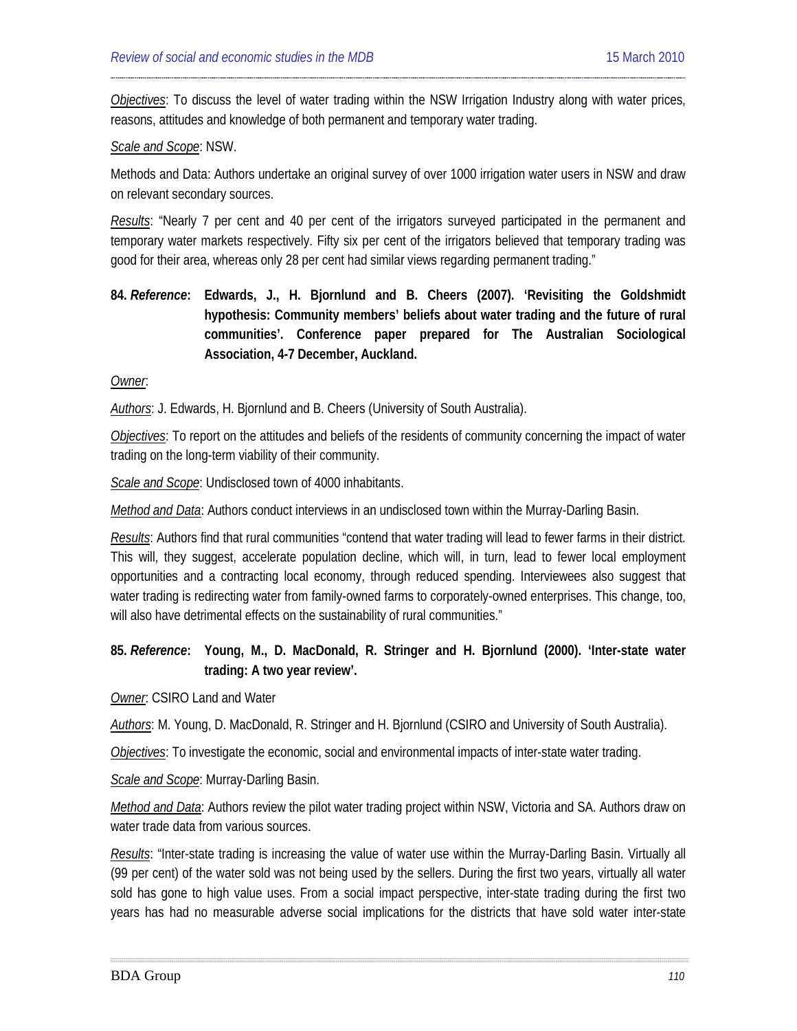*Objectives*: To discuss the level of water trading within the NSW Irrigation Industry along with water prices, reasons, attitudes and knowledge of both permanent and temporary water trading.

*Scale and Scope*: NSW.

Methods and Data: Authors undertake an original survey of over 1000 irrigation water users in NSW and draw on relevant secondary sources.

*Results*: "Nearly 7 per cent and 40 per cent of the irrigators surveyed participated in the permanent and temporary water markets respectively. Fifty six per cent of the irrigators believed that temporary trading was good for their area, whereas only 28 per cent had similar views regarding permanent trading."

**84. *Reference*: Edwards, J., H. Bjornlund and B. Cheers (2007). 'Revisiting the Goldshmidt hypothesis: Community members' beliefs about water trading and the future of rural communities'. Conference paper prepared for The Australian Sociological Association, 4-7 December, Auckland.**

*Owner*:

*Authors*: J. Edwards, H. Bjornlund and B. Cheers (University of South Australia).

*Objectives*: To report on the attitudes and beliefs of the residents of community concerning the impact of water trading on the long-term viability of their community.

*Scale and Scope*: Undisclosed town of 4000 inhabitants.

*Method and Data*: Authors conduct interviews in an undisclosed town within the Murray-Darling Basin.

*Results*: Authors find that rural communities "contend that water trading will lead to fewer farms in their district. This will, they suggest, accelerate population decline, which will, in turn, lead to fewer local employment opportunities and a contracting local economy, through reduced spending. Interviewees also suggest that water trading is redirecting water from family-owned farms to corporately-owned enterprises. This change, too, will also have detrimental effects on the sustainability of rural communities."

**85. *Reference*: Young, M., D. MacDonald, R. Stringer and H. Bjornlund (2000). 'Inter-state water trading: A two year review'.**

*Owner*: CSIRO Land and Water

*Authors*: M. Young, D. MacDonald, R. Stringer and H. Bjornlund (CSIRO and University of South Australia).

*Objectives*: To investigate the economic, social and environmental impacts of inter-state water trading.

*Scale and Scope*: Murray-Darling Basin.

*Method and Data*: Authors review the pilot water trading project within NSW, Victoria and SA. Authors draw on water trade data from various sources.

*Results*: "Inter-state trading is increasing the value of water use within the Murray-Darling Basin. Virtually all (99 per cent) of the water sold was not being used by the sellers. During the first two years, virtually all water sold has gone to high value uses. From a social impact perspective, inter-state trading during the first two years has had no measurable adverse social implications for the districts that have sold water inter-state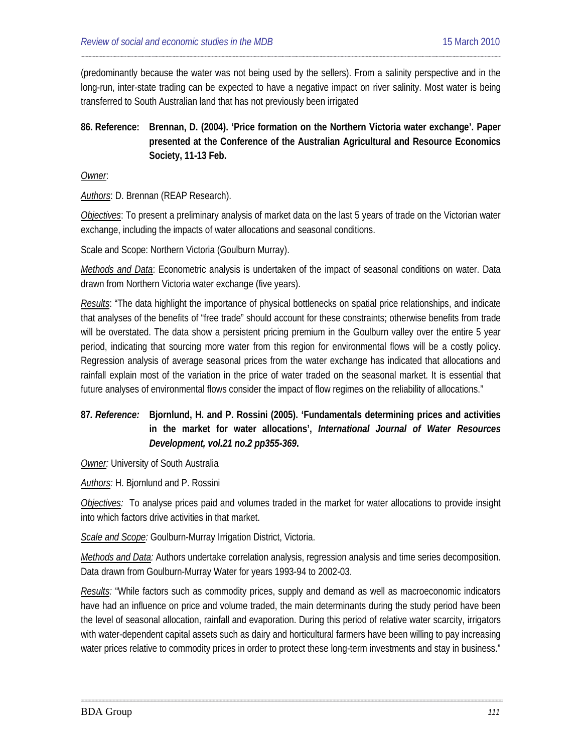(predominantly because the water was not being used by the sellers). From a salinity perspective and in the long-run, inter-state trading can be expected to have a negative impact on river salinity. Most water is being transferred to South Australian land that has not previously been irrigated

**86. Reference: Brennan, D. (2004). 'Price formation on the Northern Victoria water exchange'. Paper presented at the Conference of the Australian Agricultural and Resource Economics Society, 11-13 Feb.**

Owner:

Authors: D. Brennan (REAP Research).

Objectives: To present a preliminary analysis of market data on the last 5 years of trade on the Victorian water exchange, including the impacts of water allocations and seasonal conditions.

Scale and Scope: Northern Victoria (Goulburn Murray).

Methods and Data: Econometric analysis is undertaken of the impact of seasonal conditions on water. Data drawn from Northern Victoria water exchange (five years).

Results: "The data highlight the importance of physical bottlenecks on spatial price relationships, and indicate that analyses of the benefits of "free trade" should account for these constraints; otherwise benefits from trade will be overstated. The data show a persistent pricing premium in the Goulburn valley over the entire 5 year period, indicating that sourcing more water from this region for environmental flows will be a costly policy. Regression analysis of average seasonal prices from the water exchange has indicated that allocations and rainfall explain most of the variation in the price of water traded on the seasonal market. It is essential that future analyses of environmental flows consider the impact of flow regimes on the reliability of allocations."

**87. *Reference:* Bjornlund, H. and P. Rossini (2005). 'Fundamentals determining prices and activities in the market for water allocations', *International Journal of Water Resources Development, vol.21 no.2 pp355-369*.**

*Owner:* University of South Australia

*Authors:* H. Bjornlund and P. Rossini

*Objectives:* To analyse prices paid and volumes traded in the market for water allocations to provide insight into which factors drive activities in that market.

*Scale and Scope:* Goulburn-Murray Irrigation District, Victoria.

*Methods and Data:* Authors undertake correlation analysis, regression analysis and time series decomposition. Data drawn from Goulburn-Murray Water for years 1993-94 to 2002-03.

*Results:* "While factors such as commodity prices, supply and demand as well as macroeconomic indicators have had an influence on price and volume traded, the main determinants during the study period have been the level of seasonal allocation, rainfall and evaporation. During this period of relative water scarcity, irrigators with water-dependent capital assets such as dairy and horticultural farmers have been willing to pay increasing water prices relative to commodity prices in order to protect these long-term investments and stay in business."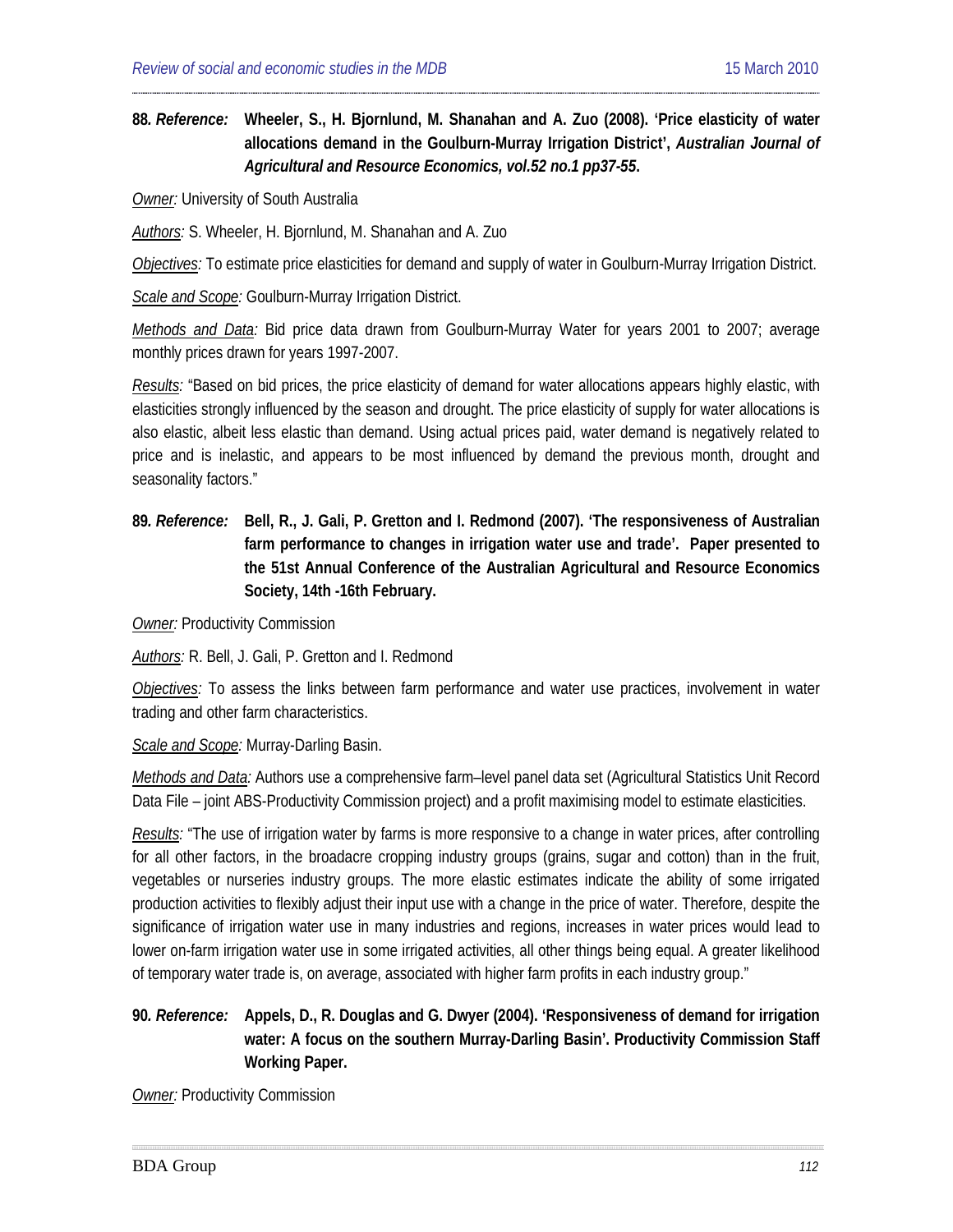**88. *Reference:*** **Wheeler, S., H. Bjornlund, M. Shanahan and A. Zuo (2008). 'Price elasticity of water allocations demand in the Goulburn-Murray Irrigation District', *Australian Journal of Agricultural and Resource Economics, vol.52 no.1 pp37-55*.**

*Owner:* University of South Australia

*Authors:* S. Wheeler, H. Bjornlund, M. Shanahan and A. Zuo

*Objectives:* To estimate price elasticities for demand and supply of water in Goulburn-Murray Irrigation District.

*Scale and Scope:* Goulburn-Murray Irrigation District.

*Methods and Data:* Bid price data drawn from Goulburn-Murray Water for years 2001 to 2007; average monthly prices drawn for years 1997-2007.

*Results:* "Based on bid prices, the price elasticity of demand for water allocations appears highly elastic, with elasticities strongly influenced by the season and drought. The price elasticity of supply for water allocations is also elastic, albeit less elastic than demand. Using actual prices paid, water demand is negatively related to price and is inelastic, and appears to be most influenced by demand the previous month, drought and seasonality factors."

**89. *Reference:*** **Bell, R., J. Gali, P. Gretton and I. Redmond (2007). 'The responsiveness of Australian farm performance to changes in irrigation water use and trade'. Paper presented to the 51st Annual Conference of the Australian Agricultural and Resource Economics Society, 14th -16th February.**

*Owner:* Productivity Commission

*Authors:* R. Bell, J. Gali, P. Gretton and I. Redmond

*Objectives:* To assess the links between farm performance and water use practices, involvement in water trading and other farm characteristics.

*Scale and Scope:* Murray-Darling Basin.

*Methods and Data:* Authors use a comprehensive farm–level panel data set (Agricultural Statistics Unit Record Data File – joint ABS-Productivity Commission project) and a profit maximising model to estimate elasticities.

*Results:* "The use of irrigation water by farms is more responsive to a change in water prices, after controlling for all other factors, in the broadacre cropping industry groups (grains, sugar and cotton) than in the fruit, vegetables or nurseries industry groups. The more elastic estimates indicate the ability of some irrigated production activities to flexibly adjust their input use with a change in the price of water. Therefore, despite the significance of irrigation water use in many industries and regions, increases in water prices would lead to lower on-farm irrigation water use in some irrigated activities, all other things being equal. A greater likelihood of temporary water trade is, on average, associated with higher farm profits in each industry group."

**90. *Reference:*** **Appels, D., R. Douglas and G. Dwyer (2004). 'Responsiveness of demand for irrigation water: A focus on the southern Murray-Darling Basin'. Productivity Commission Staff Working Paper.**

*Owner:* Productivity Commission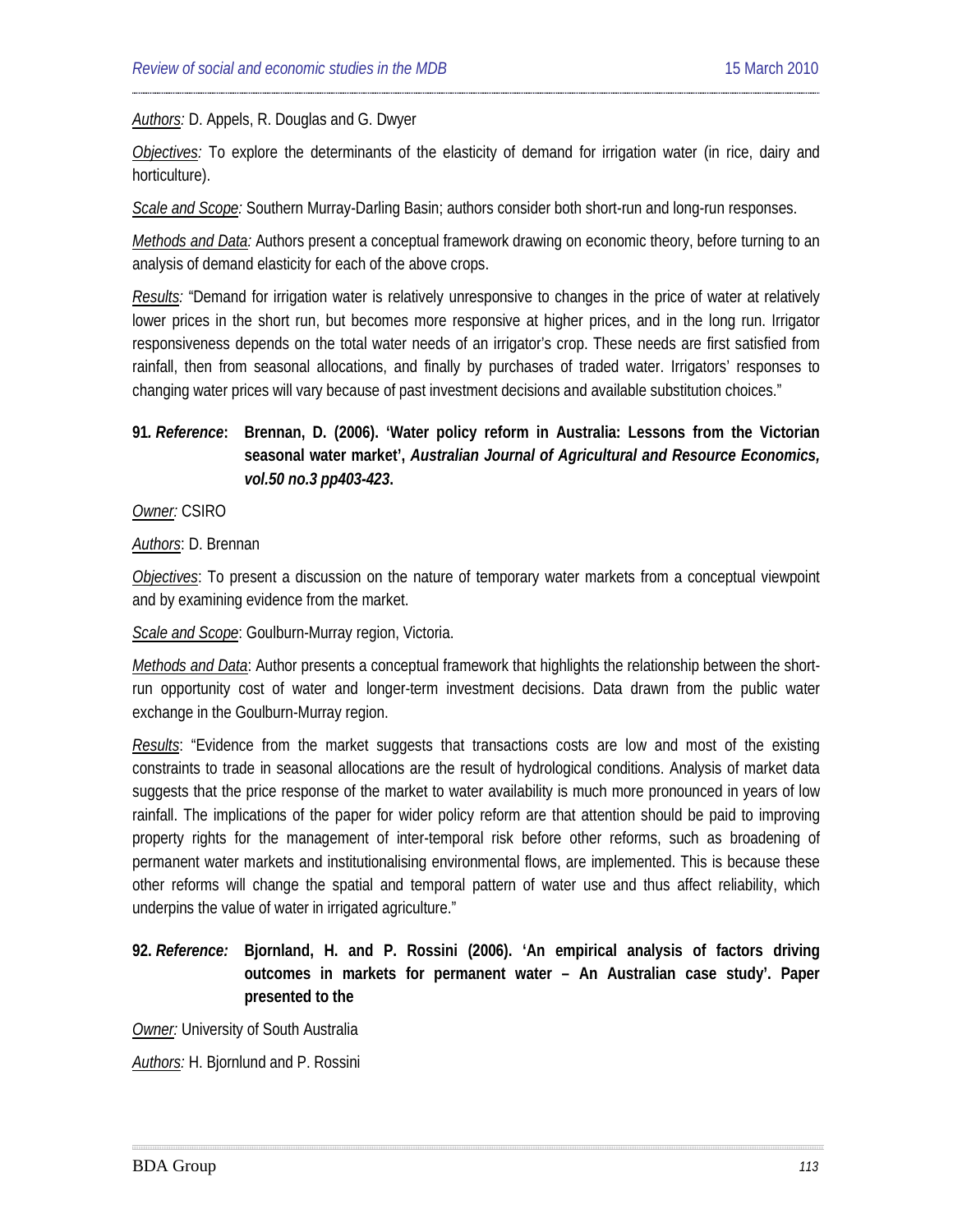*Authors:* D. Appels, R. Douglas and G. Dwyer

*Objectives:* To explore the determinants of the elasticity of demand for irrigation water (in rice, dairy and horticulture).

*Scale and Scope:* Southern Murray-Darling Basin; authors consider both short-run and long-run responses.

*Methods and Data:* Authors present a conceptual framework drawing on economic theory, before turning to an analysis of demand elasticity for each of the above crops.

*Results:* "Demand for irrigation water is relatively unresponsive to changes in the price of water at relatively lower prices in the short run, but becomes more responsive at higher prices, and in the long run. Irrigator responsiveness depends on the total water needs of an irrigator's crop. These needs are first satisfied from rainfall, then from seasonal allocations, and finally by purchases of traded water. Irrigators' responses to changing water prices will vary because of past investment decisions and available substitution choices."

**91. *Reference*: Brennan, D. (2006). 'Water policy reform in Australia: Lessons from the Victorian seasonal water market', *Australian Journal of Agricultural and Resource Economics, vol.50 no.3 pp403-423*.**

*Owner:* CSIRO

*Authors*: D. Brennan

*Objectives*: To present a discussion on the nature of temporary water markets from a conceptual viewpoint and by examining evidence from the market.

*Scale and Scope*: Goulburn-Murray region, Victoria.

*Methods and Data*: Author presents a conceptual framework that highlights the relationship between the short-run opportunity cost of water and longer-term investment decisions. Data drawn from the public water exchange in the Goulburn-Murray region.

*Results*: "Evidence from the market suggests that transactions costs are low and most of the existing constraints to trade in seasonal allocations are the result of hydrological conditions. Analysis of market data suggests that the price response of the market to water availability is much more pronounced in years of low rainfall. The implications of the paper for wider policy reform are that attention should be paid to improving property rights for the management of inter-temporal risk before other reforms, such as broadening of permanent water markets and institutionalising environmental flows, are implemented. This is because these other reforms will change the spatial and temporal pattern of water use and thus affect reliability, which underpins the value of water in irrigated agriculture."

**92. *Reference:* Bjornland, H. and P. Rossini (2006). 'An empirical analysis of factors driving outcomes in markets for permanent water – An Australian case study'. Paper presented to the**

*Owner:* University of South Australia

*Authors:* H. Bjornlund and P. Rossini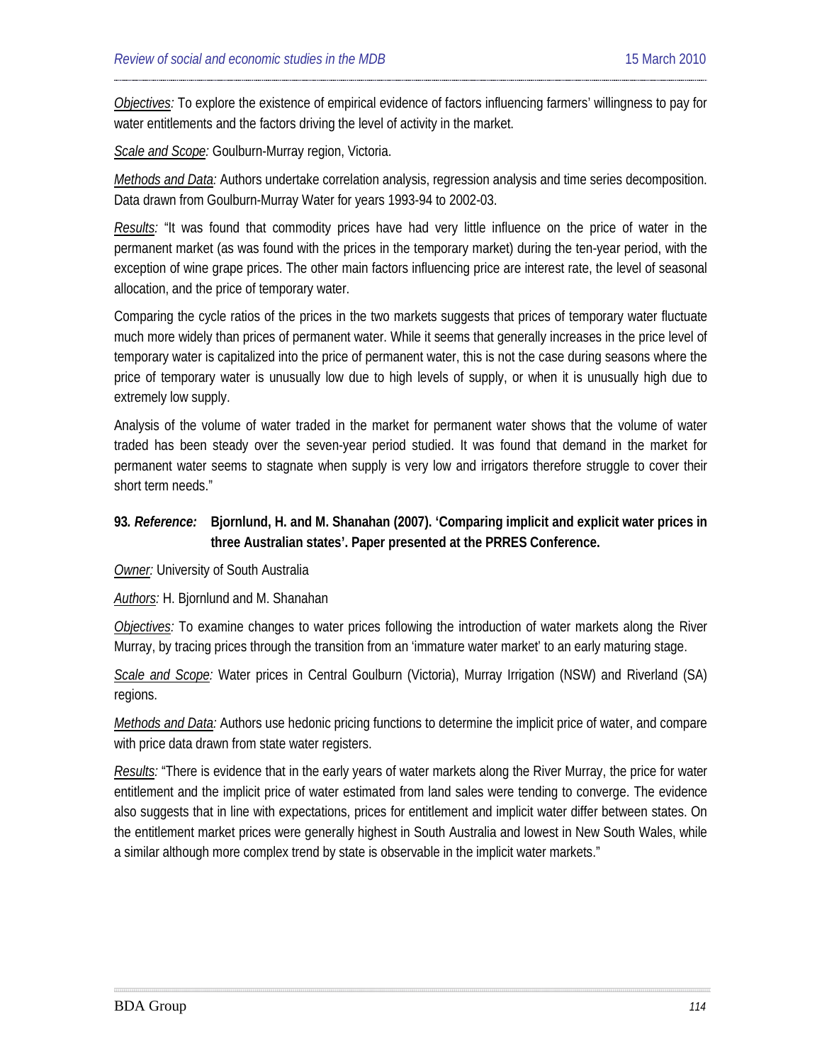*Objectives:* To explore the existence of empirical evidence of factors influencing farmers' willingness to pay for water entitlements and the factors driving the level of activity in the market.

*Scale and Scope:* Goulburn-Murray region, Victoria.

*Methods and Data:* Authors undertake correlation analysis, regression analysis and time series decomposition. Data drawn from Goulburn-Murray Water for years 1993-94 to 2002-03.

*Results:* "It was found that commodity prices have had very little influence on the price of water in the permanent market (as was found with the prices in the temporary market) during the ten-year period, with the exception of wine grape prices. The other main factors influencing price are interest rate, the level of seasonal allocation, and the price of temporary water.

Comparing the cycle ratios of the prices in the two markets suggests that prices of temporary water fluctuate much more widely than prices of permanent water. While it seems that generally increases in the price level of temporary water is capitalized into the price of permanent water, this is not the case during seasons where the price of temporary water is unusually low due to high levels of supply, or when it is unusually high due to extremely low supply.

Analysis of the volume of water traded in the market for permanent water shows that the volume of water traded has been steady over the seven-year period studied. It was found that demand in the market for permanent water seems to stagnate when supply is very low and irrigators therefore struggle to cover their short term needs."

**93. *Reference:*** **Bjornlund, H. and M. Shanahan (2007). 'Comparing implicit and explicit water prices in three Australian states'. Paper presented at the PRRES Conference.**

*Owner:* University of South Australia

*Authors:* H. Bjornlund and M. Shanahan

*Objectives:* To examine changes to water prices following the introduction of water markets along the River Murray, by tracing prices through the transition from an 'immature water market' to an early maturing stage.

*Scale and Scope:* Water prices in Central Goulburn (Victoria), Murray Irrigation (NSW) and Riverland (SA) regions.

*Methods and Data:* Authors use hedonic pricing functions to determine the implicit price of water, and compare with price data drawn from state water registers.

*Results:* "There is evidence that in the early years of water markets along the River Murray, the price for water entitlement and the implicit price of water estimated from land sales were tending to converge. The evidence also suggests that in line with expectations, prices for entitlement and implicit water differ between states. On the entitlement market prices were generally highest in South Australia and lowest in New South Wales, while a similar although more complex trend by state is observable in the implicit water markets."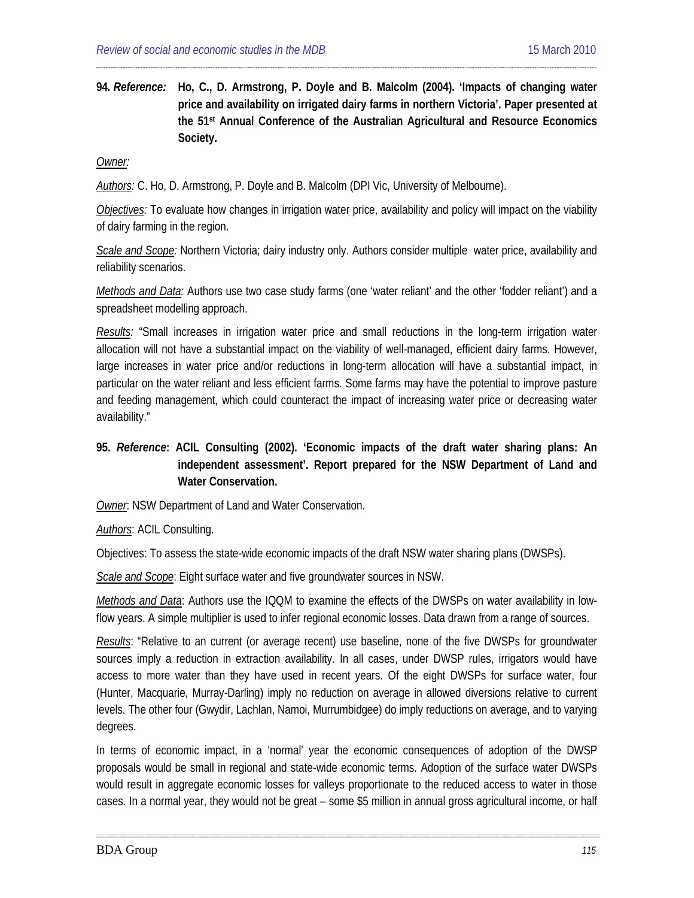**94. *Reference:* Ho, C., D. Armstrong, P. Doyle and B. Malcolm (2004). 'Impacts of changing water price and availability on irrigated dairy farms in northern Victoria'. Paper presented at the 51st Annual Conference of the Australian Agricultural and Resource Economics Society.**

*Owner:*

*Authors:* C. Ho, D. Armstrong, P. Doyle and B. Malcolm (DPI Vic, University of Melbourne).

*Objectives:* To evaluate how changes in irrigation water price, availability and policy will impact on the viability of dairy farming in the region.

*Scale and Scope:* Northern Victoria; dairy industry only. Authors consider multiple water price, availability and reliability scenarios.

*Methods and Data:* Authors use two case study farms (one 'water reliant' and the other 'fodder reliant') and a spreadsheet modelling approach.

*Results:* "Small increases in irrigation water price and small reductions in the long-term irrigation water allocation will not have a substantial impact on the viability of well-managed, efficient dairy farms. However, large increases in water price and/or reductions in long-term allocation will have a substantial impact, in particular on the water reliant and less efficient farms. Some farms may have the potential to improve pasture and feeding management, which could counteract the impact of increasing water price or decreasing water availability."

**95. *Reference*: ACIL Consulting (2002). 'Economic impacts of the draft water sharing plans: An independent assessment'. Report prepared for the NSW Department of Land and Water Conservation.**

*Owner*: NSW Department of Land and Water Conservation.

*Authors*: ACIL Consulting.

Objectives: To assess the state-wide economic impacts of the draft NSW water sharing plans (DWSPs).

*Scale and Scope*: Eight surface water and five groundwater sources in NSW.

*Methods and Data*: Authors use the IQQM to examine the effects of the DWSPs on water availability in low-flow years. A simple multiplier is used to infer regional economic losses. Data drawn from a range of sources.

*Results*: "Relative to an current (or average recent) use baseline, none of the five DWSPs for groundwater sources imply a reduction in extraction availability. In all cases, under DWSP rules, irrigators would have access to more water than they have used in recent years. Of the eight DWSPs for surface water, four (Hunter, Macquarie, Murray-Darling) imply no reduction on average in allowed diversions relative to current levels. The other four (Gwydir, Lachlan, Namoi, Murrumbidgee) do imply reductions on average, and to varying degrees.

In terms of economic impact, in a 'normal' year the economic consequences of adoption of the DWSP proposals would be small in regional and state-wide economic terms. Adoption of the surface water DWSPs would result in aggregate economic losses for valleys proportionate to the reduced access to water in those cases. In a normal year, they would not be great – some $5 million in annual gross agricultural income, or half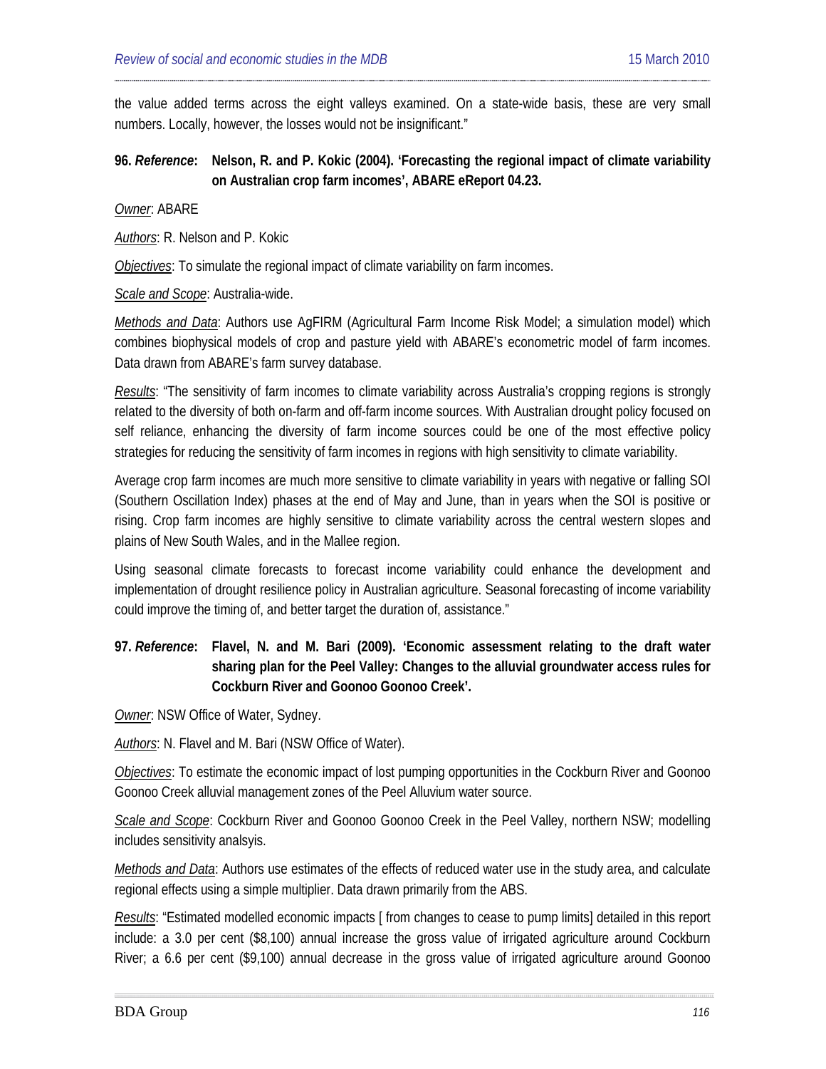the value added terms across the eight valleys examined. On a state-wide basis, these are very small numbers. Locally, however, the losses would not be insignificant."

**96. *Reference*: Nelson, R. and P. Kokic (2004). 'Forecasting the regional impact of climate variability on Australian crop farm incomes', ABARE eReport 04.23.**

*Owner*: ABARE

*Authors*: R. Nelson and P. Kokic

*Objectives*: To simulate the regional impact of climate variability on farm incomes.

*Scale and Scope*: Australia-wide.

*Methods and Data*: Authors use AgFIRM (Agricultural Farm Income Risk Model; a simulation model) which combines biophysical models of crop and pasture yield with ABARE's econometric model of farm incomes. Data drawn from ABARE's farm survey database.

*Results*: "The sensitivity of farm incomes to climate variability across Australia's cropping regions is strongly related to the diversity of both on-farm and off-farm income sources. With Australian drought policy focused on self reliance, enhancing the diversity of farm income sources could be one of the most effective policy strategies for reducing the sensitivity of farm incomes in regions with high sensitivity to climate variability.

Average crop farm incomes are much more sensitive to climate variability in years with negative or falling SOI (Southern Oscillation Index) phases at the end of May and June, than in years when the SOI is positive or rising. Crop farm incomes are highly sensitive to climate variability across the central western slopes and plains of New South Wales, and in the Mallee region.

Using seasonal climate forecasts to forecast income variability could enhance the development and implementation of drought resilience policy in Australian agriculture. Seasonal forecasting of income variability could improve the timing of, and better target the duration of, assistance."

**97. *Reference*: Flavel, N. and M. Bari (2009). 'Economic assessment relating to the draft water sharing plan for the Peel Valley: Changes to the alluvial groundwater access rules for Cockburn River and Goonoo Goonoo Creek'.**

*Owner*: NSW Office of Water, Sydney.

*Authors*: N. Flavel and M. Bari (NSW Office of Water).

*Objectives*: To estimate the economic impact of lost pumping opportunities in the Cockburn River and Goonoo Goonoo Creek alluvial management zones of the Peel Alluvium water source.

*Scale and Scope*: Cockburn River and Goonoo Goonoo Creek in the Peel Valley, northern NSW; modelling includes sensitivity analsyis.

*Methods and Data*: Authors use estimates of the effects of reduced water use in the study area, and calculate regional effects using a simple multiplier. Data drawn primarily from the ABS.

*Results*: "Estimated modelled economic impacts [ from changes to cease to pump limits] detailed in this report include: a 3.0 per cent ($8,100) annual increase the gross value of irrigated agriculture around Cockburn River; a 6.6 per cent ($9,100) annual decrease in the gross value of irrigated agriculture around Goonoo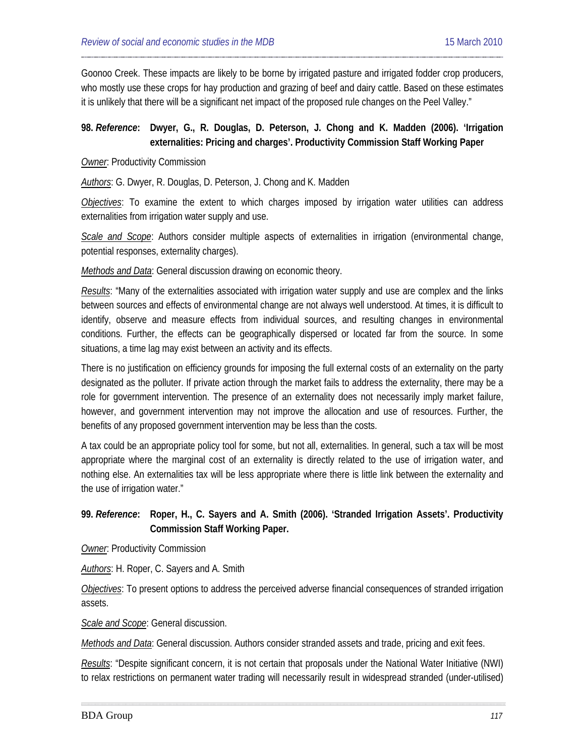Goonoo Creek. These impacts are likely to be borne by irrigated pasture and irrigated fodder crop producers, who mostly use these crops for hay production and grazing of beef and dairy cattle. Based on these estimates it is unlikely that there will be a significant net impact of the proposed rule changes on the Peel Valley."

**98. *Reference*: Dwyer, G., R. Douglas, D. Peterson, J. Chong and K. Madden (2006). 'Irrigation externalities: Pricing and charges'. Productivity Commission Staff Working Paper**

*Owner*: Productivity Commission

*Authors*: G. Dwyer, R. Douglas, D. Peterson, J. Chong and K. Madden

*Objectives*: To examine the extent to which charges imposed by irrigation water utilities can address externalities from irrigation water supply and use.

*Scale and Scope*: Authors consider multiple aspects of externalities in irrigation (environmental change, potential responses, externality charges).

*Methods and Data*: General discussion drawing on economic theory.

*Results*: "Many of the externalities associated with irrigation water supply and use are complex and the links between sources and effects of environmental change are not always well understood. At times, it is difficult to identify, observe and measure effects from individual sources, and resulting changes in environmental conditions. Further, the effects can be geographically dispersed or located far from the source. In some situations, a time lag may exist between an activity and its effects.

There is no justification on efficiency grounds for imposing the full external costs of an externality on the party designated as the polluter. If private action through the market fails to address the externality, there may be a role for government intervention. The presence of an externality does not necessarily imply market failure, however, and government intervention may not improve the allocation and use of resources. Further, the benefits of any proposed government intervention may be less than the costs.

A tax could be an appropriate policy tool for some, but not all, externalities. In general, such a tax will be most appropriate where the marginal cost of an externality is directly related to the use of irrigation water, and nothing else. An externalities tax will be less appropriate where there is little link between the externality and the use of irrigation water."

**99. *Reference*: Roper, H., C. Sayers and A. Smith (2006). 'Stranded Irrigation Assets'. Productivity Commission Staff Working Paper.**

*Owner*: Productivity Commission

*Authors*: H. Roper, C. Sayers and A. Smith

*Objectives*: To present options to address the perceived adverse financial consequences of stranded irrigation assets.

*Scale and Scope*: General discussion.

*Methods and Data*: General discussion. Authors consider stranded assets and trade, pricing and exit fees.

*Results*: "Despite significant concern, it is not certain that proposals under the National Water Initiative (NWI) to relax restrictions on permanent water trading will necessarily result in widespread stranded (under-utilised)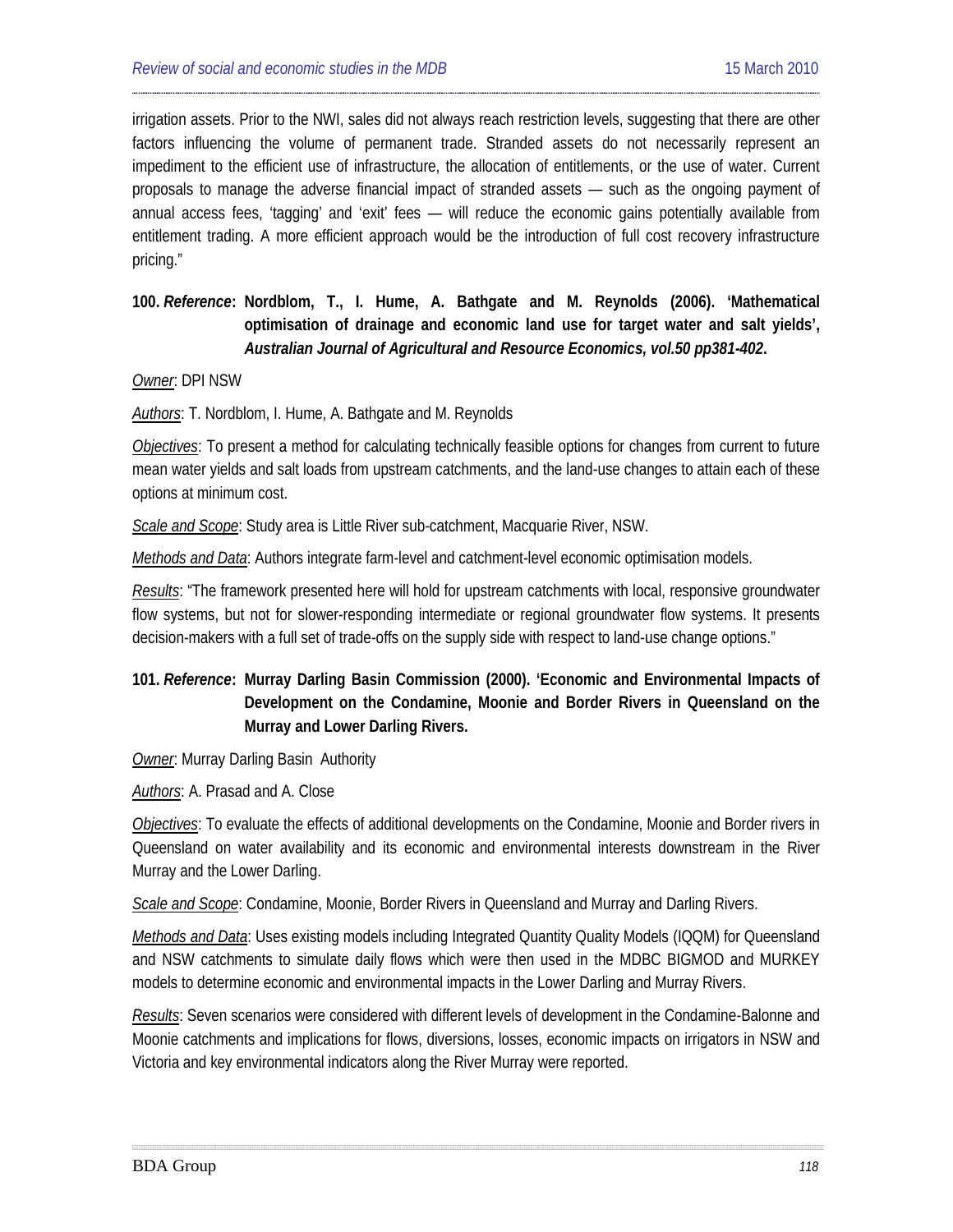irrigation assets. Prior to the NWI, sales did not always reach restriction levels, suggesting that there are other factors influencing the volume of permanent trade. Stranded assets do not necessarily represent an impediment to the efficient use of infrastructure, the allocation of entitlements, or the use of water. Current proposals to manage the adverse financial impact of stranded assets — such as the ongoing payment of annual access fees, 'tagging' and 'exit' fees — will reduce the economic gains potentially available from entitlement trading. A more efficient approach would be the introduction of full cost recovery infrastructure pricing."

**100. *Reference*: Nordblom, T., I. Hume, A. Bathgate and M. Reynolds (2006). 'Mathematical optimisation of drainage and economic land use for target water and salt yields', *Australian Journal of Agricultural and Resource Economics, vol.50 pp381-402*.**

<u>*Owner*</u>: DPI NSW

<u>*Authors*</u>: T. Nordblom, I. Hume, A. Bathgate and M. Reynolds

<u>*Objectives*</u>: To present a method for calculating technically feasible options for changes from current to future mean water yields and salt loads from upstream catchments, and the land-use changes to attain each of these options at minimum cost.

<u>*Scale and Scope*</u>: Study area is Little River sub-catchment, Macquarie River, NSW.

<u>*Methods and Data*</u>: Authors integrate farm-level and catchment-level economic optimisation models.

<u>*Results*</u>: "The framework presented here will hold for upstream catchments with local, responsive groundwater flow systems, but not for slower-responding intermediate or regional groundwater flow systems. It presents decision-makers with a full set of trade-offs on the supply side with respect to land-use change options."

**101. *Reference*: Murray Darling Basin Commission (2000). 'Economic and Environmental Impacts of Development on the Condamine, Moonie and Border Rivers in Queensland on the Murray and Lower Darling Rivers.**

<u>*Owner*</u>: Murray Darling Basin Authority

<u>*Authors*</u>: A. Prasad and A. Close

<u>*Objectives*</u>: To evaluate the effects of additional developments on the Condamine, Moonie and Border rivers in Queensland on water availability and its economic and environmental interests downstream in the River Murray and the Lower Darling.

<u>*Scale and Scope*</u>: Condamine, Moonie, Border Rivers in Queensland and Murray and Darling Rivers.

<u>*Methods and Data*</u>: Uses existing models including Integrated Quantity Quality Models (IQQM) for Queensland and NSW catchments to simulate daily flows which were then used in the MDBC BIGMOD and MURKEY models to determine economic and environmental impacts in the Lower Darling and Murray Rivers.

<u>*Results*</u>: Seven scenarios were considered with different levels of development in the Condamine-Balonne and Moonie catchments and implications for flows, diversions, losses, economic impacts on irrigators in NSW and Victoria and key environmental indicators along the River Murray were reported.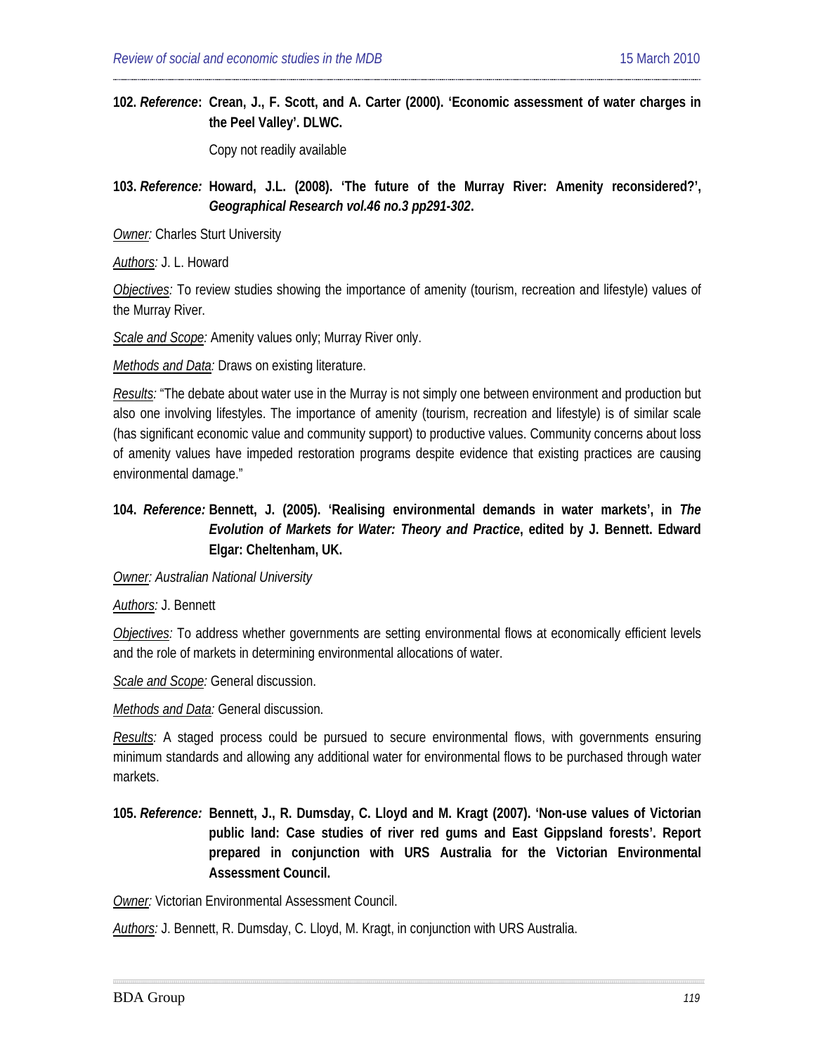**102. *Reference*: Crean, J., F. Scott, and A. Carter (2000). 'Economic assessment of water charges in the Peel Valley'. DLWC.**

Copy not readily available

**103. *Reference:* Howard, J.L. (2008). 'The future of the Murray River: Amenity reconsidered?', *Geographical Research vol.46 no.3 pp291-302*.**

*Owner:* Charles Sturt University

*Authors:* J. L. Howard

*Objectives:* To review studies showing the importance of amenity (tourism, recreation and lifestyle) values of the Murray River.

*Scale and Scope:* Amenity values only; Murray River only.

*Methods and Data:* Draws on existing literature.

*Results:* "The debate about water use in the Murray is not simply one between environment and production but also one involving lifestyles. The importance of amenity (tourism, recreation and lifestyle) is of similar scale (has significant economic value and community support) to productive values. Community concerns about loss of amenity values have impeded restoration programs despite evidence that existing practices are causing environmental damage."

**104. *Reference:* Bennett, J. (2005). 'Realising environmental demands in water markets', in *The Evolution of Markets for Water: Theory and Practice*, edited by J. Bennett. Edward Elgar: Cheltenham, UK.**

*Owner: Australian National University*

*Authors:* J. Bennett

*Objectives:* To address whether governments are setting environmental flows at economically efficient levels and the role of markets in determining environmental allocations of water.

*Scale and Scope:* General discussion.

*Methods and Data:* General discussion.

*Results:* A staged process could be pursued to secure environmental flows, with governments ensuring minimum standards and allowing any additional water for environmental flows to be purchased through water markets.

**105. *Reference:* Bennett, J., R. Dumsday, C. Lloyd and M. Kragt (2007). 'Non-use values of Victorian public land: Case studies of river red gums and East Gippsland forests'. Report prepared in conjunction with URS Australia for the Victorian Environmental Assessment Council.**

*Owner:* Victorian Environmental Assessment Council.

*Authors:* J. Bennett, R. Dumsday, C. Lloyd, M. Kragt, in conjunction with URS Australia.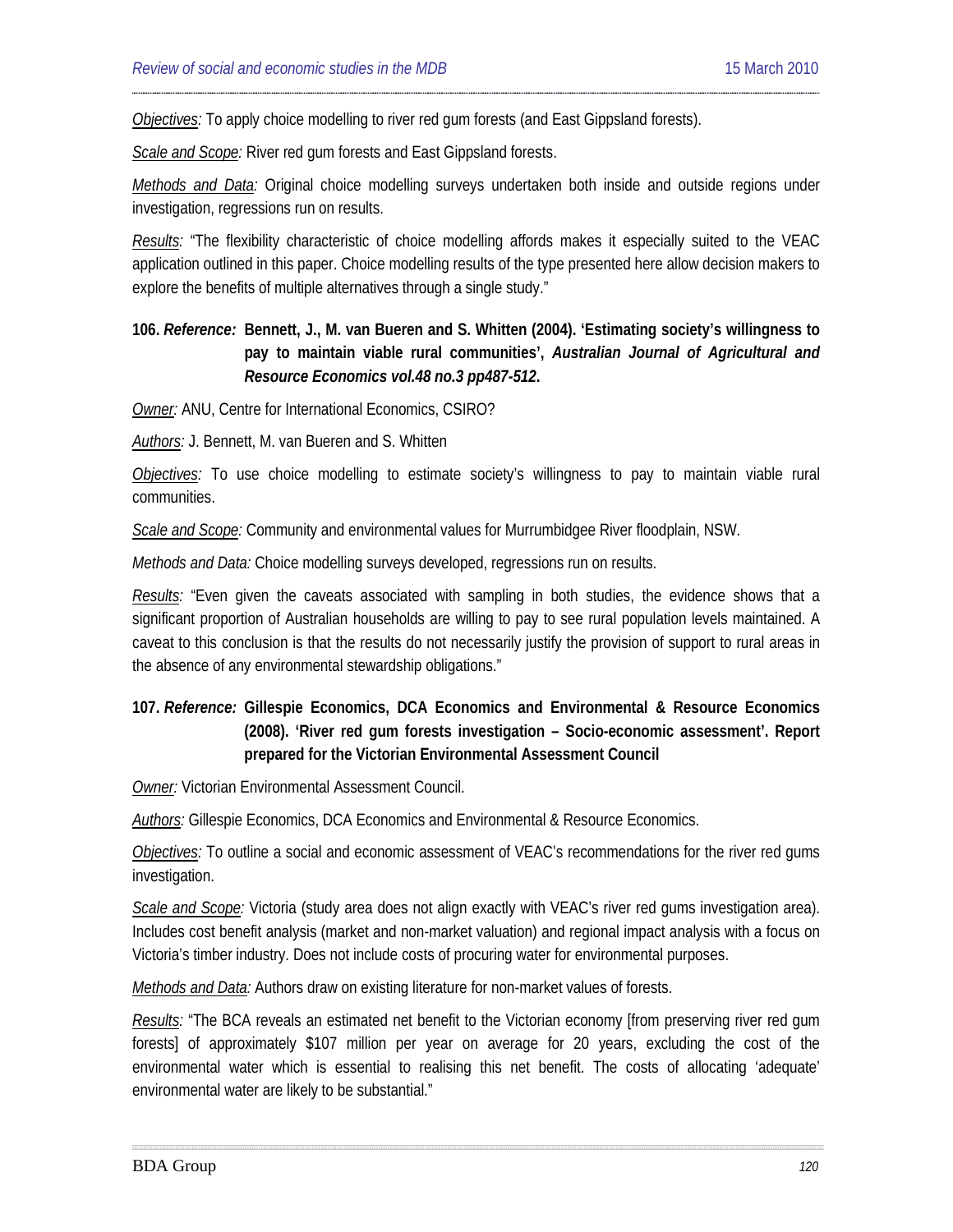*Objectives:* To apply choice modelling to river red gum forests (and East Gippsland forests).

*Scale and Scope:* River red gum forests and East Gippsland forests.

*Methods and Data:* Original choice modelling surveys undertaken both inside and outside regions under investigation, regressions run on results.

*Results:* "The flexibility characteristic of choice modelling affords makes it especially suited to the VEAC application outlined in this paper. Choice modelling results of the type presented here allow decision makers to explore the benefits of multiple alternatives through a single study."

**106. *Reference:* Bennett, J., M. van Bueren and S. Whitten (2004). 'Estimating society's willingness to pay to maintain viable rural communities', *Australian Journal of Agricultural and Resource Economics vol.48 no.3 pp487-512*.**

*Owner:* ANU, Centre for International Economics, CSIRO?

*Authors:* J. Bennett, M. van Bueren and S. Whitten

*Objectives:* To use choice modelling to estimate society's willingness to pay to maintain viable rural communities.

*Scale and Scope:* Community and environmental values for Murrumbidgee River floodplain, NSW.

*Methods and Data:* Choice modelling surveys developed, regressions run on results.

*Results:* "Even given the caveats associated with sampling in both studies, the evidence shows that a significant proportion of Australian households are willing to pay to see rural population levels maintained. A caveat to this conclusion is that the results do not necessarily justify the provision of support to rural areas in the absence of any environmental stewardship obligations."

**107. *Reference:* Gillespie Economics, DCA Economics and Environmental & Resource Economics (2008). 'River red gum forests investigation – Socio-economic assessment'. Report prepared for the Victorian Environmental Assessment Council**

*Owner:* Victorian Environmental Assessment Council.

*Authors:* Gillespie Economics, DCA Economics and Environmental & Resource Economics.

*Objectives:* To outline a social and economic assessment of VEAC's recommendations for the river red gums investigation.

*Scale and Scope:* Victoria (study area does not align exactly with VEAC's river red gums investigation area). Includes cost benefit analysis (market and non-market valuation) and regional impact analysis with a focus on Victoria's timber industry. Does not include costs of procuring water for environmental purposes.

*Methods and Data:* Authors draw on existing literature for non-market values of forests.

*Results:* "The BCA reveals an estimated net benefit to the Victorian economy [from preserving river red gum forests] of approximately $107 million per year on average for 20 years, excluding the cost of the environmental water which is essential to realising this net benefit. The costs of allocating 'adequate' environmental water are likely to be substantial."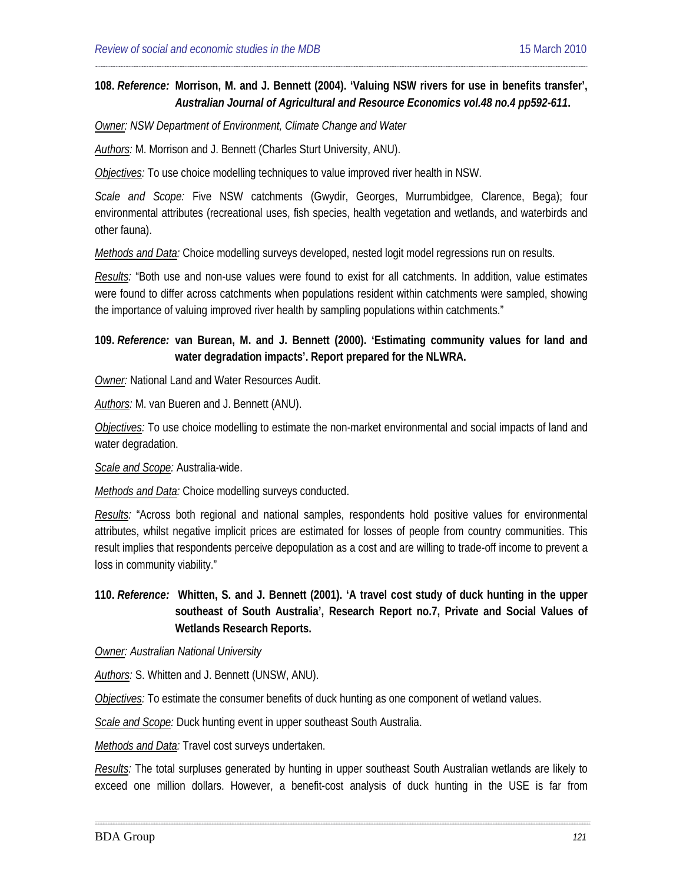**108.** ***Reference:*** **Morrison, M. and J. Bennett (2004). 'Valuing NSW rivers for use in benefits transfer', *Australian Journal of Agricultural and Resource Economics vol.48 no.4 pp592-611*.**

*Owner: NSW Department of Environment, Climate Change and Water*

*Authors:* M. Morrison and J. Bennett (Charles Sturt University, ANU).

*Objectives:* To use choice modelling techniques to value improved river health in NSW.

*Scale and Scope:* Five NSW catchments (Gwydir, Georges, Murrumbidgee, Clarence, Bega); four environmental attributes (recreational uses, fish species, health vegetation and wetlands, and waterbirds and other fauna).

*Methods and Data:* Choice modelling surveys developed, nested logit model regressions run on results.

*Results:* "Both use and non-use values were found to exist for all catchments. In addition, value estimates were found to differ across catchments when populations resident within catchments were sampled, showing the importance of valuing improved river health by sampling populations within catchments."

**109.** ***Reference:*** **van Burean, M. and J. Bennett (2000). 'Estimating community values for land and water degradation impacts'. Report prepared for the NLWRA.**

*Owner:* National Land and Water Resources Audit.

*Authors:* M. van Bueren and J. Bennett (ANU).

*Objectives:* To use choice modelling to estimate the non-market environmental and social impacts of land and water degradation.

*Scale and Scope:* Australia-wide.

*Methods and Data:* Choice modelling surveys conducted.

*Results:* "Across both regional and national samples, respondents hold positive values for environmental attributes, whilst negative implicit prices are estimated for losses of people from country communities. This result implies that respondents perceive depopulation as a cost and are willing to trade-off income to prevent a loss in community viability."

**110.** ***Reference:*** **Whitten, S. and J. Bennett (2001). 'A travel cost study of duck hunting in the upper southeast of South Australia', Research Report no.7, Private and Social Values of Wetlands Research Reports.**

*Owner: Australian National University*

*Authors:* S. Whitten and J. Bennett (UNSW, ANU).

*Objectives:* To estimate the consumer benefits of duck hunting as one component of wetland values.

*Scale and Scope:* Duck hunting event in upper southeast South Australia.

*Methods and Data:* Travel cost surveys undertaken.

*Results:* The total surpluses generated by hunting in upper southeast South Australian wetlands are likely to exceed one million dollars. However, a benefit-cost analysis of duck hunting in the USE is far from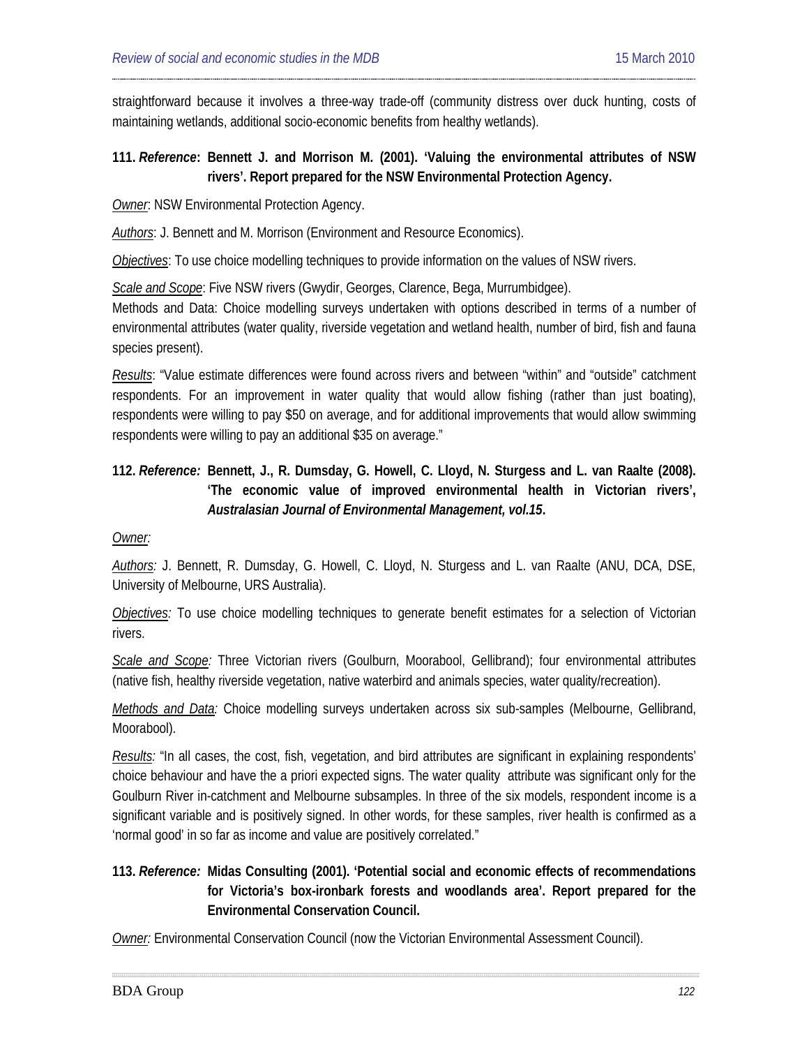straightforward because it involves a three-way trade-off (community distress over duck hunting, costs of maintaining wetlands, additional socio-economic benefits from healthy wetlands).

**111.** ***Reference*****: Bennett J. and Morrison M. (2001). 'Valuing the environmental attributes of NSW rivers'. Report prepared for the NSW Environmental Protection Agency.**

*Owner*: NSW Environmental Protection Agency.

*Authors*: J. Bennett and M. Morrison (Environment and Resource Economics).

*Objectives*: To use choice modelling techniques to provide information on the values of NSW rivers.

*Scale and Scope*: Five NSW rivers (Gwydir, Georges, Clarence, Bega, Murrumbidgee).

Methods and Data: Choice modelling surveys undertaken with options described in terms of a number of environmental attributes (water quality, riverside vegetation and wetland health, number of bird, fish and fauna species present).

*Results*: "Value estimate differences were found across rivers and between "within" and "outside" catchment respondents. For an improvement in water quality that would allow fishing (rather than just boating), respondents were willing to pay $50 on average, and for additional improvements that would allow swimming respondents were willing to pay an additional $35 on average."

**112.** ***Reference:*** **Bennett, J., R. Dumsday, G. Howell, C. Lloyd, N. Sturgess and L. van Raalte (2008). 'The economic value of improved environmental health in Victorian rivers',** ***Australasian Journal of Environmental Management, vol.15*****.**

*Owner:*

*Authors:* J. Bennett, R. Dumsday, G. Howell, C. Lloyd, N. Sturgess and L. van Raalte (ANU, DCA, DSE, University of Melbourne, URS Australia).

*Objectives:* To use choice modelling techniques to generate benefit estimates for a selection of Victorian rivers.

*Scale and Scope:* Three Victorian rivers (Goulburn, Moorabool, Gellibrand); four environmental attributes (native fish, healthy riverside vegetation, native waterbird and animals species, water quality/recreation).

*Methods and Data:* Choice modelling surveys undertaken across six sub-samples (Melbourne, Gellibrand, Moorabool).

*Results:* "In all cases, the cost, fish, vegetation, and bird attributes are significant in explaining respondents' choice behaviour and have the a priori expected signs. The water quality attribute was significant only for the Goulburn River in-catchment and Melbourne subsamples. In three of the six models, respondent income is a significant variable and is positively signed. In other words, for these samples, river health is confirmed as a 'normal good' in so far as income and value are positively correlated."

**113.** ***Reference:*** **Midas Consulting (2001). 'Potential social and economic effects of recommendations for Victoria's box-ironbark forests and woodlands area'. Report prepared for the Environmental Conservation Council.**

*Owner:* Environmental Conservation Council (now the Victorian Environmental Assessment Council).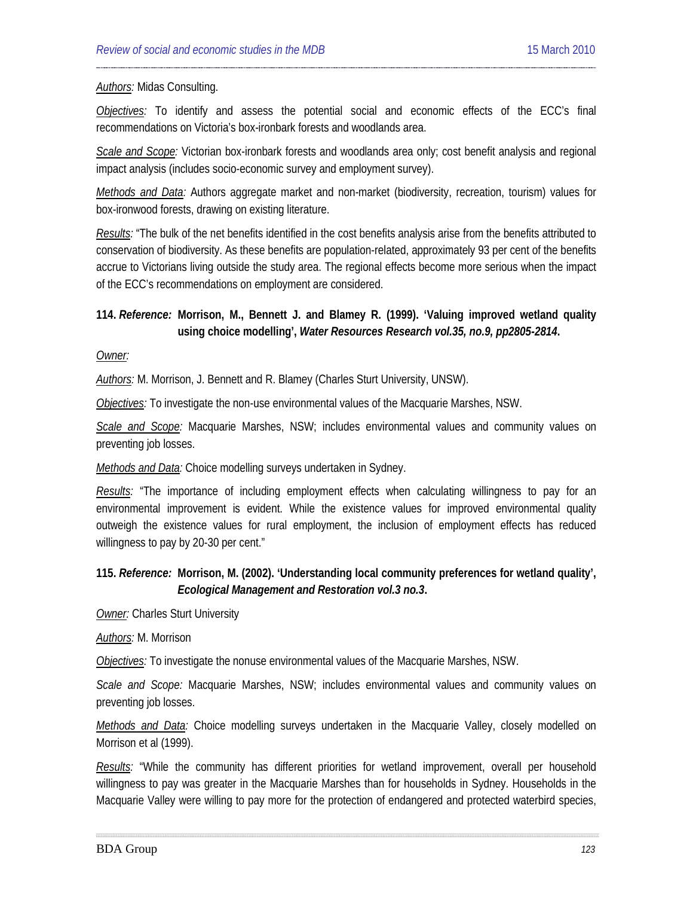*Authors:* Midas Consulting.

*Objectives:* To identify and assess the potential social and economic effects of the ECC's final recommendations on Victoria's box-ironbark forests and woodlands area.

*Scale and Scope:* Victorian box-ironbark forests and woodlands area only; cost benefit analysis and regional impact analysis (includes socio-economic survey and employment survey).

*Methods and Data:* Authors aggregate market and non-market (biodiversity, recreation, tourism) values for box-ironwood forests, drawing on existing literature.

*Results:* "The bulk of the net benefits identified in the cost benefits analysis arise from the benefits attributed to conservation of biodiversity. As these benefits are population-related, approximately 93 per cent of the benefits accrue to Victorians living outside the study area. The regional effects become more serious when the impact of the ECC's recommendations on employment are considered.

**114. *Reference:* Morrison, M., Bennett J. and Blamey R. (1999). 'Valuing improved wetland quality using choice modelling', *Water Resources Research vol.35, no.9, pp2805-2814*.**

*Owner:*

*Authors:* M. Morrison, J. Bennett and R. Blamey (Charles Sturt University, UNSW).

*Objectives:* To investigate the non-use environmental values of the Macquarie Marshes, NSW.

*Scale and Scope:* Macquarie Marshes, NSW; includes environmental values and community values on preventing job losses.

*Methods and Data:* Choice modelling surveys undertaken in Sydney.

*Results:* "The importance of including employment effects when calculating willingness to pay for an environmental improvement is evident. While the existence values for improved environmental quality outweigh the existence values for rural employment, the inclusion of employment effects has reduced willingness to pay by 20-30 per cent."

**115. *Reference:* Morrison, M. (2002). 'Understanding local community preferences for wetland quality', *Ecological Management and Restoration vol.3 no.3*.**

*Owner:* Charles Sturt University

*Authors:* M. Morrison

*Objectives:* To investigate the nonuse environmental values of the Macquarie Marshes, NSW.

*Scale and Scope:* Macquarie Marshes, NSW; includes environmental values and community values on preventing job losses.

*Methods and Data:* Choice modelling surveys undertaken in the Macquarie Valley, closely modelled on Morrison et al (1999).

*Results:* "While the community has different priorities for wetland improvement, overall per household willingness to pay was greater in the Macquarie Marshes than for households in Sydney. Households in the Macquarie Valley were willing to pay more for the protection of endangered and protected waterbird species,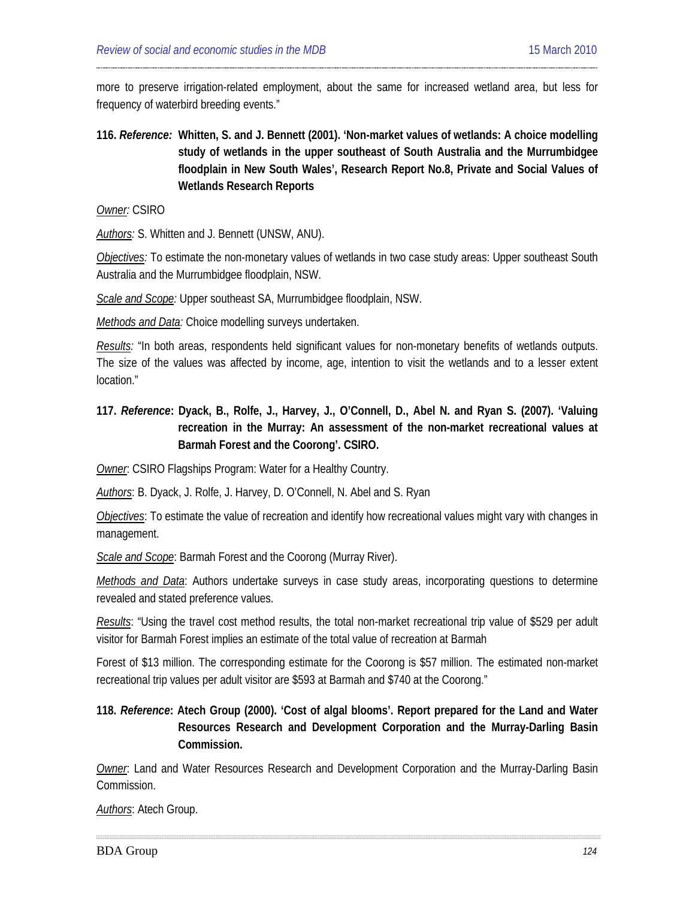more to preserve irrigation-related employment, about the same for increased wetland area, but less for frequency of waterbird breeding events."

**116. *Reference:* Whitten, S. and J. Bennett (2001). 'Non-market values of wetlands: A choice modelling study of wetlands in the upper southeast of South Australia and the Murrumbidgee floodplain in New South Wales', Research Report No.8, Private and Social Values of Wetlands Research Reports**

*Owner:* CSIRO

*Authors:* S. Whitten and J. Bennett (UNSW, ANU).

*Objectives:* To estimate the non-monetary values of wetlands in two case study areas: Upper southeast South Australia and the Murrumbidgee floodplain, NSW.

*Scale and Scope:* Upper southeast SA, Murrumbidgee floodplain, NSW.

*Methods and Data:* Choice modelling surveys undertaken.

*Results:* "In both areas, respondents held significant values for non-monetary benefits of wetlands outputs. The size of the values was affected by income, age, intention to visit the wetlands and to a lesser extent location."

**117. *Reference*: Dyack, B., Rolfe, J., Harvey, J., O'Connell, D., Abel N. and Ryan S. (2007). 'Valuing recreation in the Murray: An assessment of the non-market recreational values at Barmah Forest and the Coorong'. CSIRO.**

*Owner*: CSIRO Flagships Program: Water for a Healthy Country.

*Authors*: B. Dyack, J. Rolfe, J. Harvey, D. O'Connell, N. Abel and S. Ryan

*Objectives*: To estimate the value of recreation and identify how recreational values might vary with changes in management.

*Scale and Scope*: Barmah Forest and the Coorong (Murray River).

*Methods and Data*: Authors undertake surveys in case study areas, incorporating questions to determine revealed and stated preference values.

*Results*: "Using the travel cost method results, the total non-market recreational trip value of $529 per adult visitor for Barmah Forest implies an estimate of the total value of recreation at Barmah

Forest of $13 million. The corresponding estimate for the Coorong is $57 million. The estimated non-market recreational trip values per adult visitor are $593 at Barmah and $740 at the Coorong."

**118. *Reference*: Atech Group (2000). 'Cost of algal blooms'. Report prepared for the Land and Water Resources Research and Development Corporation and the Murray-Darling Basin Commission.**

*Owner*: Land and Water Resources Research and Development Corporation and the Murray-Darling Basin Commission.

*Authors*: Atech Group.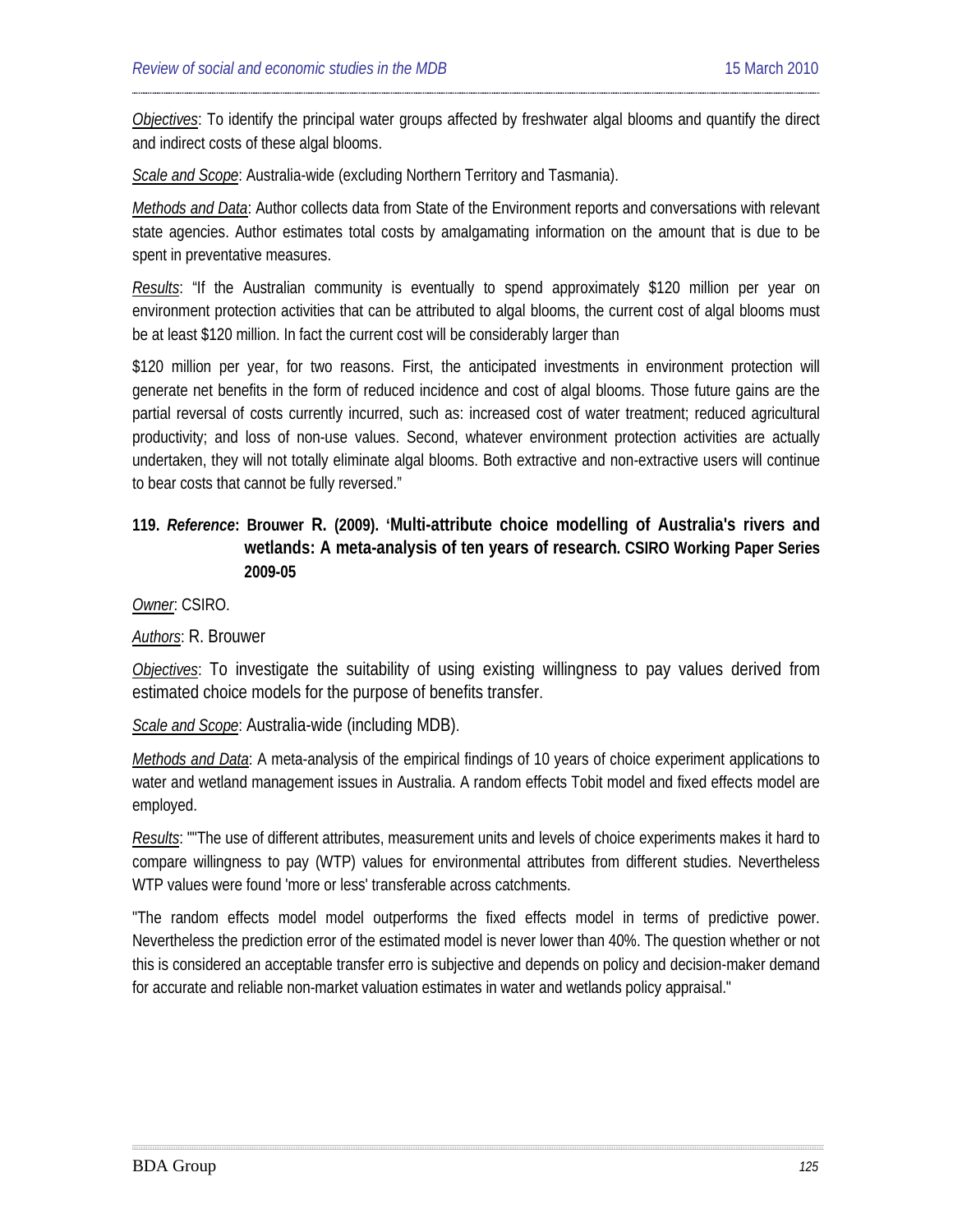*Objectives*: To identify the principal water groups affected by freshwater algal blooms and quantify the direct and indirect costs of these algal blooms.

*Scale and Scope*: Australia-wide (excluding Northern Territory and Tasmania).

*Methods and Data*: Author collects data from State of the Environment reports and conversations with relevant state agencies. Author estimates total costs by amalgamating information on the amount that is due to be spent in preventative measures.

*Results*: "If the Australian community is eventually to spend approximately $120 million per year on environment protection activities that can be attributed to algal blooms, the current cost of algal blooms must be at least $120 million. In fact the current cost will be considerably larger than

$120 million per year, for two reasons. First, the anticipated investments in environment protection will generate net benefits in the form of reduced incidence and cost of algal blooms. Those future gains are the partial reversal of costs currently incurred, such as: increased cost of water treatment; reduced agricultural productivity; and loss of non-use values. Second, whatever environment protection activities are actually undertaken, they will not totally eliminate algal blooms. Both extractive and non-extractive users will continue to bear costs that cannot be fully reversed."

### 119. *Reference*: Brouwer R. (2009). 'Multi-attribute choice modelling of Australia's rivers and wetlands: A meta-analysis of ten years of research. CSIRO Working Paper Series 2009-05

*Owner*: CSIRO.

*Authors*: R. Brouwer

*Objectives*: To investigate the suitability of using existing willingness to pay values derived from estimated choice models for the purpose of benefits transfer.

*Scale and Scope*: Australia-wide (including MDB).

*Methods and Data*: A meta-analysis of the empirical findings of 10 years of choice experiment applications to water and wetland management issues in Australia. A random effects Tobit model and fixed effects model are employed.

*Results*: ""The use of different attributes, measurement units and levels of choice experiments makes it hard to compare willingness to pay (WTP) values for environmental attributes from different studies. Nevertheless WTP values were found 'more or less' transferable across catchments.

"The random effects model model outperforms the fixed effects model in terms of predictive power. Nevertheless the prediction error of the estimated model is never lower than 40%. The question whether or not this is considered an acceptable transfer erro is subjective and depends on policy and decision-maker demand for accurate and reliable non-market valuation estimates in water and wetlands policy appraisal."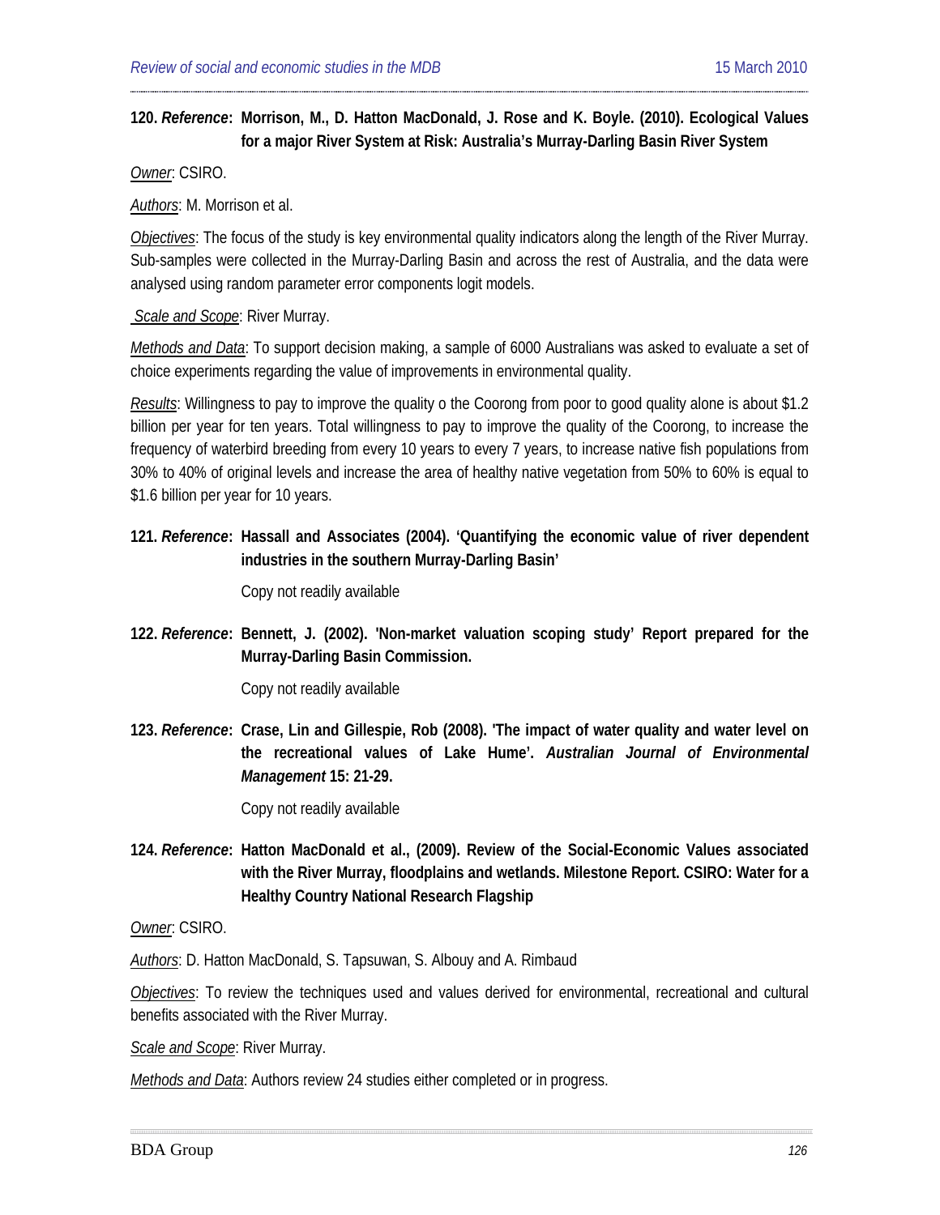**120. *Reference*: Morrison, M., D. Hatton MacDonald, J. Rose and K. Boyle. (2010). Ecological Values for a major River System at Risk: Australia's Murray-Darling Basin River System**

<u>Owner</u>: CSIRO.

<u>Authors</u>: M. Morrison et al.

<u>Objectives</u>: The focus of the study is key environmental quality indicators along the length of the River Murray. Sub-samples were collected in the Murray-Darling Basin and across the rest of Australia, and the data were analysed using random parameter error components logit models.

<u>Scale and Scope</u>: River Murray.

<u>Methods and Data</u>: To support decision making, a sample of 6000 Australians was asked to evaluate a set of choice experiments regarding the value of improvements in environmental quality.

<u>Results</u>: Willingness to pay to improve the quality o the Coorong from poor to good quality alone is about $1.2 billion per year for ten years. Total willingness to pay to improve the quality of the Coorong, to increase the frequency of waterbird breeding from every 10 years to every 7 years, to increase native fish populations from 30% to 40% of original levels and increase the area of healthy native vegetation from 50% to 60% is equal to $1.6 billion per year for 10 years.

**121. *Reference*: Hassall and Associates (2004). 'Quantifying the economic value of river dependent industries in the southern Murray-Darling Basin'**

Copy not readily available

**122. *Reference*: Bennett, J. (2002). 'Non-market valuation scoping study' Report prepared for the Murray-Darling Basin Commission.**

Copy not readily available

**123. *Reference*: Crase, Lin and Gillespie, Rob (2008). 'The impact of water quality and water level on the recreational values of Lake Hume'. *Australian Journal of Environmental Management* 15: 21-29.**

Copy not readily available

**124. *Reference*: Hatton MacDonald et al., (2009). Review of the Social-Economic Values associated with the River Murray, floodplains and wetlands. Milestone Report. CSIRO: Water for a Healthy Country National Research Flagship**

<u>Owner</u>: CSIRO.

<u>Authors</u>: D. Hatton MacDonald, S. Tapsuwan, S. Albouy and A. Rimbaud

<u>Objectives</u>: To review the techniques used and values derived for environmental, recreational and cultural benefits associated with the River Murray.

<u>Scale and Scope</u>: River Murray.

<u>Methods and Data</u>: Authors review 24 studies either completed or in progress.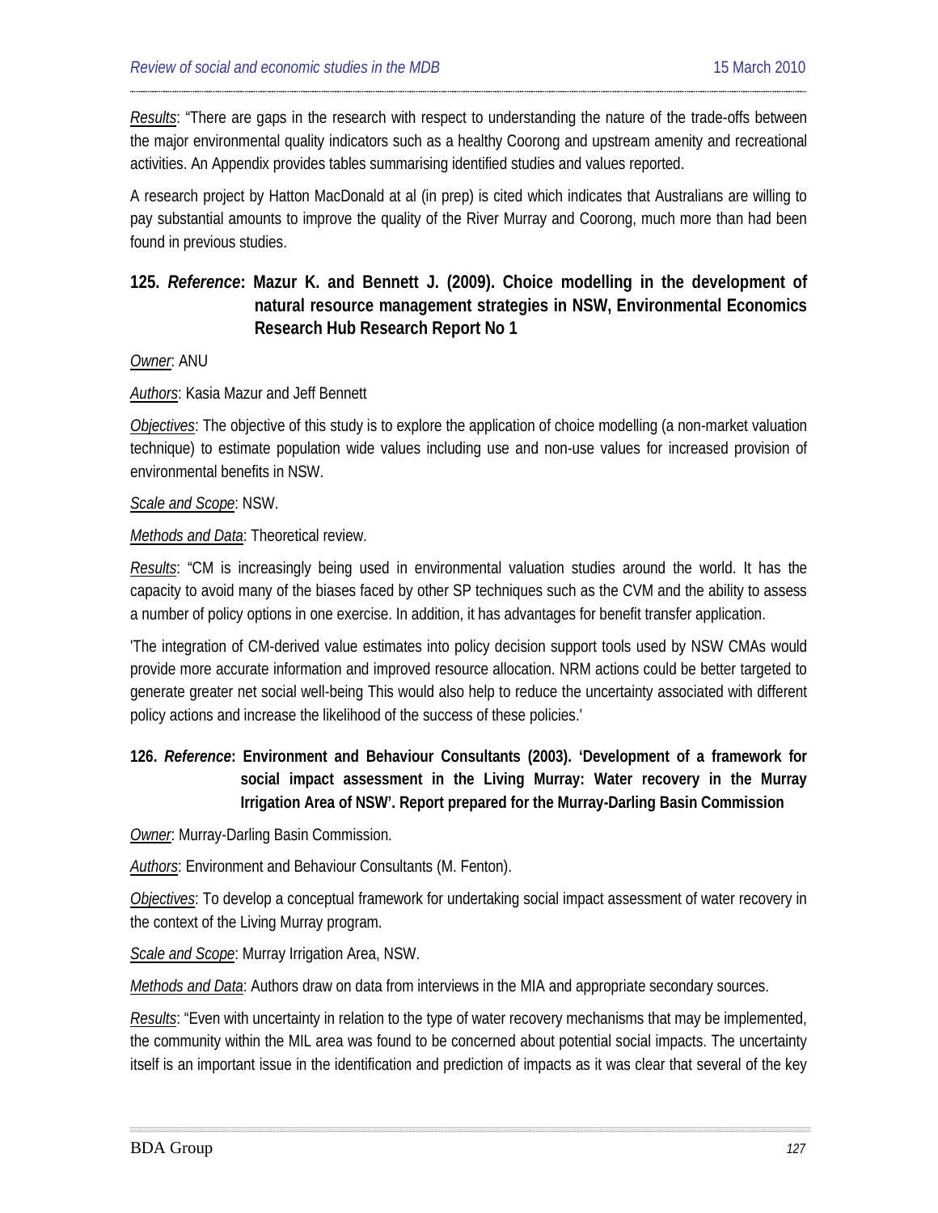*Results*: "There are gaps in the research with respect to understanding the nature of the trade-offs between the major environmental quality indicators such as a healthy Coorong and upstream amenity and recreational activities. An Appendix provides tables summarising identified studies and values reported.

A research project by Hatton MacDonald at al (in prep) is cited which indicates that Australians are willing to pay substantial amounts to improve the quality of the River Murray and Coorong, much more than had been found in previous studies.

### 125. *Reference*: Mazur K. and Bennett J. (2009). Choice modelling in the development of natural resource management strategies in NSW, Environmental Economics Research Hub Research Report No 1

*Owner*: ANU

*Authors*: Kasia Mazur and Jeff Bennett

*Objectives*: The objective of this study is to explore the application of choice modelling (a non-market valuation technique) to estimate population wide values including use and non-use values for increased provision of environmental benefits in NSW.

*Scale and Scope*: NSW.

*Methods and Data*: Theoretical review.

*Results*: "CM is increasingly being used in environmental valuation studies around the world. It has the capacity to avoid many of the biases faced by other SP techniques such as the CVM and the ability to assess a number of policy options in one exercise. In addition, it has advantages for benefit transfer application.

'The integration of CM-derived value estimates into policy decision support tools used by NSW CMAs would provide more accurate information and improved resource allocation. NRM actions could be better targeted to generate greater net social well-being This would also help to reduce the uncertainty associated with different policy actions and increase the likelihood of the success of these policies.'

### 126. *Reference*: Environment and Behaviour Consultants (2003). 'Development of a framework for social impact assessment in the Living Murray: Water recovery in the Murray Irrigation Area of NSW'. Report prepared for the Murray-Darling Basin Commission

*Owner*: Murray-Darling Basin Commission.

*Authors*: Environment and Behaviour Consultants (M. Fenton).

*Objectives*: To develop a conceptual framework for undertaking social impact assessment of water recovery in the context of the Living Murray program.

*Scale and Scope*: Murray Irrigation Area, NSW.

*Methods and Data*: Authors draw on data from interviews in the MIA and appropriate secondary sources.

*Results*: "Even with uncertainty in relation to the type of water recovery mechanisms that may be implemented, the community within the MIL area was found to be concerned about potential social impacts. The uncertainty itself is an important issue in the identification and prediction of impacts as it was clear that several of the key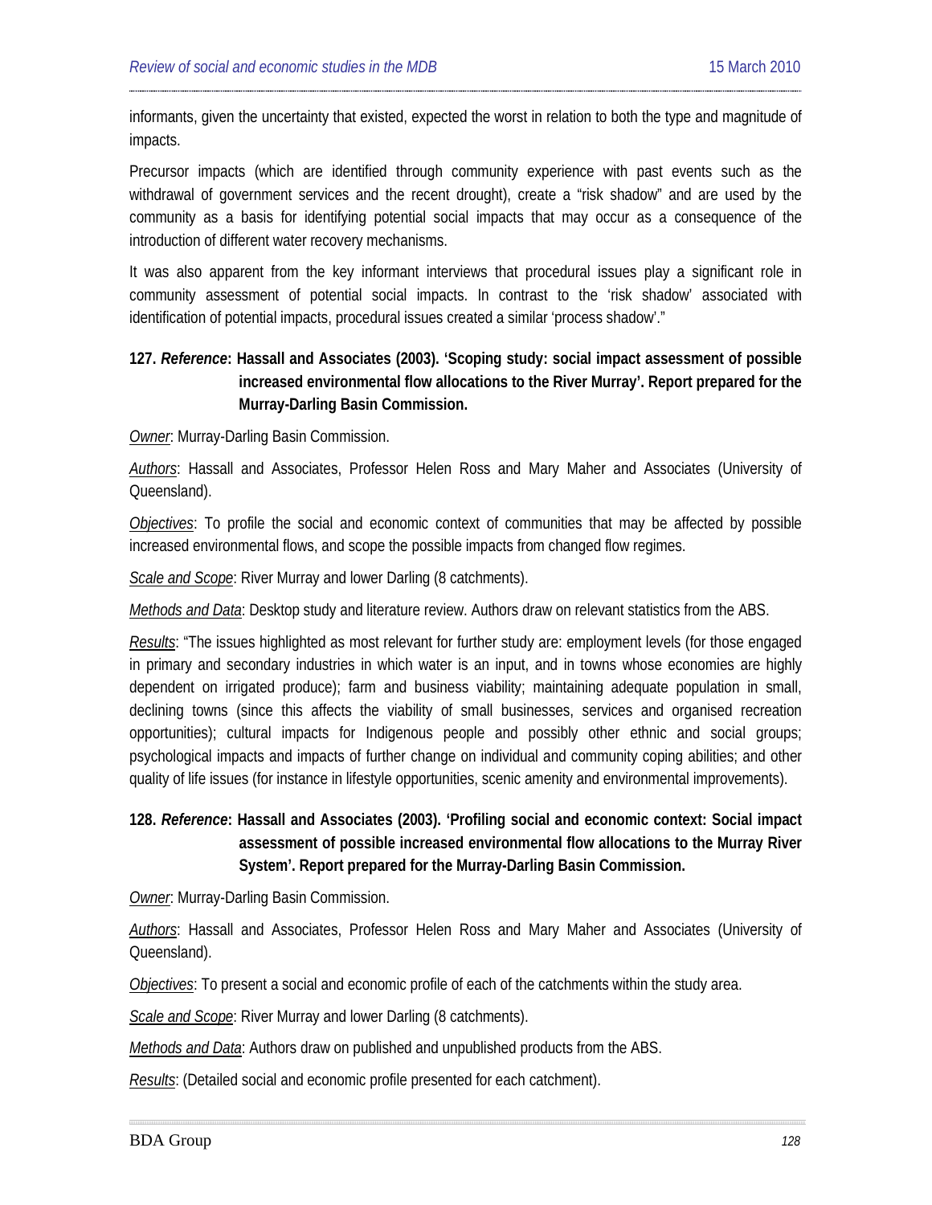informants, given the uncertainty that existed, expected the worst in relation to both the type and magnitude of impacts.

Precursor impacts (which are identified through community experience with past events such as the withdrawal of government services and the recent drought), create a "risk shadow" and are used by the community as a basis for identifying potential social impacts that may occur as a consequence of the introduction of different water recovery mechanisms.

It was also apparent from the key informant interviews that procedural issues play a significant role in community assessment of potential social impacts. In contrast to the 'risk shadow' associated with identification of potential impacts, procedural issues created a similar 'process shadow'."

**127. *Reference*: Hassall and Associates (2003). 'Scoping study: social impact assessment of possible increased environmental flow allocations to the River Murray'. Report prepared for the Murray-Darling Basin Commission.**

*Owner*: Murray-Darling Basin Commission.

*Authors*: Hassall and Associates, Professor Helen Ross and Mary Maher and Associates (University of Queensland).

*Objectives*: To profile the social and economic context of communities that may be affected by possible increased environmental flows, and scope the possible impacts from changed flow regimes.

*Scale and Scope*: River Murray and lower Darling (8 catchments).

*Methods and Data*: Desktop study and literature review. Authors draw on relevant statistics from the ABS.

*Results*: "The issues highlighted as most relevant for further study are: employment levels (for those engaged in primary and secondary industries in which water is an input, and in towns whose economies are highly dependent on irrigated produce); farm and business viability; maintaining adequate population in small, declining towns (since this affects the viability of small businesses, services and organised recreation opportunities); cultural impacts for Indigenous people and possibly other ethnic and social groups; psychological impacts and impacts of further change on individual and community coping abilities; and other quality of life issues (for instance in lifestyle opportunities, scenic amenity and environmental improvements).

**128. *Reference*: Hassall and Associates (2003). 'Profiling social and economic context: Social impact assessment of possible increased environmental flow allocations to the Murray River System'. Report prepared for the Murray-Darling Basin Commission.**

*Owner*: Murray-Darling Basin Commission.

*Authors*: Hassall and Associates, Professor Helen Ross and Mary Maher and Associates (University of Queensland).

*Objectives*: To present a social and economic profile of each of the catchments within the study area.

*Scale and Scope*: River Murray and lower Darling (8 catchments).

*Methods and Data*: Authors draw on published and unpublished products from the ABS.

*Results*: (Detailed social and economic profile presented for each catchment).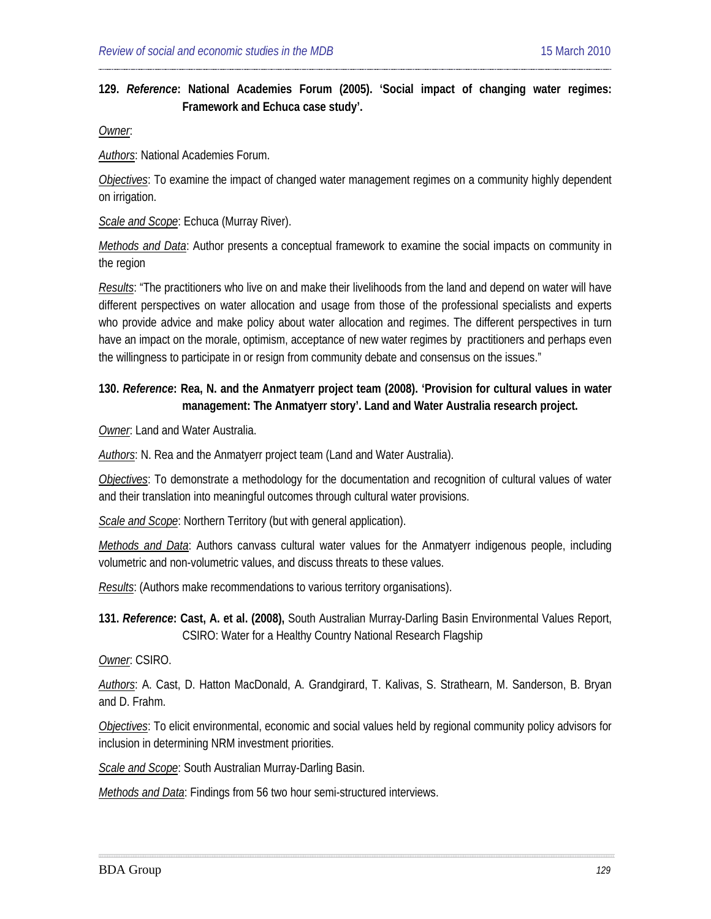**129. *Reference*: National Academies Forum (2005). 'Social impact of changing water regimes: Framework and Echuca case study'.**

_Owner_:

_Authors_: National Academies Forum.

_Objectives_: To examine the impact of changed water management regimes on a community highly dependent on irrigation.

_Scale and Scope_: Echuca (Murray River).

_Methods and Data_: Author presents a conceptual framework to examine the social impacts on community in the region

_Results_: "The practitioners who live on and make their livelihoods from the land and depend on water will have different perspectives on water allocation and usage from those of the professional specialists and experts who provide advice and make policy about water allocation and regimes. The different perspectives in turn have an impact on the morale, optimism, acceptance of new water regimes by practitioners and perhaps even the willingness to participate in or resign from community debate and consensus on the issues."

**130. *Reference*: Rea, N. and the Anmatyerr project team (2008). 'Provision for cultural values in water management: The Anmatyerr story'. Land and Water Australia research project.**

_Owner_: Land and Water Australia.

_Authors_: N. Rea and the Anmatyerr project team (Land and Water Australia).

_Objectives_: To demonstrate a methodology for the documentation and recognition of cultural values of water and their translation into meaningful outcomes through cultural water provisions.

_Scale and Scope_: Northern Territory (but with general application).

_Methods and Data_: Authors canvass cultural water values for the Anmatyerr indigenous people, including volumetric and non-volumetric values, and discuss threats to these values.

_Results_: (Authors make recommendations to various territory organisations).

**131. *Reference*: Cast, A. et al. (2008),** South Australian Murray-Darling Basin Environmental Values Report, CSIRO: Water for a Healthy Country National Research Flagship

_Owner_: CSIRO.

_Authors_: A. Cast, D. Hatton MacDonald, A. Grandgirard, T. Kalivas, S. Strathearn, M. Sanderson, B. Bryan and D. Frahm.

_Objectives_: To elicit environmental, economic and social values held by regional community policy advisors for inclusion in determining NRM investment priorities.

_Scale and Scope_: South Australian Murray-Darling Basin.

_Methods and Data_: Findings from 56 two hour semi-structured interviews.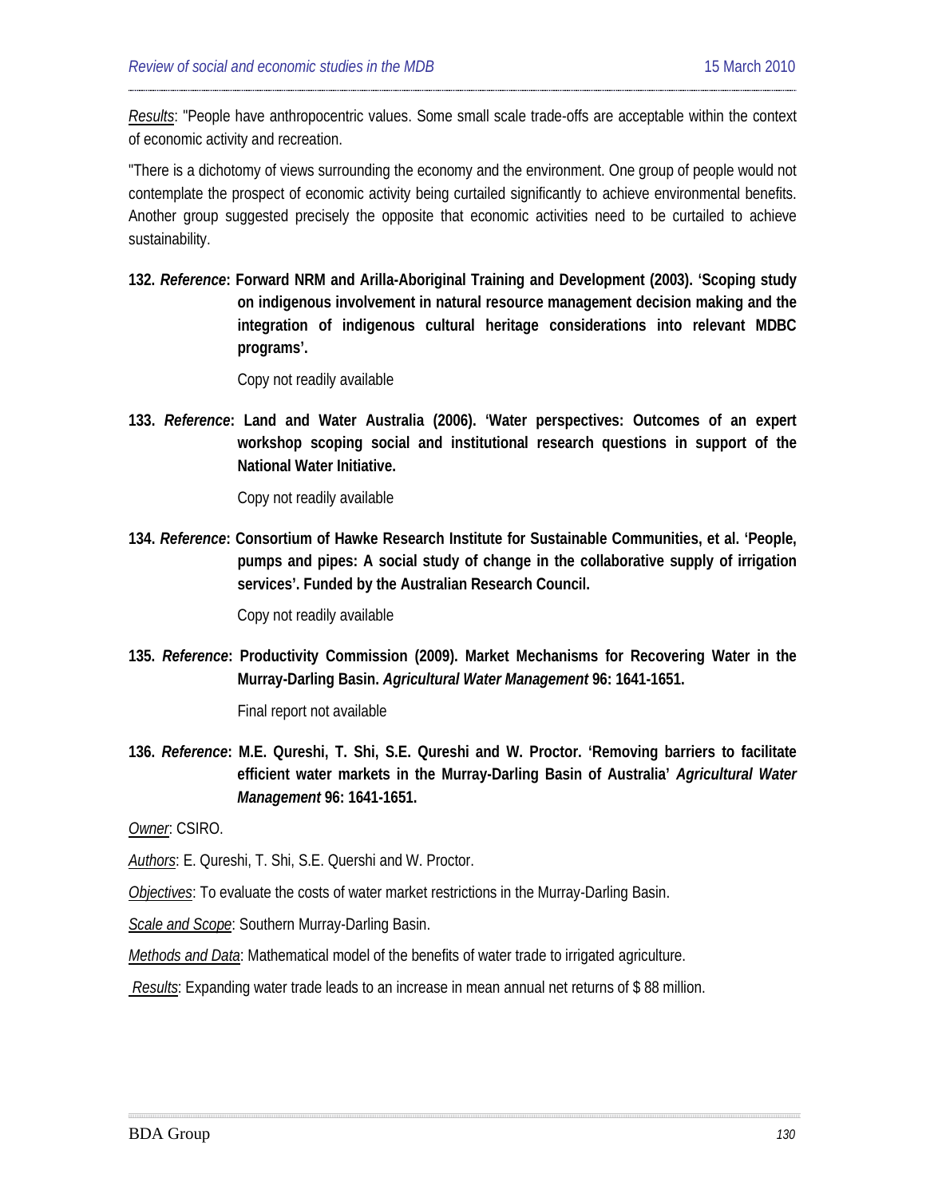*Results*: "People have anthropocentric values. Some small scale trade-offs are acceptable within the context of economic activity and recreation.

"There is a dichotomy of views surrounding the economy and the environment. One group of people would not contemplate the prospect of economic activity being curtailed significantly to achieve environmental benefits. Another group suggested precisely the opposite that economic activities need to be curtailed to achieve sustainability.

**132. *Reference*: Forward NRM and Arilla-Aboriginal Training and Development (2003). 'Scoping study on indigenous involvement in natural resource management decision making and the integration of indigenous cultural heritage considerations into relevant MDBC programs'.**

Copy not readily available

**133. *Reference*: Land and Water Australia (2006). 'Water perspectives: Outcomes of an expert workshop scoping social and institutional research questions in support of the National Water Initiative.**

Copy not readily available

**134. *Reference*: Consortium of Hawke Research Institute for Sustainable Communities, et al. 'People, pumps and pipes: A social study of change in the collaborative supply of irrigation services'. Funded by the Australian Research Council.**

Copy not readily available

**135. *Reference*: Productivity Commission (2009). Market Mechanisms for Recovering Water in the Murray-Darling Basin. *Agricultural Water Management* 96: 1641-1651.**

Final report not available

**136. *Reference*: M.E. Qureshi, T. Shi, S.E. Qureshi and W. Proctor. 'Removing barriers to facilitate efficient water markets in the Murray-Darling Basin of Australia' *Agricultural Water Management* 96: 1641-1651.**

*Owner*: CSIRO.

*Authors*: E. Qureshi, T. Shi, S.E. Quershi and W. Proctor.

*Objectives*: To evaluate the costs of water market restrictions in the Murray-Darling Basin.

*Scale and Scope*: Southern Murray-Darling Basin.

*Methods and Data*: Mathematical model of the benefits of water trade to irrigated agriculture.

*Results*: Expanding water trade leads to an increase in mean annual net returns of $ 88 million.